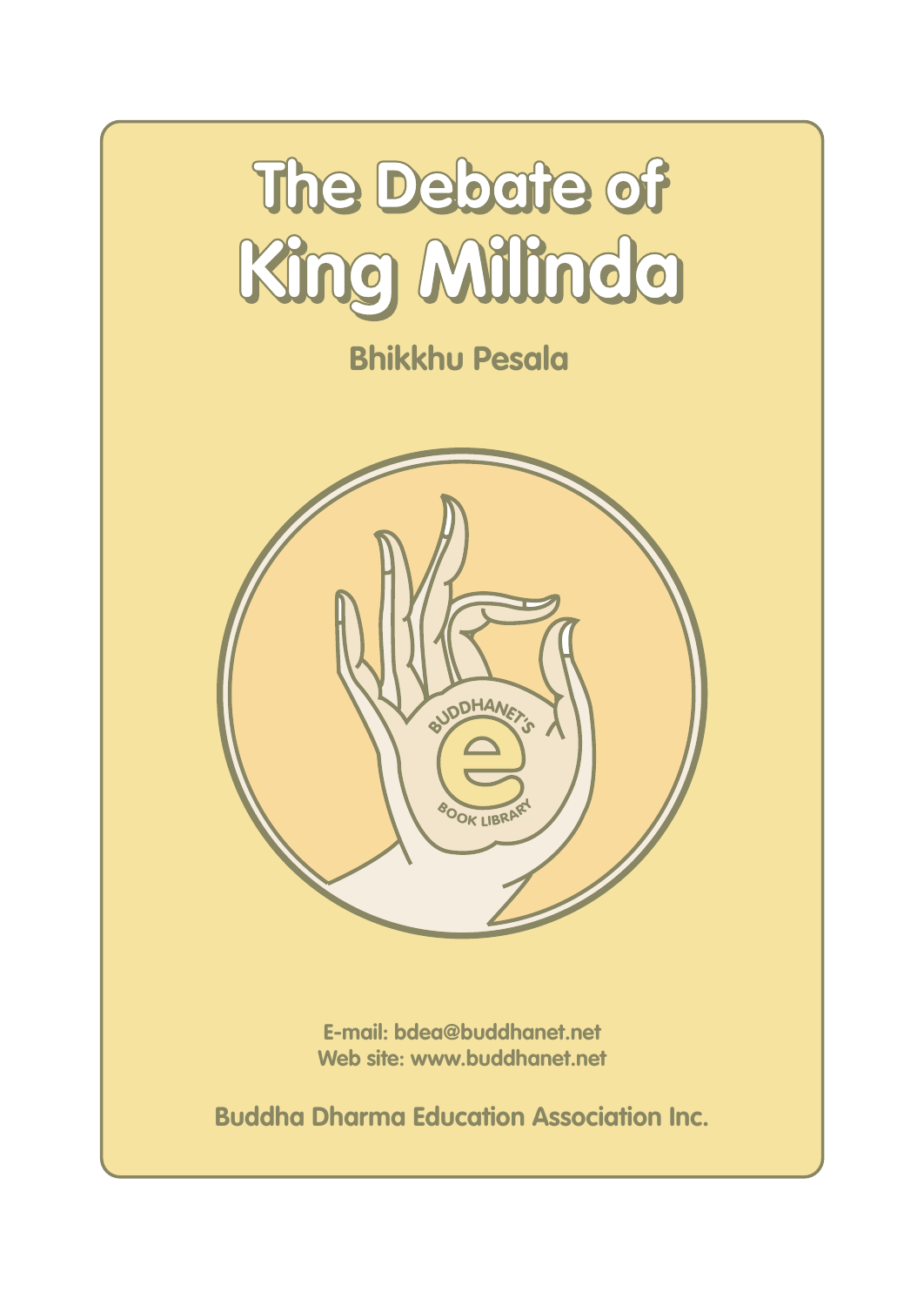# The Debate of King Milinda

**Bhikkhu Pesala**

E-mail: bdea@buddhanet.net
Web site: www.buddhanet.net

**Buddha Dharma Education Association Inc.**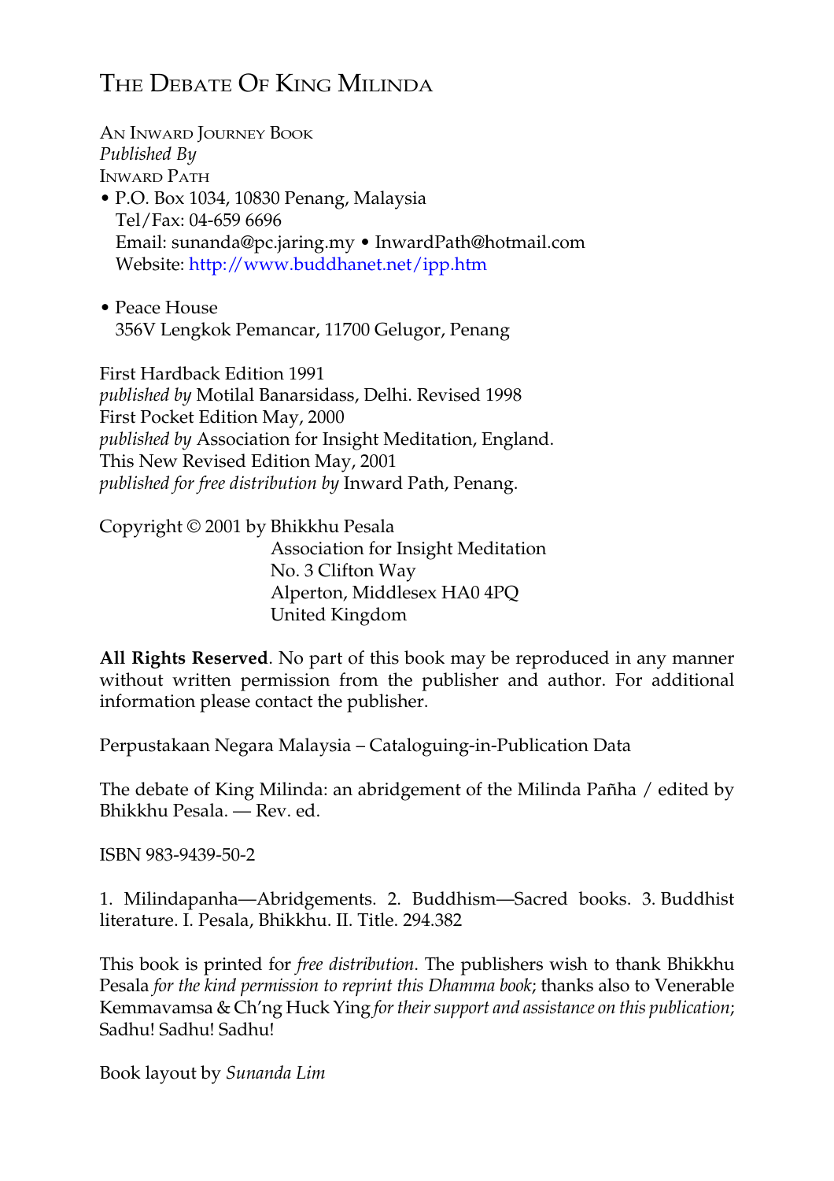# The Debate Of King Milinda

An Inward Journey Book
*Published By*
Inward Path

- P.O. Box 1034, 10830 Penang, Malaysia
  Tel/Fax: 04-659 6696
  Email: sunanda@pc.jaring.my • InwardPath@hotmail.com
  Website: http://www.buddhanet.net/ipp.htm

- Peace House
  356V Lengkok Pemancar, 11700 Gelugor, Penang

First Hardback Edition 1991
*published by* Motilal Banarsidass, Delhi. Revised 1998
First Pocket Edition May, 2000
*published by* Association for Insight Meditation, England.
This New Revised Edition May, 2001
*published for free distribution by* Inward Path, Penang.

Copyright © 2001 by Bhikkhu Pesala
Association for Insight Meditation
No. 3 Clifton Way
Alperton, Middlesex HA0 4PQ
United Kingdom

**All Rights Reserved**. No part of this book may be reproduced in any manner without written permission from the publisher and author. For additional information please contact the publisher.

Perpustakaan Negara Malaysia – Cataloguing-in-Publication Data

The debate of King Milinda: an abridgement of the Milinda Pañha / edited by Bhikkhu Pesala. — Rev. ed.

ISBN 983-9439-50-2

1. Milindapanha—Abridgements. 2. Buddhism—Sacred books. 3. Buddhist literature. I. Pesala, Bhikkhu. II. Title. 294.382

This book is printed for *free distribution*. The publishers wish to thank Bhikkhu Pesala *for the kind permission to reprint this Dhamma book*; thanks also to Venerable Kemmavamsa & Ch'ng Huck Ying *for their support and assistance on this publication*; Sadhu! Sadhu! Sadhu!

Book layout by *Sunanda Lim*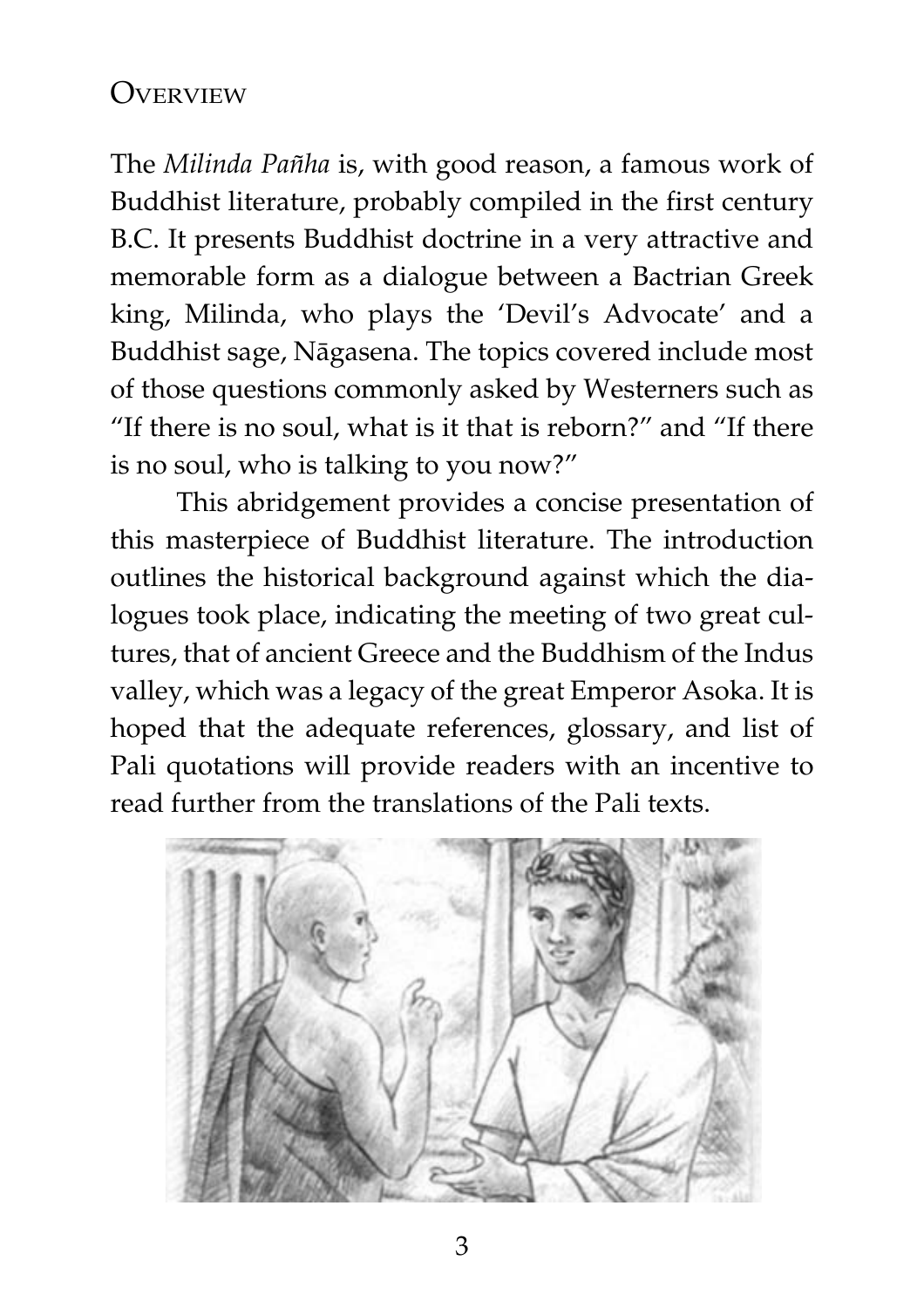## Overview

The *Milinda Pañha* is, with good reason, a famous work of Buddhist literature, probably compiled in the first century B.C. It presents Buddhist doctrine in a very attractive and memorable form as a dialogue between a Bactrian Greek king, Milinda, who plays the 'Devil's Advocate' and a Buddhist sage, Nāgasena. The topics covered include most of those questions commonly asked by Westerners such as "If there is no soul, what is it that is reborn?" and "If there is no soul, who is talking to you now?"

This abridgement provides a concise presentation of this masterpiece of Buddhist literature. The introduction outlines the historical background against which the dialogues took place, indicating the meeting of two great cultures, that of ancient Greece and the Buddhism of the Indus valley, which was a legacy of the great Emperor Asoka. It is hoped that the adequate references, glossary, and list of Pali quotations will provide readers with an incentive to read further from the translations of the Pali texts.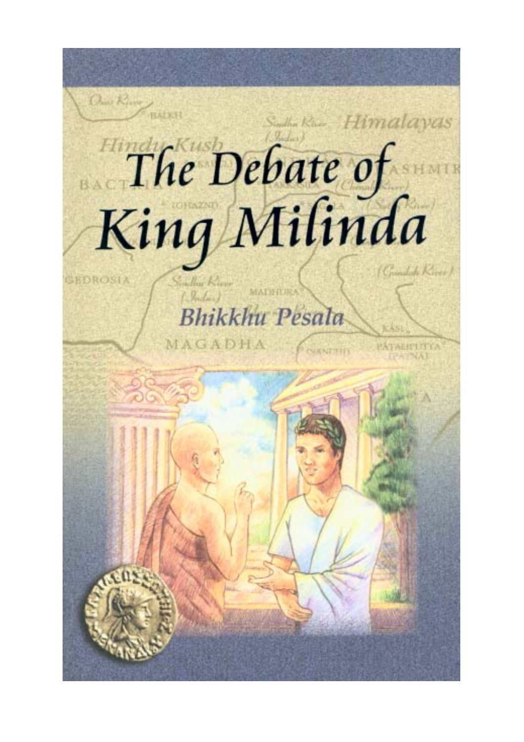# The Debate of King Milinda

**Bhikkhu Pesala**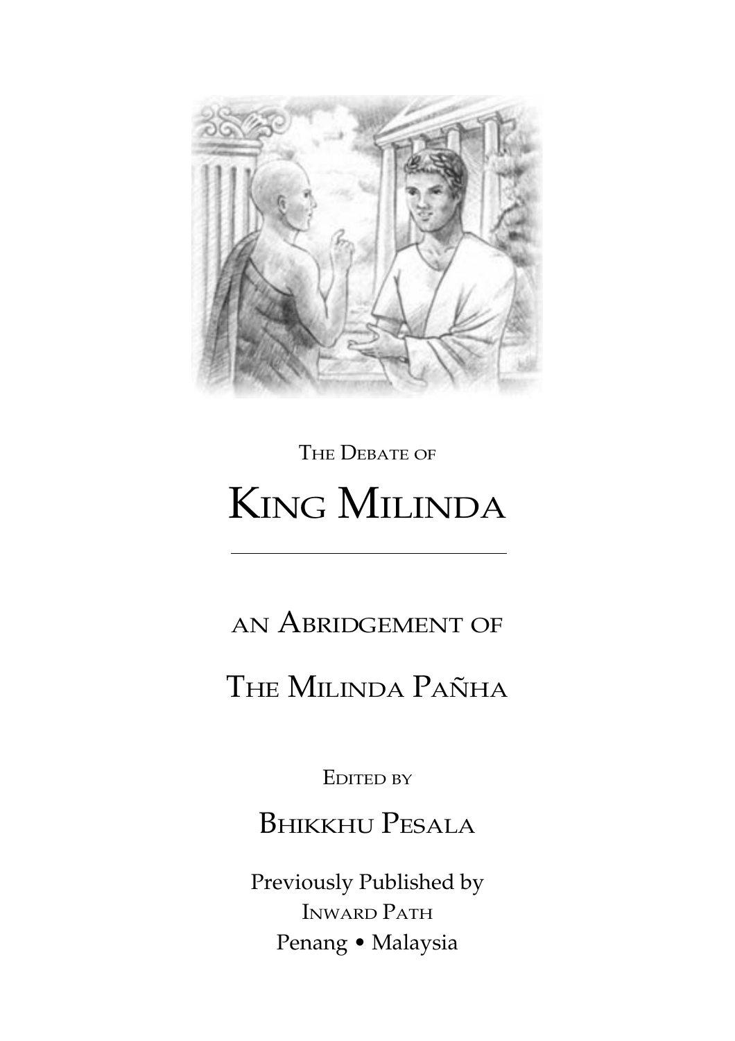The Debate of

# King Milinda

---

## an Abridgement of

## The Milinda Pañha

Edited by

## Bhikkhu Pesala

Previously Published by
Inward Path
Penang • Malaysia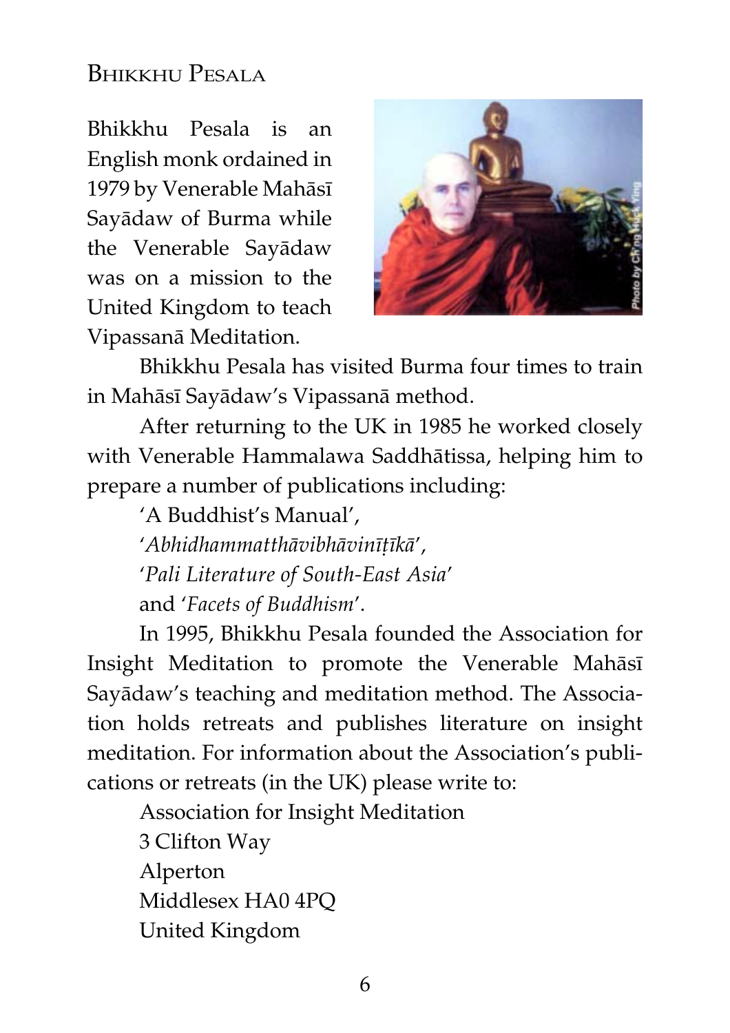# Bhikkhu Pesala

Bhikkhu Pesala is an English monk ordained in 1979 by Venerable Mahāsī Sayādaw of Burma while the Venerable Sayādaw was on a mission to the United Kingdom to teach Vipassanā Meditation.

Bhikkhu Pesala has visited Burma four times to train in Mahāsī Sayādaw's Vipassanā method.

After returning to the UK in 1985 he worked closely with Venerable Hammalawa Saddhātissa, helping him to prepare a number of publications including:

'A Buddhist's Manual',
'*Abhidhammatthāvibhāvinīṭīkā*',
'*Pali Literature of South-East Asia*'
and '*Facets of Buddhism*'.

In 1995, Bhikkhu Pesala founded the Association for Insight Meditation to promote the Venerable Mahāsī Sayādaw's teaching and meditation method. The Association holds retreats and publishes literature on insight meditation. For information about the Association's publications or retreats (in the UK) please write to:

Association for Insight Meditation
3 Clifton Way
Alperton
Middlesex HA0 4PQ
United Kingdom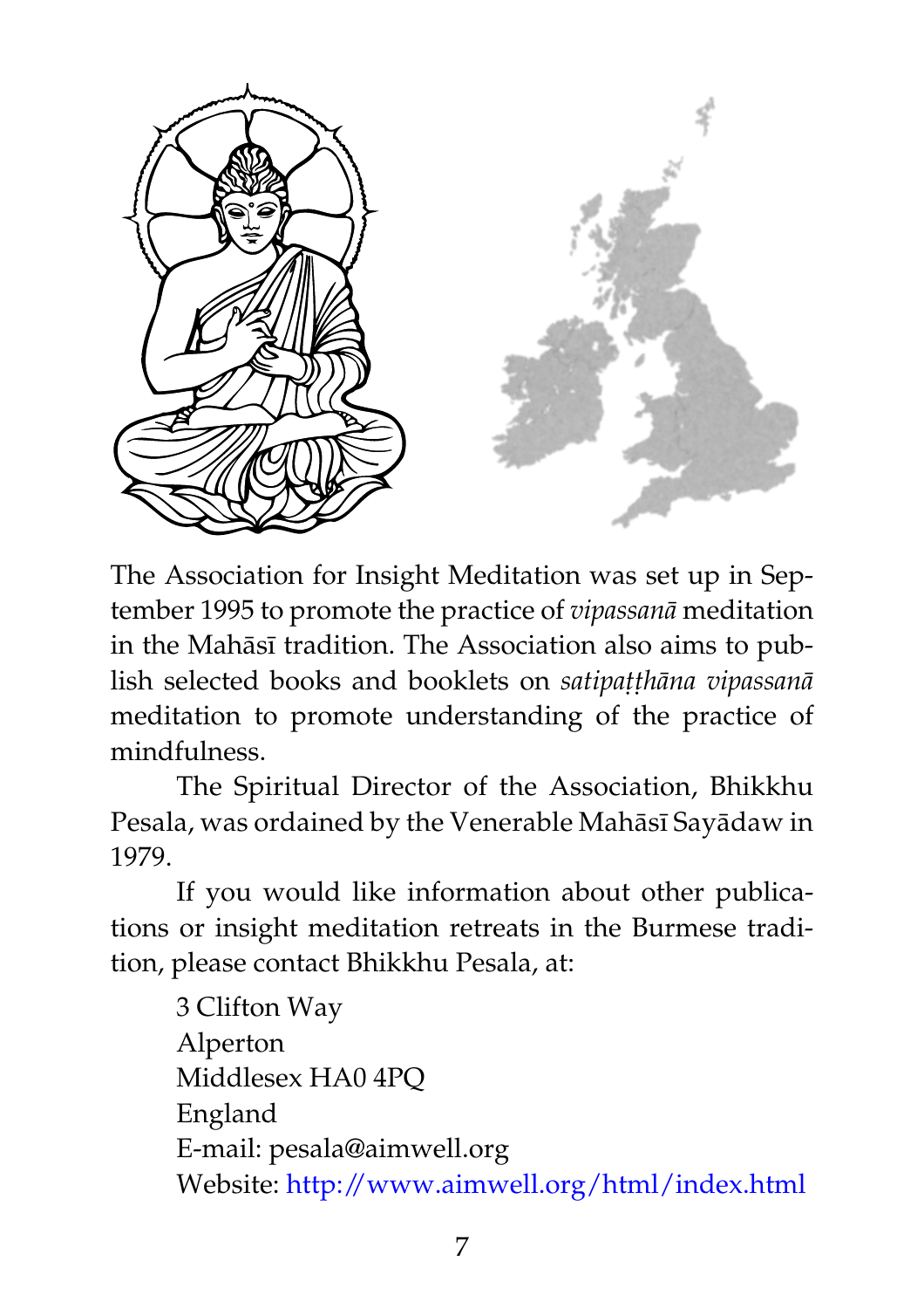The Association for Insight Meditation was set up in September 1995 to promote the practice of *vipassanā* meditation in the Mahāsī tradition. The Association also aims to publish selected books and booklets on *satipaṭṭhāna vipassanā* meditation to promote understanding of the practice of mindfulness.

The Spiritual Director of the Association, Bhikkhu Pesala, was ordained by the Venerable Mahāsī Sayādaw in 1979.

If you would like information about other publications or insight meditation retreats in the Burmese tradition, please contact Bhikkhu Pesala, at:

3 Clifton Way
Alperton
Middlesex HA0 4PQ
England
E-mail: pesala@aimwell.org
Website: http://www.aimwell.org/html/index.html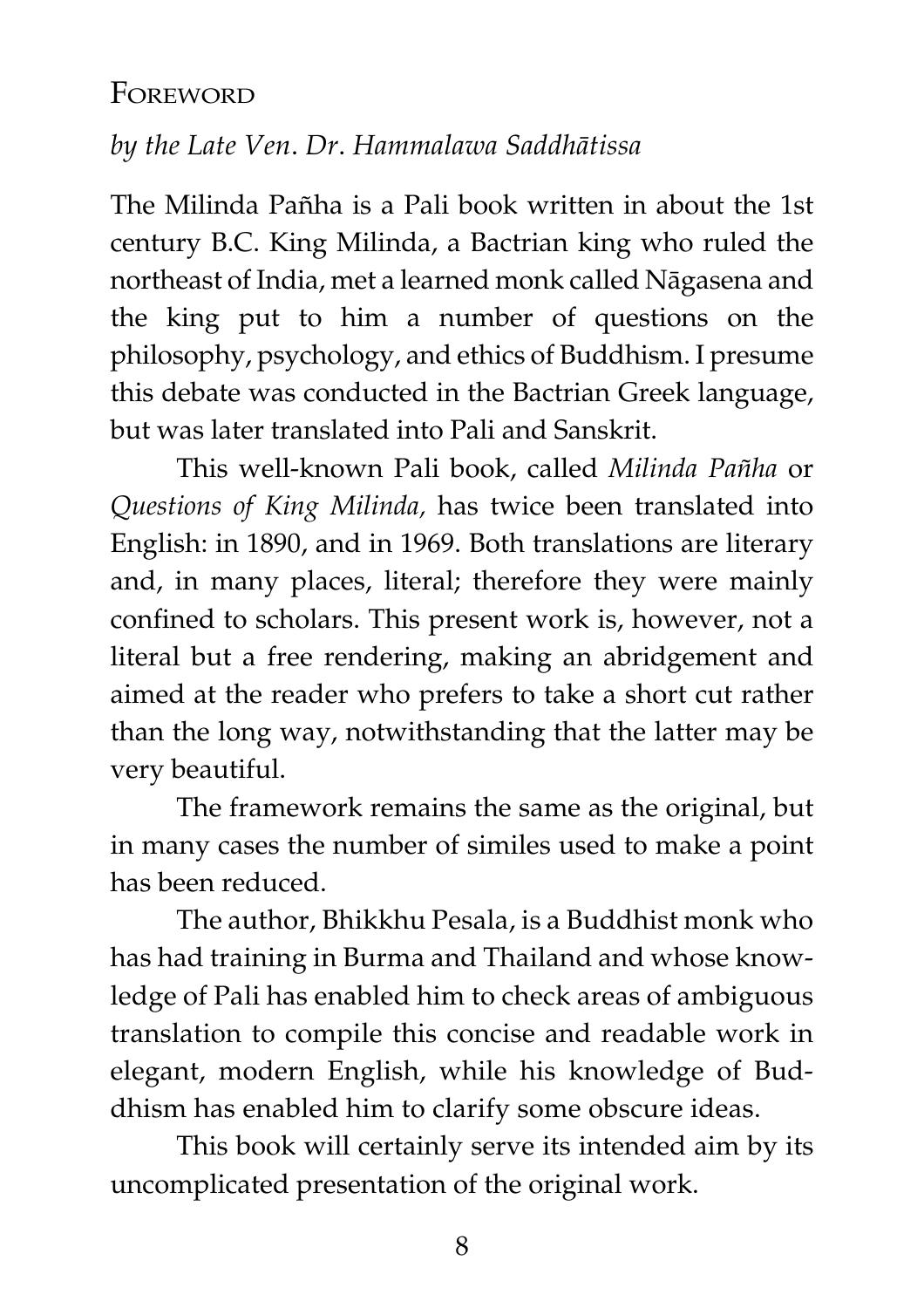## Foreword

*by the Late Ven. Dr. Hammalawa Saddhātissa*

The Milinda Pañha is a Pali book written in about the 1st century B.C. King Milinda, a Bactrian king who ruled the northeast of India, met a learned monk called Nāgasena and the king put to him a number of questions on the philosophy, psychology, and ethics of Buddhism. I presume this debate was conducted in the Bactrian Greek language, but was later translated into Pali and Sanskrit.

This well-known Pali book, called *Milinda Pañha* or *Questions of King Milinda,* has twice been translated into English: in 1890, and in 1969. Both translations are literary and, in many places, literal; therefore they were mainly confined to scholars. This present work is, however, not a literal but a free rendering, making an abridgement and aimed at the reader who prefers to take a short cut rather than the long way, notwithstanding that the latter may be very beautiful.

The framework remains the same as the original, but in many cases the number of similes used to make a point has been reduced.

The author, Bhikkhu Pesala, is a Buddhist monk who has had training in Burma and Thailand and whose knowledge of Pali has enabled him to check areas of ambiguous translation to compile this concise and readable work in elegant, modern English, while his knowledge of Buddhism has enabled him to clarify some obscure ideas.

This book will certainly serve its intended aim by its uncomplicated presentation of the original work.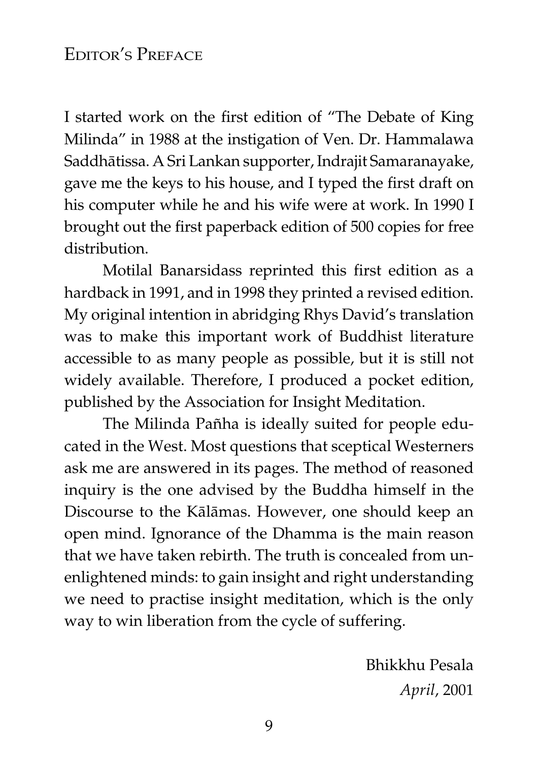# Editor's Preface

I started work on the first edition of "The Debate of King Milinda" in 1988 at the instigation of Ven. Dr. Hammalawa Saddhātissa. A Sri Lankan supporter, Indrajit Samaranayake, gave me the keys to his house, and I typed the first draft on his computer while he and his wife were at work. In 1990 I brought out the first paperback edition of 500 copies for free distribution.

Motilal Banarsidass reprinted this first edition as a hardback in 1991, and in 1998 they printed a revised edition. My original intention in abridging Rhys David's translation was to make this important work of Buddhist literature accessible to as many people as possible, but it is still not widely available. Therefore, I produced a pocket edition, published by the Association for Insight Meditation.

The Milinda Pañha is ideally suited for people educated in the West. Most questions that sceptical Westerners ask me are answered in its pages. The method of reasoned inquiry is the one advised by the Buddha himself in the Discourse to the Kālāmas. However, one should keep an open mind. Ignorance of the Dhamma is the main reason that we have taken rebirth. The truth is concealed from unenlightened minds: to gain insight and right understanding we need to practise insight meditation, which is the only way to win liberation from the cycle of suffering.

Bhikkhu Pesala
*April*, 2001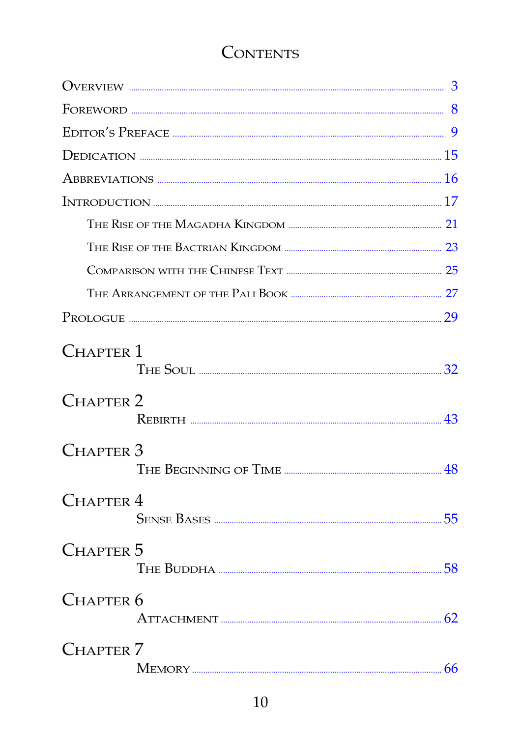# Contents

- Overview ........ 3
- Foreword ........ 8
- Editor's Preface ........ 9
- Dedication ........ 15
- Abbreviations ........ 16
- Introduction ........ 17
  - The Rise of the Magadha Kingdom ........ 21
  - The Rise of the Bactrian Kingdom ........ 23
  - Comparison with the Chinese Text ........ 25
  - The Arrangement of the Pali Book ........ 27
- Prologue ........ 29

**Chapter 1**
- The Soul ........ 32

**Chapter 2**
- Rebirth ........ 43

**Chapter 3**
- The Beginning of Time ........ 48

**Chapter 4**
- Sense Bases ........ 55

**Chapter 5**
- The Buddha ........ 58

**Chapter 6**
- Attachment ........ 62

**Chapter 7**
- Memory ........ 66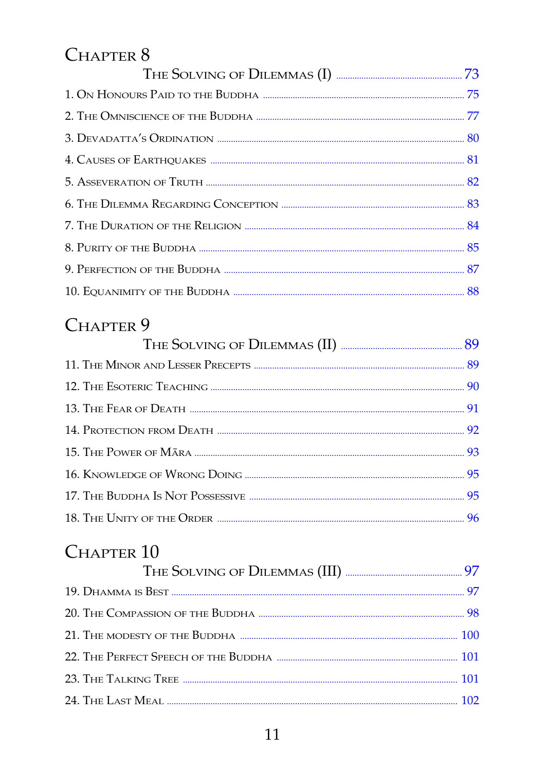## Chapter 8

The Solving of Dilemmas (I) ... 73

1. On Honours Paid to the Buddha ... 75
2. The Omniscience of the Buddha ... 77
3. Devadatta's Ordination ... 80
4. Causes of Earthquakes ... 81
5. Asseveration of Truth ... 82
6. The Dilemma Regarding Conception ... 83
7. The Duration of the Religion ... 84
8. Purity of the Buddha ... 85
9. Perfection of the Buddha ... 87
10. Equanimity of the Buddha ... 88

## Chapter 9

The Solving of Dilemmas (II) ... 89

11. The Minor and Lesser Precepts ... 89
12. The Esoteric Teaching ... 90
13. The Fear of Death ... 91
14. Protection from Death ... 92
15. The Power of Māra ... 93
16. Knowledge of Wrong Doing ... 95
17. The Buddha Is Not Possessive ... 95
18. The Unity of the Order ... 96

## Chapter 10

The Solving of Dilemmas (III) ... 97

19. Dhamma is Best ... 97
20. The Compassion of the Buddha ... 98
21. The modesty of the Buddha ... 100
22. The Perfect Speech of the Buddha ... 101
23. The Talking Tree ... 101
24. The Last Meal ... 102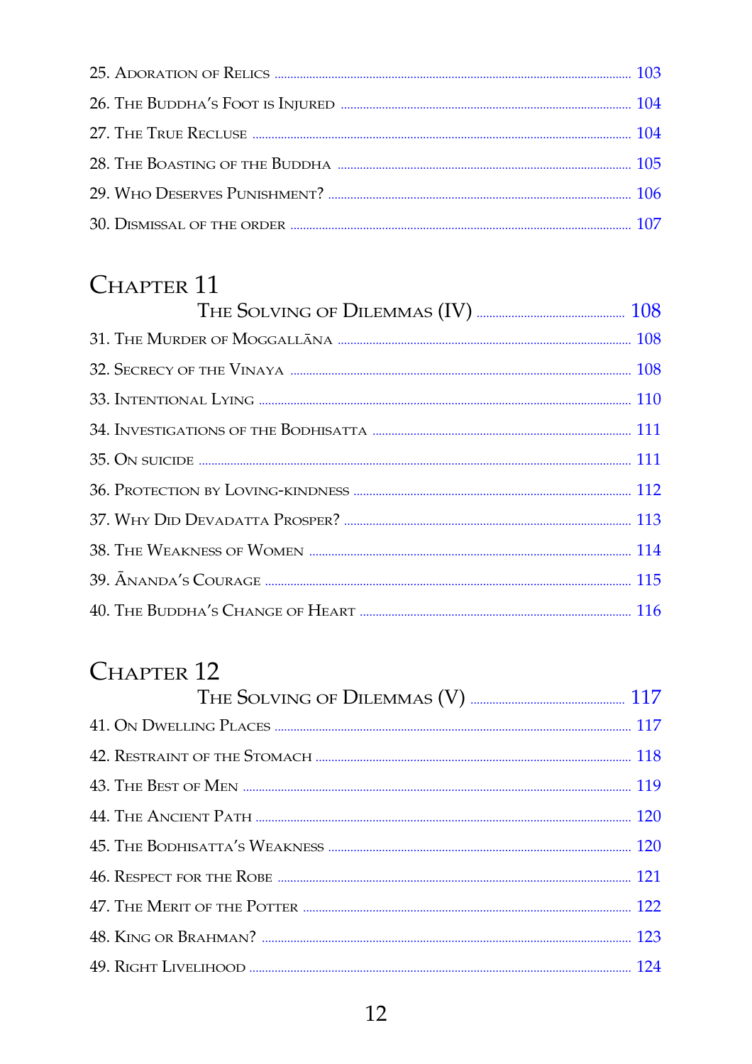25. Adoration of Relics ........ 103

26. The Buddha's Foot is Injured ........ 104

27. The True Recluse ........ 104

28. The Boasting of the Buddha ........ 105

29. Who Deserves Punishment? ........ 106

30. Dismissal of the order ........ 107

## Chapter 11

### The Solving of Dilemmas (IV) ........ 108

31. The Murder of Moggallāna ........ 108

32. Secrecy of the Vinaya ........ 108

33. Intentional Lying ........ 110

34. Investigations of the Bodhisatta ........ 111

35. On suicide ........ 111

36. Protection by Loving-kindness ........ 112

37. Why Did Devadatta Prosper? ........ 113

38. The Weakness of Women ........ 114

39. Ānanda's Courage ........ 115

40. The Buddha's Change of Heart ........ 116

## Chapter 12

### The Solving of Dilemmas (V) ........ 117

41. On Dwelling Places ........ 117

42. Restraint of the Stomach ........ 118

43. The Best of Men ........ 119

44. The Ancient Path ........ 120

45. The Bodhisatta's Weakness ........ 120

46. Respect for the Robe ........ 121

47. The Merit of the Potter ........ 122

48. King or Brahman? ........ 123

49. Right Livelihood ........ 124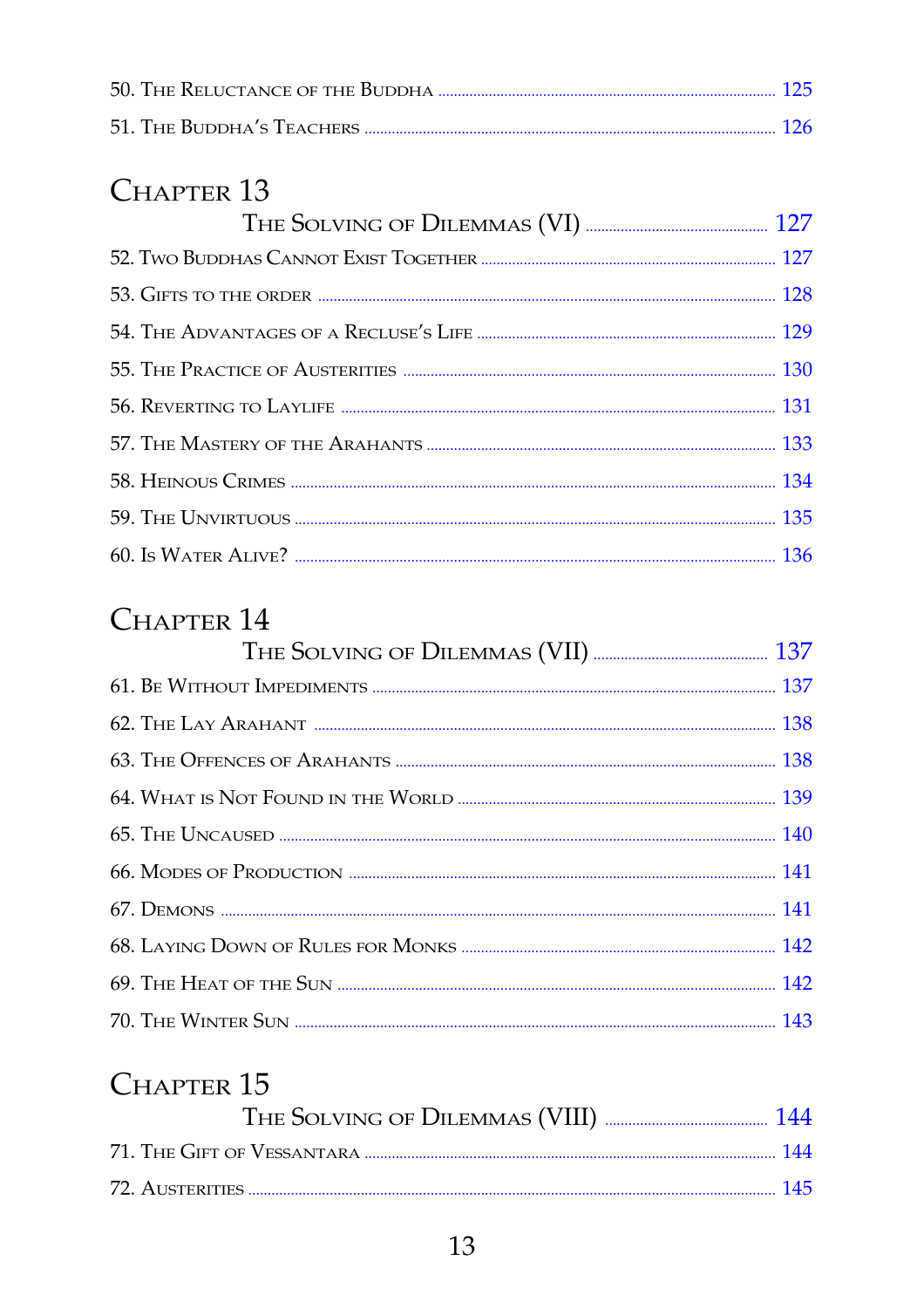50. The Reluctance of the Buddha ........ 125

51. The Buddha's Teachers ........ 126

## Chapter 13

### The Solving of Dilemmas (VI) ........ 127

52. Two Buddhas Cannot Exist Together ........ 127

53. Gifts to the Order ........ 128

54. The Advantages of a Recluse's Life ........ 129

55. The Practice of Austerities ........ 130

56. Reverting to Laylife ........ 131

57. The Mastery of the Arahants ........ 133

58. Heinous Crimes ........ 134

59. The Unvirtuous ........ 135

60. Is Water Alive? ........ 136

## Chapter 14

### The Solving of Dilemmas (VII) ........ 137

61. Be Without Impediments ........ 137

62. The Lay Arahant ........ 138

63. The Offences of Arahants ........ 138

64. What is Not Found in the World ........ 139

65. The Uncaused ........ 140

66. Modes of Production ........ 141

67. Demons ........ 141

68. Laying Down of Rules for Monks ........ 142

69. The Heat of the Sun ........ 142

70. The Winter Sun ........ 143

## Chapter 15

### The Solving of Dilemmas (VIII) ........ 144

71. The Gift of Vessantara ........ 144

72. Austerities ........ 145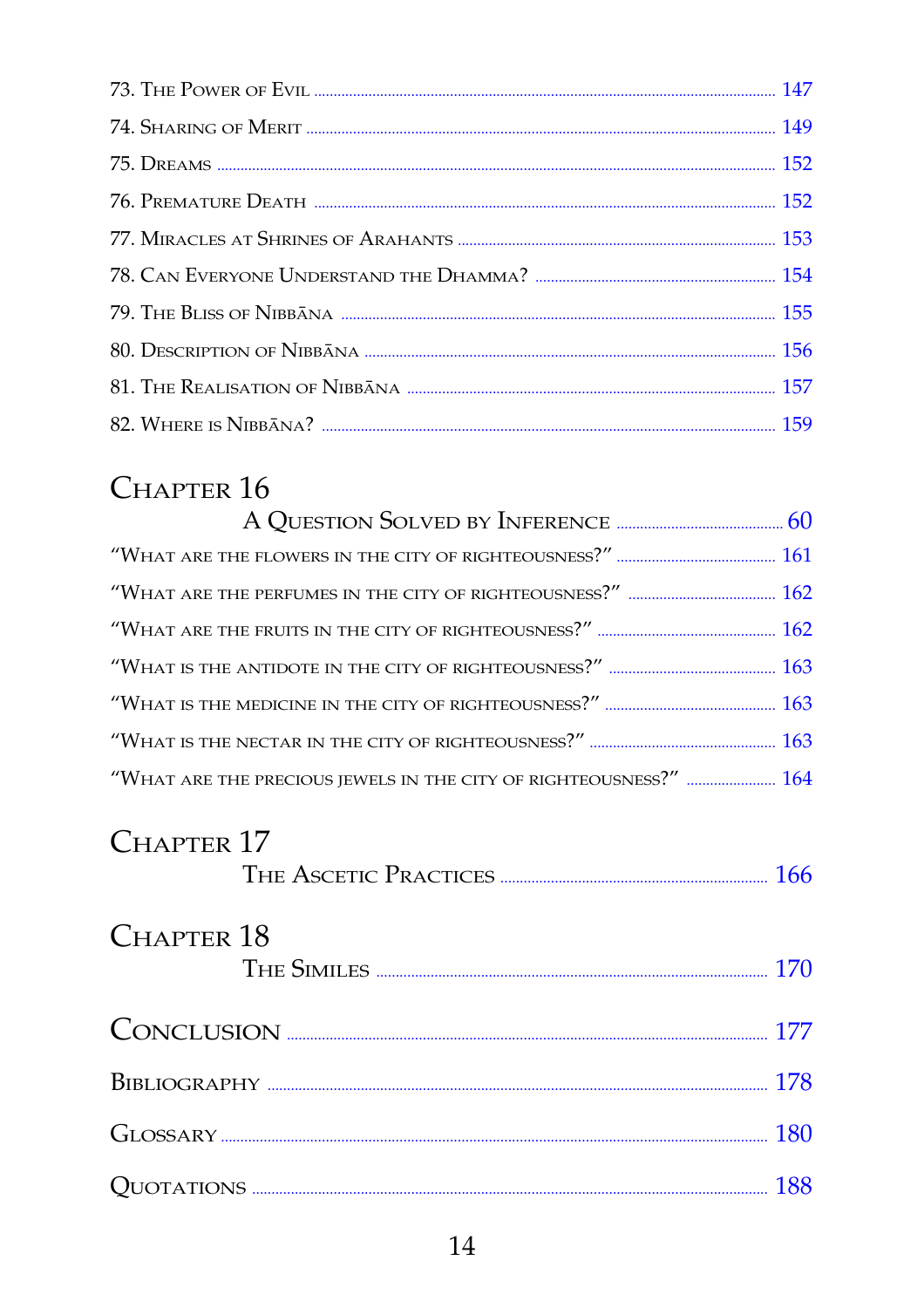73. The Power of Evil ........ 147

74. Sharing of Merit ........ 149

75. Dreams ........ 152

76. Premature Death ........ 152

77. Miracles at Shrines of Arahants ........ 153

78. Can Everyone Understand the Dhamma? ........ 154

79. The Bliss of Nibbāna ........ 155

80. Description of Nibbāna ........ 156

81. The Realisation of Nibbāna ........ 157

82. Where is Nibbāna? ........ 159

## Chapter 16

A Question Solved by Inference ........ 60

"What are the flowers in the city of righteousness?" ........ 161

"What are the perfumes in the city of righteousness?" ........ 162

"What are the fruits in the city of righteousness?" ........ 162

"What is the antidote in the city of righteousness?" ........ 163

"What is the medicine in the city of righteousness?" ........ 163

"What is the nectar in the city of righteousness?" ........ 163

"What are the precious jewels in the city of righteousness?" ........ 164

## Chapter 17

The Ascetic Practices ........ 166

## Chapter 18

The Similes ........ 170

## Conclusion ........ 177

Bibliography ........ 178

Glossary ........ 180

Quotations ........ 188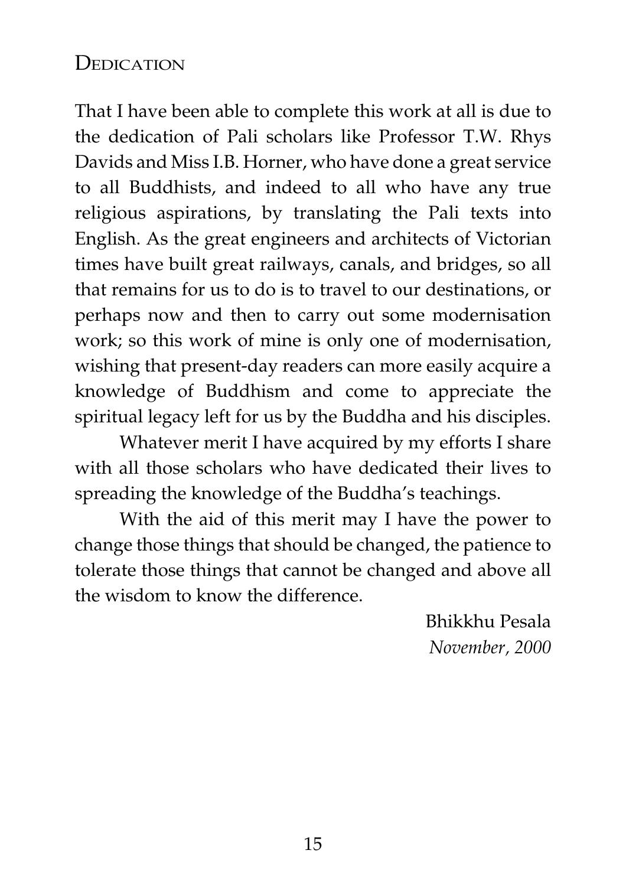## Dedication

That I have been able to complete this work at all is due to the dedication of Pali scholars like Professor T.W. Rhys Davids and Miss I.B. Horner, who have done a great service to all Buddhists, and indeed to all who have any true religious aspirations, by translating the Pali texts into English. As the great engineers and architects of Victorian times have built great railways, canals, and bridges, so all that remains for us to do is to travel to our destinations, or perhaps now and then to carry out some modernisation work; so this work of mine is only one of modernisation, wishing that present-day readers can more easily acquire a knowledge of Buddhism and come to appreciate the spiritual legacy left for us by the Buddha and his disciples.

Whatever merit I have acquired by my efforts I share with all those scholars who have dedicated their lives to spreading the knowledge of the Buddha's teachings.

With the aid of this merit may I have the power to change those things that should be changed, the patience to tolerate those things that cannot be changed and above all the wisdom to know the difference.

Bhikkhu Pesala
*November, 2000*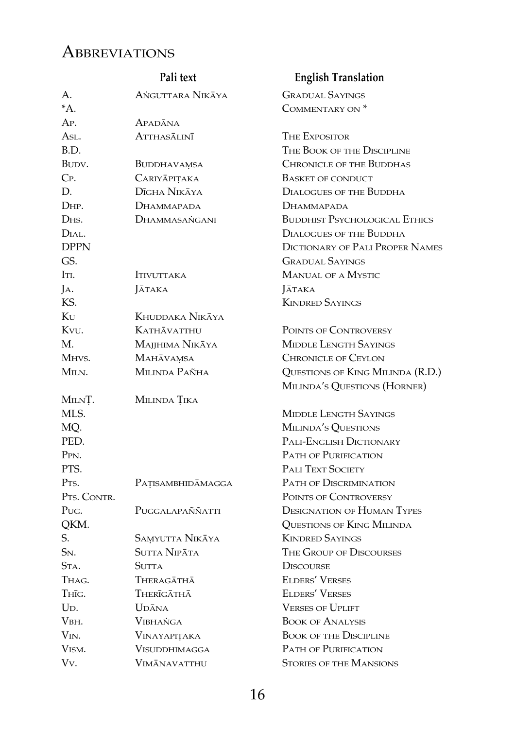# Abbreviations

| | Pali text | English Translation |
|---|---|---|
| A. | Aṅguttara Nikāya | Gradual Sayings |
| *A. | | Commentary on * |
| Ap. | Apadāna | |
| Asl. | Atthasālinī | The Expositor |
| B.D. | | The Book of the Discipline |
| Budv. | Buddhavaṃsa | Chronicle of the Buddhas |
| Cp. | Cariyāpiṭaka | Basket of conduct |
| D. | Dīgha Nikāya | Dialogues of the Buddha |
| Dhp. | Dhammapada | Dhammapada |
| Dhs. | Dhammasaṅgani | Buddhist Psychological Ethics |
| Dial. | | Dialogues of the Buddha |
| DPPN | | Dictionary of Pali Proper Names |
| GS. | | Gradual Sayings |
| Iti. | Itivuttaka | Manual of a Mystic |
| Ja. | Jātaka | Jātaka |
| KS. | | Kindred Sayings |
| Ku | Khuddaka Nikāya | |
| Kvu. | Kathāvatthu | Points of Controversy |
| M. | Majjhima Nikāya | Middle Length Sayings |
| Mhvs. | Mahāvaṃsa | Chronicle of Ceylon |
| Miln. | Milinda Pañha | Questions of King Milinda (R.D.) Milinda's Questions (Horner) |
| MilnṬ. | Milinda Ṭika | |
| MLS. | | Middle Length Sayings |
| MQ. | | Milinda's Questions |
| PED. | | Pali-English Dictionary |
| Ppn. | | Path of Purification |
| PTS. | | Pali Text Society |
| Pts. | Paṭisambhidāmagga | Path of Discrimination |
| Pts. Contr. | | Points of Controversy |
| Pug. | Puggalapaññatti | Designation of Human Types |
| QKM. | | Questions of King Milinda |
| S. | Saṃyutta Nikāya | Kindred Sayings |
| Sn. | Sutta Nipāta | The Group of Discourses |
| Sta. | Sutta | Discourse |
| Thag. | Theragāthā | Elders' Verses |
| Thīg. | Therīgāthā | Elders' Verses |
| Ud. | Udāna | Verses of Uplift |
| Vbh. | Vibhaṅga | Book of Analysis |
| Vin. | Vinayapiṭaka | Book of the Discipline |
| Vism. | Visuddhimagga | Path of Purification |
| Vv. | Vimānavatthu | Stories of the Mansions |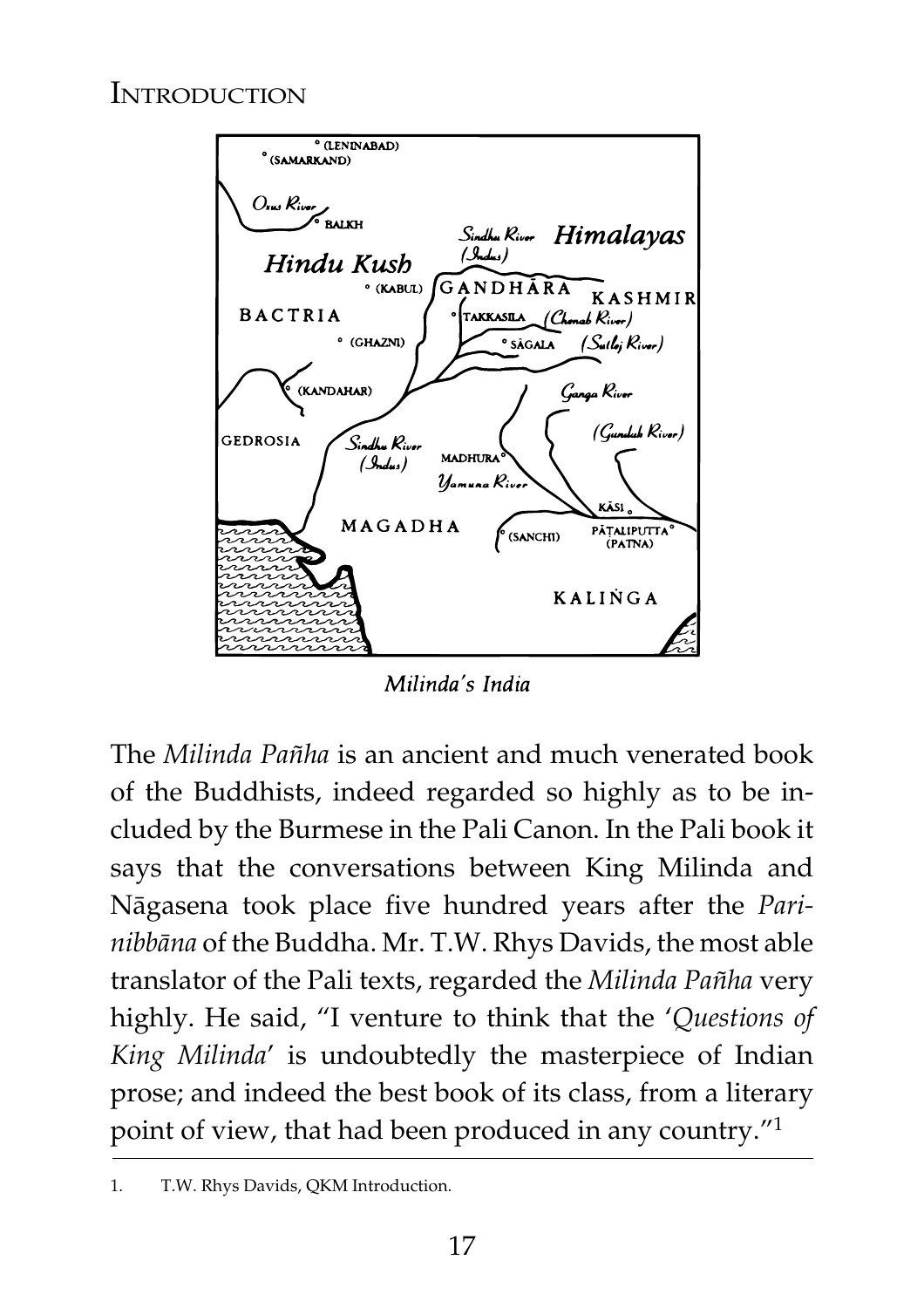Milinda's India

The *Milinda Pañha* is an ancient and much venerated book of the Buddhists, indeed regarded so highly as to be included by the Burmese in the Pali Canon. In the Pali book it says that the conversations between King Milinda and Nāgasena took place five hundred years after the *Parinibbāna* of the Buddha. Mr. T.W. Rhys Davids, the most able translator of the Pali texts, regarded the *Milinda Pañha* very highly. He said, "I venture to think that the '*Questions of King Milinda*' is undoubtedly the masterpiece of Indian prose; and indeed the best book of its class, from a literary point of view, that had been produced in any country."[1]

1. T.W. Rhys Davids, QKM Introduction.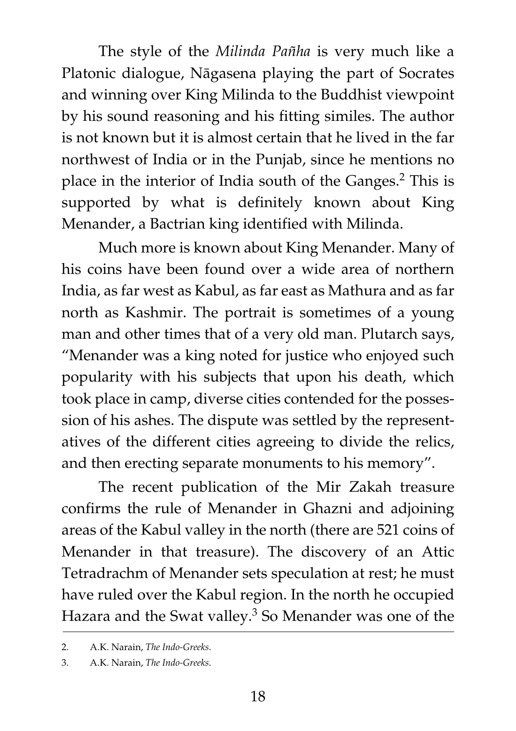The style of the *Milinda Pañha* is very much like a Platonic dialogue, Nāgasena playing the part of Socrates and winning over King Milinda to the Buddhist viewpoint by his sound reasoning and his fitting similes. The author is not known but it is almost certain that he lived in the far northwest of India or in the Punjab, since he mentions no place in the interior of India south of the Ganges.[2] This is supported by what is definitely known about King Menander, a Bactrian king identified with Milinda.

Much more is known about King Menander. Many of his coins have been found over a wide area of northern India, as far west as Kabul, as far east as Mathura and as far north as Kashmir. The portrait is sometimes of a young man and other times that of a very old man. Plutarch says, "Menander was a king noted for justice who enjoyed such popularity with his subjects that upon his death, which took place in camp, diverse cities contended for the possession of his ashes. The dispute was settled by the representatives of the different cities agreeing to divide the relics, and then erecting separate monuments to his memory".

The recent publication of the Mir Zakah treasure confirms the rule of Menander in Ghazni and adjoining areas of the Kabul valley in the north (there are 521 coins of Menander in that treasure). The discovery of an Attic Tetradrachm of Menander sets speculation at rest; he must have ruled over the Kabul region. In the north he occupied Hazara and the Swat valley.[3] So Menander was one of the

---

2. A.K. Narain, *The Indo-Greeks*.
3. A.K. Narain, *The Indo-Greeks*.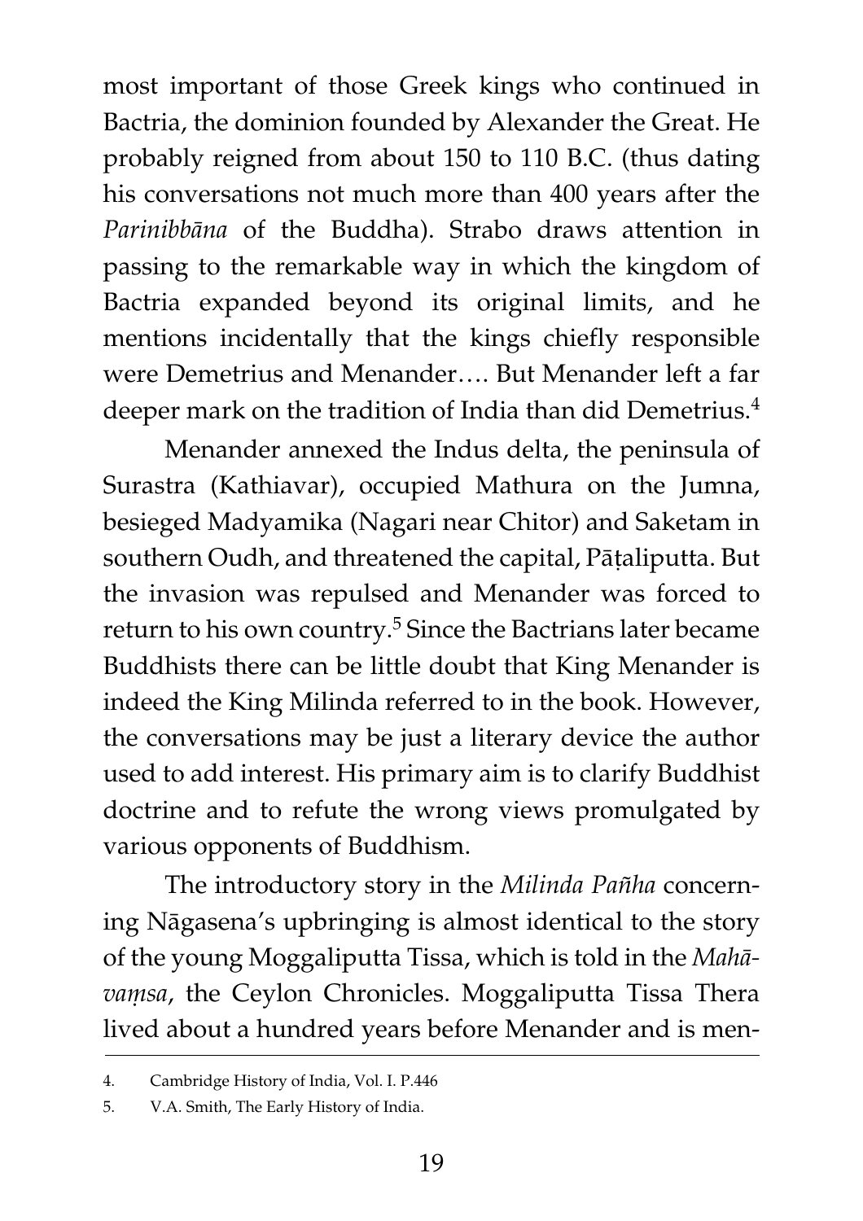most important of those Greek kings who continued in Bactria, the dominion founded by Alexander the Great. He probably reigned from about 150 to 110 B.C. (thus dating his conversations not much more than 400 years after the *Parinibbāna* of the Buddha). Strabo draws attention in passing to the remarkable way in which the kingdom of Bactria expanded beyond its original limits, and he mentions incidentally that the kings chiefly responsible were Demetrius and Menander…. But Menander left a far deeper mark on the tradition of India than did Demetrius.[4]

Menander annexed the Indus delta, the peninsula of Surastra (Kathiavar), occupied Mathura on the Jumna, besieged Madyamika (Nagari near Chitor) and Saketam in southern Oudh, and threatened the capital, Pāṭaliputta. But the invasion was repulsed and Menander was forced to return to his own country.[5] Since the Bactrians later became Buddhists there can be little doubt that King Menander is indeed the King Milinda referred to in the book. However, the conversations may be just a literary device the author used to add interest. His primary aim is to clarify Buddhist doctrine and to refute the wrong views promulgated by various opponents of Buddhism.

The introductory story in the *Milinda Pañha* concerning Nāgasena's upbringing is almost identical to the story of the young Moggaliputta Tissa, which is told in the *Mahāvaṃsa*, the Ceylon Chronicles. Moggaliputta Tissa Thera lived about a hundred years before Menander and is men-

---

4. Cambridge History of India, Vol. I. P.446

5. V.A. Smith, The Early History of India.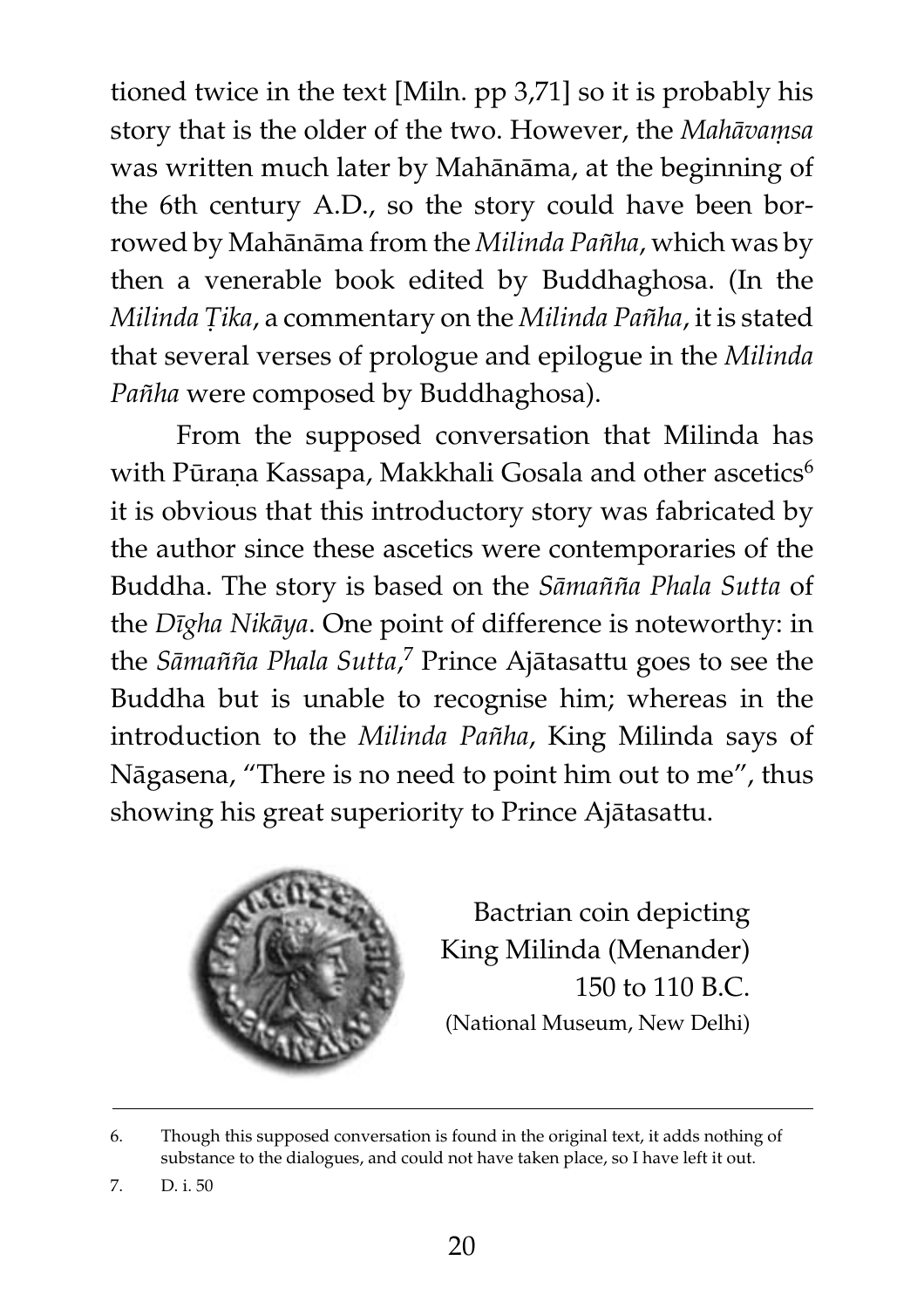tioned twice in the text [Miln. pp 3,71] so it is probably his story that is the older of the two. However, the *Mahāvaṃsa* was written much later by Mahānāma, at the beginning of the 6th century A.D., so the story could have been borrowed by Mahānāma from the *Milinda Pañha*, which was by then a venerable book edited by Buddhaghosa. (In the *Milinda Ṭika*, a commentary on the *Milinda Pañha*, it is stated that several verses of prologue and epilogue in the *Milinda Pañha* were composed by Buddhaghosa).

From the supposed conversation that Milinda has with Pūraṇa Kassapa, Makkhali Gosala and other ascetics[6] it is obvious that this introductory story was fabricated by the author since these ascetics were contemporaries of the Buddha. The story is based on the *Sāmañña Phala Sutta* of the *Dīgha Nikāya*. One point of difference is noteworthy: in the *Sāmañña Phala Sutta*,[7] Prince Ajātasattu goes to see the Buddha but is unable to recognise him; whereas in the introduction to the *Milinda Pañha*, King Milinda says of Nāgasena, "There is no need to point him out to me", thus showing his great superiority to Prince Ajātasattu.

Bactrian coin depicting King Milinda (Menander) 150 to 110 B.C. (National Museum, New Delhi)

---

6. Though this supposed conversation is found in the original text, it adds nothing of substance to the dialogues, and could not have taken place, so I have left it out.

7. D. i. 50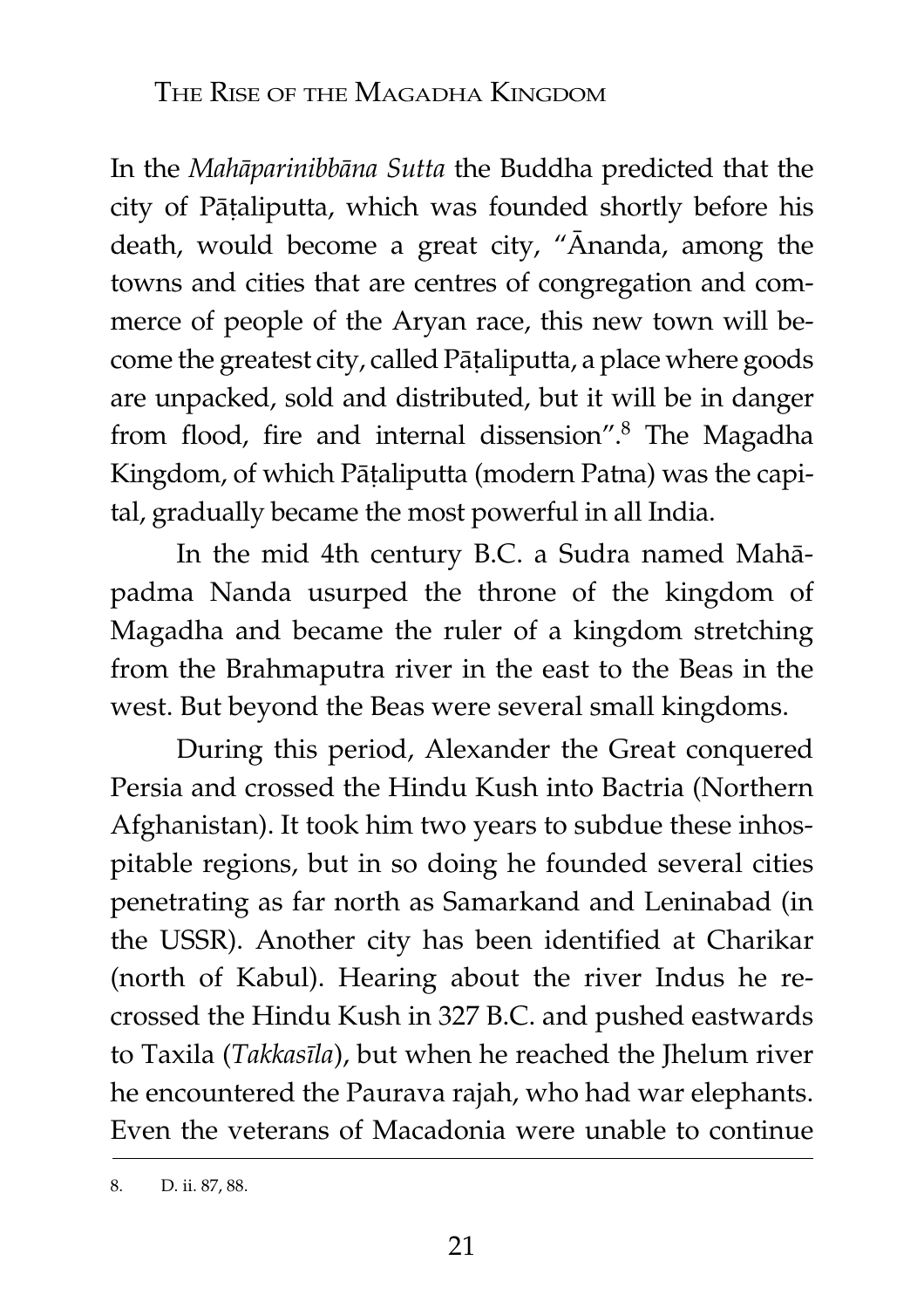In the *Mahāparinibbāna Sutta* the Buddha predicted that the city of Pāṭaliputta, which was founded shortly before his death, would become a great city, "Ānanda, among the towns and cities that are centres of congregation and commerce of people of the Aryan race, this new town will become the greatest city, called Pāṭaliputta, a place where goods are unpacked, sold and distributed, but it will be in danger from flood, fire and internal dissension".[8] The Magadha Kingdom, of which Pāṭaliputta (modern Patna) was the capital, gradually became the most powerful in all India.

In the mid 4th century B.C. a Sudra named Mahāpadma Nanda usurped the throne of the kingdom of Magadha and became the ruler of a kingdom stretching from the Brahmaputra river in the east to the Beas in the west. But beyond the Beas were several small kingdoms.

During this period, Alexander the Great conquered Persia and crossed the Hindu Kush into Bactria (Northern Afghanistan). It took him two years to subdue these inhospitable regions, but in so doing he founded several cities penetrating as far north as Samarkand and Leninabad (in the USSR). Another city has been identified at Charikar (north of Kabul). Hearing about the river Indus he recrossed the Hindu Kush in 327 B.C. and pushed eastwards to Taxila (*Takkasīla*), but when he reached the Jhelum river he encountered the Paurava rajah, who had war elephants. Even the veterans of Macadonia were unable to continue

8. D. ii. 87, 88.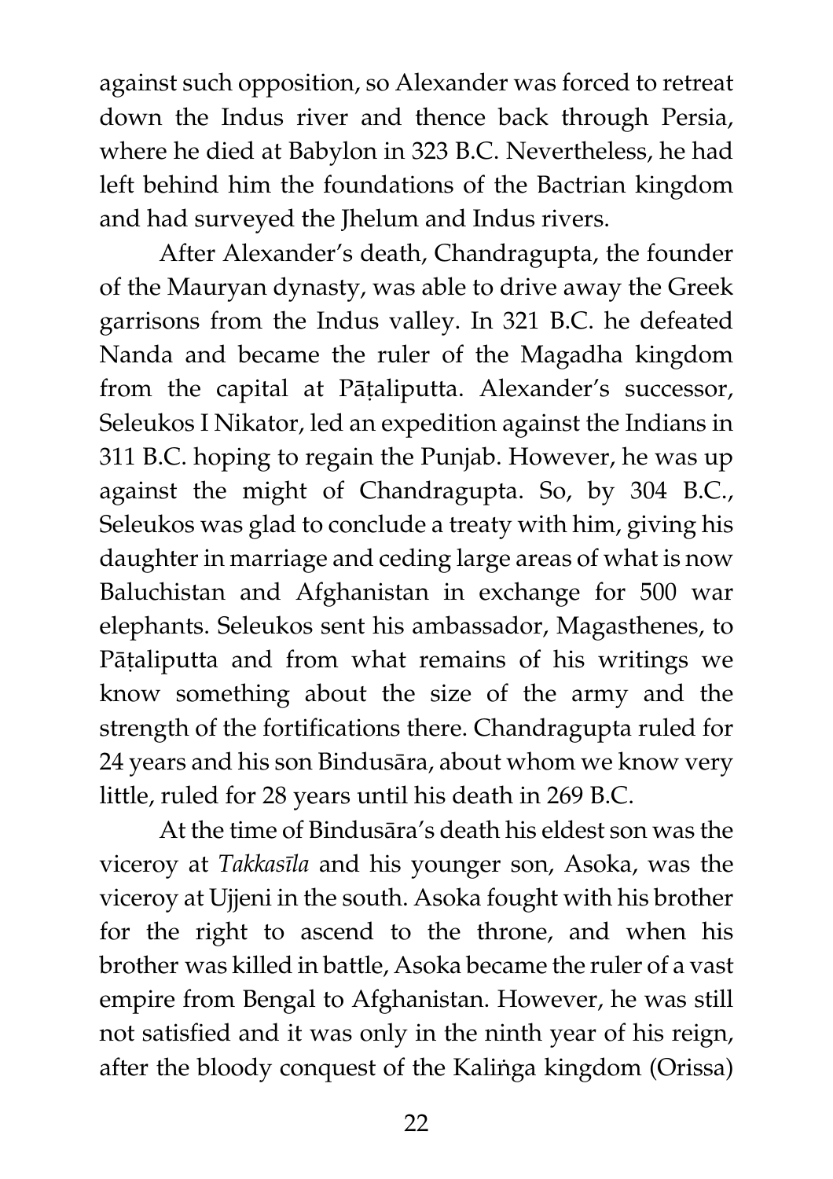against such opposition, so Alexander was forced to retreat down the Indus river and thence back through Persia, where he died at Babylon in 323 B.C. Nevertheless, he had left behind him the foundations of the Bactrian kingdom and had surveyed the Jhelum and Indus rivers.

After Alexander's death, Chandragupta, the founder of the Mauryan dynasty, was able to drive away the Greek garrisons from the Indus valley. In 321 B.C. he defeated Nanda and became the ruler of the Magadha kingdom from the capital at Pāṭaliputta. Alexander's successor, Seleukos I Nikator, led an expedition against the Indians in 311 B.C. hoping to regain the Punjab. However, he was up against the might of Chandragupta. So, by 304 B.C., Seleukos was glad to conclude a treaty with him, giving his daughter in marriage and ceding large areas of what is now Baluchistan and Afghanistan in exchange for 500 war elephants. Seleukos sent his ambassador, Magasthenes, to Pāṭaliputta and from what remains of his writings we know something about the size of the army and the strength of the fortifications there. Chandragupta ruled for 24 years and his son Bindusāra, about whom we know very little, ruled for 28 years until his death in 269 B.C.

At the time of Bindusāra's death his eldest son was the viceroy at *Takkasīla* and his younger son, Asoka, was the viceroy at Ujjeni in the south. Asoka fought with his brother for the right to ascend to the throne, and when his brother was killed in battle, Asoka became the ruler of a vast empire from Bengal to Afghanistan. However, he was still not satisfied and it was only in the ninth year of his reign, after the bloody conquest of the Kaliṅga kingdom (Orissa)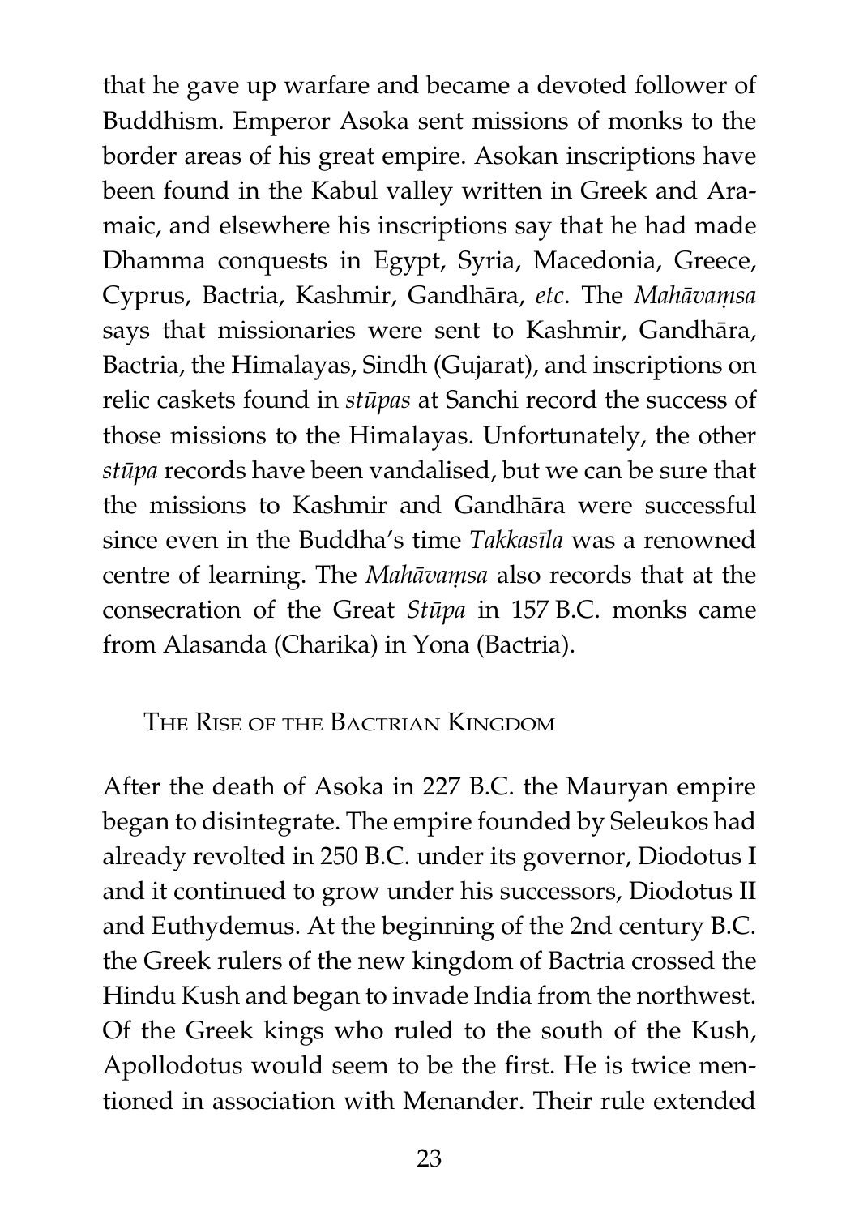that he gave up warfare and became a devoted follower of Buddhism. Emperor Asoka sent missions of monks to the border areas of his great empire. Asokan inscriptions have been found in the Kabul valley written in Greek and Aramaic, and elsewhere his inscriptions say that he had made Dhamma conquests in Egypt, Syria, Macedonia, Greece, Cyprus, Bactria, Kashmir, Gandhāra, *etc*. The *Mahāvaṃsa* says that missionaries were sent to Kashmir, Gandhāra, Bactria, the Himalayas, Sindh (Gujarat), and inscriptions on relic caskets found in *stūpas* at Sanchi record the success of those missions to the Himalayas. Unfortunately, the other *stūpa* records have been vandalised, but we can be sure that the missions to Kashmir and Gandhāra were successful since even in the Buddha's time *Takkasīla* was a renowned centre of learning. The *Mahāvaṃsa* also records that at the consecration of the Great *Stūpa* in 157 B.C. monks came from Alasanda (Charika) in Yona (Bactria).

## The Rise of the Bactrian Kingdom

After the death of Asoka in 227 B.C. the Mauryan empire began to disintegrate. The empire founded by Seleukos had already revolted in 250 B.C. under its governor, Diodotus I and it continued to grow under his successors, Diodotus II and Euthydemus. At the beginning of the 2nd century B.C. the Greek rulers of the new kingdom of Bactria crossed the Hindu Kush and began to invade India from the northwest. Of the Greek kings who ruled to the south of the Kush, Apollodotus would seem to be the first. He is twice mentioned in association with Menander. Their rule extended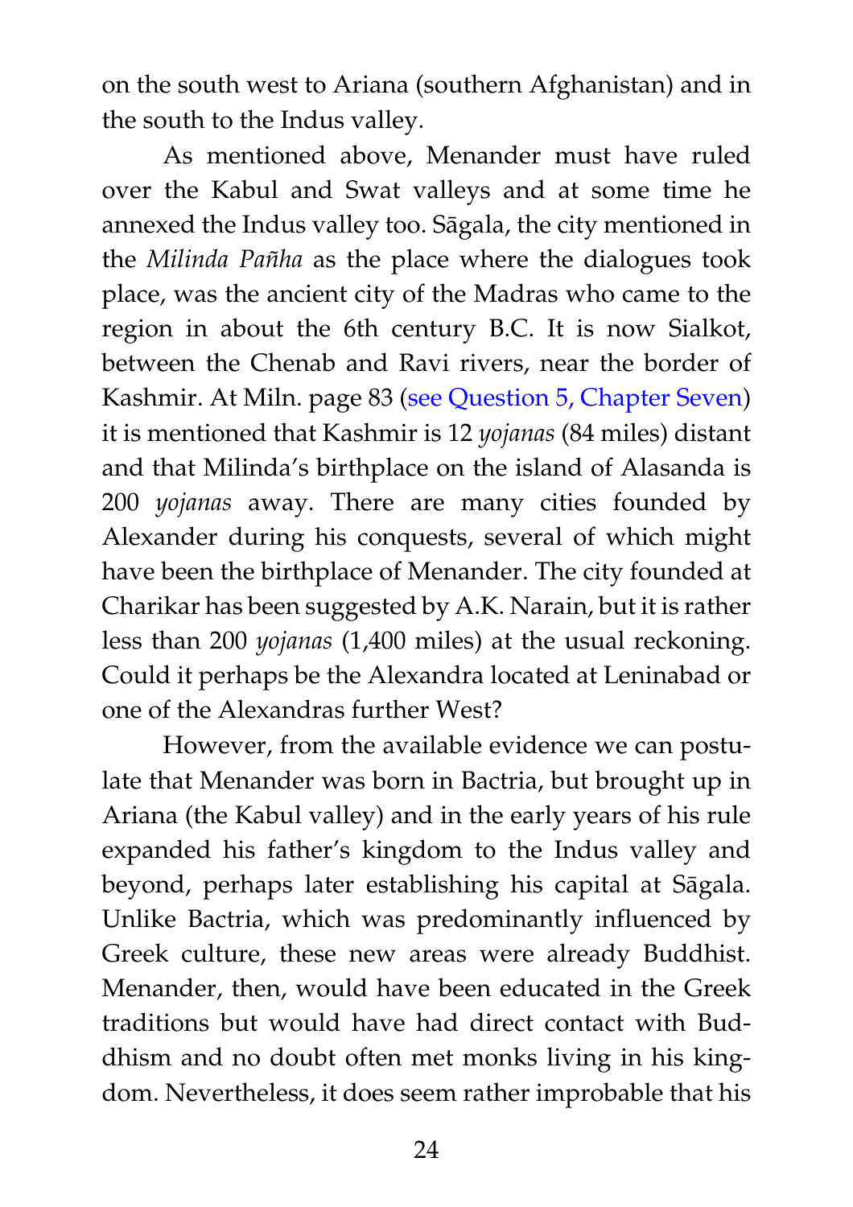on the south west to Ariana (southern Afghanistan) and in the south to the Indus valley.

As mentioned above, Menander must have ruled over the Kabul and Swat valleys and at some time he annexed the Indus valley too. Sāgala, the city mentioned in the *Milinda Pañha* as the place where the dialogues took place, was the ancient city of the Madras who came to the region in about the 6th century B.C. It is now Sialkot, between the Chenab and Ravi rivers, near the border of Kashmir. At Miln. page 83 (see Question 5, Chapter Seven) it is mentioned that Kashmir is 12 *yojanas* (84 miles) distant and that Milinda's birthplace on the island of Alasanda is 200 *yojanas* away. There are many cities founded by Alexander during his conquests, several of which might have been the birthplace of Menander. The city founded at Charikar has been suggested by A.K. Narain, but it is rather less than 200 *yojanas* (1,400 miles) at the usual reckoning. Could it perhaps be the Alexandra located at Leninabad or one of the Alexandras further West?

However, from the available evidence we can postulate that Menander was born in Bactria, but brought up in Ariana (the Kabul valley) and in the early years of his rule expanded his father's kingdom to the Indus valley and beyond, perhaps later establishing his capital at Sāgala. Unlike Bactria, which was predominantly influenced by Greek culture, these new areas were already Buddhist. Menander, then, would have been educated in the Greek traditions but would have had direct contact with Buddhism and no doubt often met monks living in his kingdom. Nevertheless, it does seem rather improbable that his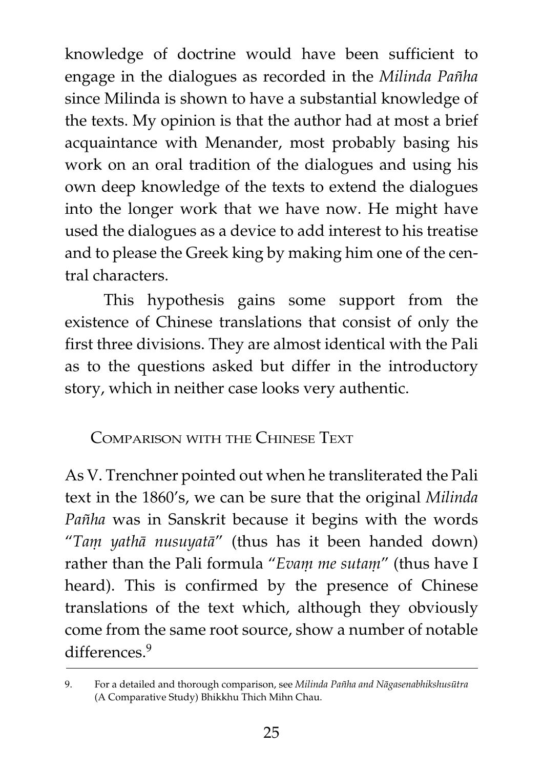knowledge of doctrine would have been sufficient to engage in the dialogues as recorded in the *Milinda Pañha* since Milinda is shown to have a substantial knowledge of the texts. My opinion is that the author had at most a brief acquaintance with Menander, most probably basing his work on an oral tradition of the dialogues and using his own deep knowledge of the texts to extend the dialogues into the longer work that we have now. He might have used the dialogues as a device to add interest to his treatise and to please the Greek king by making him one of the central characters.

This hypothesis gains some support from the existence of Chinese translations that consist of only the first three divisions. They are almost identical with the Pali as to the questions asked but differ in the introductory story, which in neither case looks very authentic.

## Comparison with the Chinese Text

As V. Trenchner pointed out when he transliterated the Pali text in the 1860's, we can be sure that the original *Milinda Pañha* was in Sanskrit because it begins with the words "*Taṃ yathā nusuyatā*" (thus has it been handed down) rather than the Pali formula "*Evaṃ me sutaṃ*" (thus have I heard). This is confirmed by the presence of Chinese translations of the text which, although they obviously come from the same root source, show a number of notable differences.[9]

---

9. For a detailed and thorough comparison, see *Milinda Pañha and Nāgasenabhikshusūtra* (A Comparative Study) Bhikkhu Thich Mihn Chau.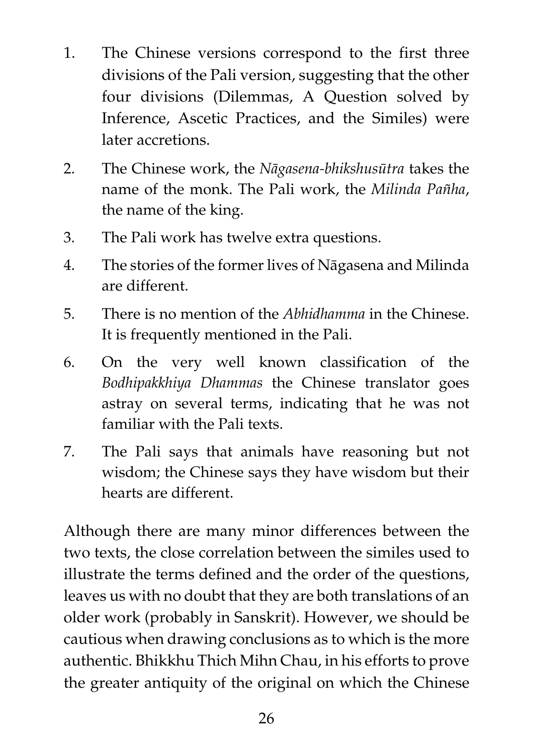1. The Chinese versions correspond to the first three divisions of the Pali version, suggesting that the other four divisions (Dilemmas, A Question solved by Inference, Ascetic Practices, and the Similes) were later accretions.
2. The Chinese work, the *Nāgasena-bhikshusūtra* takes the name of the monk. The Pali work, the *Milinda Pañha*, the name of the king.
3. The Pali work has twelve extra questions.
4. The stories of the former lives of Nāgasena and Milinda are different.
5. There is no mention of the *Abhidhamma* in the Chinese. It is frequently mentioned in the Pali.
6. On the very well known classification of the *Bodhipakkhiya Dhammas* the Chinese translator goes astray on several terms, indicating that he was not familiar with the Pali texts.
7. The Pali says that animals have reasoning but not wisdom; the Chinese says they have wisdom but their hearts are different.

Although there are many minor differences between the two texts, the close correlation between the similes used to illustrate the terms defined and the order of the questions, leaves us with no doubt that they are both translations of an older work (probably in Sanskrit). However, we should be cautious when drawing conclusions as to which is the more authentic. Bhikkhu Thich Mihn Chau, in his efforts to prove the greater antiquity of the original on which the Chinese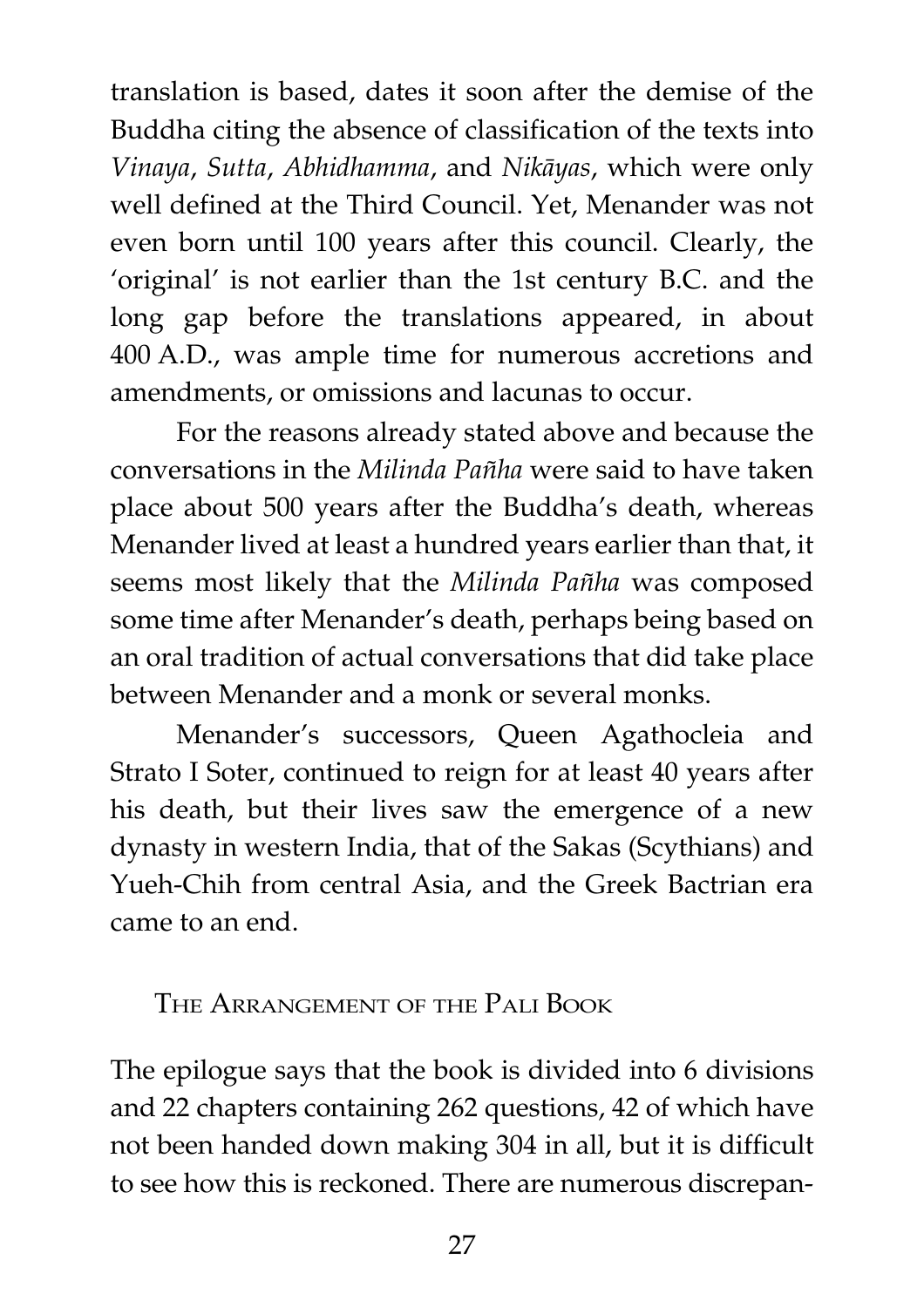translation is based, dates it soon after the demise of the Buddha citing the absence of classification of the texts into *Vinaya*, *Sutta*, *Abhidhamma*, and *Nikāyas*, which were only well defined at the Third Council. Yet, Menander was not even born until 100 years after this council. Clearly, the 'original' is not earlier than the 1st century B.C. and the long gap before the translations appeared, in about 400 A.D., was ample time for numerous accretions and amendments, or omissions and lacunas to occur.

For the reasons already stated above and because the conversations in the *Milinda Pañha* were said to have taken place about 500 years after the Buddha's death, whereas Menander lived at least a hundred years earlier than that, it seems most likely that the *Milinda Pañha* was composed some time after Menander's death, perhaps being based on an oral tradition of actual conversations that did take place between Menander and a monk or several monks.

Menander's successors, Queen Agathocleia and Strato I Soter, continued to reign for at least 40 years after his death, but their lives saw the emergence of a new dynasty in western India, that of the Sakas (Scythians) and Yueh-Chih from central Asia, and the Greek Bactrian era came to an end.

## The Arrangement of the Pali Book

The epilogue says that the book is divided into 6 divisions and 22 chapters containing 262 questions, 42 of which have not been handed down making 304 in all, but it is difficult to see how this is reckoned. There are numerous discrepan-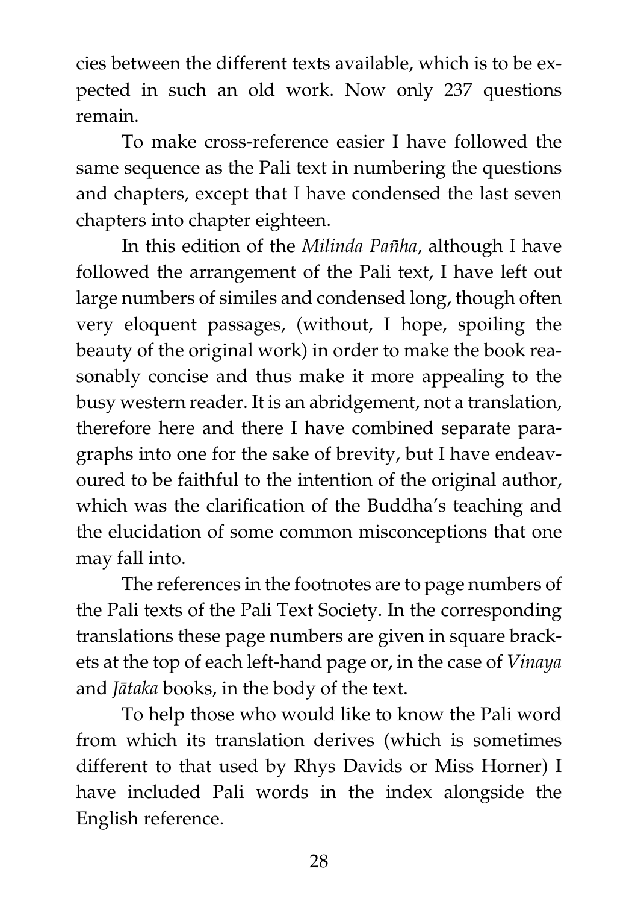cies between the different texts available, which is to be expected in such an old work. Now only 237 questions remain.

To make cross-reference easier I have followed the same sequence as the Pali text in numbering the questions and chapters, except that I have condensed the last seven chapters into chapter eighteen.

In this edition of the *Milinda Pañha*, although I have followed the arrangement of the Pali text, I have left out large numbers of similes and condensed long, though often very eloquent passages, (without, I hope, spoiling the beauty of the original work) in order to make the book reasonably concise and thus make it more appealing to the busy western reader. It is an abridgement, not a translation, therefore here and there I have combined separate paragraphs into one for the sake of brevity, but I have endeavoured to be faithful to the intention of the original author, which was the clarification of the Buddha's teaching and the elucidation of some common misconceptions that one may fall into.

The references in the footnotes are to page numbers of the Pali texts of the Pali Text Society. In the corresponding translations these page numbers are given in square brackets at the top of each left-hand page or, in the case of *Vinaya* and *Jātaka* books, in the body of the text.

To help those who would like to know the Pali word from which its translation derives (which is sometimes different to that used by Rhys Davids or Miss Horner) I have included Pali words in the index alongside the English reference.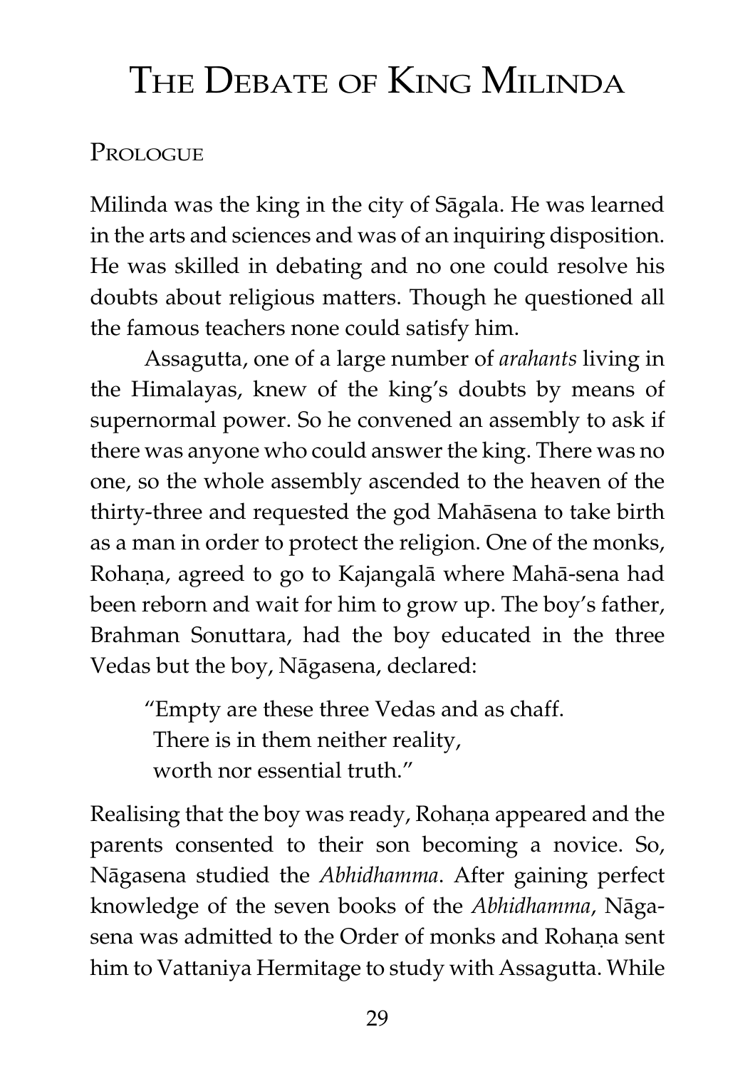# The Debate of King Milinda

## Prologue

Milinda was the king in the city of Sāgala. He was learned in the arts and sciences and was of an inquiring disposition. He was skilled in debating and no one could resolve his doubts about religious matters. Though he questioned all the famous teachers none could satisfy him.

Assagutta, one of a large number of *arahants* living in the Himalayas, knew of the king's doubts by means of supernormal power. So he convened an assembly to ask if there was anyone who could answer the king. There was no one, so the whole assembly ascended to the heaven of the thirty-three and requested the god Mahāsena to take birth as a man in order to protect the religion. One of the monks, Rohaṇa, agreed to go to Kajangalā where Mahā-sena had been reborn and wait for him to grow up. The boy's father, Brahman Sonuttara, had the boy educated in the three Vedas but the boy, Nāgasena, declared:

> "Empty are these three Vedas and as chaff.
> There is in them neither reality,
> worth nor essential truth."

Realising that the boy was ready, Rohaṇa appeared and the parents consented to their son becoming a novice. So, Nāgasena studied the *Abhidhamma*. After gaining perfect knowledge of the seven books of the *Abhidhamma*, Nāgasena was admitted to the Order of monks and Rohaṇa sent him to Vattaniya Hermitage to study with Assagutta. While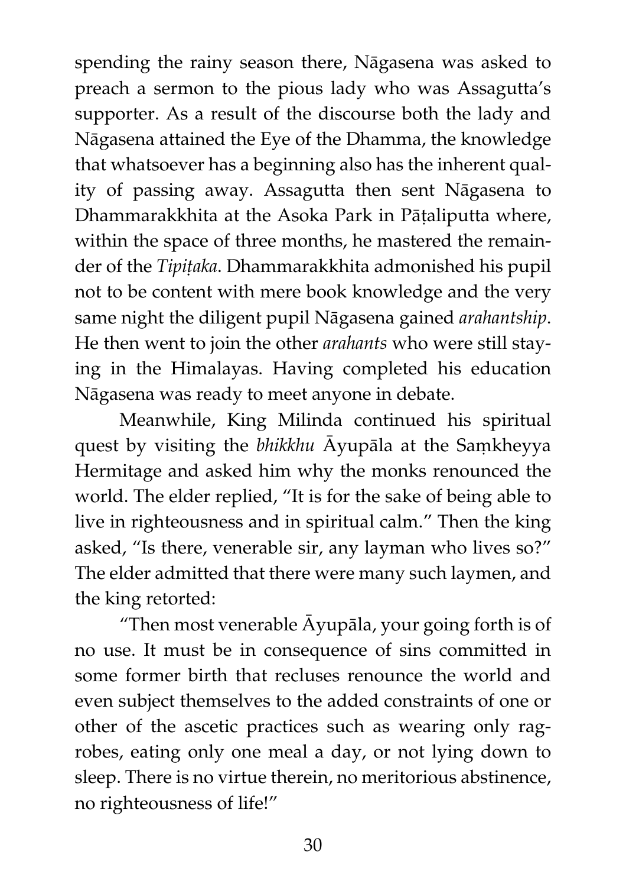spending the rainy season there, Nāgasena was asked to preach a sermon to the pious lady who was Assagutta's supporter. As a result of the discourse both the lady and Nāgasena attained the Eye of the Dhamma, the knowledge that whatsoever has a beginning also has the inherent quality of passing away. Assagutta then sent Nāgasena to Dhammarakkhita at the Asoka Park in Pāṭaliputta where, within the space of three months, he mastered the remainder of the *Tipiṭaka*. Dhammarakkhita admonished his pupil not to be content with mere book knowledge and the very same night the diligent pupil Nāgasena gained *arahantship*. He then went to join the other *arahants* who were still staying in the Himalayas. Having completed his education Nāgasena was ready to meet anyone in debate.

Meanwhile, King Milinda continued his spiritual quest by visiting the *bhikkhu* Āyupāla at the Saṃkheyya Hermitage and asked him why the monks renounced the world. The elder replied, "It is for the sake of being able to live in righteousness and in spiritual calm." Then the king asked, "Is there, venerable sir, any layman who lives so?" The elder admitted that there were many such laymen, and the king retorted:

"Then most venerable Āyupāla, your going forth is of no use. It must be in consequence of sins committed in some former birth that recluses renounce the world and even subject themselves to the added constraints of one or other of the ascetic practices such as wearing only rag-robes, eating only one meal a day, or not lying down to sleep. There is no virtue therein, no meritorious abstinence, no righteousness of life!"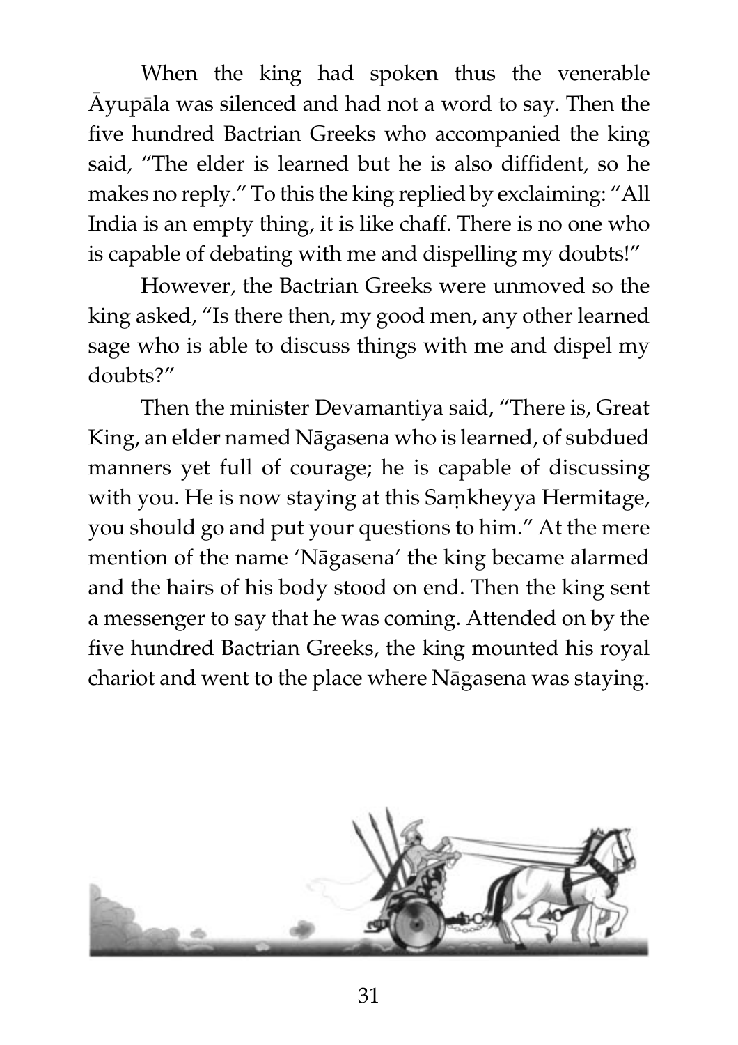When the king had spoken thus the venerable Āyupāla was silenced and had not a word to say. Then the five hundred Bactrian Greeks who accompanied the king said, "The elder is learned but he is also diffident, so he makes no reply." To this the king replied by exclaiming: "All India is an empty thing, it is like chaff. There is no one who is capable of debating with me and dispelling my doubts!"

However, the Bactrian Greeks were unmoved so the king asked, "Is there then, my good men, any other learned sage who is able to discuss things with me and dispel my doubts?"

Then the minister Devamantiya said, "There is, Great King, an elder named Nāgasena who is learned, of subdued manners yet full of courage; he is capable of discussing with you. He is now staying at this Saṃkheyya Hermitage, you should go and put your questions to him." At the mere mention of the name 'Nāgasena' the king became alarmed and the hairs of his body stood on end. Then the king sent a messenger to say that he was coming. Attended on by the five hundred Bactrian Greeks, the king mounted his royal chariot and went to the place where Nāgasena was staying.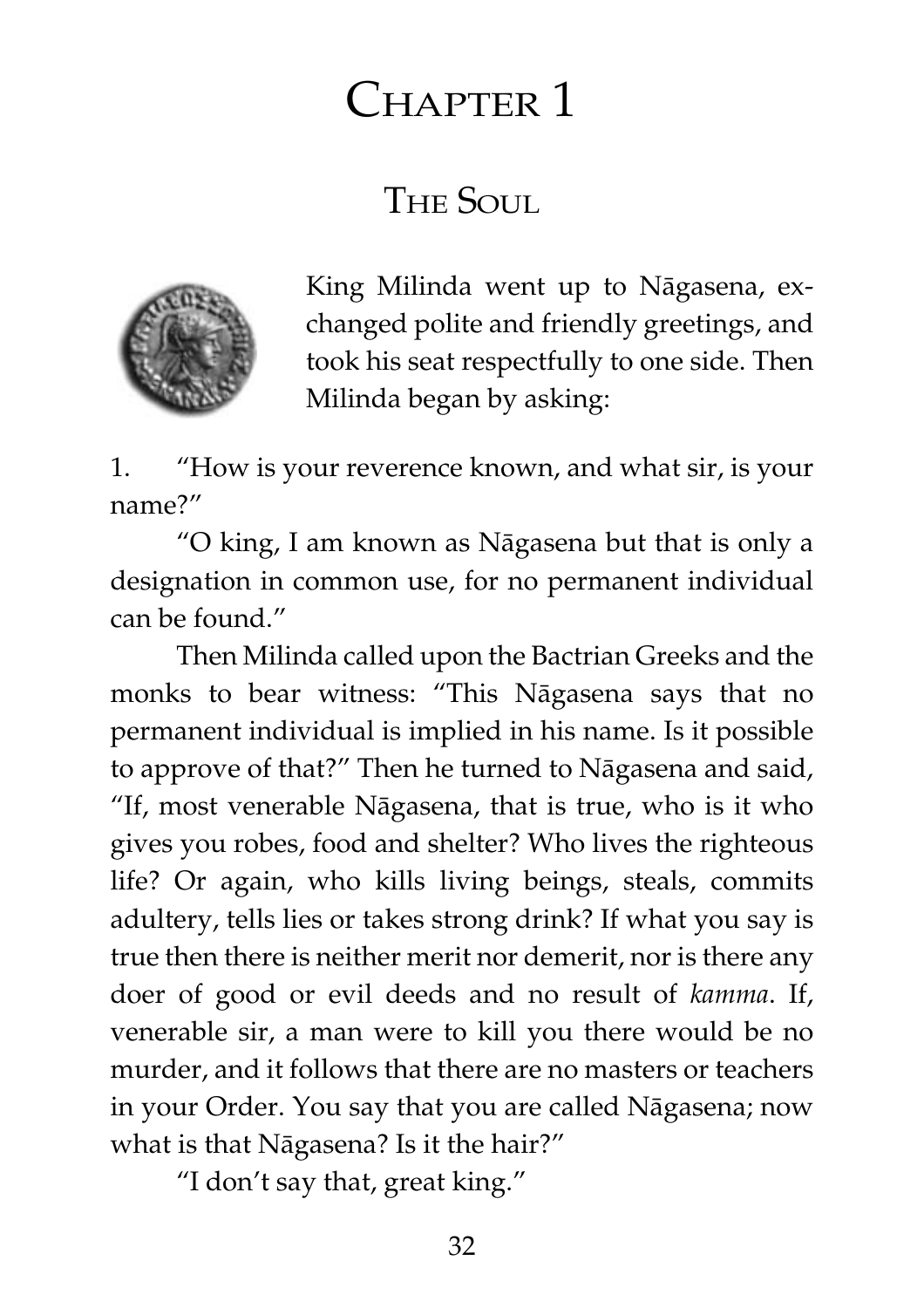# Chapter 1

## The Soul

King Milinda went up to Nāgasena, exchanged polite and friendly greetings, and took his seat respectfully to one side. Then Milinda began by asking:

1. "How is your reverence known, and what sir, is your name?"

"O king, I am known as Nāgasena but that is only a designation in common use, for no permanent individual can be found."

Then Milinda called upon the Bactrian Greeks and the monks to bear witness: "This Nāgasena says that no permanent individual is implied in his name. Is it possible to approve of that?" Then he turned to Nāgasena and said, "If, most venerable Nāgasena, that is true, who is it who gives you robes, food and shelter? Who lives the righteous life? Or again, who kills living beings, steals, commits adultery, tells lies or takes strong drink? If what you say is true then there is neither merit nor demerit, nor is there any doer of good or evil deeds and no result of *kamma*. If, venerable sir, a man were to kill you there would be no murder, and it follows that there are no masters or teachers in your Order. You say that you are called Nāgasena; now what is that Nāgasena? Is it the hair?"

"I don't say that, great king."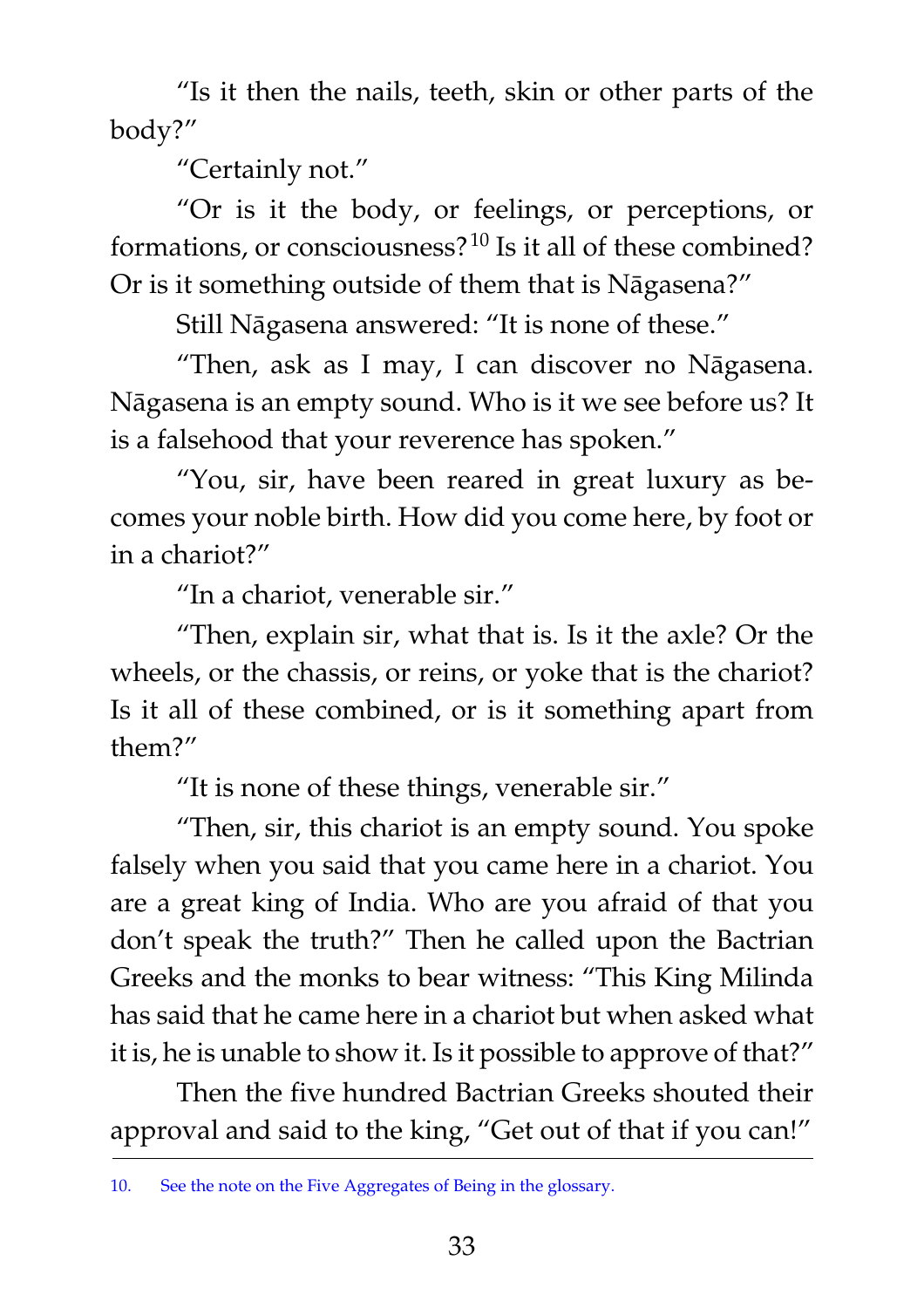"Is it then the nails, teeth, skin or other parts of the body?"

"Certainly not."

"Or is it the body, or feelings, or perceptions, or formations, or consciousness?[10] Is it all of these combined? Or is it something outside of them that is Nāgasena?"

Still Nāgasena answered: "It is none of these."

"Then, ask as I may, I can discover no Nāgasena. Nāgasena is an empty sound. Who is it we see before us? It is a falsehood that your reverence has spoken."

"You, sir, have been reared in great luxury as becomes your noble birth. How did you come here, by foot or in a chariot?"

"In a chariot, venerable sir."

"Then, explain sir, what that is. Is it the axle? Or the wheels, or the chassis, or reins, or yoke that is the chariot? Is it all of these combined, or is it something apart from them?"

"It is none of these things, venerable sir."

"Then, sir, this chariot is an empty sound. You spoke falsely when you said that you came here in a chariot. You are a great king of India. Who are you afraid of that you don't speak the truth?" Then he called upon the Bactrian Greeks and the monks to bear witness: "This King Milinda has said that he came here in a chariot but when asked what it is, he is unable to show it. Is it possible to approve of that?"

Then the five hundred Bactrian Greeks shouted their approval and said to the king, "Get out of that if you can!"

---

10. See the note on the Five Aggregates of Being in the glossary.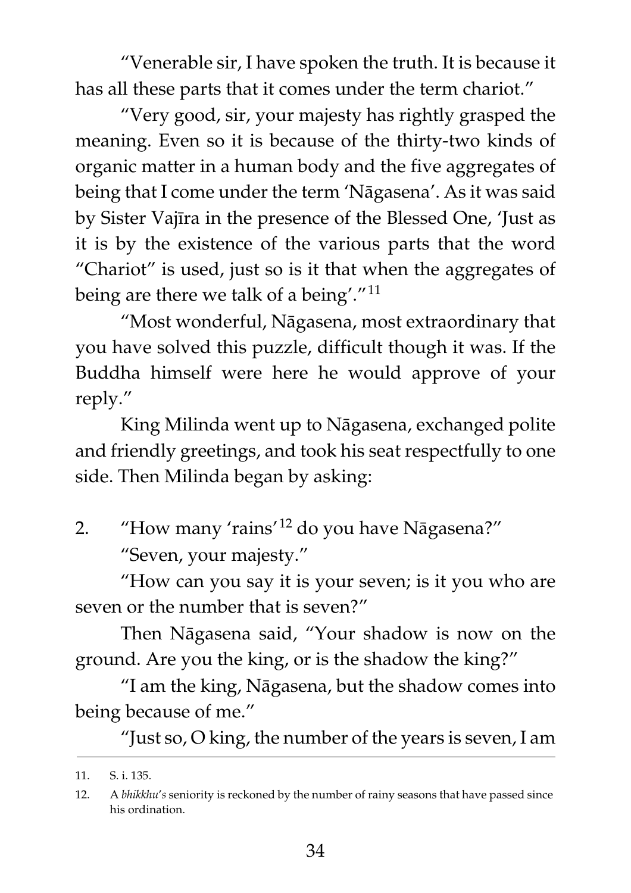"Venerable sir, I have spoken the truth. It is because it has all these parts that it comes under the term chariot."

"Very good, sir, your majesty has rightly grasped the meaning. Even so it is because of the thirty-two kinds of organic matter in a human body and the five aggregates of being that I come under the term 'Nāgasena'. As it was said by Sister Vajīra in the presence of the Blessed One, 'Just as it is by the existence of the various parts that the word "Chariot" is used, just so is it that when the aggregates of being are there we talk of a being'."[11]

"Most wonderful, Nāgasena, most extraordinary that you have solved this puzzle, difficult though it was. If the Buddha himself were here he would approve of your reply."

King Milinda went up to Nāgasena, exchanged polite and friendly greetings, and took his seat respectfully to one side. Then Milinda began by asking:

2. "How many 'rains'[12] do you have Nāgasena?"

"Seven, your majesty."

"How can you say it is your seven; is it you who are seven or the number that is seven?"

Then Nāgasena said, "Your shadow is now on the ground. Are you the king, or is the shadow the king?"

"I am the king, Nāgasena, but the shadow comes into being because of me."

"Just so, O king, the number of the years is seven, I am

---

11. S. i. 135.

12. A *bhikkhu's* seniority is reckoned by the number of rainy seasons that have passed since his ordination.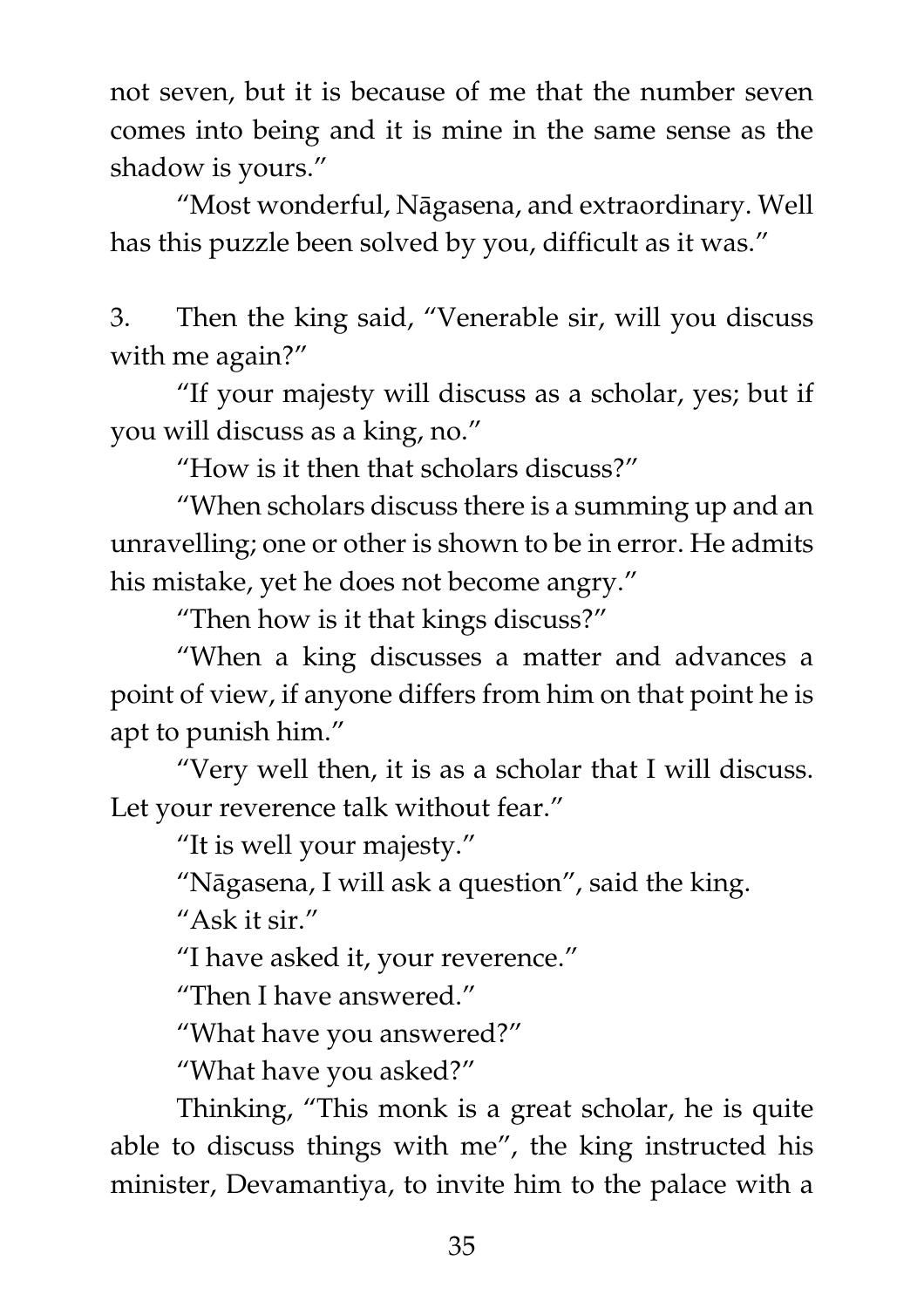not seven, but it is because of me that the number seven comes into being and it is mine in the same sense as the shadow is yours."

"Most wonderful, Nāgasena, and extraordinary. Well has this puzzle been solved by you, difficult as it was."

3. Then the king said, "Venerable sir, will you discuss with me again?"

"If your majesty will discuss as a scholar, yes; but if you will discuss as a king, no."

"How is it then that scholars discuss?"

"When scholars discuss there is a summing up and an unravelling; one or other is shown to be in error. He admits his mistake, yet he does not become angry."

"Then how is it that kings discuss?"

"When a king discusses a matter and advances a point of view, if anyone differs from him on that point he is apt to punish him."

"Very well then, it is as a scholar that I will discuss. Let your reverence talk without fear."

"It is well your majesty."

"Nāgasena, I will ask a question", said the king.

"Ask it sir."

"I have asked it, your reverence."

"Then I have answered."

"What have you answered?"

"What have you asked?"

Thinking, "This monk is a great scholar, he is quite able to discuss things with me", the king instructed his minister, Devamantiya, to invite him to the palace with a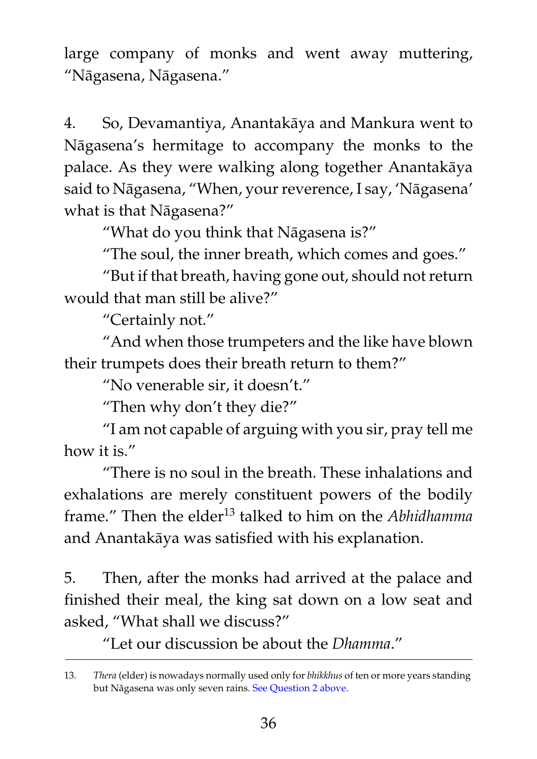large company of monks and went away muttering, "Nāgasena, Nāgasena."

4. So, Devamantiya, Anantakāya and Mankura went to Nāgasena's hermitage to accompany the monks to the palace. As they were walking along together Anantakāya said to Nāgasena, "When, your reverence, I say, 'Nāgasena' what is that Nāgasena?"

"What do you think that Nāgasena is?"

"The soul, the inner breath, which comes and goes."

"But if that breath, having gone out, should not return would that man still be alive?"

"Certainly not."

"And when those trumpeters and the like have blown their trumpets does their breath return to them?"

"No venerable sir, it doesn't."

"Then why don't they die?"

"I am not capable of arguing with you sir, pray tell me how it is."

"There is no soul in the breath. These inhalations and exhalations are merely constituent powers of the bodily frame." Then the elder[13] talked to him on the *Abhidhamma* and Anantakāya was satisfied with his explanation.

5. Then, after the monks had arrived at the palace and finished their meal, the king sat down on a low seat and asked, "What shall we discuss?"

"Let our discussion be about the *Dhamma*."

---

13. *Thera* (elder) is nowadays normally used only for *bhikkhus* of ten or more years standing but Nāgasena was only seven rains. See Question 2 above.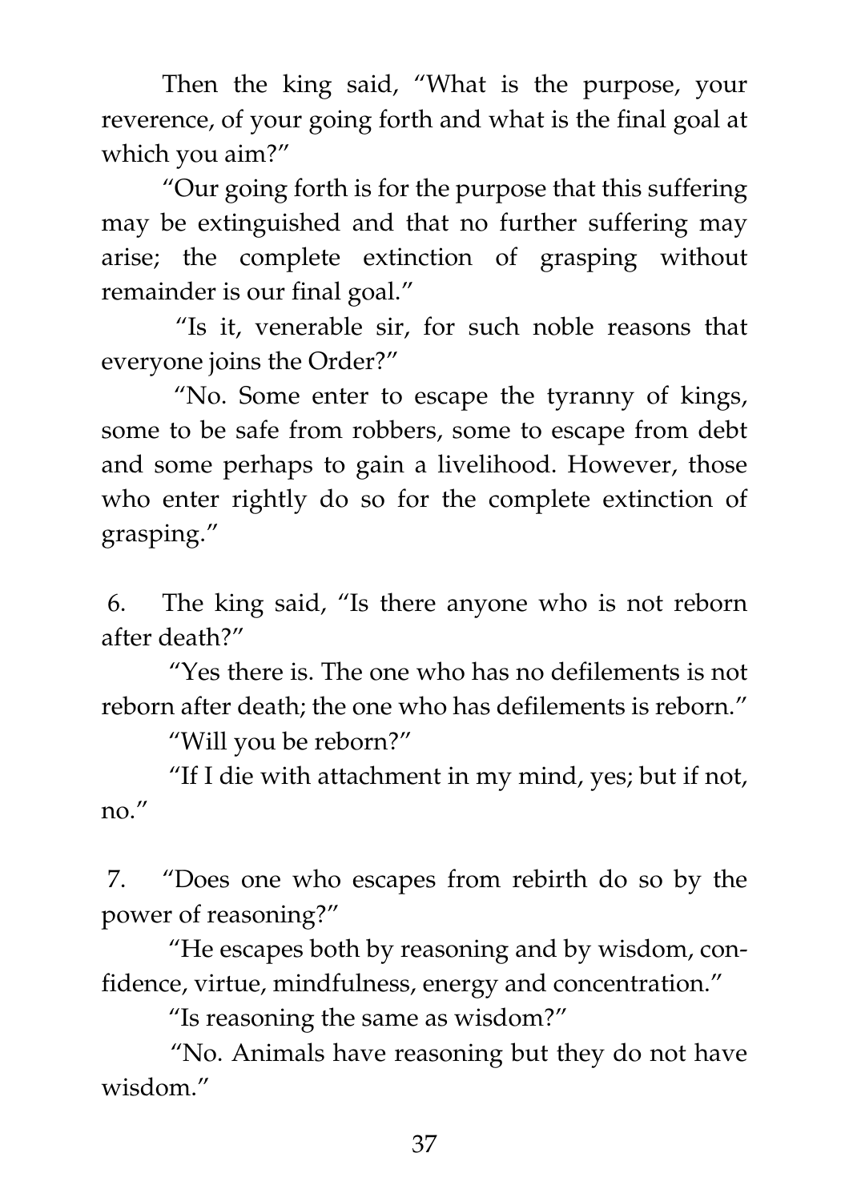Then the king said, "What is the purpose, your reverence, of your going forth and what is the final goal at which you aim?"

"Our going forth is for the purpose that this suffering may be extinguished and that no further suffering may arise; the complete extinction of grasping without remainder is our final goal."

"Is it, venerable sir, for such noble reasons that everyone joins the Order?"

"No. Some enter to escape the tyranny of kings, some to be safe from robbers, some to escape from debt and some perhaps to gain a livelihood. However, those who enter rightly do so for the complete extinction of grasping."

6. The king said, "Is there anyone who is not reborn after death?"

"Yes there is. The one who has no defilements is not reborn after death; the one who has defilements is reborn."

"Will you be reborn?"

"If I die with attachment in my mind, yes; but if not, no."

7. "Does one who escapes from rebirth do so by the power of reasoning?"

"He escapes both by reasoning and by wisdom, confidence, virtue, mindfulness, energy and concentration."

"Is reasoning the same as wisdom?"

"No. Animals have reasoning but they do not have wisdom."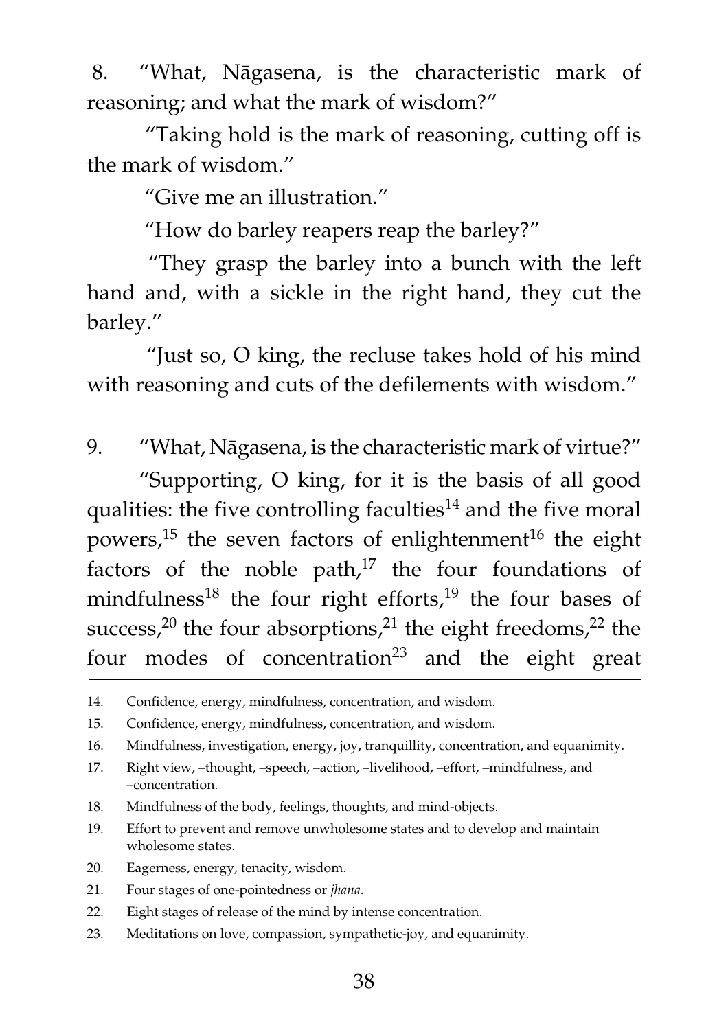8. "What, Nāgasena, is the characteristic mark of reasoning; and what the mark of wisdom?"

"Taking hold is the mark of reasoning, cutting off is the mark of wisdom."

"Give me an illustration."

"How do barley reapers reap the barley?"

"They grasp the barley into a bunch with the left hand and, with a sickle in the right hand, they cut the barley."

"Just so, O king, the recluse takes hold of his mind with reasoning and cuts of the defilements with wisdom."

9. "What, Nāgasena, is the characteristic mark of virtue?"

"Supporting, O king, for it is the basis of all good qualities: the five controlling faculties[14] and the five moral powers,[15] the seven factors of enlightenment[16] the eight factors of the noble path,[17] the four foundations of mindfulness[18] the four right efforts,[19] the four bases of success,[20] the four absorptions,[21] the eight freedoms,[22] the four modes of concentration[23] and the eight great

---

14. Confidence, energy, mindfulness, concentration, and wisdom.
15. Confidence, energy, mindfulness, concentration, and wisdom.
16. Mindfulness, investigation, energy, joy, tranquillity, concentration, and equanimity.
17. Right view, –thought, –speech, –action, –livelihood, –effort, –mindfulness, and –concentration.
18. Mindfulness of the body, feelings, thoughts, and mind-objects.
19. Effort to prevent and remove unwholesome states and to develop and maintain wholesome states.
20. Eagerness, energy, tenacity, wisdom.
21. Four stages of one-pointedness or *jhāna*.
22. Eight stages of release of the mind by intense concentration.
23. Meditations on love, compassion, sympathetic-joy, and equanimity.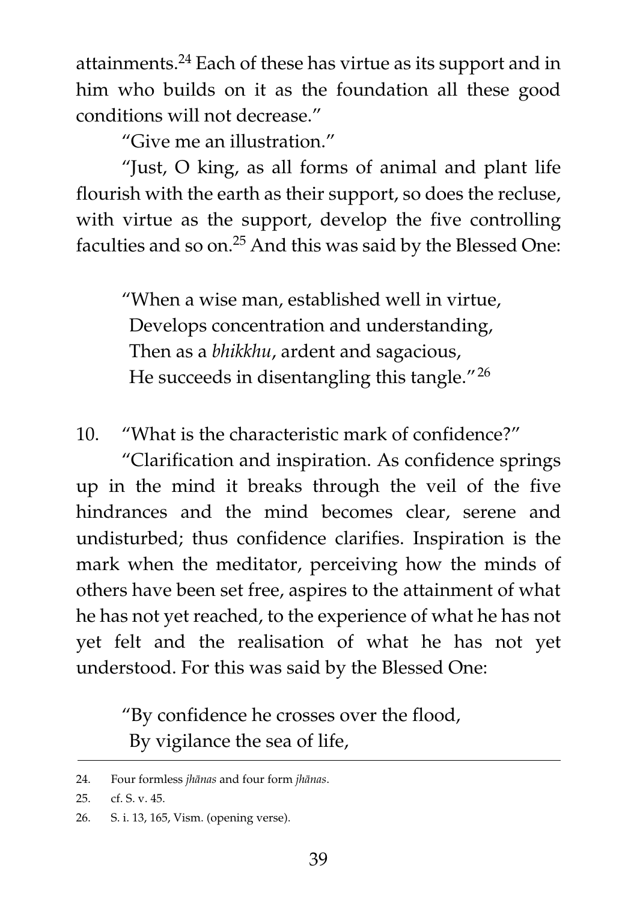attainments.[24] Each of these has virtue as its support and in him who builds on it as the foundation all these good conditions will not decrease."

"Give me an illustration."

"Just, O king, as all forms of animal and plant life flourish with the earth as their support, so does the recluse, with virtue as the support, develop the five controlling faculties and so on.[25] And this was said by the Blessed One:

> "When a wise man, established well in virtue,
> Develops concentration and understanding,
> Then as a *bhikkhu*, ardent and sagacious,
> He succeeds in disentangling this tangle."[26]

10. "What is the characteristic mark of confidence?"

"Clarification and inspiration. As confidence springs up in the mind it breaks through the veil of the five hindrances and the mind becomes clear, serene and undisturbed; thus confidence clarifies. Inspiration is the mark when the meditator, perceiving how the minds of others have been set free, aspires to the attainment of what he has not yet reached, to the experience of what he has not yet felt and the realisation of what he has not yet understood. For this was said by the Blessed One:

> "By confidence he crosses over the flood,
> By vigilance the sea of life,

---

24. Four formless *jhānas* and four form *jhānas*.

25. cf. S. v. 45.

26. S. i. 13, 165, Vism. (opening verse).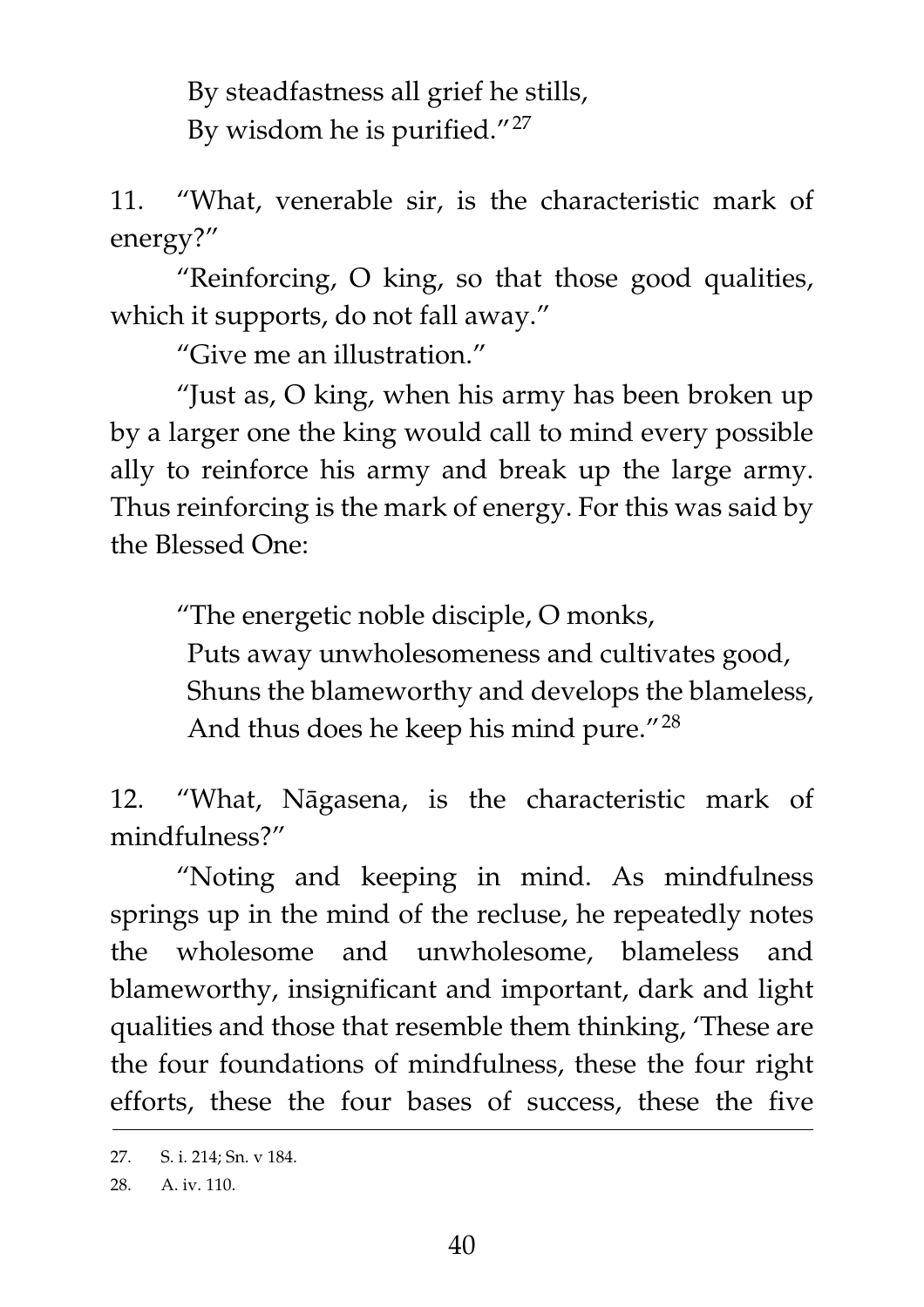By steadfastness all grief he stills,
By wisdom he is purified."[27]

11. "What, venerable sir, is the characteristic mark of energy?"

"Reinforcing, O king, so that those good qualities, which it supports, do not fall away."

"Give me an illustration."

"Just as, O king, when his army has been broken up by a larger one the king would call to mind every possible ally to reinforce his army and break up the large army. Thus reinforcing is the mark of energy. For this was said by the Blessed One:

"The energetic noble disciple, O monks,
Puts away unwholesomeness and cultivates good,
Shuns the blameworthy and develops the blameless,
And thus does he keep his mind pure."[28]

12. "What, Nāgasena, is the characteristic mark of mindfulness?"

"Noting and keeping in mind. As mindfulness springs up in the mind of the recluse, he repeatedly notes the wholesome and unwholesome, blameless and blameworthy, insignificant and important, dark and light qualities and those that resemble them thinking, 'These are the four foundations of mindfulness, these the four right efforts, these the four bases of success, these the five

---

27. S. i. 214; Sn. v 184.

28. A. iv. 110.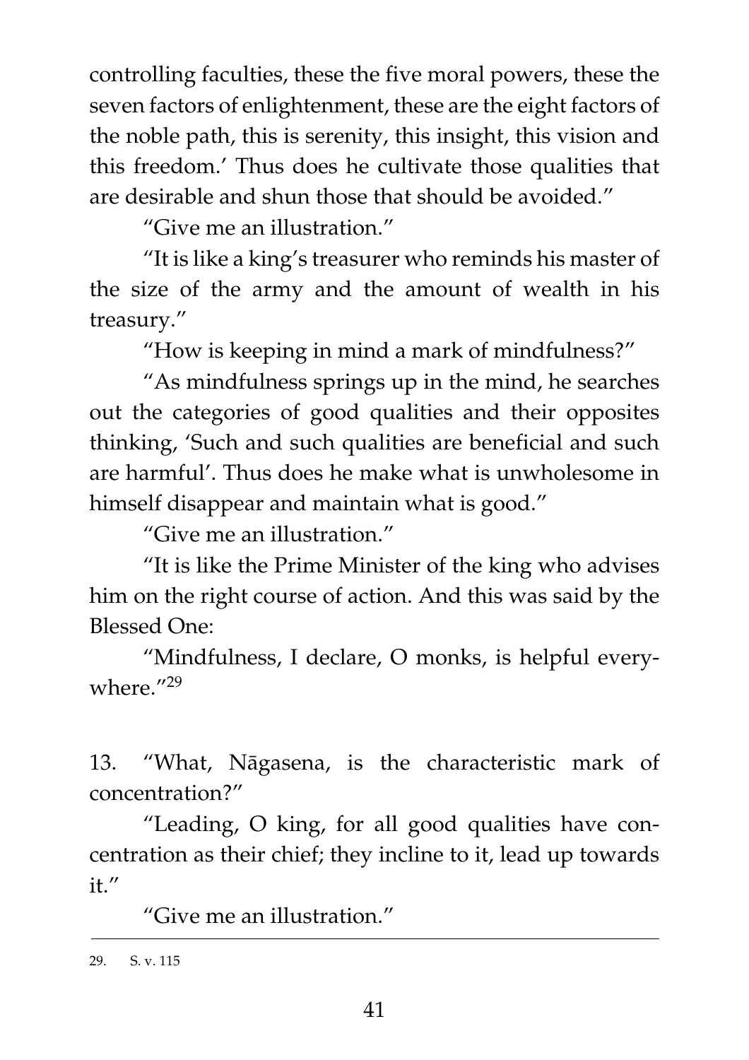controlling faculties, these the five moral powers, these the seven factors of enlightenment, these are the eight factors of the noble path, this is serenity, this insight, this vision and this freedom.' Thus does he cultivate those qualities that are desirable and shun those that should be avoided."

"Give me an illustration."

"It is like a king's treasurer who reminds his master of the size of the army and the amount of wealth in his treasury."

"How is keeping in mind a mark of mindfulness?"

"As mindfulness springs up in the mind, he searches out the categories of good qualities and their opposites thinking, 'Such and such qualities are beneficial and such are harmful'. Thus does he make what is unwholesome in himself disappear and maintain what is good."

"Give me an illustration."

"It is like the Prime Minister of the king who advises him on the right course of action. And this was said by the Blessed One:

"Mindfulness, I declare, O monks, is helpful everywhere."[29]

13. "What, Nāgasena, is the characteristic mark of concentration?"

"Leading, O king, for all good qualities have concentration as their chief; they incline to it, lead up towards it."

"Give me an illustration."

---

29. S. v. 115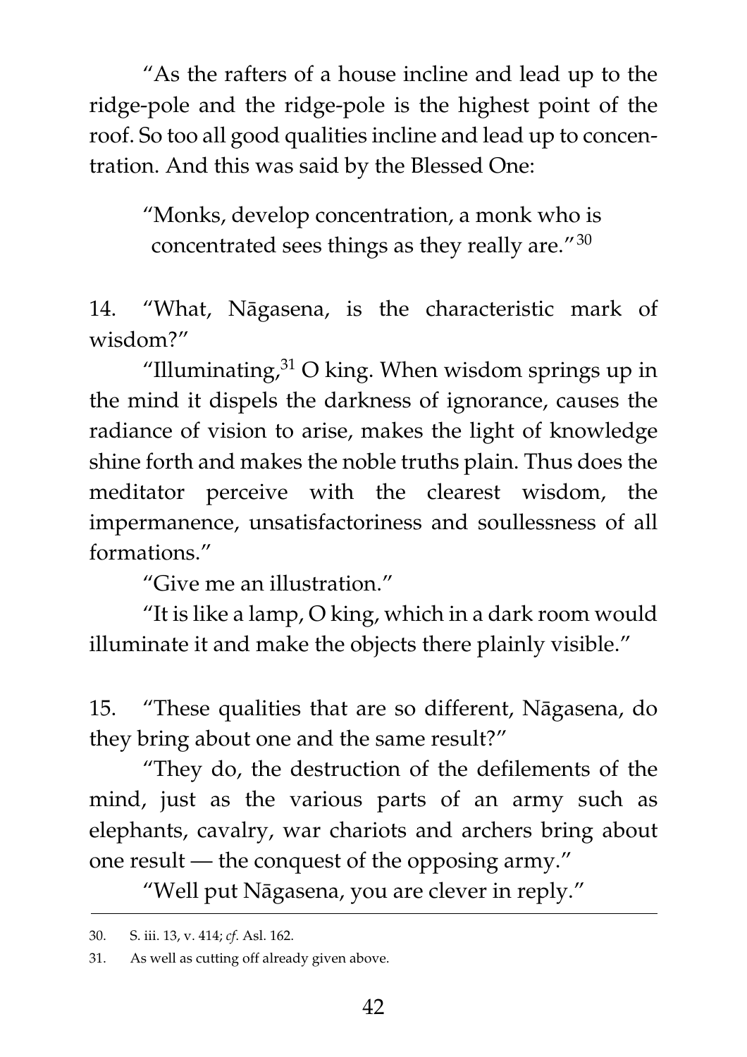"As the rafters of a house incline and lead up to the ridge-pole and the ridge-pole is the highest point of the roof. So too all good qualities incline and lead up to concentration. And this was said by the Blessed One:

> "Monks, develop concentration, a monk who is concentrated sees things as they really are."[30]

14. "What, Nāgasena, is the characteristic mark of wisdom?"

"Illuminating,[31] O king. When wisdom springs up in the mind it dispels the darkness of ignorance, causes the radiance of vision to arise, makes the light of knowledge shine forth and makes the noble truths plain. Thus does the meditator perceive with the clearest wisdom, the impermanence, unsatisfactoriness and soullessness of all formations."

"Give me an illustration."

"It is like a lamp, O king, which in a dark room would illuminate it and make the objects there plainly visible."

15. "These qualities that are so different, Nāgasena, do they bring about one and the same result?"

"They do, the destruction of the defilements of the mind, just as the various parts of an army such as elephants, cavalry, war chariots and archers bring about one result — the conquest of the opposing army."

"Well put Nāgasena, you are clever in reply."

---

30. S. iii. 13, v. 414; *cf.* Asl. 162.

31. As well as cutting off already given above.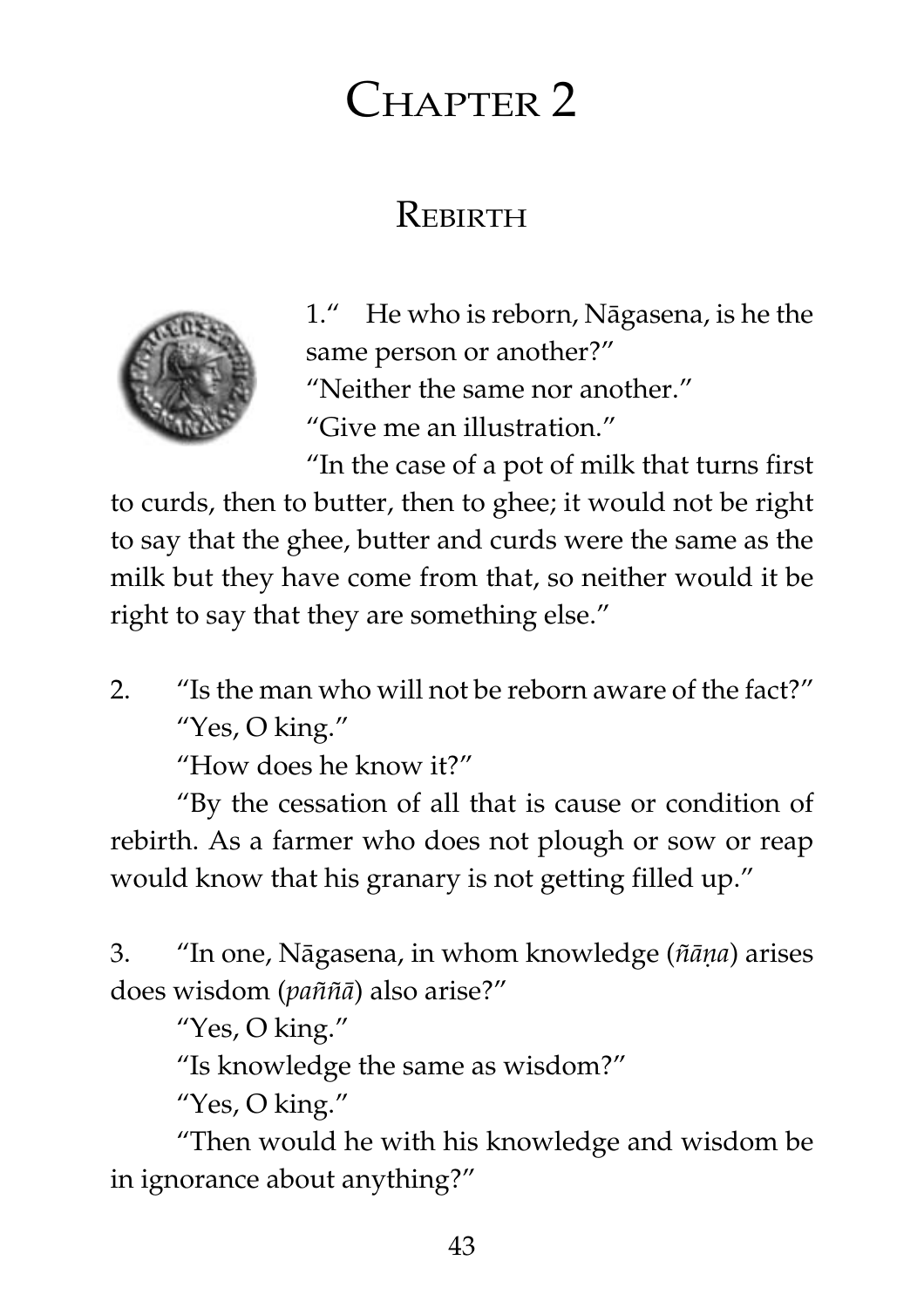# Chapter 2

## Rebirth

1. "He who is reborn, Nāgasena, is he the same person or another?"

"Neither the same nor another."

"Give me an illustration."

"In the case of a pot of milk that turns first to curds, then to butter, then to ghee; it would not be right to say that the ghee, butter and curds were the same as the milk but they have come from that, so neither would it be right to say that they are something else."

2. "Is the man who will not be reborn aware of the fact?"

"Yes, O king."

"How does he know it?"

"By the cessation of all that is cause or condition of rebirth. As a farmer who does not plough or sow or reap would know that his granary is not getting filled up."

3. "In one, Nāgasena, in whom knowledge (*ñāṇa*) arises does wisdom (*paññā*) also arise?"

"Yes, O king."

"Is knowledge the same as wisdom?"

"Yes, O king."

"Then would he with his knowledge and wisdom be in ignorance about anything?"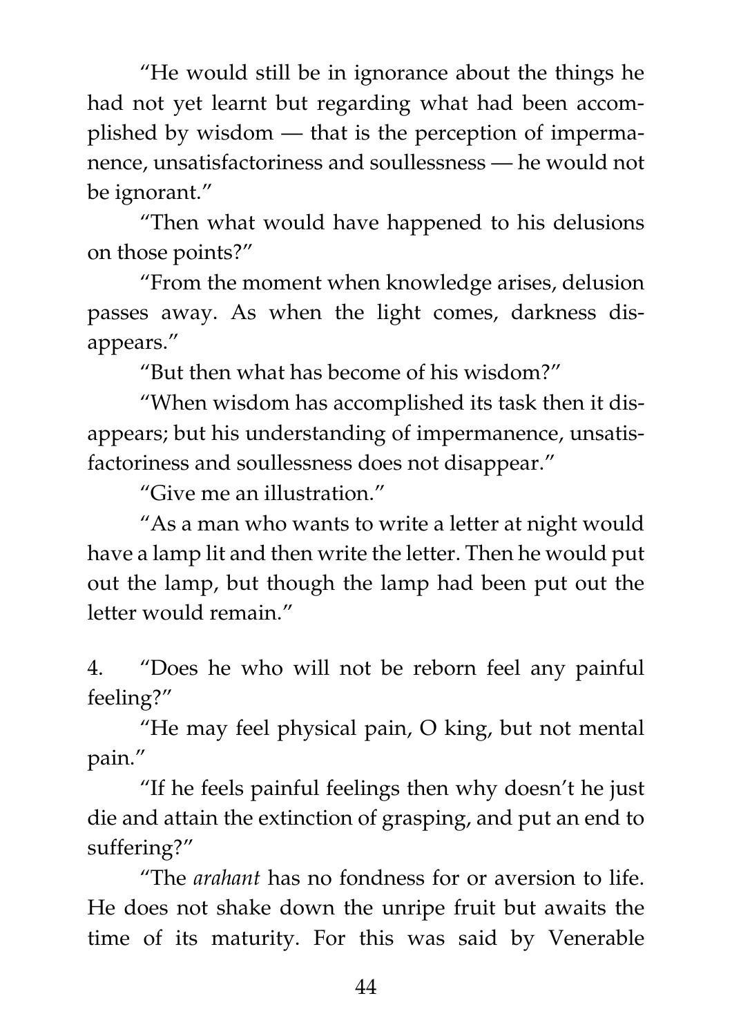"He would still be in ignorance about the things he had not yet learnt but regarding what had been accomplished by wisdom — that is the perception of impermanence, unsatisfactoriness and soullessness — he would not be ignorant."

"Then what would have happened to his delusions on those points?"

"From the moment when knowledge arises, delusion passes away. As when the light comes, darkness disappears."

"But then what has become of his wisdom?"

"When wisdom has accomplished its task then it disappears; but his understanding of impermanence, unsatisfactoriness and soullessness does not disappear."

"Give me an illustration."

"As a man who wants to write a letter at night would have a lamp lit and then write the letter. Then he would put out the lamp, but though the lamp had been put out the letter would remain."

4. "Does he who will not be reborn feel any painful feeling?"

"He may feel physical pain, O king, but not mental pain."

"If he feels painful feelings then why doesn't he just die and attain the extinction of grasping, and put an end to suffering?"

"The *arahant* has no fondness for or aversion to life. He does not shake down the unripe fruit but awaits the time of its maturity. For this was said by Venerable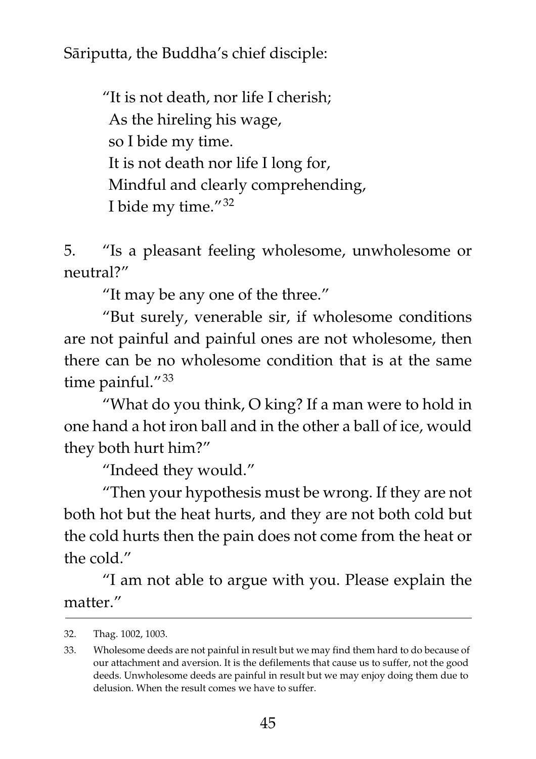Sāriputta, the Buddha's chief disciple:

> "It is not death, nor life I cherish;
> As the hireling his wage,
> so I bide my time.
> It is not death nor life I long for,
> Mindful and clearly comprehending,
> I bide my time."[32]

5. "Is a pleasant feeling wholesome, unwholesome or neutral?"

"It may be any one of the three."

"But surely, venerable sir, if wholesome conditions are not painful and painful ones are not wholesome, then there can be no wholesome condition that is at the same time painful."[33]

"What do you think, O king? If a man were to hold in one hand a hot iron ball and in the other a ball of ice, would they both hurt him?"

"Indeed they would."

"Then your hypothesis must be wrong. If they are not both hot but the heat hurts, and they are not both cold but the cold hurts then the pain does not come from the heat or the cold."

"I am not able to argue with you. Please explain the matter."

---

32. Thag. 1002, 1003.

33. Wholesome deeds are not painful in result but we may find them hard to do because of our attachment and aversion. It is the defilements that cause us to suffer, not the good deeds. Unwholesome deeds are painful in result but we may enjoy doing them due to delusion. When the result comes we have to suffer.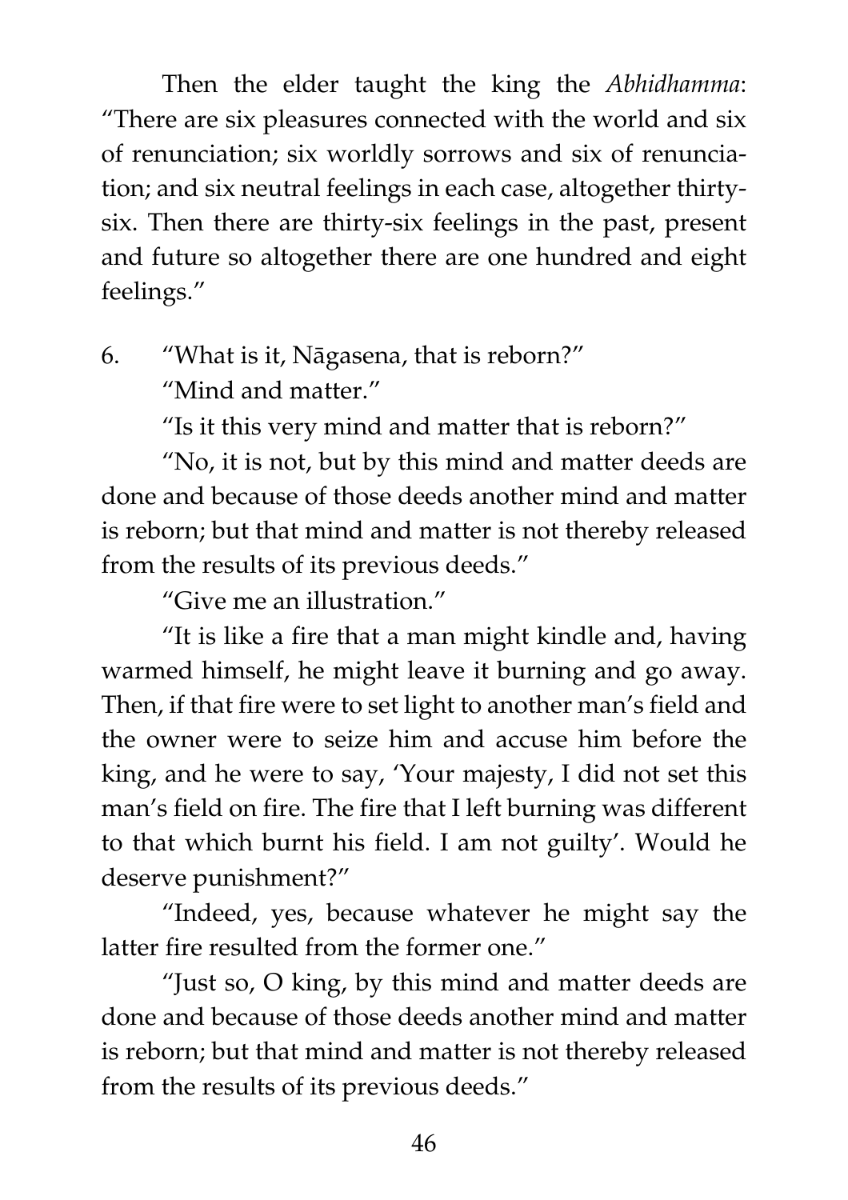Then the elder taught the king the *Abhidhamma*: "There are six pleasures connected with the world and six of renunciation; six worldly sorrows and six of renunciation; and six neutral feelings in each case, altogether thirty-six. Then there are thirty-six feelings in the past, present and future so altogether there are one hundred and eight feelings."

6. "What is it, Nāgasena, that is reborn?"

"Mind and matter."

"Is it this very mind and matter that is reborn?"

"No, it is not, but by this mind and matter deeds are done and because of those deeds another mind and matter is reborn; but that mind and matter is not thereby released from the results of its previous deeds."

"Give me an illustration."

"It is like a fire that a man might kindle and, having warmed himself, he might leave it burning and go away. Then, if that fire were to set light to another man's field and the owner were to seize him and accuse him before the king, and he were to say, 'Your majesty, I did not set this man's field on fire. The fire that I left burning was different to that which burnt his field. I am not guilty'. Would he deserve punishment?"

"Indeed, yes, because whatever he might say the latter fire resulted from the former one."

"Just so, O king, by this mind and matter deeds are done and because of those deeds another mind and matter is reborn; but that mind and matter is not thereby released from the results of its previous deeds."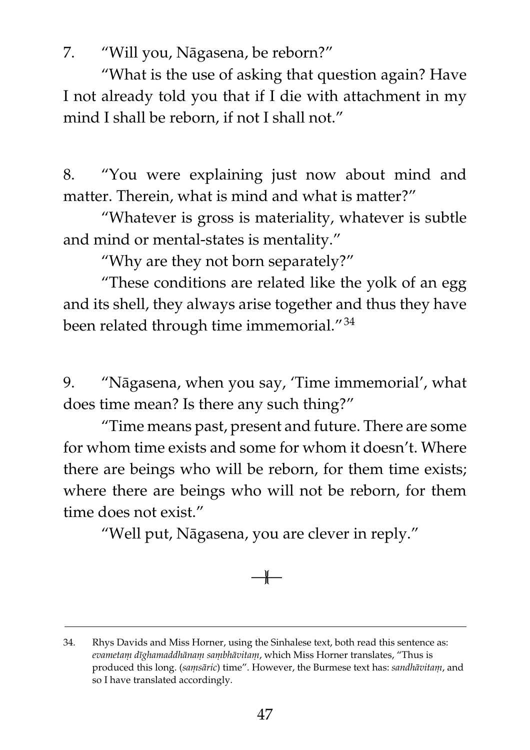7. "Will you, Nāgasena, be reborn?"

"What is the use of asking that question again? Have I not already told you that if I die with attachment in my mind I shall be reborn, if not I shall not."

8. "You were explaining just now about mind and matter. Therein, what is mind and what is matter?"

"Whatever is gross is materiality, whatever is subtle and mind or mental-states is mentality."

"Why are they not born separately?"

"These conditions are related like the yolk of an egg and its shell, they always arise together and thus they have been related through time immemorial."[34]

9. "Nāgasena, when you say, 'Time immemorial', what does time mean? Is there any such thing?"

"Time means past, present and future. There are some for whom time exists and some for whom it doesn't. Where there are beings who will be reborn, for them time exists; where there are beings who will not be reborn, for them time does not exist."

"Well put, Nāgasena, you are clever in reply."

---

34. Rhys Davids and Miss Horner, using the Sinhalese text, both read this sentence as: *evametaṃ dīghamaddhānaṃ saṃbhāvitaṃ*, which Miss Horner translates, "Thus is produced this long. (*saṃsāric*) time". However, the Burmese text has: *sandhāvitaṃ*, and so I have translated accordingly.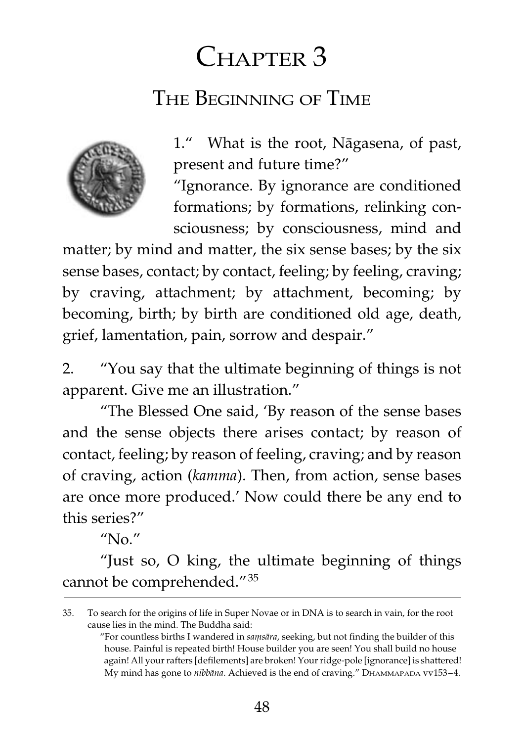# Chapter 3

## The Beginning of Time

1. "What is the root, Nāgasena, of past, present and future time?"

"Ignorance. By ignorance are conditioned formations; by formations, relinking consciousness; by consciousness, mind and matter; by mind and matter, the six sense bases; by the six sense bases, contact; by contact, feeling; by feeling, craving; by craving, attachment; by attachment, becoming; by becoming, birth; by birth are conditioned old age, death, grief, lamentation, pain, sorrow and despair."

2. "You say that the ultimate beginning of things is not apparent. Give me an illustration."

"The Blessed One said, 'By reason of the sense bases and the sense objects there arises contact; by reason of contact, feeling; by reason of feeling, craving; and by reason of craving, action (*kamma*). Then, from action, sense bases are once more produced.' Now could there be any end to this series?"

"No."

"Just so, O king, the ultimate beginning of things cannot be comprehended."[35]

---

35. To search for the origins of life in Super Novae or in DNA is to search in vain, for the root cause lies in the mind. The Buddha said:

"For countless births I wandered in *saṃsāra*, seeking, but not finding the builder of this house. Painful is repeated birth! House builder you are seen! You shall build no house again! All your rafters [defilements] are broken! Your ridge-pole [ignorance] is shattered! My mind has gone to *nibbāna*. Achieved is the end of craving." Dhammapada vv153–4.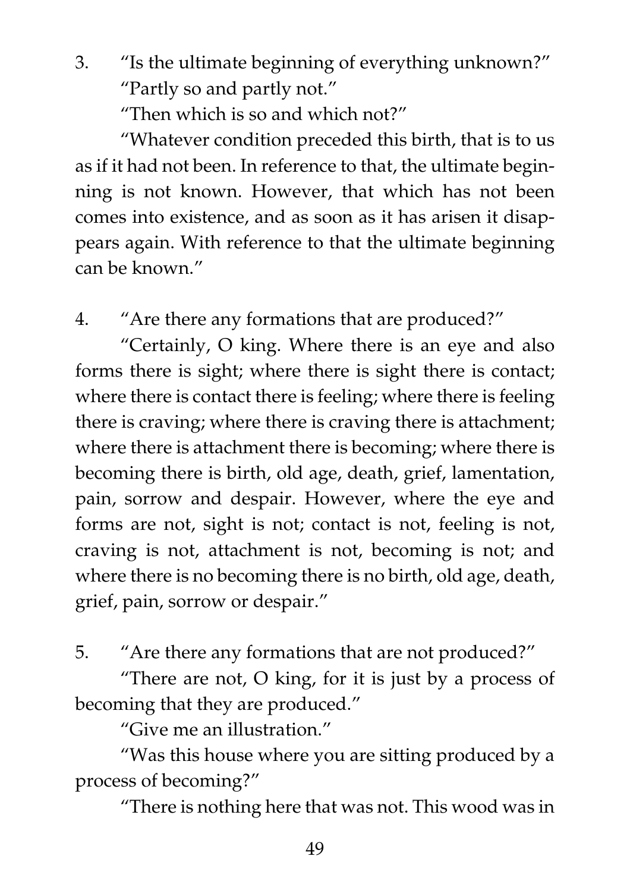3. “Is the ultimate beginning of everything unknown?”

“Partly so and partly not.”

“Then which is so and which not?”

“Whatever condition preceded this birth, that is to us as if it had not been. In reference to that, the ultimate beginning is not known. However, that which has not been comes into existence, and as soon as it has arisen it disappears again. With reference to that the ultimate beginning can be known.”

4. “Are there any formations that are produced?”

“Certainly, O king. Where there is an eye and also forms there is sight; where there is sight there is contact; where there is contact there is feeling; where there is feeling there is craving; where there is craving there is attachment; where there is attachment there is becoming; where there is becoming there is birth, old age, death, grief, lamentation, pain, sorrow and despair. However, where the eye and forms are not, sight is not; contact is not, feeling is not, craving is not, attachment is not, becoming is not; and where there is no becoming there is no birth, old age, death, grief, pain, sorrow or despair.”

5. “Are there any formations that are not produced?”

“There are not, O king, for it is just by a process of becoming that they are produced.”

“Give me an illustration.”

“Was this house where you are sitting produced by a process of becoming?”

“There is nothing here that was not. This wood was in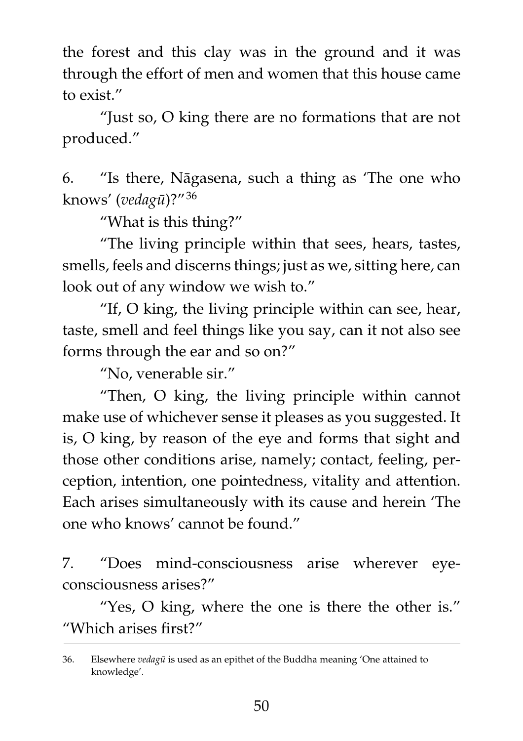the forest and this clay was in the ground and it was through the effort of men and women that this house came to exist."

"Just so, O king there are no formations that are not produced."

6. "Is there, Nāgasena, such a thing as 'The one who knows' (*vedagū*)?"[36]

"What is this thing?"

"The living principle within that sees, hears, tastes, smells, feels and discerns things; just as we, sitting here, can look out of any window we wish to."

"If, O king, the living principle within can see, hear, taste, smell and feel things like you say, can it not also see forms through the ear and so on?"

"No, venerable sir."

"Then, O king, the living principle within cannot make use of whichever sense it pleases as you suggested. It is, O king, by reason of the eye and forms that sight and those other conditions arise, namely; contact, feeling, perception, intention, one pointedness, vitality and attention. Each arises simultaneously with its cause and herein 'The one who knows' cannot be found."

7. "Does mind-consciousness arise wherever eye-consciousness arises?"

"Yes, O king, where the one is there the other is." "Which arises first?"

---

36. Elsewhere *vedagū* is used as an epithet of the Buddha meaning 'One attained to knowledge'.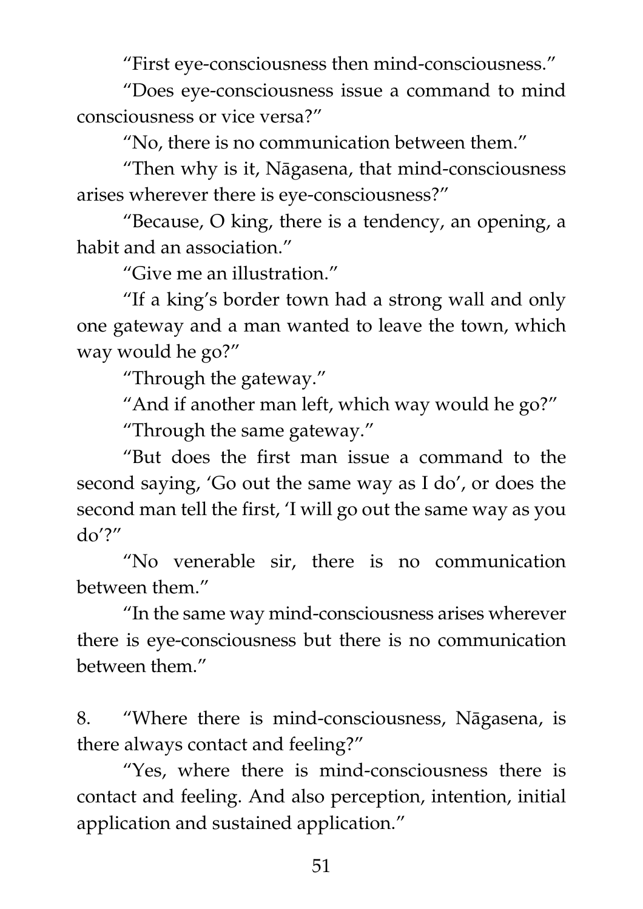"First eye-consciousness then mind-consciousness."

"Does eye-consciousness issue a command to mind consciousness or vice versa?"

"No, there is no communication between them."

"Then why is it, Nāgasena, that mind-consciousness arises wherever there is eye-consciousness?"

"Because, O king, there is a tendency, an opening, a habit and an association."

"Give me an illustration."

"If a king's border town had a strong wall and only one gateway and a man wanted to leave the town, which way would he go?"

"Through the gateway."

"And if another man left, which way would he go?"

"Through the same gateway."

"But does the first man issue a command to the second saying, 'Go out the same way as I do', or does the second man tell the first, 'I will go out the same way as you do'?"

"No venerable sir, there is no communication between them."

"In the same way mind-consciousness arises wherever there is eye-consciousness but there is no communication between them."

8. "Where there is mind-consciousness, Nāgasena, is there always contact and feeling?"

"Yes, where there is mind-consciousness there is contact and feeling. And also perception, intention, initial application and sustained application."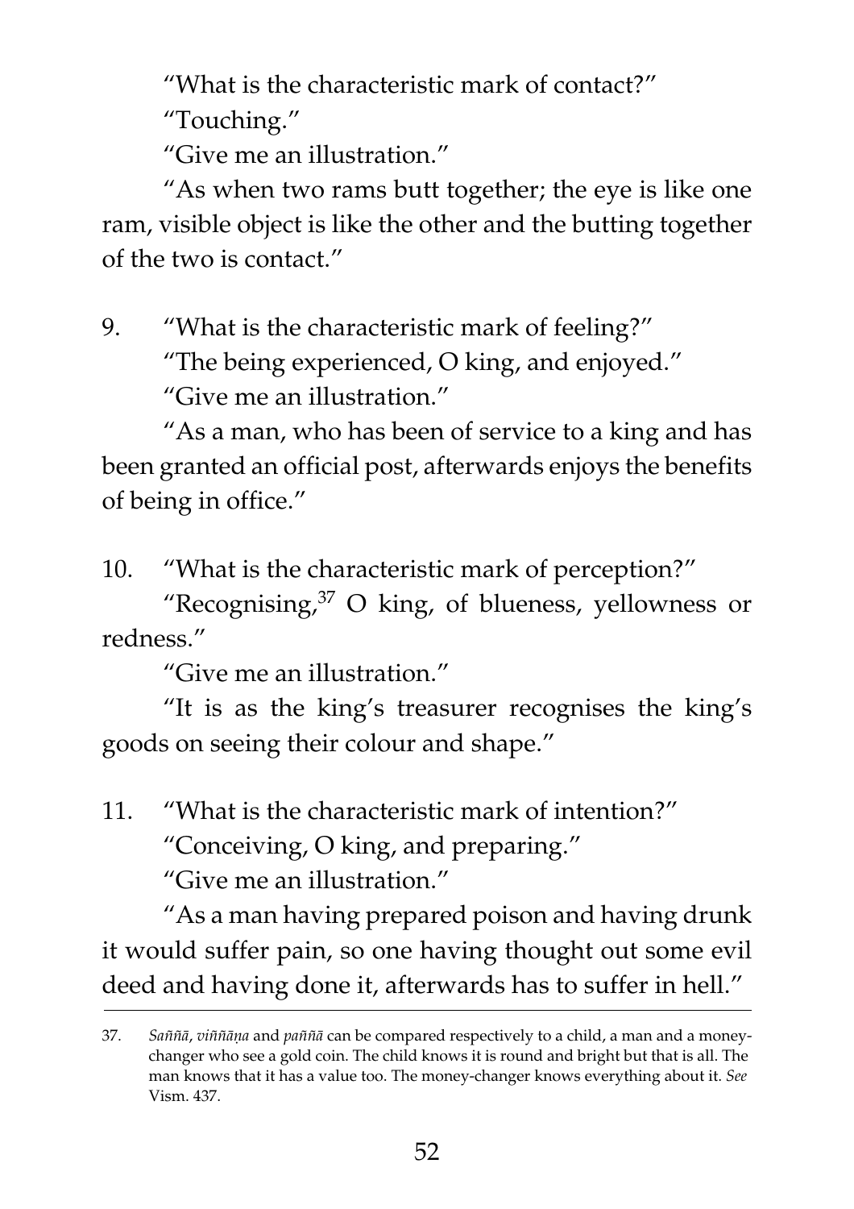"What is the characteristic mark of contact?"

"Touching."

"Give me an illustration."

"As when two rams butt together; the eye is like one ram, visible object is like the other and the butting together of the two is contact."

9. "What is the characteristic mark of feeling?"

"The being experienced, O king, and enjoyed."

"Give me an illustration."

"As a man, who has been of service to a king and has been granted an official post, afterwards enjoys the benefits of being in office."

10. "What is the characteristic mark of perception?"

"Recognising,[37] O king, of blueness, yellowness or redness."

"Give me an illustration."

"It is as the king's treasurer recognises the king's goods on seeing their colour and shape."

11. "What is the characteristic mark of intention?"

"Conceiving, O king, and preparing."

"Give me an illustration."

"As a man having prepared poison and having drunk it would suffer pain, so one having thought out some evil deed and having done it, afterwards has to suffer in hell."

---

37. *Saññā*, *viññāṇa* and *paññā* can be compared respectively to a child, a man and a money-changer who see a gold coin. The child knows it is round and bright but that is all. The man knows that it has a value too. The money-changer knows everything about it. *See* Vism. 437.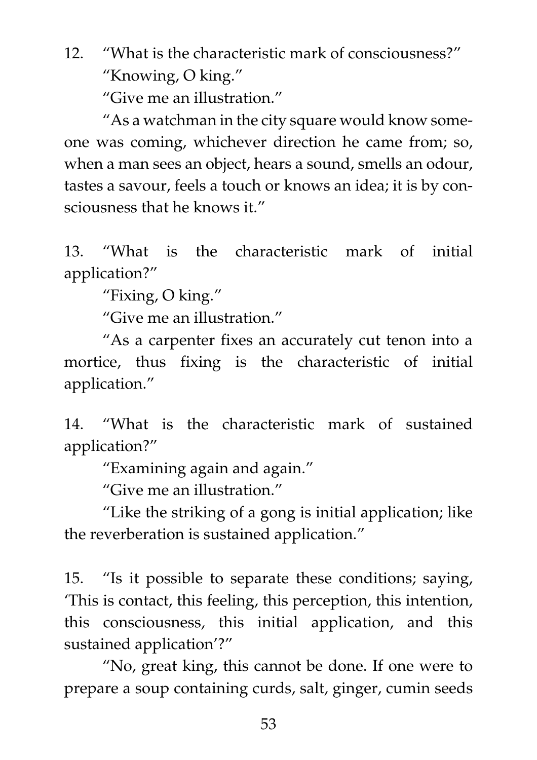12. "What is the characteristic mark of consciousness?"

"Knowing, O king."

"Give me an illustration."

"As a watchman in the city square would know someone was coming, whichever direction he came from; so, when a man sees an object, hears a sound, smells an odour, tastes a savour, feels a touch or knows an idea; it is by consciousness that he knows it."

13. "What is the characteristic mark of initial application?"

"Fixing, O king."

"Give me an illustration."

"As a carpenter fixes an accurately cut tenon into a mortice, thus fixing is the characteristic of initial application."

14. "What is the characteristic mark of sustained application?"

"Examining again and again."

"Give me an illustration."

"Like the striking of a gong is initial application; like the reverberation is sustained application."

15. "Is it possible to separate these conditions; saying, 'This is contact, this feeling, this perception, this intention, this consciousness, this initial application, and this sustained application'?"

"No, great king, this cannot be done. If one were to prepare a soup containing curds, salt, ginger, cumin seeds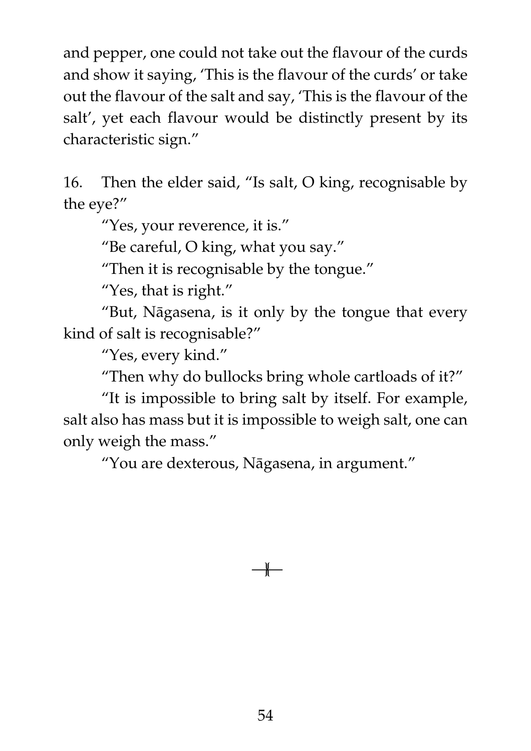and pepper, one could not take out the flavour of the curds and show it saying, 'This is the flavour of the curds' or take out the flavour of the salt and say, 'This is the flavour of the salt', yet each flavour would be distinctly present by its characteristic sign."

16. Then the elder said, "Is salt, O king, recognisable by the eye?"

"Yes, your reverence, it is."

"Be careful, O king, what you say."

"Then it is recognisable by the tongue."

"Yes, that is right."

"But, Nāgasena, is it only by the tongue that every kind of salt is recognisable?"

"Yes, every kind."

"Then why do bullocks bring whole cartloads of it?"

"It is impossible to bring salt by itself. For example, salt also has mass but it is impossible to weigh salt, one can only weigh the mass."

"You are dexterous, Nāgasena, in argument."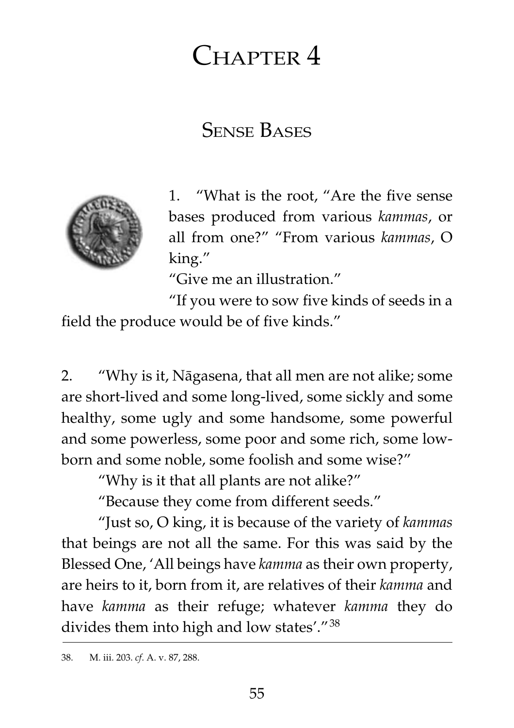# Chapter 4

## Sense Bases

1. "What is the root, "Are the five sense bases produced from various *kammas*, or all from one?" "From various *kammas*, O king."

"Give me an illustration."

"If you were to sow five kinds of seeds in a field the produce would be of five kinds."

2. "Why is it, Nāgasena, that all men are not alike; some are short-lived and some long-lived, some sickly and some healthy, some ugly and some handsome, some powerful and some powerless, some poor and some rich, some low-born and some noble, some foolish and some wise?"

"Why is it that all plants are not alike?"

"Because they come from different seeds."

"Just so, O king, it is because of the variety of *kammas* that beings are not all the same. For this was said by the Blessed One, 'All beings have *kamma* as their own property, are heirs to it, born from it, are relatives of their *kamma* and have *kamma* as their refuge; whatever *kamma* they do divides them into high and low states'."[38]

---

38. M. iii. 203. *cf.* A. v. 87, 288.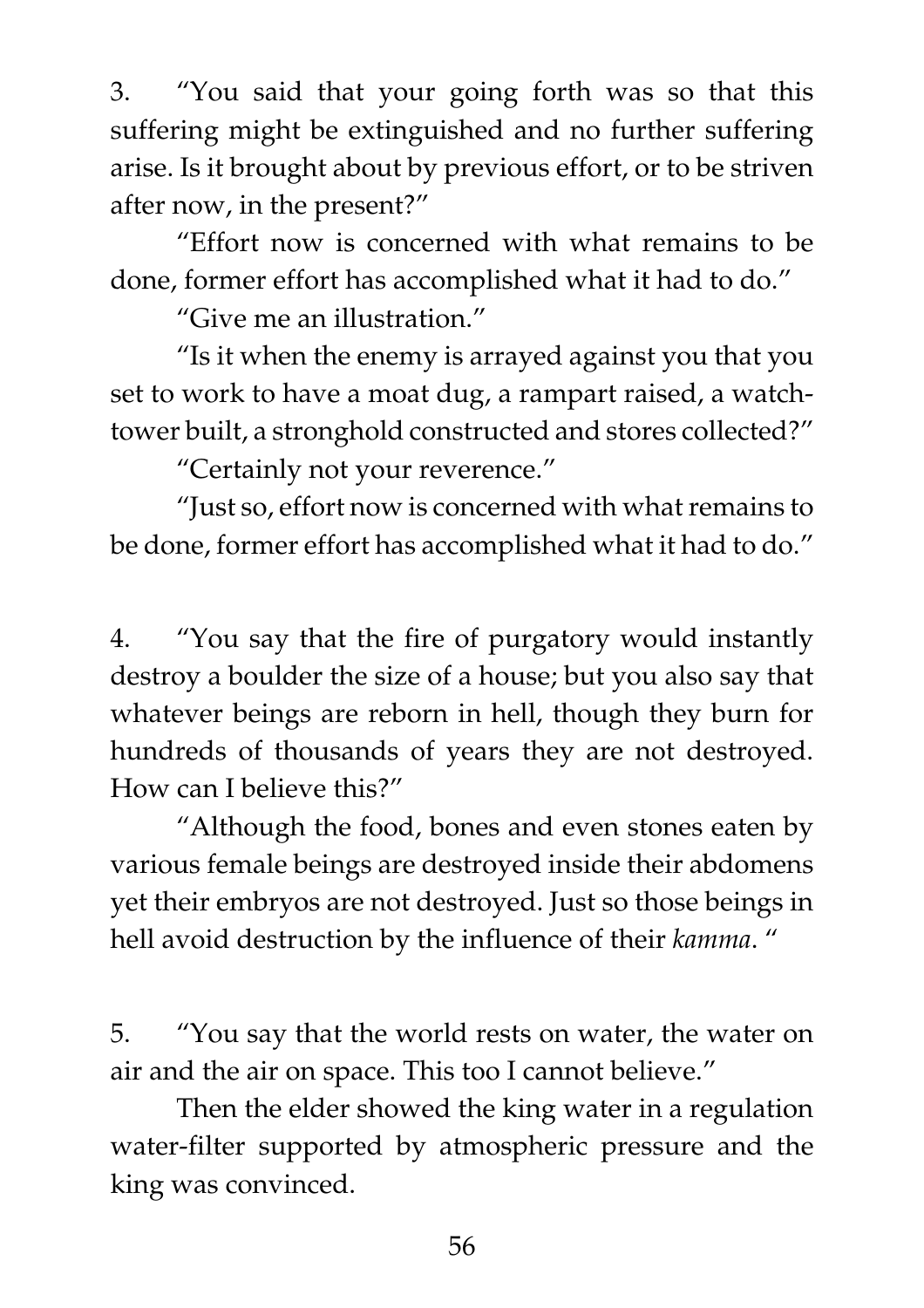3. "You said that your going forth was so that this suffering might be extinguished and no further suffering arise. Is it brought about by previous effort, or to be striven after now, in the present?"

"Effort now is concerned with what remains to be done, former effort has accomplished what it had to do."

"Give me an illustration."

"Is it when the enemy is arrayed against you that you set to work to have a moat dug, a rampart raised, a watch-tower built, a stronghold constructed and stores collected?"

"Certainly not your reverence."

"Just so, effort now is concerned with what remains to be done, former effort has accomplished what it had to do."

4. "You say that the fire of purgatory would instantly destroy a boulder the size of a house; but you also say that whatever beings are reborn in hell, though they burn for hundreds of thousands of years they are not destroyed. How can I believe this?"

"Although the food, bones and even stones eaten by various female beings are destroyed inside their abdomens yet their embryos are not destroyed. Just so those beings in hell avoid destruction by the influence of their *kamma*. "

5. "You say that the world rests on water, the water on air and the air on space. This too I cannot believe."

Then the elder showed the king water in a regulation water-filter supported by atmospheric pressure and the king was convinced.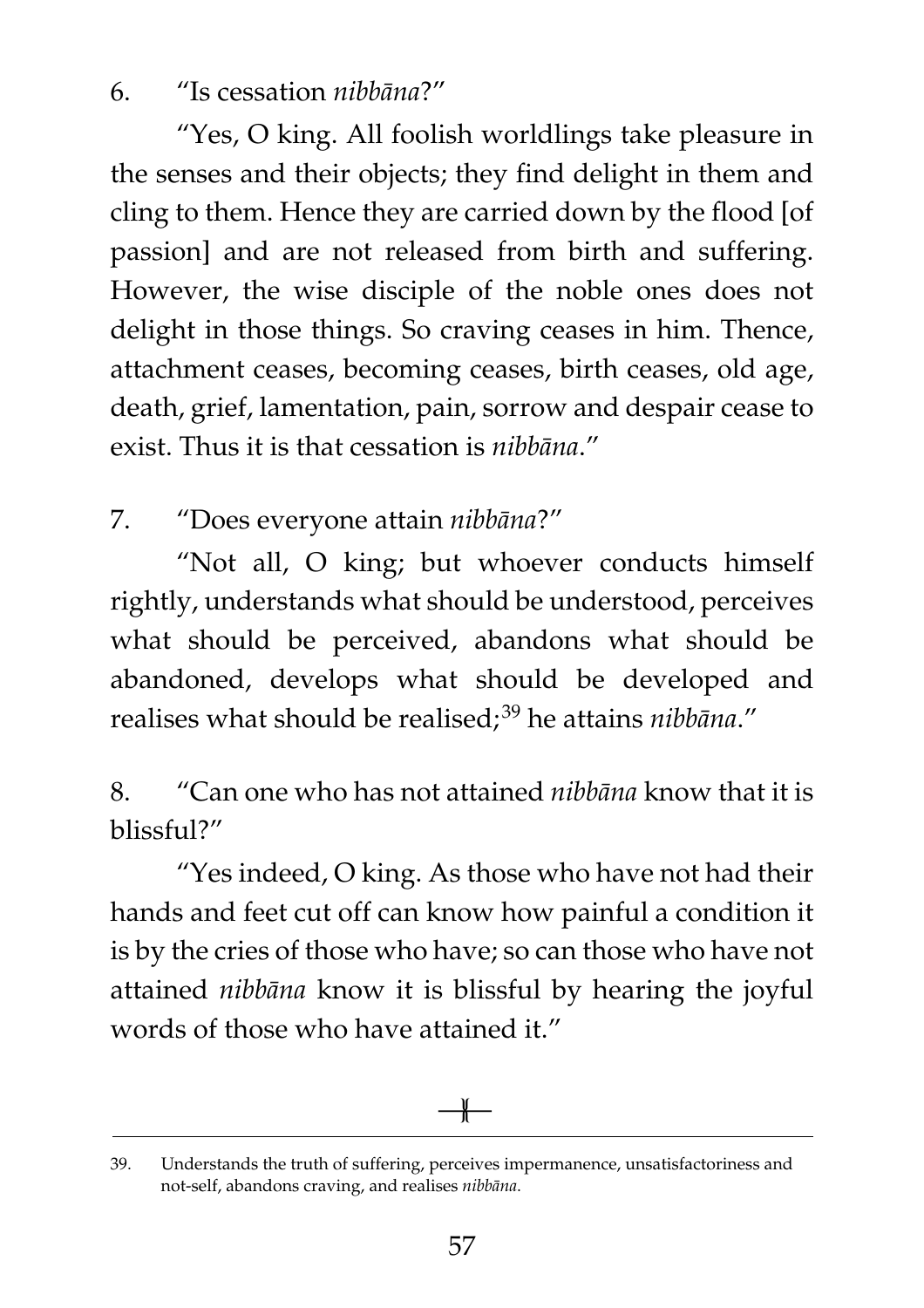6. "Is cessation *nibbāna*?"

"Yes, O king. All foolish worldlings take pleasure in the senses and their objects; they find delight in them and cling to them. Hence they are carried down by the flood [of passion] and are not released from birth and suffering. However, the wise disciple of the noble ones does not delight in those things. So craving ceases in him. Thence, attachment ceases, becoming ceases, birth ceases, old age, death, grief, lamentation, pain, sorrow and despair cease to exist. Thus it is that cessation is *nibbāna*."

7. "Does everyone attain *nibbāna*?"

"Not all, O king; but whoever conducts himself rightly, understands what should be understood, perceives what should be perceived, abandons what should be abandoned, develops what should be developed and realises what should be realised;[39] he attains *nibbāna*."

8. "Can one who has not attained *nibbāna* know that it is blissful?"

"Yes indeed, O king. As those who have not had their hands and feet cut off can know how painful a condition it is by the cries of those who have; so can those who have not attained *nibbāna* know it is blissful by hearing the joyful words of those who have attained it."

---

39. Understands the truth of suffering, perceives impermanence, unsatisfactoriness and not-self, abandons craving, and realises *nibbāna*.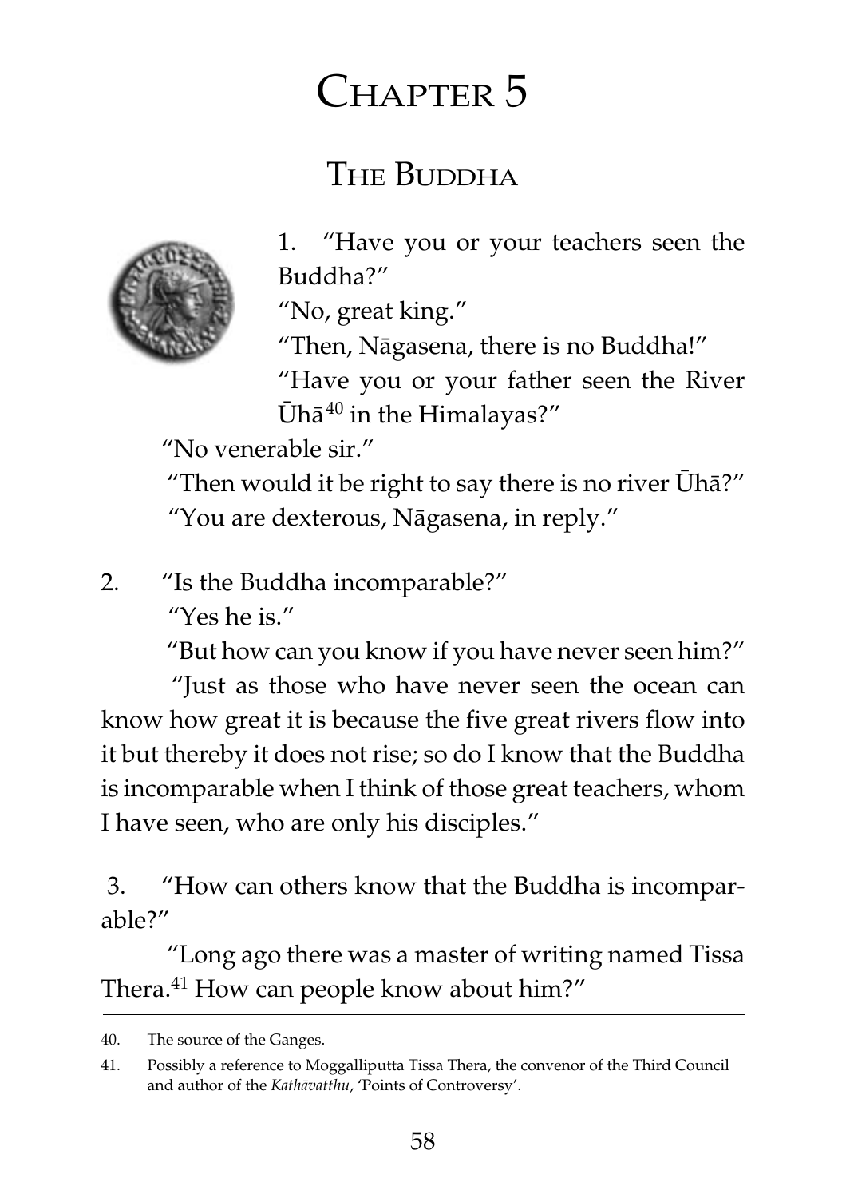# Chapter 5

## The Buddha

1. "Have you or your teachers seen the Buddha?"

"No, great king."

"Then, Nāgasena, there is no Buddha!"

"Have you or your father seen the River Ūhā[40] in the Himalayas?"

"No venerable sir."

"Then would it be right to say there is no river Ūhā?"

"You are dexterous, Nāgasena, in reply."

2. "Is the Buddha incomparable?"

"Yes he is."

"But how can you know if you have never seen him?"

"Just as those who have never seen the ocean can know how great it is because the five great rivers flow into it but thereby it does not rise; so do I know that the Buddha is incomparable when I think of those great teachers, whom I have seen, who are only his disciples."

3. "How can others know that the Buddha is incomparable?"

"Long ago there was a master of writing named Tissa Thera.[41] How can people know about him?"

---

40. The source of the Ganges.

41. Possibly a reference to Moggalliputta Tissa Thera, the convenor of the Third Council and author of the *Kathāvatthu*, 'Points of Controversy'.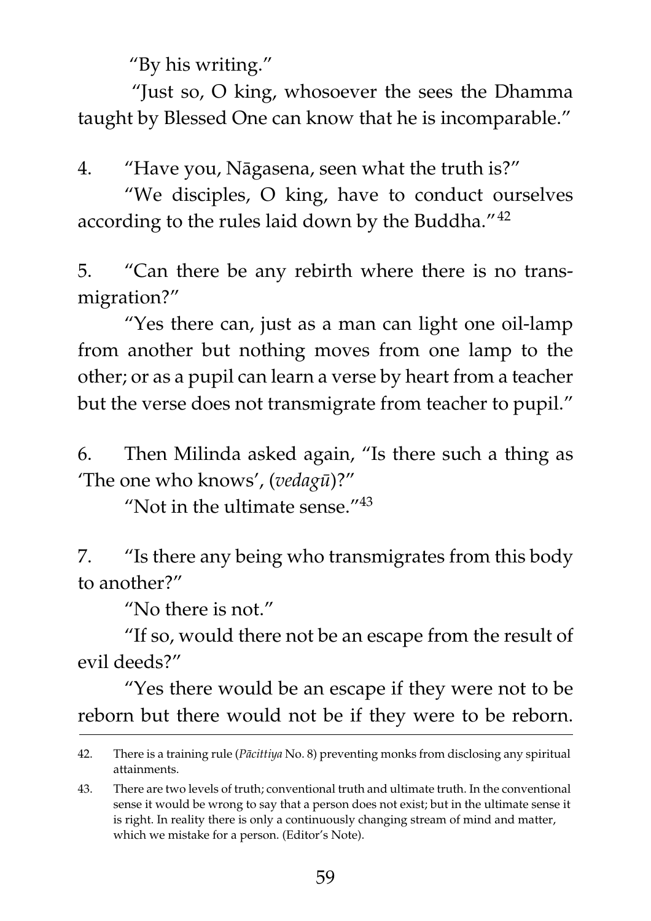"By his writing."

"Just so, O king, whosoever the sees the Dhamma taught by Blessed One can know that he is incomparable."

4. "Have you, Nāgasena, seen what the truth is?"

"We disciples, O king, have to conduct ourselves according to the rules laid down by the Buddha."[42]

5. "Can there be any rebirth where there is no transmigration?"

"Yes there can, just as a man can light one oil-lamp from another but nothing moves from one lamp to the other; or as a pupil can learn a verse by heart from a teacher but the verse does not transmigrate from teacher to pupil."

6. Then Milinda asked again, "Is there such a thing as 'The one who knows', (*vedagū*)?"

"Not in the ultimate sense."[43]

7. "Is there any being who transmigrates from this body to another?"

"No there is not."

"If so, would there not be an escape from the result of evil deeds?"

"Yes there would be an escape if they were not to be reborn but there would not be if they were to be reborn.

---

42. There is a training rule (*Pācittiya* No. 8) preventing monks from disclosing any spiritual attainments.

43. There are two levels of truth; conventional truth and ultimate truth. In the conventional sense it would be wrong to say that a person does not exist; but in the ultimate sense it is right. In reality there is only a continuously changing stream of mind and matter, which we mistake for a person. (Editor's Note).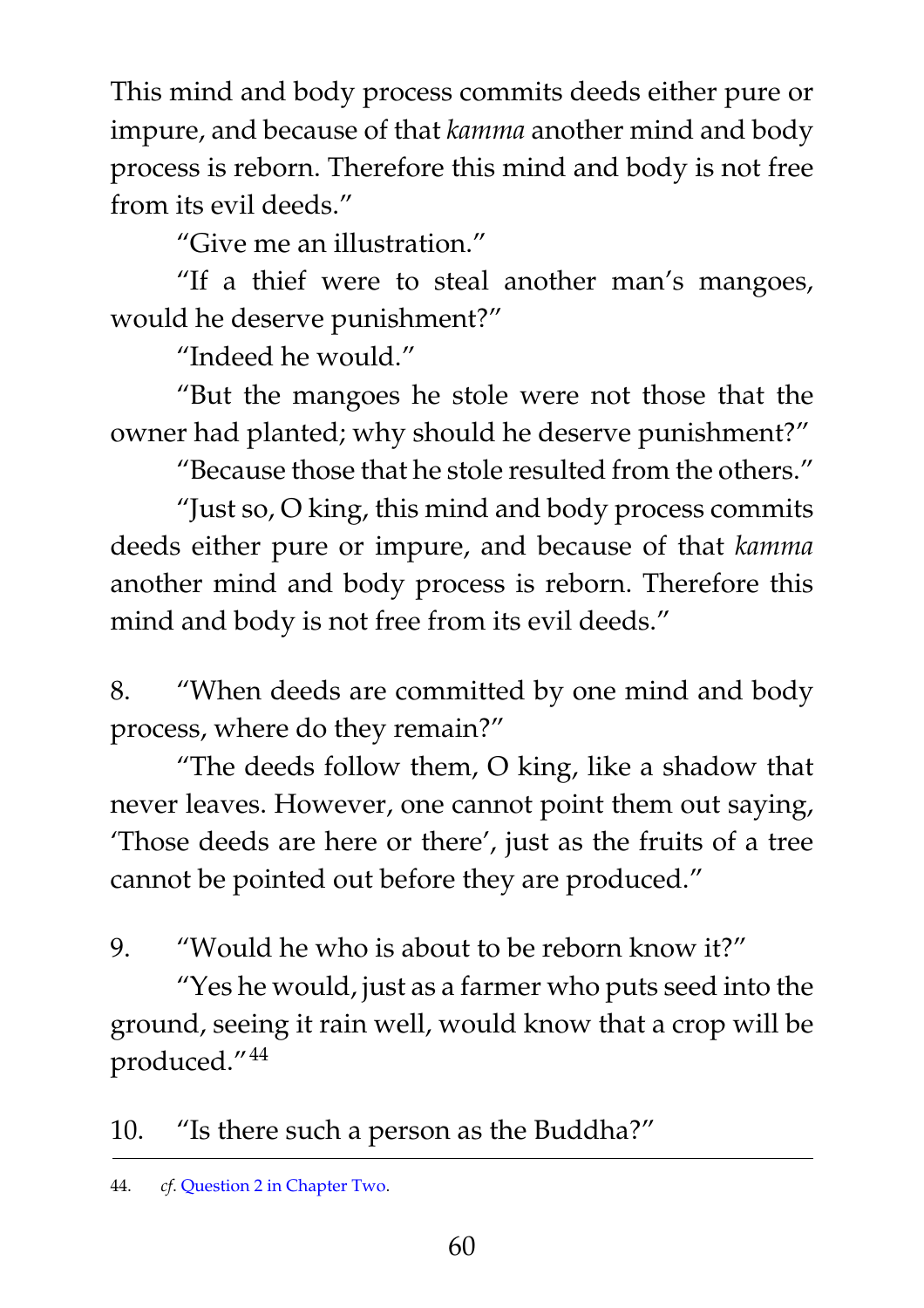This mind and body process commits deeds either pure or impure, and because of that *kamma* another mind and body process is reborn. Therefore this mind and body is not free from its evil deeds."

"Give me an illustration."

"If a thief were to steal another man's mangoes, would he deserve punishment?"

"Indeed he would."

"But the mangoes he stole were not those that the owner had planted; why should he deserve punishment?"

"Because those that he stole resulted from the others."

"Just so, O king, this mind and body process commits deeds either pure or impure, and because of that *kamma* another mind and body process is reborn. Therefore this mind and body is not free from its evil deeds."

8. "When deeds are committed by one mind and body process, where do they remain?"

"The deeds follow them, O king, like a shadow that never leaves. However, one cannot point them out saying, 'Those deeds are here or there', just as the fruits of a tree cannot be pointed out before they are produced."

9. "Would he who is about to be reborn know it?"

"Yes he would, just as a farmer who puts seed into the ground, seeing it rain well, would know that a crop will be produced."[44]

10. "Is there such a person as the Buddha?"

---

44. *cf.* Question 2 in Chapter Two.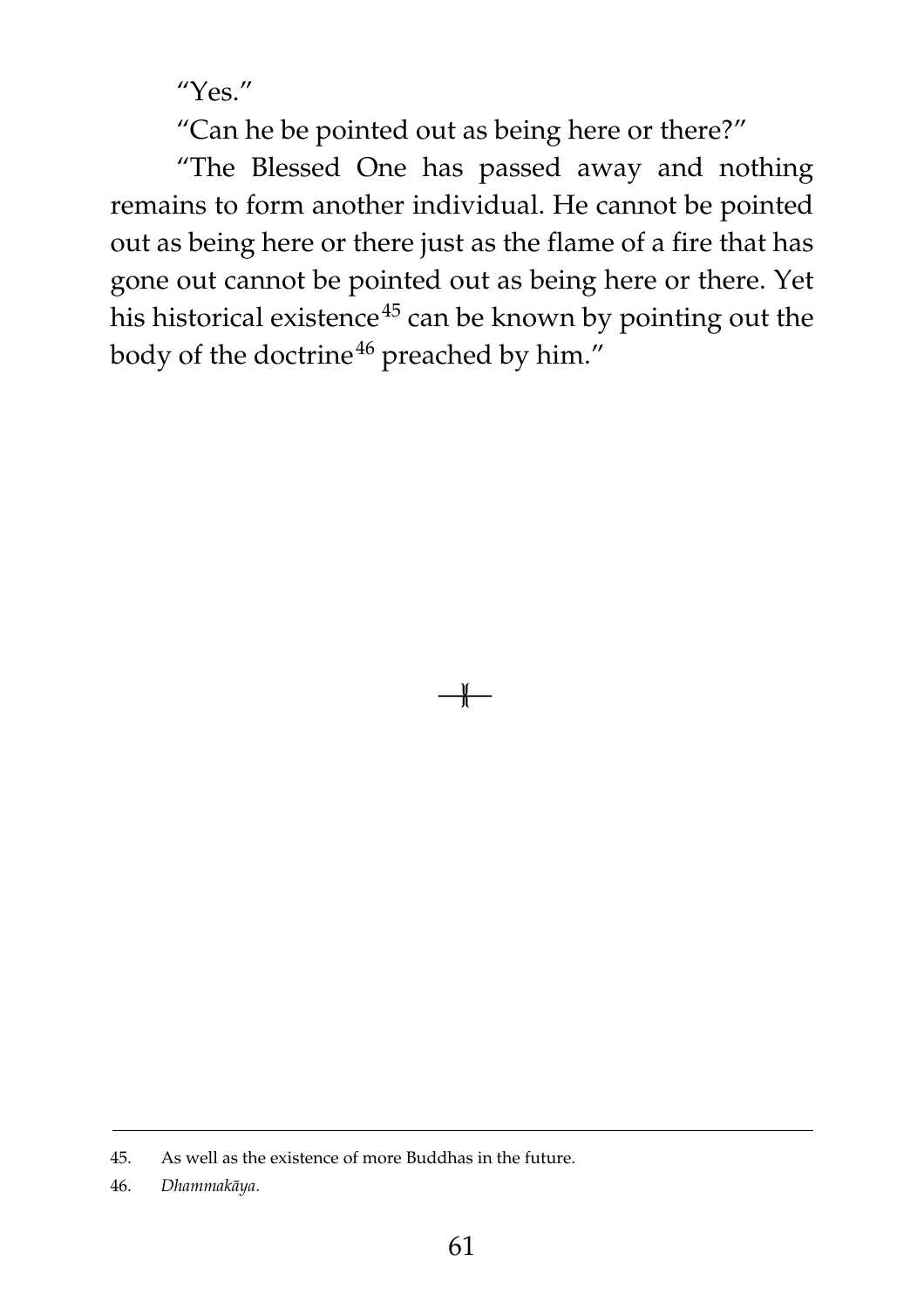"Yes."

"Can he be pointed out as being here or there?"

"The Blessed One has passed away and nothing remains to form another individual. He cannot be pointed out as being here or there just as the flame of a fire that has gone out cannot be pointed out as being here or there. Yet his historical existence[45] can be known by pointing out the body of the doctrine[46] preached by him."

---

45. As well as the existence of more Buddhas in the future.

46. *Dhammakāya*.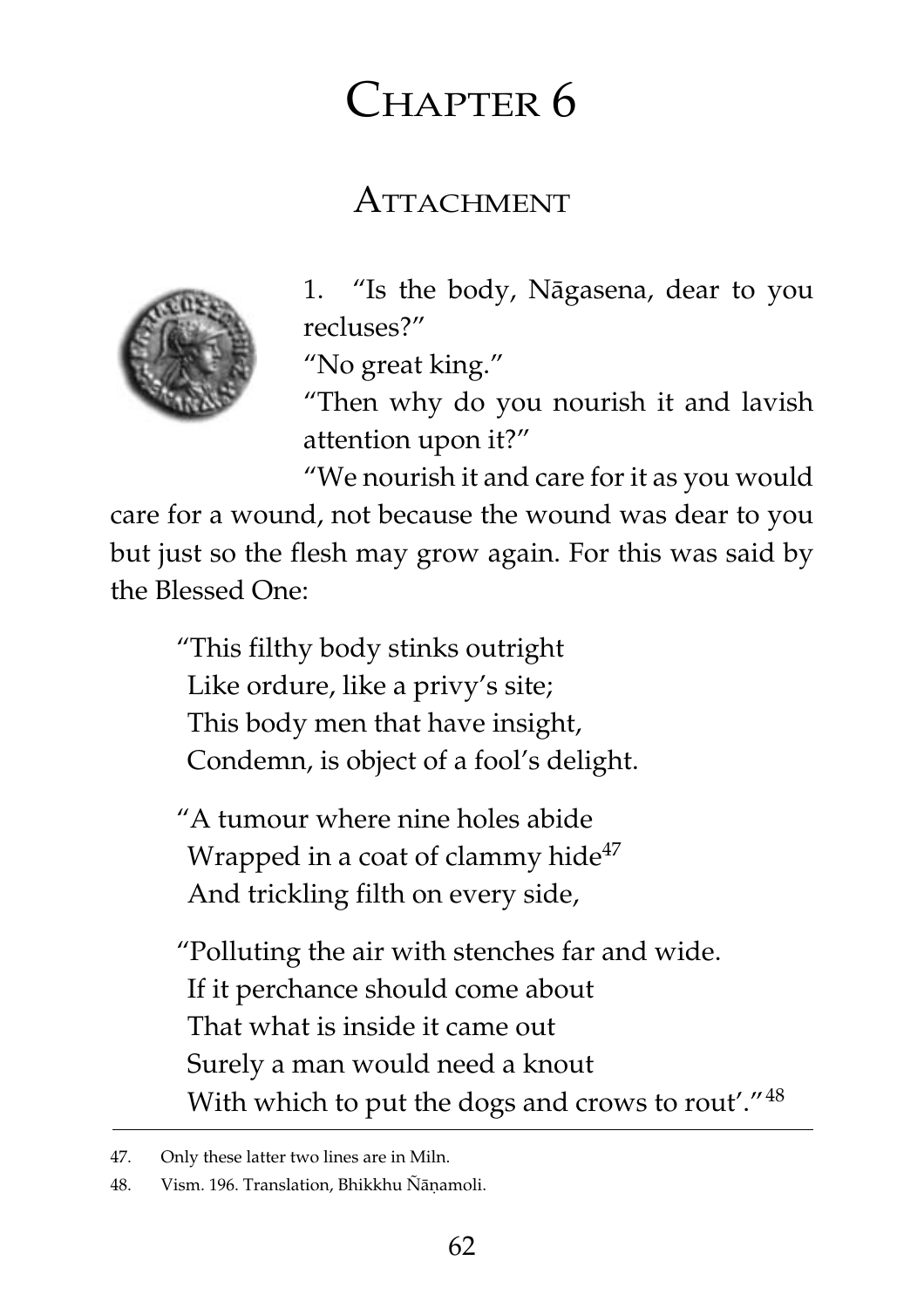# Chapter 6

## Attachment

1. "Is the body, Nāgasena, dear to you recluses?"

"No great king."

"Then why do you nourish it and lavish attention upon it?"

"We nourish it and care for it as you would care for a wound, not because the wound was dear to you but just so the flesh may grow again. For this was said by the Blessed One:

> "This filthy body stinks outright
> Like ordure, like a privy's site;
> This body men that have insight,
> Condemn, is object of a fool's delight.
>
> "A tumour where nine holes abide
> Wrapped in a coat of clammy hide[47]
> And trickling filth on every side,
>
> "Polluting the air with stenches far and wide.
> If it perchance should come about
> That what is inside it came out
> Surely a man would need a knout
> With which to put the dogs and crows to rout'."[48]

47. Only these latter two lines are in Miln.

48. Vism. 196. Translation, Bhikkhu Ñāṇamoli.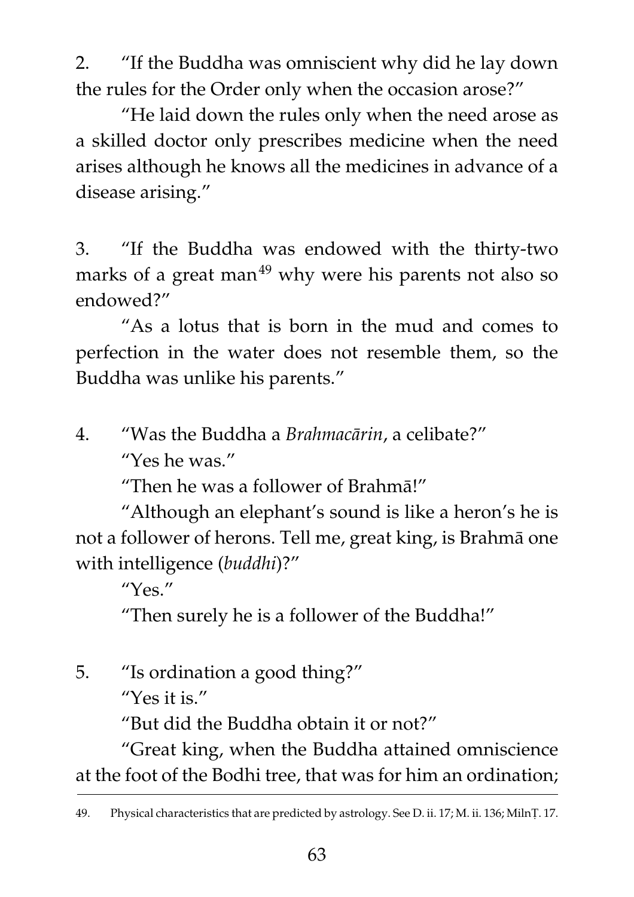2. "If the Buddha was omniscient why did he lay down the rules for the Order only when the occasion arose?"

"He laid down the rules only when the need arose as a skilled doctor only prescribes medicine when the need arises although he knows all the medicines in advance of a disease arising."

3. "If the Buddha was endowed with the thirty-two marks of a great man[49] why were his parents not also so endowed?"

"As a lotus that is born in the mud and comes to perfection in the water does not resemble them, so the Buddha was unlike his parents."

4. "Was the Buddha a *Brahmacārin*, a celibate?"

"Yes he was."

"Then he was a follower of Brahmā!"

"Although an elephant's sound is like a heron's he is not a follower of herons. Tell me, great king, is Brahmā one with intelligence (*buddhi*)?"

"Yes."

"Then surely he is a follower of the Buddha!"

5. "Is ordination a good thing?"

"Yes it is."

"But did the Buddha obtain it or not?"

"Great king, when the Buddha attained omniscience at the foot of the Bodhi tree, that was for him an ordination;

---

49. Physical characteristics that are predicted by astrology. See D. ii. 17; M. ii. 136; MilnṬ. 17.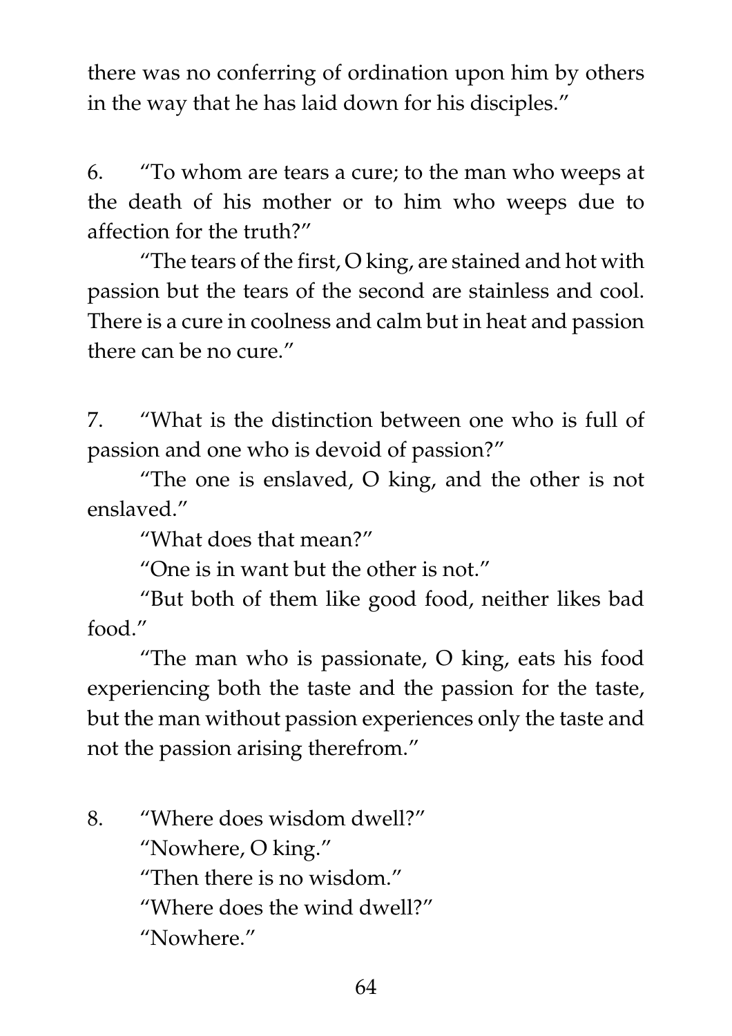there was no conferring of ordination upon him by others in the way that he has laid down for his disciples."

6. "To whom are tears a cure; to the man who weeps at the death of his mother or to him who weeps due to affection for the truth?"

"The tears of the first, O king, are stained and hot with passion but the tears of the second are stainless and cool. There is a cure in coolness and calm but in heat and passion there can be no cure."

7. "What is the distinction between one who is full of passion and one who is devoid of passion?"

"The one is enslaved, O king, and the other is not enslaved."

"What does that mean?"

"One is in want but the other is not."

"But both of them like good food, neither likes bad food."

"The man who is passionate, O king, eats his food experiencing both the taste and the passion for the taste, but the man without passion experiences only the taste and not the passion arising therefrom."

8. "Where does wisdom dwell?"

"Nowhere, O king."

"Then there is no wisdom."

"Where does the wind dwell?"

"Nowhere."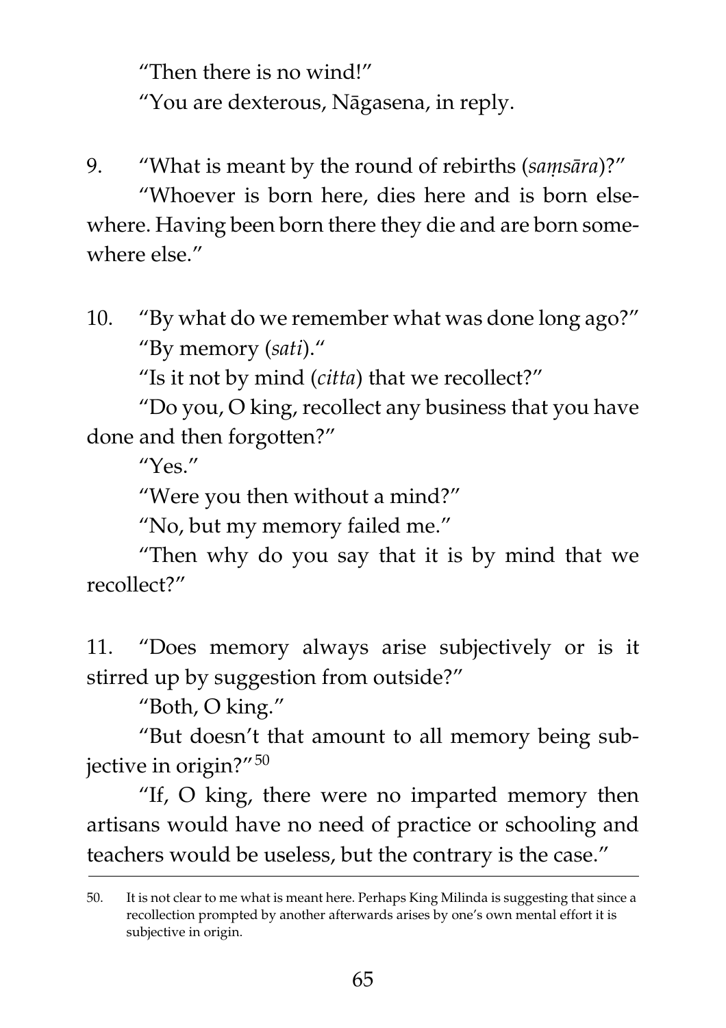"Then there is no wind!"

"You are dexterous, Nāgasena, in reply.

9. "What is meant by the round of rebirths (*saṃsāra*)?"

"Whoever is born here, dies here and is born elsewhere. Having been born there they die and are born somewhere else."

10. "By what do we remember what was done long ago?"

"By memory (*sati*)."

"Is it not by mind (*citta*) that we recollect?"

"Do you, O king, recollect any business that you have done and then forgotten?"

"Yes."

"Were you then without a mind?"

"No, but my memory failed me."

"Then why do you say that it is by mind that we recollect?"

11. "Does memory always arise subjectively or is it stirred up by suggestion from outside?"

"Both, O king."

"But doesn't that amount to all memory being subjective in origin?"[50]

"If, O king, there were no imparted memory then artisans would have no need of practice or schooling and teachers would be useless, but the contrary is the case."

---

50. It is not clear to me what is meant here. Perhaps King Milinda is suggesting that since a recollection prompted by another afterwards arises by one's own mental effort it is subjective in origin.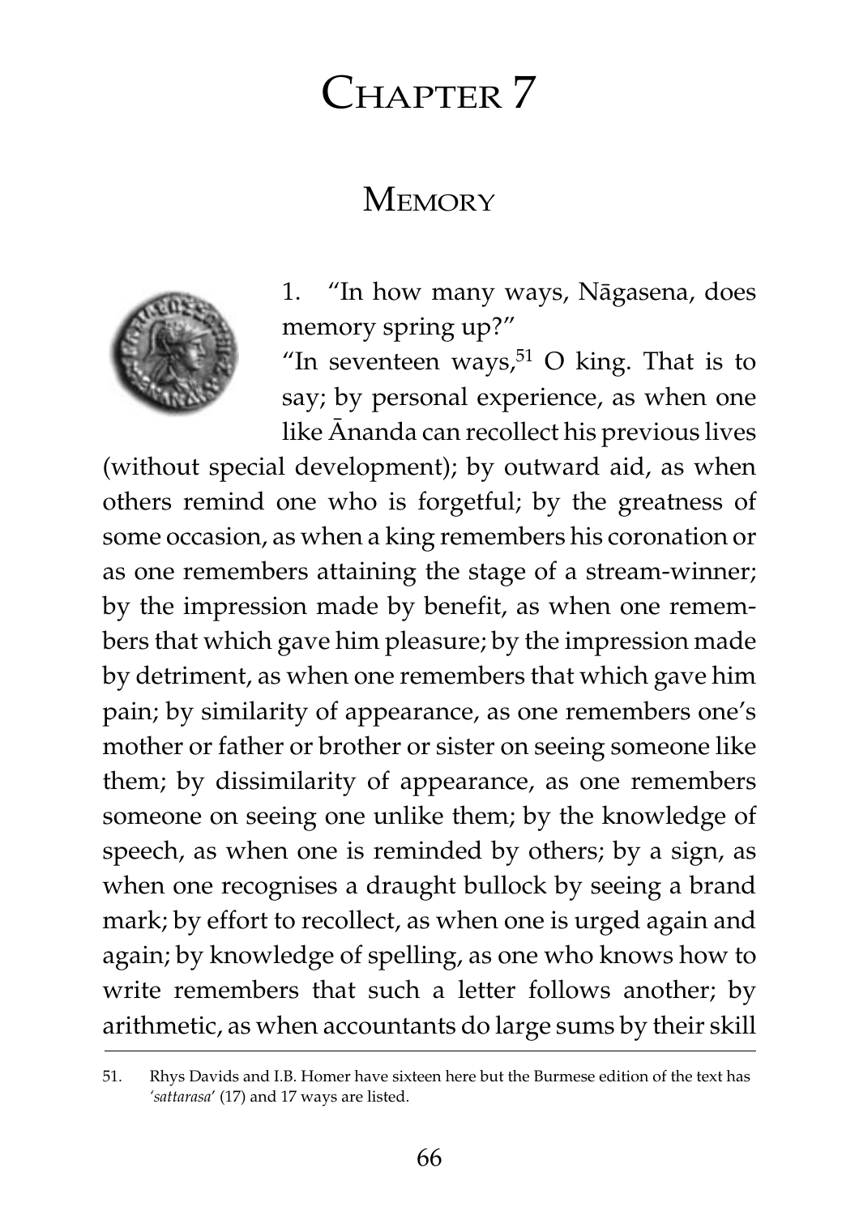# Chapter 7

## Memory

1. "In how many ways, Nāgasena, does memory spring up?"

"In seventeen ways,[51] O king. That is to say; by personal experience, as when one like Ānanda can recollect his previous lives (without special development); by outward aid, as when others remind one who is forgetful; by the greatness of some occasion, as when a king remembers his coronation or as one remembers attaining the stage of a stream-winner; by the impression made by benefit, as when one remembers that which gave him pleasure; by the impression made by detriment, as when one remembers that which gave him pain; by similarity of appearance, as one remembers one's mother or father or brother or sister on seeing someone like them; by dissimilarity of appearance, as one remembers someone on seeing one unlike them; by the knowledge of speech, as when one is reminded by others; by a sign, as when one recognises a draught bullock by seeing a brand mark; by effort to recollect, as when one is urged again and again; by knowledge of spelling, as one who knows how to write remembers that such a letter follows another; by arithmetic, as when accountants do large sums by their skill

---

51. Rhys Davids and I.B. Horner have sixteen here but the Burmese edition of the text has *'sattarasa'* (17) and 17 ways are listed.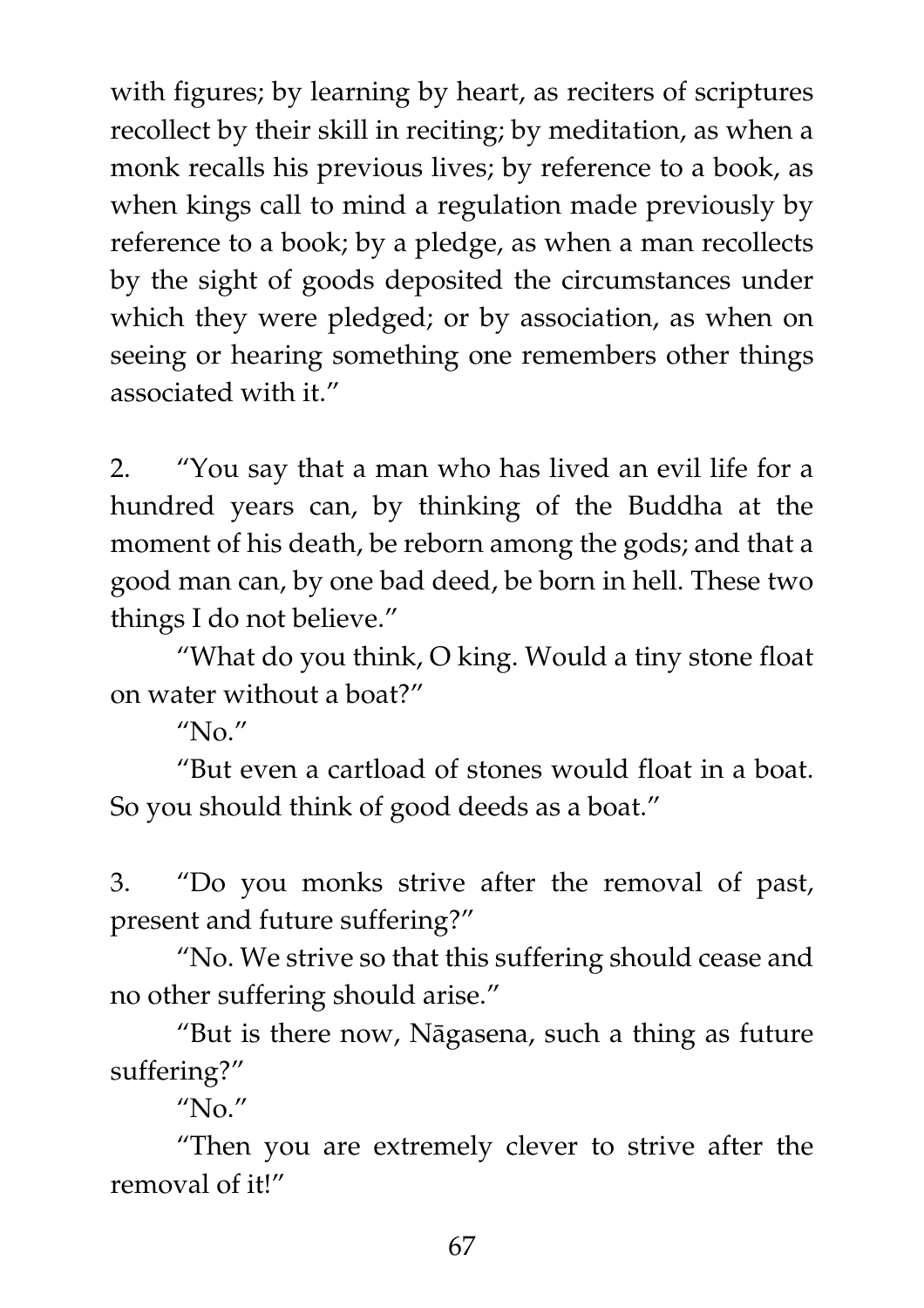with figures; by learning by heart, as reciters of scriptures recollect by their skill in reciting; by meditation, as when a monk recalls his previous lives; by reference to a book, as when kings call to mind a regulation made previously by reference to a book; by a pledge, as when a man recollects by the sight of goods deposited the circumstances under which they were pledged; or by association, as when on seeing or hearing something one remembers other things associated with it."

2. "You say that a man who has lived an evil life for a hundred years can, by thinking of the Buddha at the moment of his death, be reborn among the gods; and that a good man can, by one bad deed, be born in hell. These two things I do not believe."

"What do you think, O king. Would a tiny stone float on water without a boat?"

"No."

"But even a cartload of stones would float in a boat. So you should think of good deeds as a boat."

3. "Do you monks strive after the removal of past, present and future suffering?"

"No. We strive so that this suffering should cease and no other suffering should arise."

"But is there now, Nāgasena, such a thing as future suffering?"

"No."

"Then you are extremely clever to strive after the removal of it!"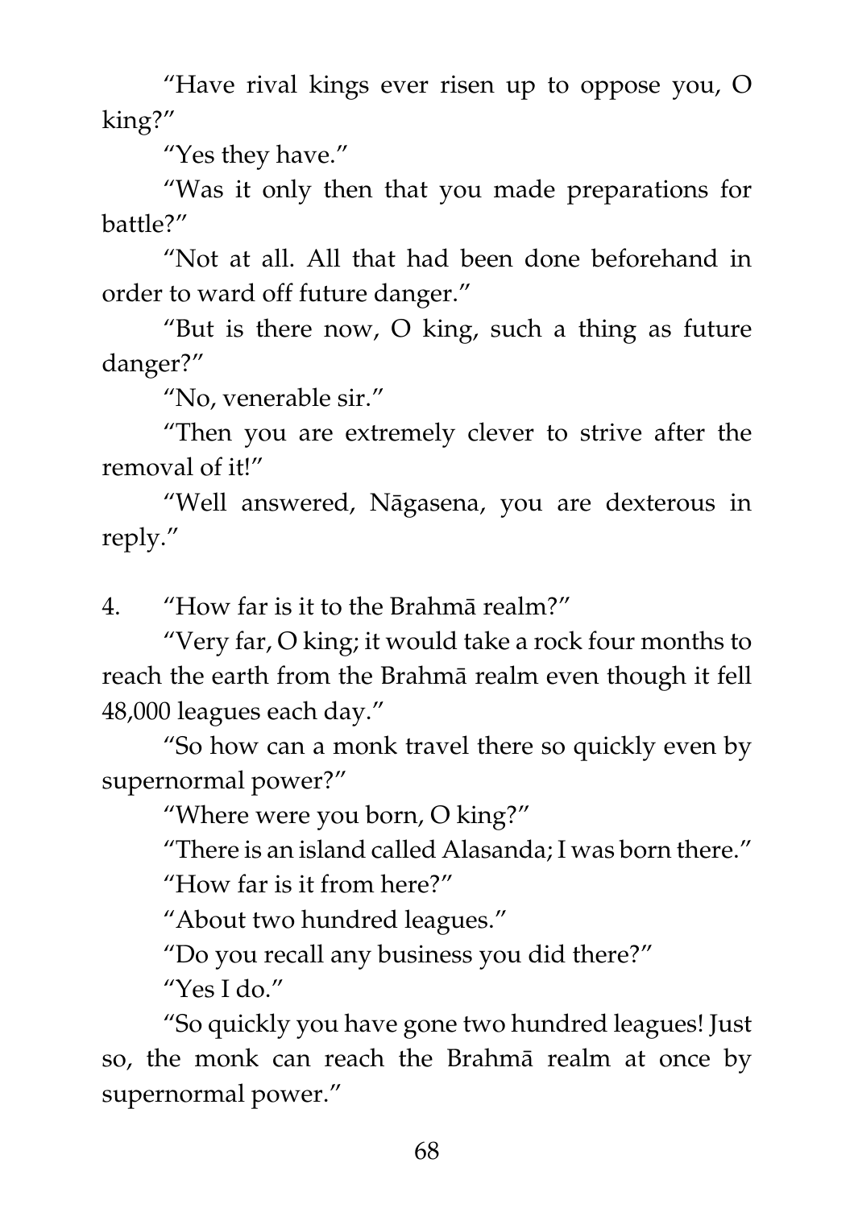"Have rival kings ever risen up to oppose you, O king?"

"Yes they have."

"Was it only then that you made preparations for battle?"

"Not at all. All that had been done beforehand in order to ward off future danger."

"But is there now, O king, such a thing as future danger?"

"No, venerable sir."

"Then you are extremely clever to strive after the removal of it!"

"Well answered, Nāgasena, you are dexterous in reply."

4. "How far is it to the Brahmā realm?"

"Very far, O king; it would take a rock four months to reach the earth from the Brahmā realm even though it fell 48,000 leagues each day."

"So how can a monk travel there so quickly even by supernormal power?"

"Where were you born, O king?"

"There is an island called Alasanda; I was born there."

"How far is it from here?"

"About two hundred leagues."

"Do you recall any business you did there?"

"Yes I do."

"So quickly you have gone two hundred leagues! Just so, the monk can reach the Brahmā realm at once by supernormal power."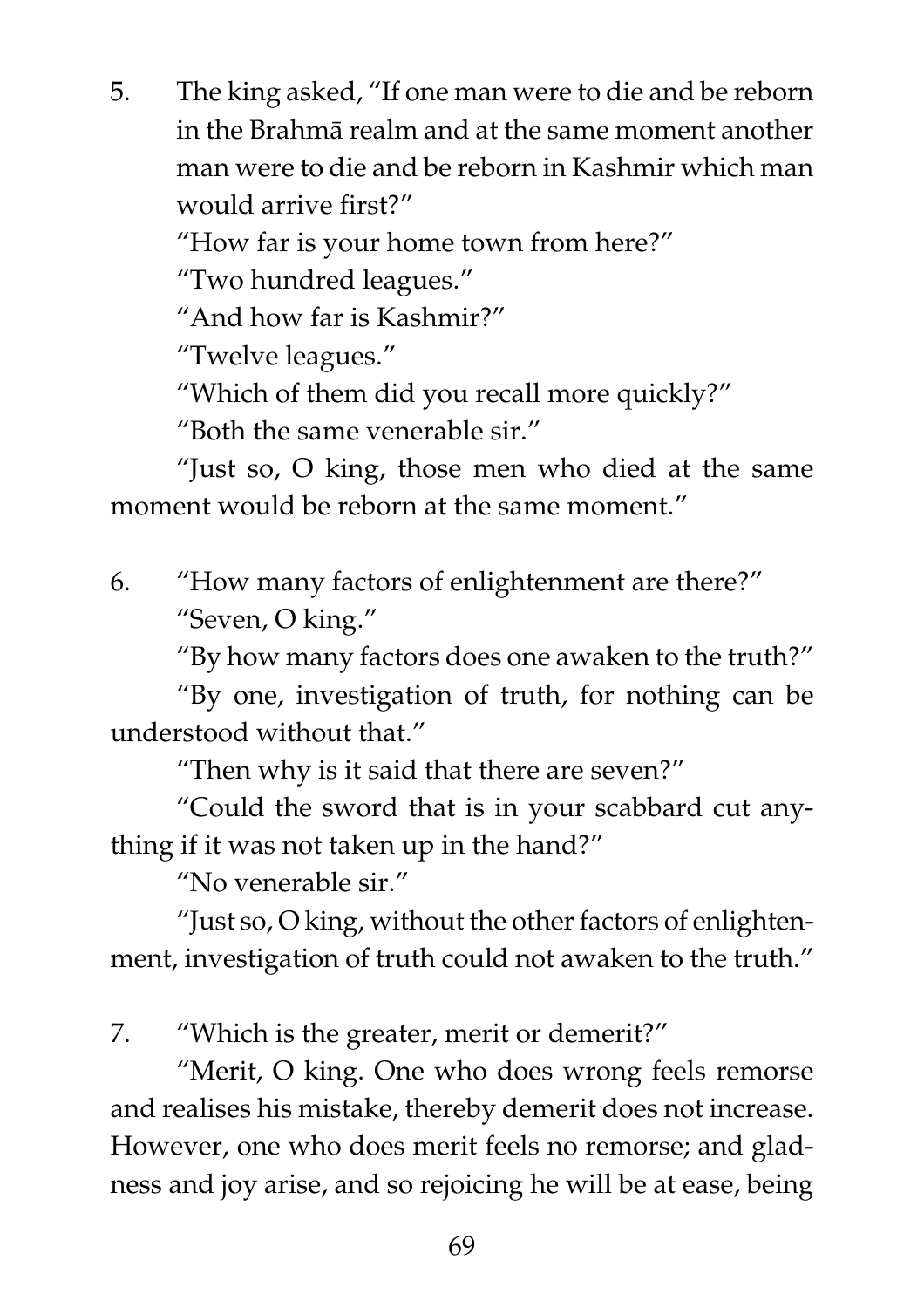5. The king asked, "If one man were to die and be reborn in the Brahmā realm and at the same moment another man were to die and be reborn in Kashmir which man would arrive first?"

"How far is your home town from here?"

"Two hundred leagues."

"And how far is Kashmir?"

"Twelve leagues."

"Which of them did you recall more quickly?"

"Both the same venerable sir."

"Just so, O king, those men who died at the same moment would be reborn at the same moment."

6. "How many factors of enlightenment are there?"

"Seven, O king."

"By how many factors does one awaken to the truth?"

"By one, investigation of truth, for nothing can be understood without that."

"Then why is it said that there are seven?"

"Could the sword that is in your scabbard cut anything if it was not taken up in the hand?"

"No venerable sir."

"Just so, O king, without the other factors of enlightenment, investigation of truth could not awaken to the truth."

7. "Which is the greater, merit or demerit?"

"Merit, O king. One who does wrong feels remorse and realises his mistake, thereby demerit does not increase. However, one who does merit feels no remorse; and gladness and joy arise, and so rejoicing he will be at ease, being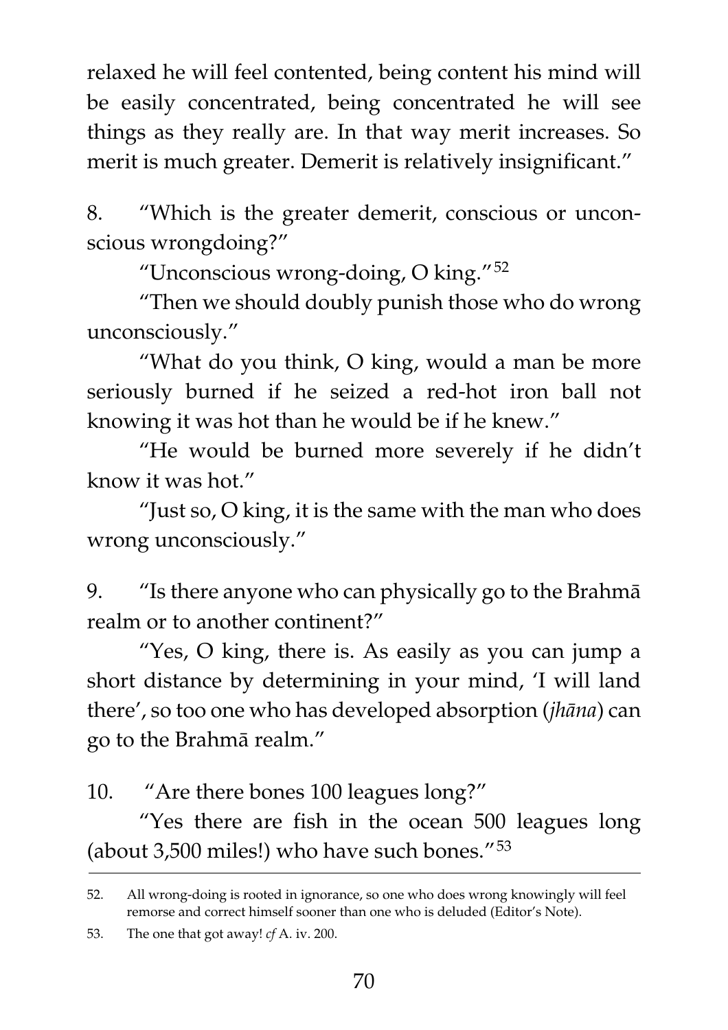relaxed he will feel contented, being content his mind will be easily concentrated, being concentrated he will see things as they really are. In that way merit increases. So merit is much greater. Demerit is relatively insignificant."

8. "Which is the greater demerit, conscious or unconscious wrongdoing?"

"Unconscious wrong-doing, O king."[52]

"Then we should doubly punish those who do wrong unconsciously."

"What do you think, O king, would a man be more seriously burned if he seized a red-hot iron ball not knowing it was hot than he would be if he knew."

"He would be burned more severely if he didn't know it was hot."

"Just so, O king, it is the same with the man who does wrong unconsciously."

9. "Is there anyone who can physically go to the Brahmā realm or to another continent?"

"Yes, O king, there is. As easily as you can jump a short distance by determining in your mind, 'I will land there', so too one who has developed absorption (*jhāna*) can go to the Brahmā realm."

10. "Are there bones 100 leagues long?"

"Yes there are fish in the ocean 500 leagues long (about 3,500 miles!) who have such bones."[53]

---

52. All wrong-doing is rooted in ignorance, so one who does wrong knowingly will feel remorse and correct himself sooner than one who is deluded (Editor's Note).

53. The one that got away! *cf* A. iv. 200.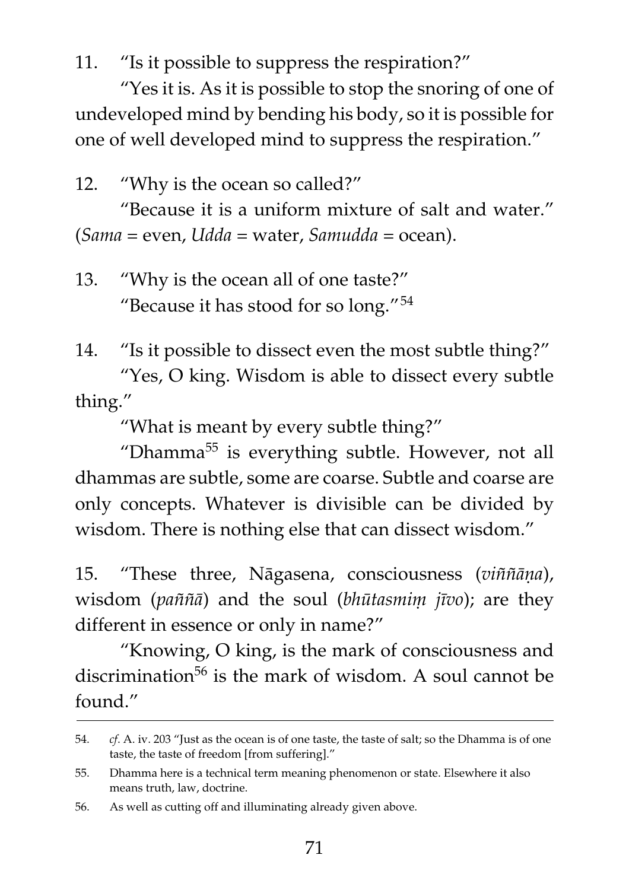11. "Is it possible to suppress the respiration?"

"Yes it is. As it is possible to stop the snoring of one of undeveloped mind by bending his body, so it is possible for one of well developed mind to suppress the respiration."

12. "Why is the ocean so called?"

"Because it is a uniform mixture of salt and water." (*Sama* = even, *Udda* = water, *Samudda* = ocean).

13. "Why is the ocean all of one taste?"

"Because it has stood for so long."[54]

14. "Is it possible to dissect even the most subtle thing?"

"Yes, O king. Wisdom is able to dissect every subtle thing."

"What is meant by every subtle thing?"

"Dhamma[55] is everything subtle. However, not all dhammas are subtle, some are coarse. Subtle and coarse are only concepts. Whatever is divisible can be divided by wisdom. There is nothing else that can dissect wisdom."

15. "These three, Nāgasena, consciousness (*viññāṇa*), wisdom (*paññā*) and the soul (*bhūtasmiṃ jīvo*); are they different in essence or only in name?"

"Knowing, O king, is the mark of consciousness and discrimination[56] is the mark of wisdom. A soul cannot be found."

---

54. *cf.* A. iv. 203 "Just as the ocean is of one taste, the taste of salt; so the Dhamma is of one taste, the taste of freedom [from suffering]."

55. Dhamma here is a technical term meaning phenomenon or state. Elsewhere it also means truth, law, doctrine.

56. As well as cutting off and illuminating already given above.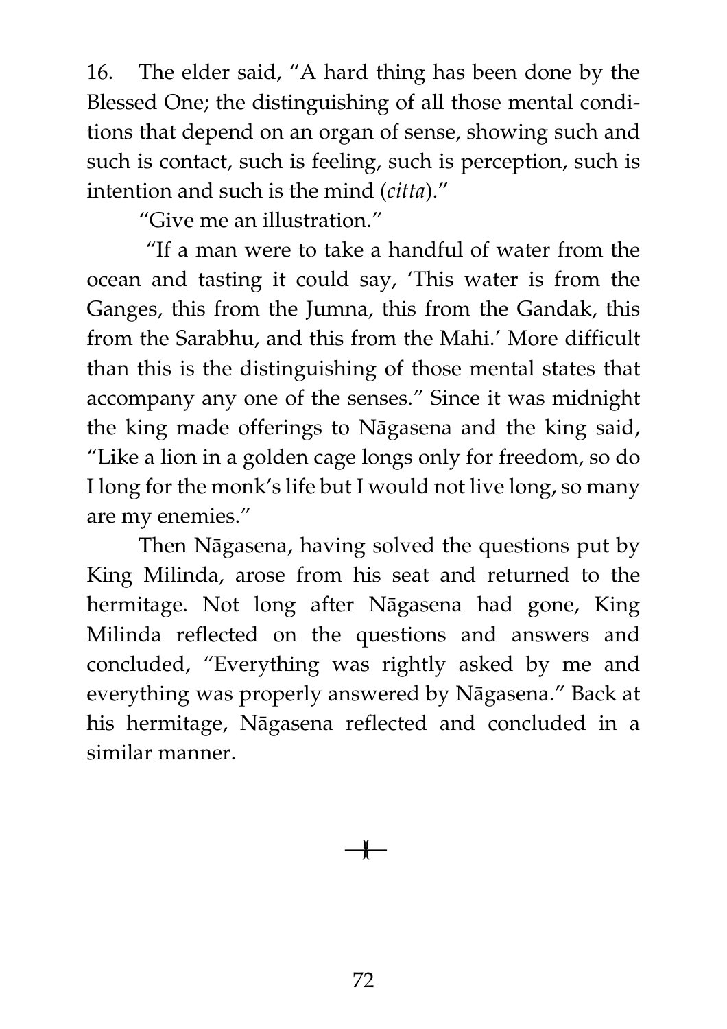16. The elder said, "A hard thing has been done by the Blessed One; the distinguishing of all those mental conditions that depend on an organ of sense, showing such and such is contact, such is feeling, such is perception, such is intention and such is the mind (*citta*)."

"Give me an illustration."

"If a man were to take a handful of water from the ocean and tasting it could say, 'This water is from the Ganges, this from the Jumna, this from the Gandak, this from the Sarabhu, and this from the Mahi.' More difficult than this is the distinguishing of those mental states that accompany any one of the senses." Since it was midnight the king made offerings to Nāgasena and the king said, "Like a lion in a golden cage longs only for freedom, so do I long for the monk's life but I would not live long, so many are my enemies."

Then Nāgasena, having solved the questions put by King Milinda, arose from his seat and returned to the hermitage. Not long after Nāgasena had gone, King Milinda reflected on the questions and answers and concluded, "Everything was rightly asked by me and everything was properly answered by Nāgasena." Back at his hermitage, Nāgasena reflected and concluded in a similar manner.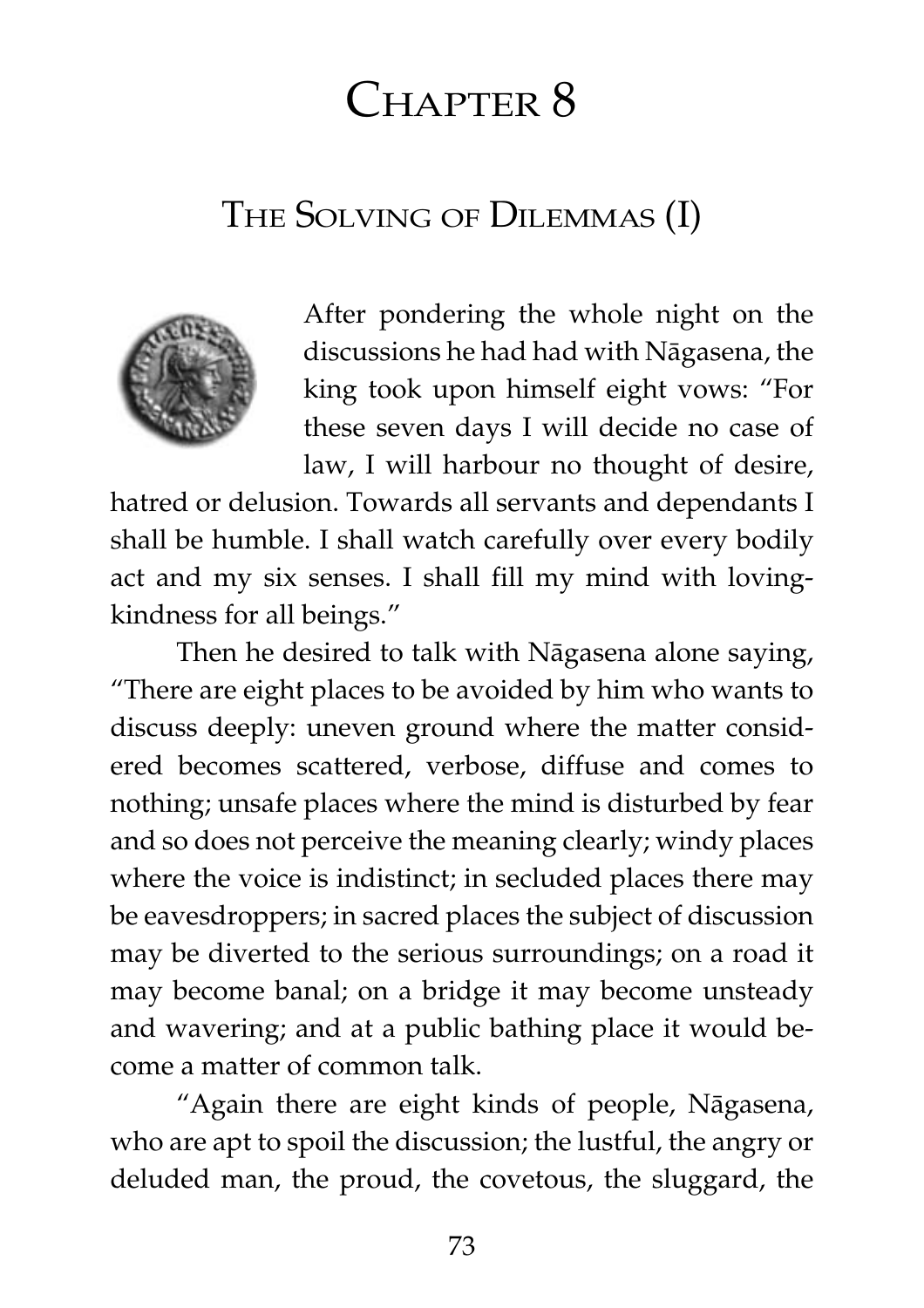# Chapter 8

## The Solving of Dilemmas (I)

After pondering the whole night on the discussions he had had with Nāgasena, the king took upon himself eight vows: "For these seven days I will decide no case of law, I will harbour no thought of desire, hatred or delusion. Towards all servants and dependants I shall be humble. I shall watch carefully over every bodily act and my six senses. I shall fill my mind with loving-kindness for all beings."

Then he desired to talk with Nāgasena alone saying, "There are eight places to be avoided by him who wants to discuss deeply: uneven ground where the matter considered becomes scattered, verbose, diffuse and comes to nothing; unsafe places where the mind is disturbed by fear and so does not perceive the meaning clearly; windy places where the voice is indistinct; in secluded places there may be eavesdroppers; in sacred places the subject of discussion may be diverted to the serious surroundings; on a road it may become banal; on a bridge it may become unsteady and wavering; and at a public bathing place it would become a matter of common talk.

"Again there are eight kinds of people, Nāgasena, who are apt to spoil the discussion; the lustful, the angry or deluded man, the proud, the covetous, the sluggard, the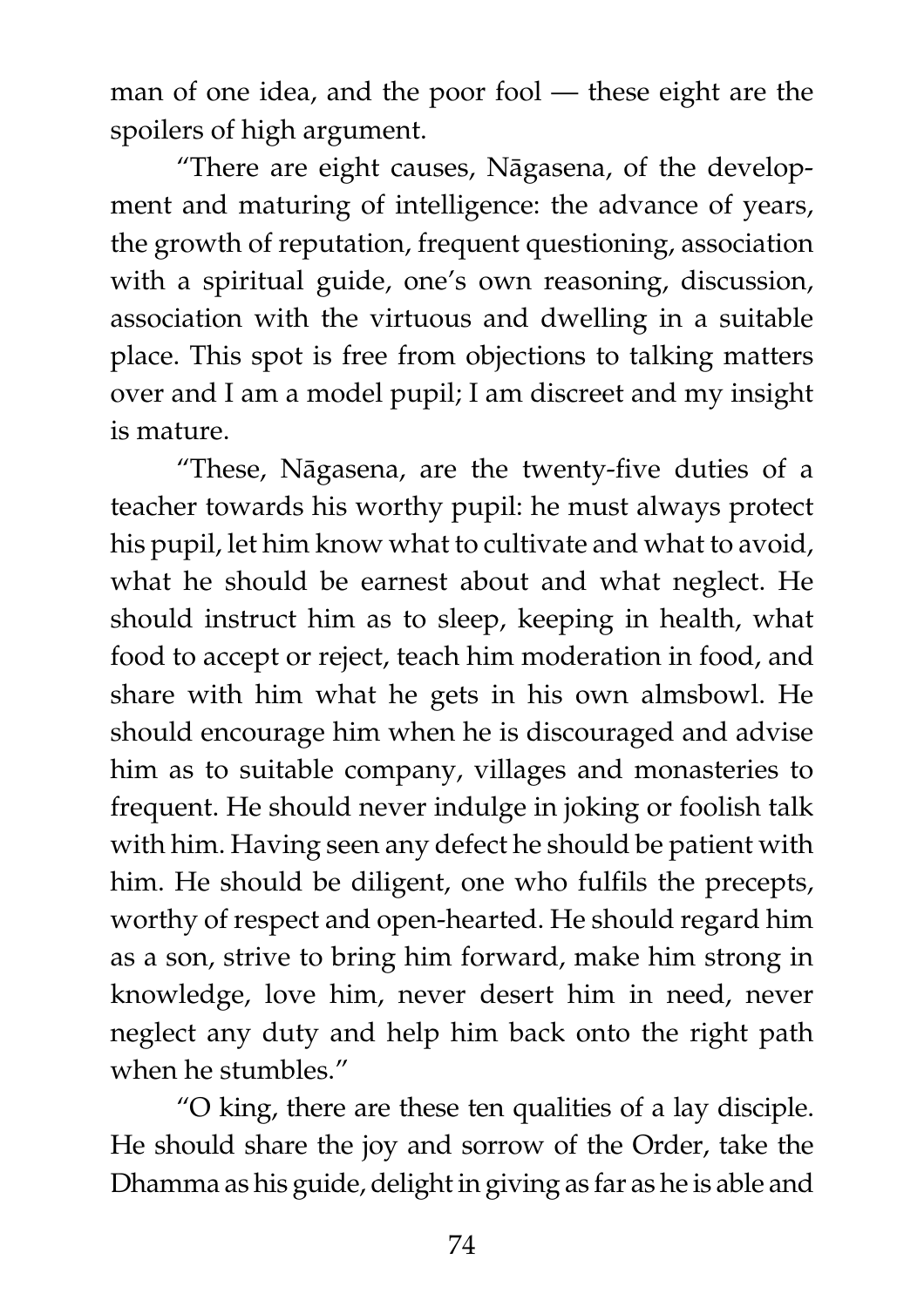man of one idea, and the poor fool — these eight are the spoilers of high argument.

"There are eight causes, Nāgasena, of the development and maturing of intelligence: the advance of years, the growth of reputation, frequent questioning, association with a spiritual guide, one's own reasoning, discussion, association with the virtuous and dwelling in a suitable place. This spot is free from objections to talking matters over and I am a model pupil; I am discreet and my insight is mature.

"These, Nāgasena, are the twenty-five duties of a teacher towards his worthy pupil: he must always protect his pupil, let him know what to cultivate and what to avoid, what he should be earnest about and what neglect. He should instruct him as to sleep, keeping in health, what food to accept or reject, teach him moderation in food, and share with him what he gets in his own almsbowl. He should encourage him when he is discouraged and advise him as to suitable company, villages and monasteries to frequent. He should never indulge in joking or foolish talk with him. Having seen any defect he should be patient with him. He should be diligent, one who fulfils the precepts, worthy of respect and open-hearted. He should regard him as a son, strive to bring him forward, make him strong in knowledge, love him, never desert him in need, never neglect any duty and help him back onto the right path when he stumbles."

"O king, there are these ten qualities of a lay disciple. He should share the joy and sorrow of the Order, take the Dhamma as his guide, delight in giving as far as he is able and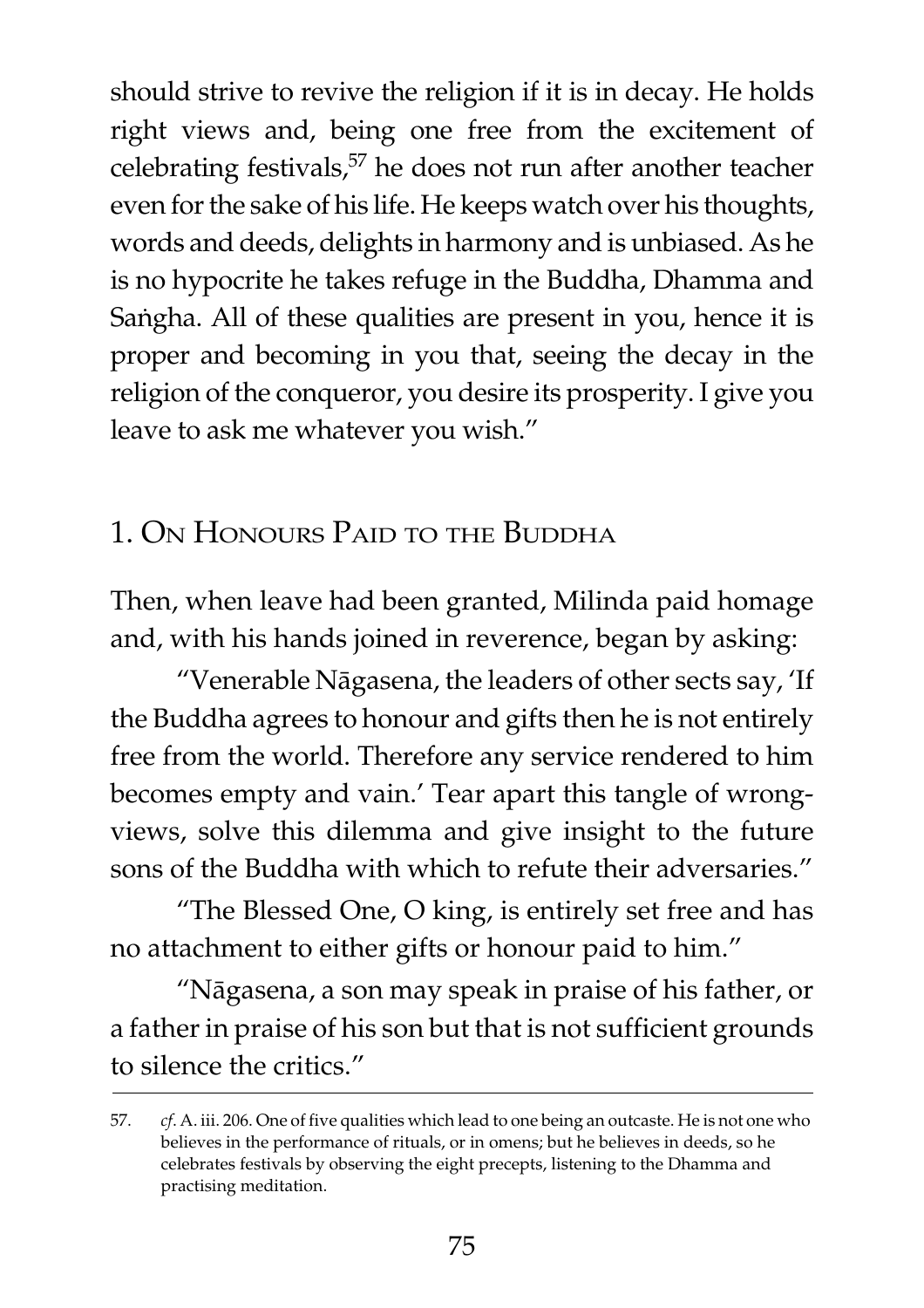should strive to revive the religion if it is in decay. He holds right views and, being one free from the excitement of celebrating festivals,[57] he does not run after another teacher even for the sake of his life. He keeps watch over his thoughts, words and deeds, delights in harmony and is unbiased. As he is no hypocrite he takes refuge in the Buddha, Dhamma and Saṅgha. All of these qualities are present in you, hence it is proper and becoming in you that, seeing the decay in the religion of the conqueror, you desire its prosperity. I give you leave to ask me whatever you wish."

## 1. On Honours Paid to the Buddha

Then, when leave had been granted, Milinda paid homage and, with his hands joined in reverence, began by asking:

"Venerable Nāgasena, the leaders of other sects say, 'If the Buddha agrees to honour and gifts then he is not entirely free from the world. Therefore any service rendered to him becomes empty and vain.' Tear apart this tangle of wrong-views, solve this dilemma and give insight to the future sons of the Buddha with which to refute their adversaries."

"The Blessed One, O king, is entirely set free and has no attachment to either gifts or honour paid to him."

"Nāgasena, a son may speak in praise of his father, or a father in praise of his son but that is not sufficient grounds to silence the critics."

---

57. *cf*. A. iii. 206. One of five qualities which lead to one being an outcaste. He is not one who believes in the performance of rituals, or in omens; but he believes in deeds, so he celebrates festivals by observing the eight precepts, listening to the Dhamma and practising meditation.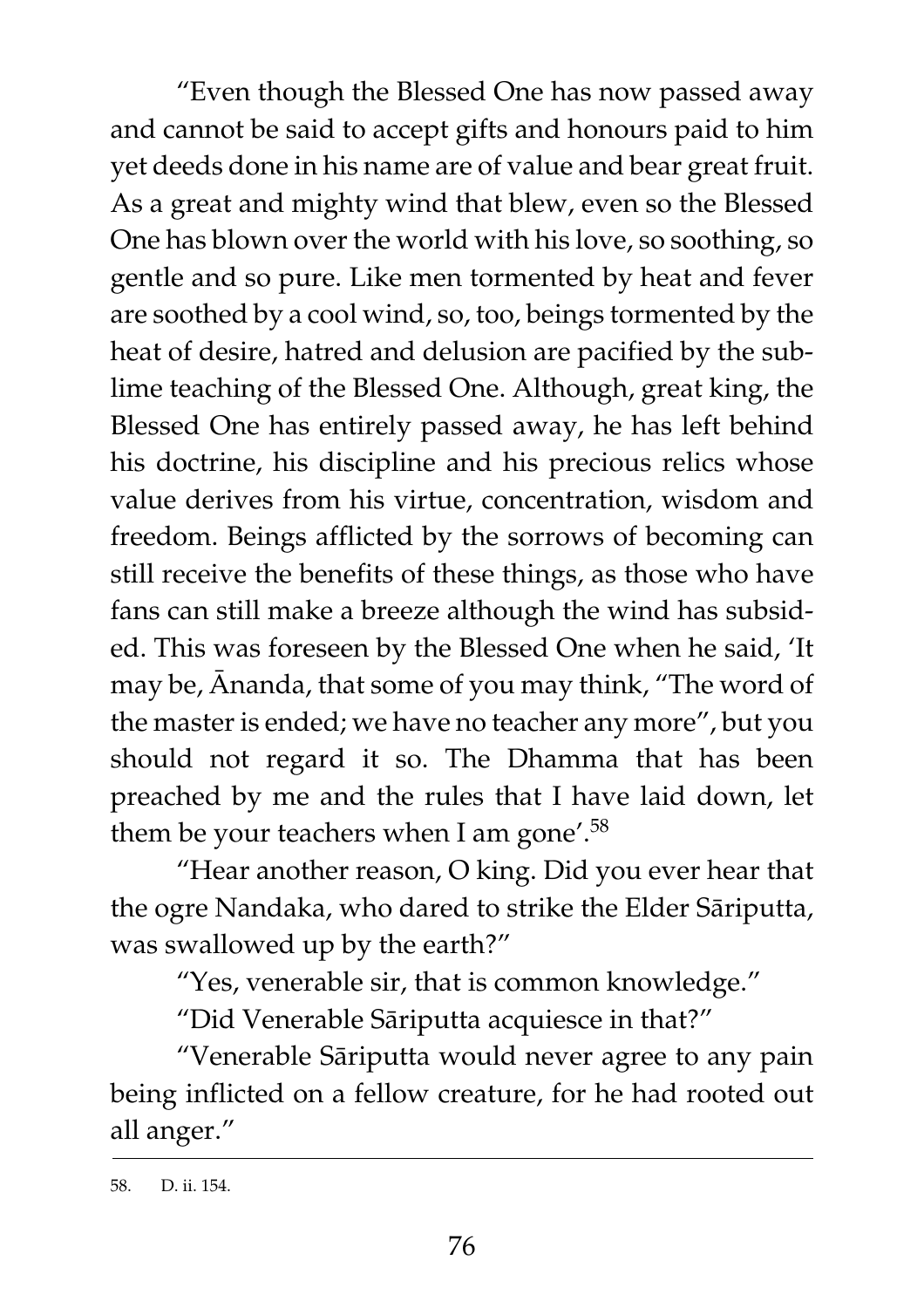"Even though the Blessed One has now passed away and cannot be said to accept gifts and honours paid to him yet deeds done in his name are of value and bear great fruit. As a great and mighty wind that blew, even so the Blessed One has blown over the world with his love, so soothing, so gentle and so pure. Like men tormented by heat and fever are soothed by a cool wind, so, too, beings tormented by the heat of desire, hatred and delusion are pacified by the sublime teaching of the Blessed One. Although, great king, the Blessed One has entirely passed away, he has left behind his doctrine, his discipline and his precious relics whose value derives from his virtue, concentration, wisdom and freedom. Beings afflicted by the sorrows of becoming can still receive the benefits of these things, as those who have fans can still make a breeze although the wind has subsided. This was foreseen by the Blessed One when he said, 'It may be, Ānanda, that some of you may think, "The word of the master is ended; we have no teacher any more", but you should not regard it so. The Dhamma that has been preached by me and the rules that I have laid down, let them be your teachers when I am gone'.[58]

"Hear another reason, O king. Did you ever hear that the ogre Nandaka, who dared to strike the Elder Sāriputta, was swallowed up by the earth?"

"Yes, venerable sir, that is common knowledge."

"Did Venerable Sāriputta acquiesce in that?"

"Venerable Sāriputta would never agree to any pain being inflicted on a fellow creature, for he had rooted out all anger."

---

58. D. ii. 154.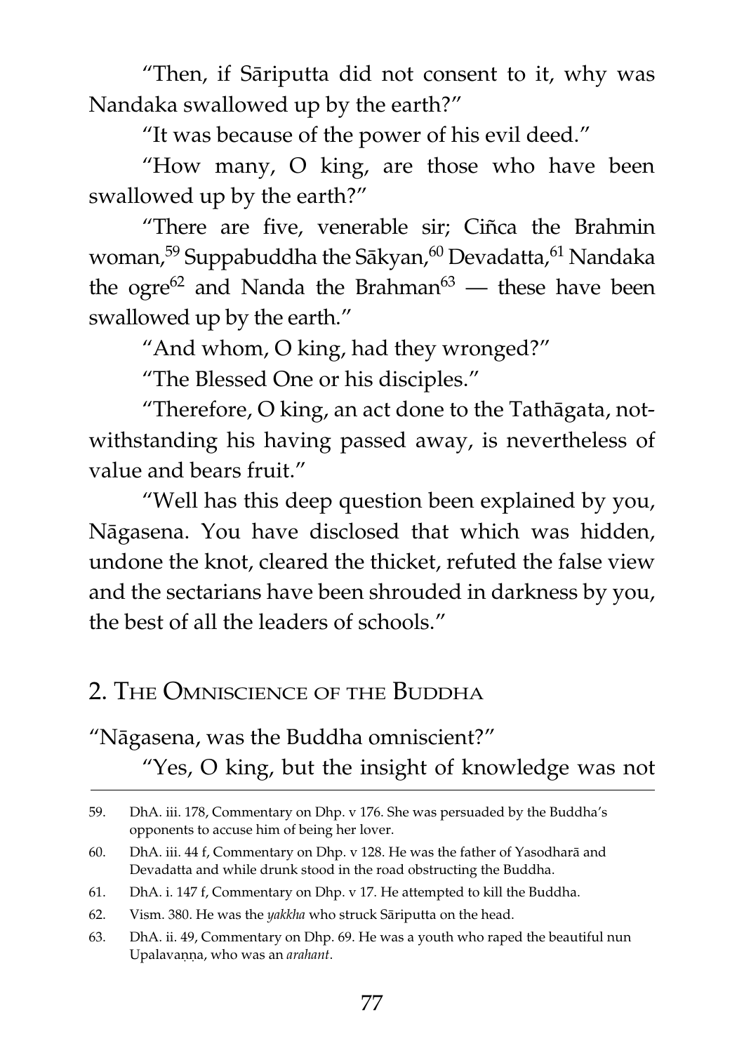"Then, if Sāriputta did not consent to it, why was Nandaka swallowed up by the earth?"

"It was because of the power of his evil deed."

"How many, O king, are those who have been swallowed up by the earth?"

"There are five, venerable sir; Ciñca the Brahmin woman,[59] Suppabuddha the Sākyan,[60] Devadatta,[61] Nandaka the ogre[62] and Nanda the Brahman[63] — these have been swallowed up by the earth."

"And whom, O king, had they wronged?"

"The Blessed One or his disciples."

"Therefore, O king, an act done to the Tathāgata, notwithstanding his having passed away, is nevertheless of value and bears fruit."

"Well has this deep question been explained by you, Nāgasena. You have disclosed that which was hidden, undone the knot, cleared the thicket, refuted the false view and the sectarians have been shrouded in darkness by you, the best of all the leaders of schools."

## 2. The Omniscience of the Buddha

"Nāgasena, was the Buddha omniscient?"

"Yes, O king, but the insight of knowledge was not

---

59. DhA. iii. 178, Commentary on Dhp. v 176. She was persuaded by the Buddha's opponents to accuse him of being her lover.

60. DhA. iii. 44 f, Commentary on Dhp. v 128. He was the father of Yasodharā and Devadatta and while drunk stood in the road obstructing the Buddha.

61. DhA. i. 147 f, Commentary on Dhp. v 17. He attempted to kill the Buddha.

62. Vism. 380. He was the *yakkha* who struck Sāriputta on the head.

63. DhA. ii. 49, Commentary on Dhp. 69. He was a youth who raped the beautiful nun Upalavaṇṇa, who was an *arahant*.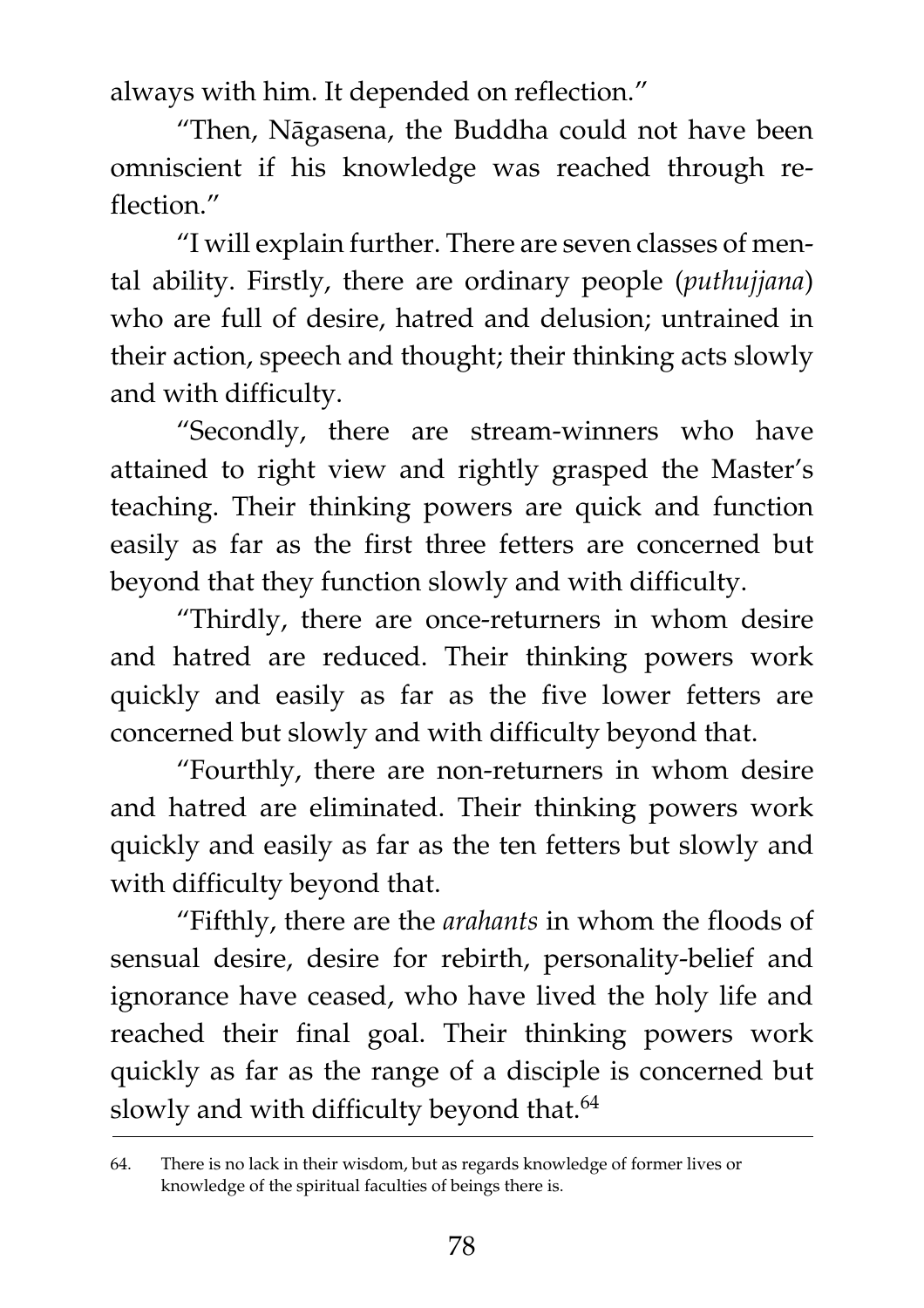always with him. It depended on reflection."

"Then, Nāgasena, the Buddha could not have been omniscient if his knowledge was reached through reflection."

"I will explain further. There are seven classes of mental ability. Firstly, there are ordinary people (*puthujjana*) who are full of desire, hatred and delusion; untrained in their action, speech and thought; their thinking acts slowly and with difficulty.

"Secondly, there are stream-winners who have attained to right view and rightly grasped the Master's teaching. Their thinking powers are quick and function easily as far as the first three fetters are concerned but beyond that they function slowly and with difficulty.

"Thirdly, there are once-returners in whom desire and hatred are reduced. Their thinking powers work quickly and easily as far as the five lower fetters are concerned but slowly and with difficulty beyond that.

"Fourthly, there are non-returners in whom desire and hatred are eliminated. Their thinking powers work quickly and easily as far as the ten fetters but slowly and with difficulty beyond that.

"Fifthly, there are the *arahants* in whom the floods of sensual desire, desire for rebirth, personality-belief and ignorance have ceased, who have lived the holy life and reached their final goal. Their thinking powers work quickly as far as the range of a disciple is concerned but slowly and with difficulty beyond that.[64]

---

64. There is no lack in their wisdom, but as regards knowledge of former lives or knowledge of the spiritual faculties of beings there is.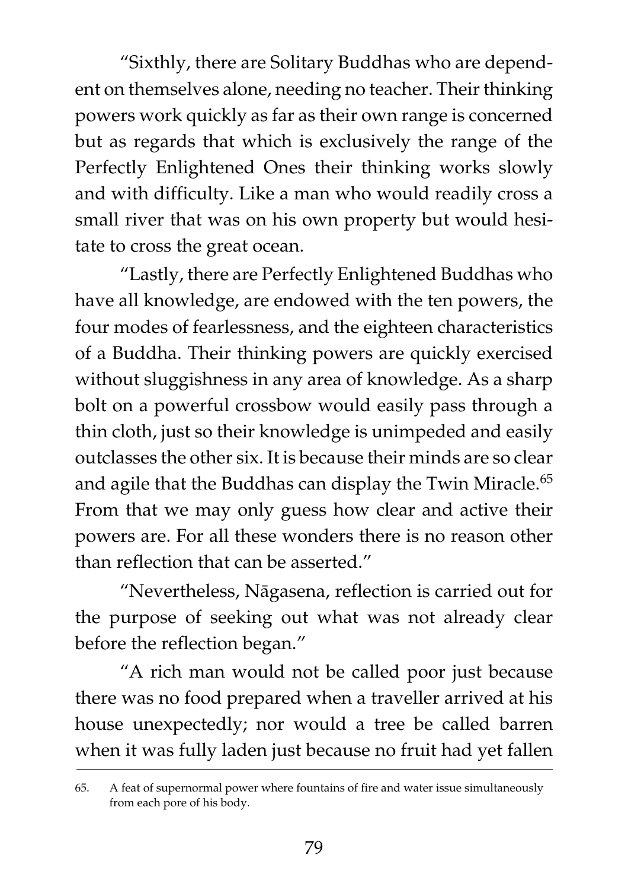"Sixthly, there are Solitary Buddhas who are dependent on themselves alone, needing no teacher. Their thinking powers work quickly as far as their own range is concerned but as regards that which is exclusively the range of the Perfectly Enlightened Ones their thinking works slowly and with difficulty. Like a man who would readily cross a small river that was on his own property but would hesitate to cross the great ocean.

"Lastly, there are Perfectly Enlightened Buddhas who have all knowledge, are endowed with the ten powers, the four modes of fearlessness, and the eighteen characteristics of a Buddha. Their thinking powers are quickly exercised without sluggishness in any area of knowledge. As a sharp bolt on a powerful crossbow would easily pass through a thin cloth, just so their knowledge is unimpeded and easily outclasses the other six. It is because their minds are so clear and agile that the Buddhas can display the Twin Miracle.[65] From that we may only guess how clear and active their powers are. For all these wonders there is no reason other than reflection that can be asserted."

"Nevertheless, Nāgasena, reflection is carried out for the purpose of seeking out what was not already clear before the reflection began."

"A rich man would not be called poor just because there was no food prepared when a traveller arrived at his house unexpectedly; nor would a tree be called barren when it was fully laden just because no fruit had yet fallen

---

65. A feat of supernormal power where fountains of fire and water issue simultaneously from each pore of his body.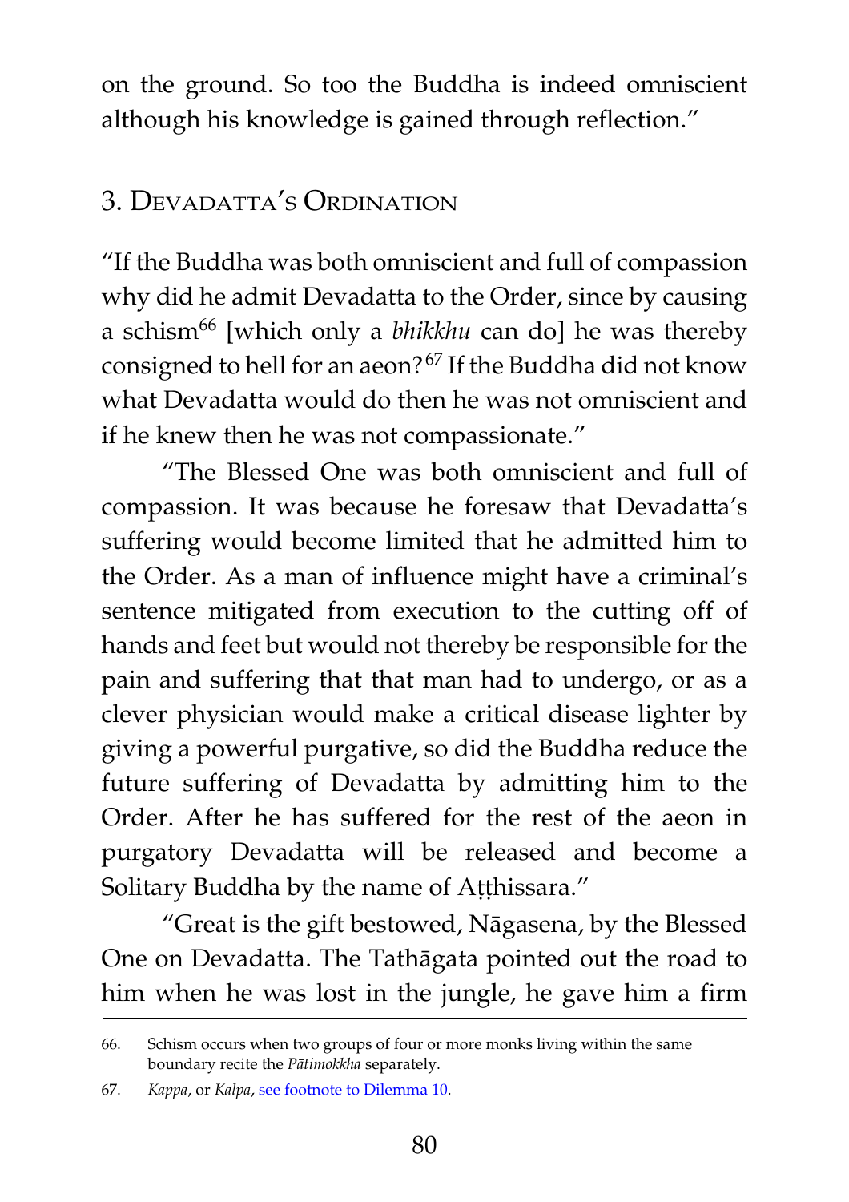on the ground. So too the Buddha is indeed omniscient although his knowledge is gained through reflection."

## 3. Devadatta's Ordination

"If the Buddha was both omniscient and full of compassion why did he admit Devadatta to the Order, since by causing a schism[66] [which only a *bhikkhu* can do] he was thereby consigned to hell for an aeon?[67] If the Buddha did not know what Devadatta would do then he was not omniscient and if he knew then he was not compassionate."

"The Blessed One was both omniscient and full of compassion. It was because he foresaw that Devadatta's suffering would become limited that he admitted him to the Order. As a man of influence might have a criminal's sentence mitigated from execution to the cutting off of hands and feet but would not thereby be responsible for the pain and suffering that that man had to undergo, or as a clever physician would make a critical disease lighter by giving a powerful purgative, so did the Buddha reduce the future suffering of Devadatta by admitting him to the Order. After he has suffered for the rest of the aeon in purgatory Devadatta will be released and become a Solitary Buddha by the name of Aṭṭhissara."

"Great is the gift bestowed, Nāgasena, by the Blessed One on Devadatta. The Tathāgata pointed out the road to him when he was lost in the jungle, he gave him a firm

---

66. Schism occurs when two groups of four or more monks living within the same boundary recite the *Pātimokkha* separately.

67. *Kappa*, or *Kalpa*, see footnote to Dilemma 10.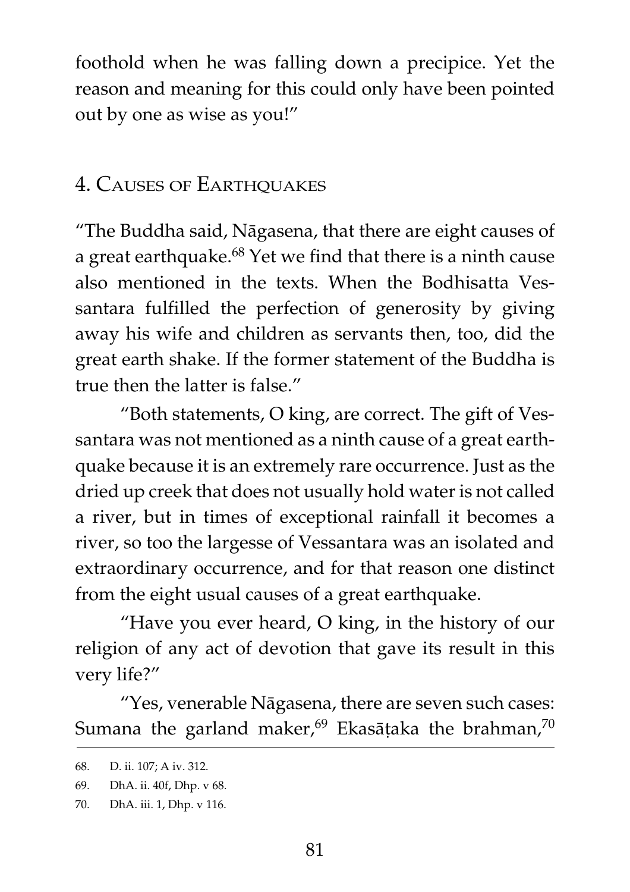foothold when he was falling down a precipice. Yet the reason and meaning for this could only have been pointed out by one as wise as you!"

## 4. Causes of Earthquakes

"The Buddha said, Nāgasena, that there are eight causes of a great earthquake.[68] Yet we find that there is a ninth cause also mentioned in the texts. When the Bodhisatta Vessantara fulfilled the perfection of generosity by giving away his wife and children as servants then, too, did the great earth shake. If the former statement of the Buddha is true then the latter is false."

"Both statements, O king, are correct. The gift of Vessantara was not mentioned as a ninth cause of a great earthquake because it is an extremely rare occurrence. Just as the dried up creek that does not usually hold water is not called a river, but in times of exceptional rainfall it becomes a river, so too the largesse of Vessantara was an isolated and extraordinary occurrence, and for that reason one distinct from the eight usual causes of a great earthquake.

"Have you ever heard, O king, in the history of our religion of any act of devotion that gave its result in this very life?"

"Yes, venerable Nāgasena, there are seven such cases: Sumana the garland maker,[69] Ekasāṭaka the brahman,[70]

---

68. D. ii. 107; A iv. 312.
69. DhA. ii. 40f, Dhp. v 68.
70. DhA. iii. 1, Dhp. v 116.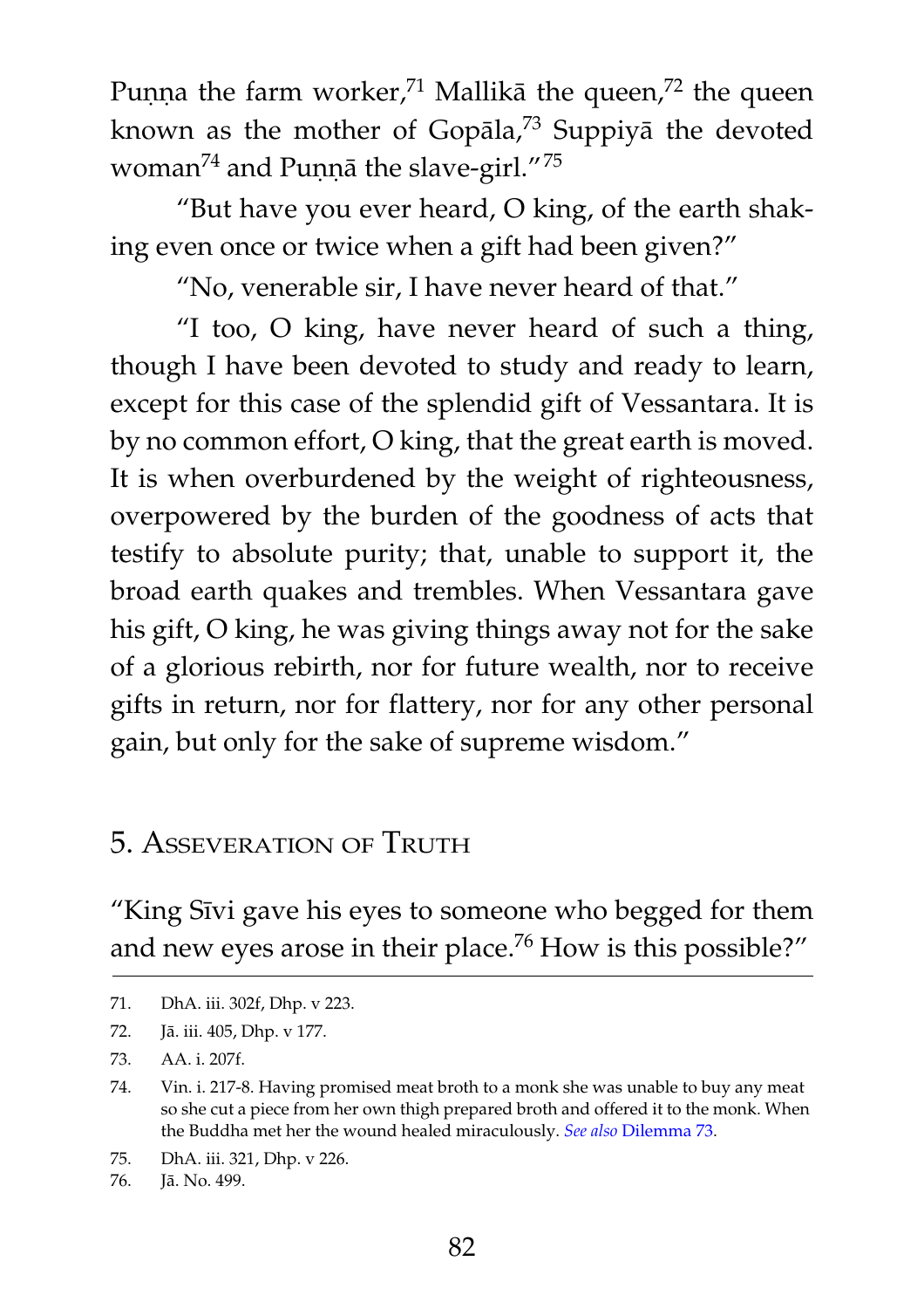Puṇṇa the farm worker,[71] Mallikā the queen,[72] the queen known as the mother of Gopāla,[73] Suppiyā the devoted woman[74] and Puṇṇā the slave-girl."[75]

"But have you ever heard, O king, of the earth shaking even once or twice when a gift had been given?"

"No, venerable sir, I have never heard of that."

"I too, O king, have never heard of such a thing, though I have been devoted to study and ready to learn, except for this case of the splendid gift of Vessantara. It is by no common effort, O king, that the great earth is moved. It is when overburdened by the weight of righteousness, overpowered by the burden of the goodness of acts that testify to absolute purity; that, unable to support it, the broad earth quakes and trembles. When Vessantara gave his gift, O king, he was giving things away not for the sake of a glorious rebirth, nor for future wealth, nor to receive gifts in return, nor for flattery, nor for any other personal gain, but only for the sake of supreme wisdom."

## 5. Asseveration of Truth

"King Sīvi gave his eyes to someone who begged for them and new eyes arose in their place.[76] How is this possible?"

---

71. DhA. iii. 302f, Dhp. v 223.
72. Jā. iii. 405, Dhp. v 177.
73. AA. i. 207f.
74. Vin. i. 217-8. Having promised meat broth to a monk she was unable to buy any meat so she cut a piece from her own thigh prepared broth and offered it to the monk. When the Buddha met her the wound healed miraculously. *See also* Dilemma 73.
75. DhA. iii. 321, Dhp. v 226.
76. Jā. No. 499.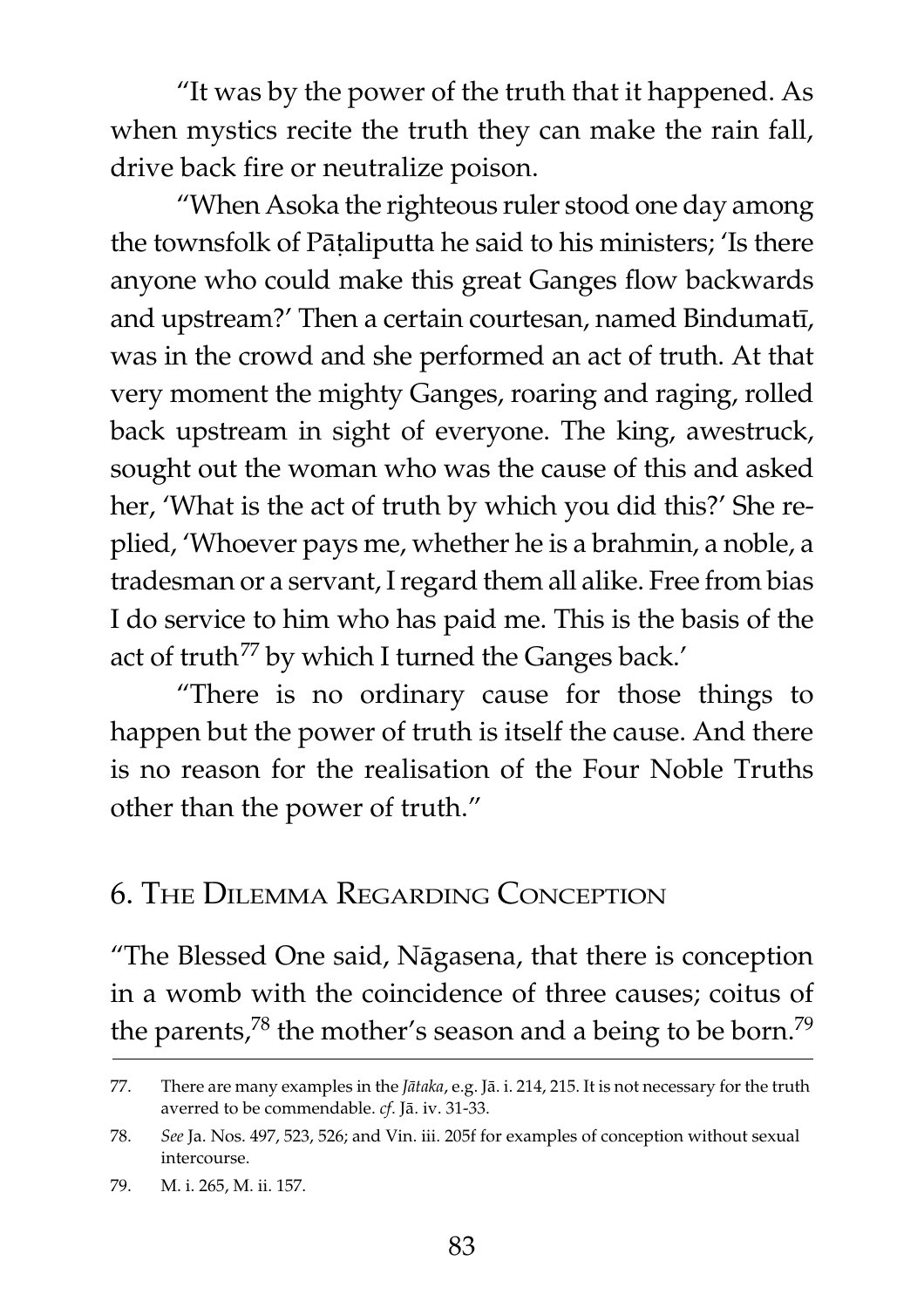"It was by the power of the truth that it happened. As when mystics recite the truth they can make the rain fall, drive back fire or neutralize poison.

"When Asoka the righteous ruler stood one day among the townsfolk of Pāṭaliputta he said to his ministers; 'Is there anyone who could make this great Ganges flow backwards and upstream?' Then a certain courtesan, named Bindumatī, was in the crowd and she performed an act of truth. At that very moment the mighty Ganges, roaring and raging, rolled back upstream in sight of everyone. The king, awestruck, sought out the woman who was the cause of this and asked her, 'What is the act of truth by which you did this?' She replied, 'Whoever pays me, whether he is a brahmin, a noble, a tradesman or a servant, I regard them all alike. Free from bias I do service to him who has paid me. This is the basis of the act of truth[77] by which I turned the Ganges back.'

"There is no ordinary cause for those things to happen but the power of truth is itself the cause. And there is no reason for the realisation of the Four Noble Truths other than the power of truth."

## 6. The Dilemma Regarding Conception

"The Blessed One said, Nāgasena, that there is conception in a womb with the coincidence of three causes; coitus of the parents,[78] the mother's season and a being to be born.[79]

---

77. There are many examples in the *Jātaka*, e.g. Jā. i. 214, 215. It is not necessary for the truth averred to be commendable. *cf.* Jā. iv. 31-33.

78. *See* Ja. Nos. 497, 523, 526; and Vin. iii. 205f for examples of conception without sexual intercourse.

79. M. i. 265, M. ii. 157.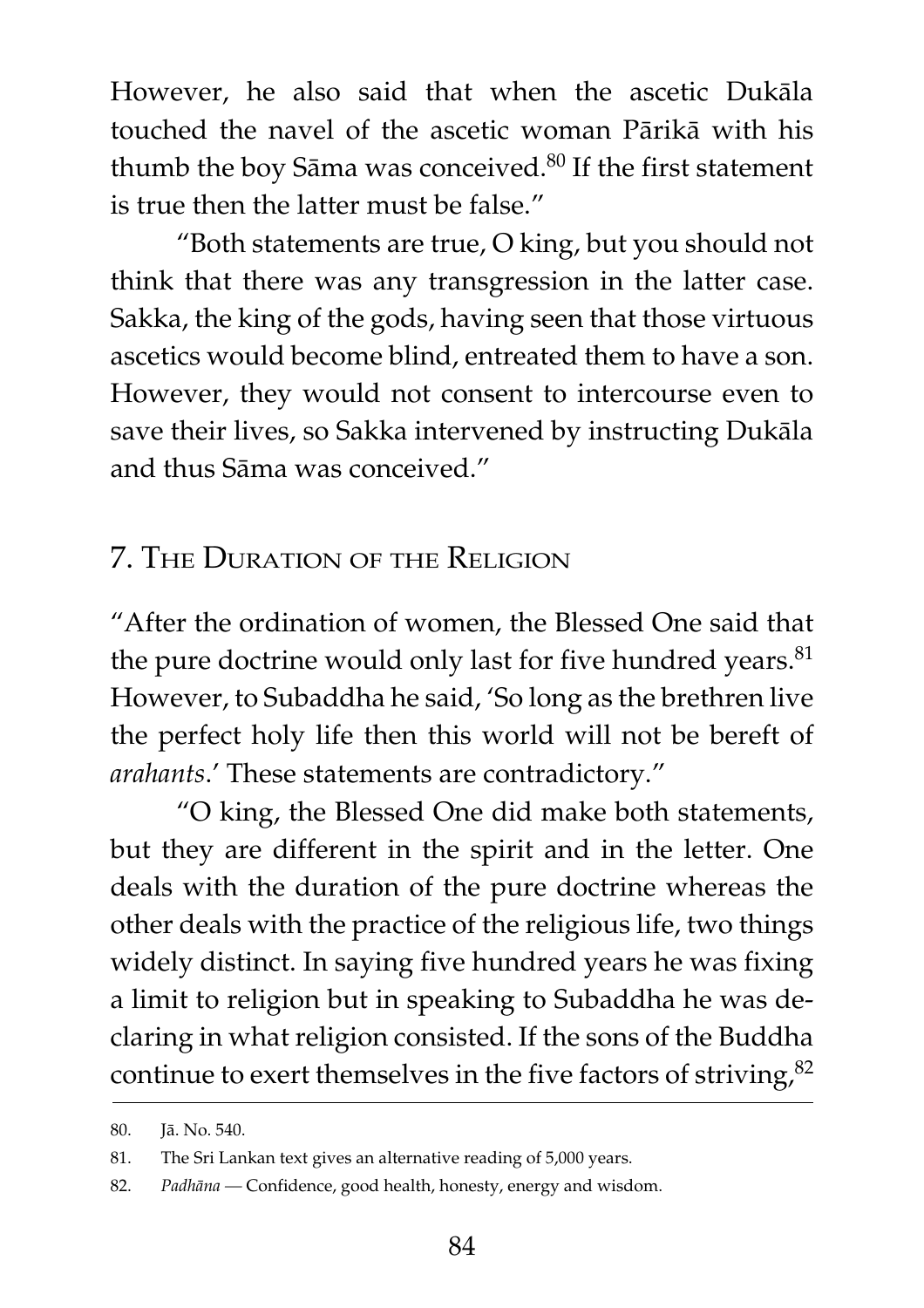However, he also said that when the ascetic Dukāla touched the navel of the ascetic woman Pārikā with his thumb the boy Sāma was conceived.[80] If the first statement is true then the latter must be false."

"Both statements are true, O king, but you should not think that there was any transgression in the latter case. Sakka, the king of the gods, having seen that those virtuous ascetics would become blind, entreated them to have a son. However, they would not consent to intercourse even to save their lives, so Sakka intervened by instructing Dukāla and thus Sāma was conceived."

## 7. The Duration of the Religion

"After the ordination of women, the Blessed One said that the pure doctrine would only last for five hundred years.[81] However, to Subaddha he said, 'So long as the brethren live the perfect holy life then this world will not be bereft of *arahants*.' These statements are contradictory."

"O king, the Blessed One did make both statements, but they are different in the spirit and in the letter. One deals with the duration of the pure doctrine whereas the other deals with the practice of the religious life, two things widely distinct. In saying five hundred years he was fixing a limit to religion but in speaking to Subaddha he was declaring in what religion consisted. If the sons of the Buddha continue to exert themselves in the five factors of striving,[82]

---

80. Jā. No. 540.

81. The Sri Lankan text gives an alternative reading of 5,000 years.

82. *Padhāna* — Confidence, good health, honesty, energy and wisdom.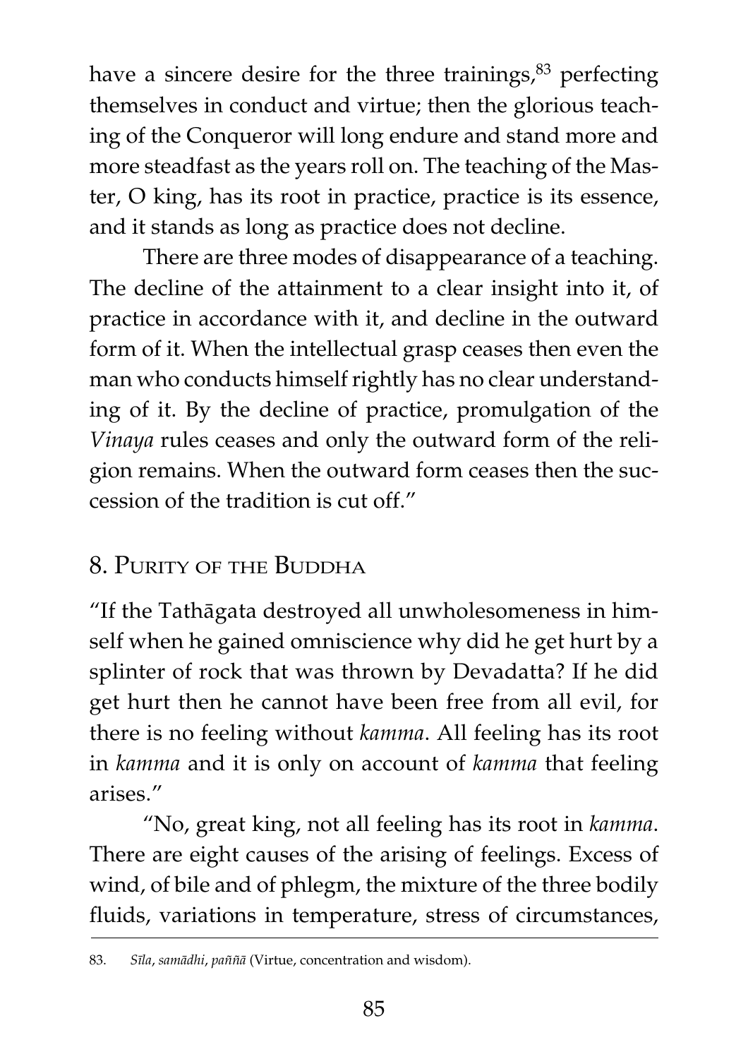have a sincere desire for the three trainings,[83] perfecting themselves in conduct and virtue; then the glorious teaching of the Conqueror will long endure and stand more and more steadfast as the years roll on. The teaching of the Master, O king, has its root in practice, practice is its essence, and it stands as long as practice does not decline.

There are three modes of disappearance of a teaching. The decline of the attainment to a clear insight into it, of practice in accordance with it, and decline in the outward form of it. When the intellectual grasp ceases then even the man who conducts himself rightly has no clear understanding of it. By the decline of practice, promulgation of the *Vinaya* rules ceases and only the outward form of the religion remains. When the outward form ceases then the succession of the tradition is cut off."

## 8. Purity of the Buddha

"If the Tathāgata destroyed all unwholesomeness in himself when he gained omniscience why did he get hurt by a splinter of rock that was thrown by Devadatta? If he did get hurt then he cannot have been free from all evil, for there is no feeling without *kamma*. All feeling has its root in *kamma* and it is only on account of *kamma* that feeling arises."

"No, great king, not all feeling has its root in *kamma*. There are eight causes of the arising of feelings. Excess of wind, of bile and of phlegm, the mixture of the three bodily fluids, variations in temperature, stress of circumstances,

---

83. *Sīla*, *samādhi*, *paññā* (Virtue, concentration and wisdom).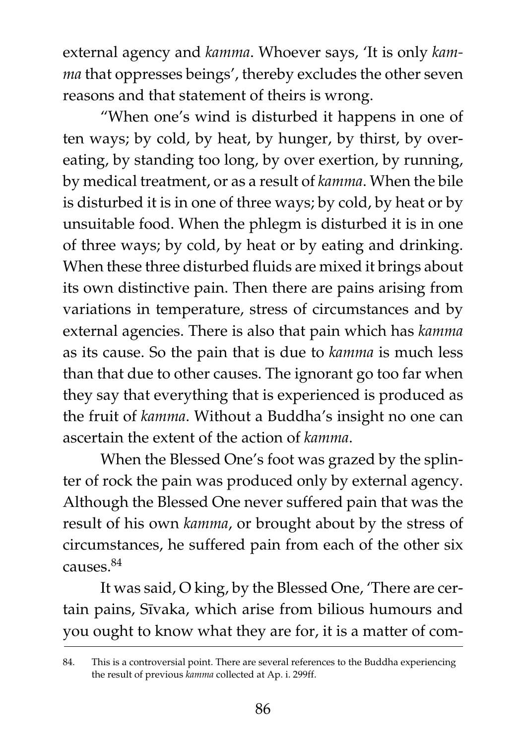external agency and *kamma*. Whoever says, 'It is only *kamma* that oppresses beings', thereby excludes the other seven reasons and that statement of theirs is wrong.

"When one's wind is disturbed it happens in one of ten ways; by cold, by heat, by hunger, by thirst, by overeating, by standing too long, by over exertion, by running, by medical treatment, or as a result of *kamma*. When the bile is disturbed it is in one of three ways; by cold, by heat or by unsuitable food. When the phlegm is disturbed it is in one of three ways; by cold, by heat or by eating and drinking. When these three disturbed fluids are mixed it brings about its own distinctive pain. Then there are pains arising from variations in temperature, stress of circumstances and by external agencies. There is also that pain which has *kamma* as its cause. So the pain that is due to *kamma* is much less than that due to other causes. The ignorant go too far when they say that everything that is experienced is produced as the fruit of *kamma*. Without a Buddha's insight no one can ascertain the extent of the action of *kamma*.

When the Blessed One's foot was grazed by the splinter of rock the pain was produced only by external agency. Although the Blessed One never suffered pain that was the result of his own *kamma*, or brought about by the stress of circumstances, he suffered pain from each of the other six causes.[84]

It was said, O king, by the Blessed One, 'There are certain pains, Sīvaka, which arise from bilious humours and you ought to know what they are for, it is a matter of com-

84. This is a controversial point. There are several references to the Buddha experiencing the result of previous *kamma* collected at Ap. i. 299ff.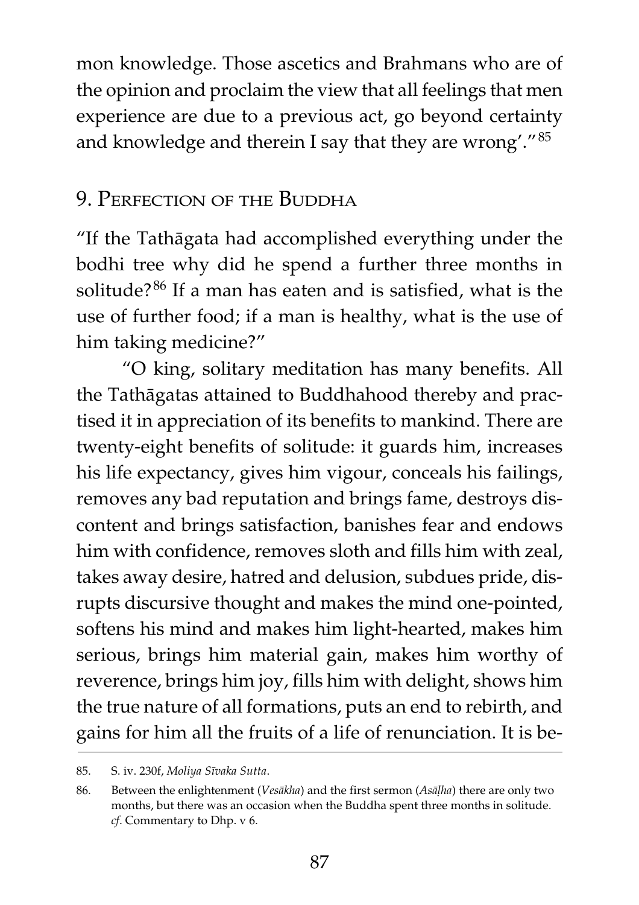mon knowledge. Those ascetics and Brahmans who are of the opinion and proclaim the view that all feelings that men experience are due to a previous act, go beyond certainty and knowledge and therein I say that they are wrong'."[85]

## 9. Perfection of the Buddha

"If the Tathāgata had accomplished everything under the bodhi tree why did he spend a further three months in solitude?[86] If a man has eaten and is satisfied, what is the use of further food; if a man is healthy, what is the use of him taking medicine?"

"O king, solitary meditation has many benefits. All the Tathāgatas attained to Buddhahood thereby and practised it in appreciation of its benefits to mankind. There are twenty-eight benefits of solitude: it guards him, increases his life expectancy, gives him vigour, conceals his failings, removes any bad reputation and brings fame, destroys discontent and brings satisfaction, banishes fear and endows him with confidence, removes sloth and fills him with zeal, takes away desire, hatred and delusion, subdues pride, disrupts discursive thought and makes the mind one-pointed, softens his mind and makes him light-hearted, makes him serious, brings him material gain, makes him worthy of reverence, brings him joy, fills him with delight, shows him the true nature of all formations, puts an end to rebirth, and gains for him all the fruits of a life of renunciation. It is be-

---

85. S. iv. 230f, *Moliya Sīvaka Sutta*.

86. Between the enlightenment (*Vesākha*) and the first sermon (*Asāḷha*) there are only two months, but there was an occasion when the Buddha spent three months in solitude. *cf*. Commentary to Dhp. v 6.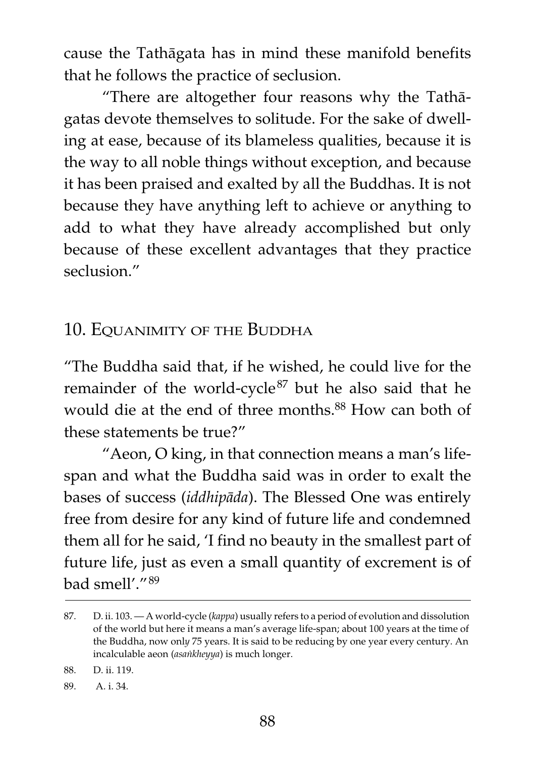cause the Tathāgata has in mind these manifold benefits that he follows the practice of seclusion.

"There are altogether four reasons why the Tathāgatas devote themselves to solitude. For the sake of dwelling at ease, because of its blameless qualities, because it is the way to all noble things without exception, and because it has been praised and exalted by all the Buddhas. It is not because they have anything left to achieve or anything to add to what they have already accomplished but only because of these excellent advantages that they practice seclusion."

## 10. Equanimity of the Buddha

"The Buddha said that, if he wished, he could live for the remainder of the world-cycle[87] but he also said that he would die at the end of three months.[88] How can both of these statements be true?"

"Aeon, O king, in that connection means a man's life-span and what the Buddha said was in order to exalt the bases of success (*iddhipāda*). The Blessed One was entirely free from desire for any kind of future life and condemned them all for he said, 'I find no beauty in the smallest part of future life, just as even a small quantity of excrement is of bad smell'."[89]

---

87. D. ii. 103. — A world-cycle (*kappa*) usually refers to a period of evolution and dissolution of the world but here it means a man's average life-span; about 100 years at the time of the Buddha, now only 75 years. It is said to be reducing by one year every century. An incalculable aeon (*asaṅkheyya*) is much longer.

88. D. ii. 119.

89. A. i. 34.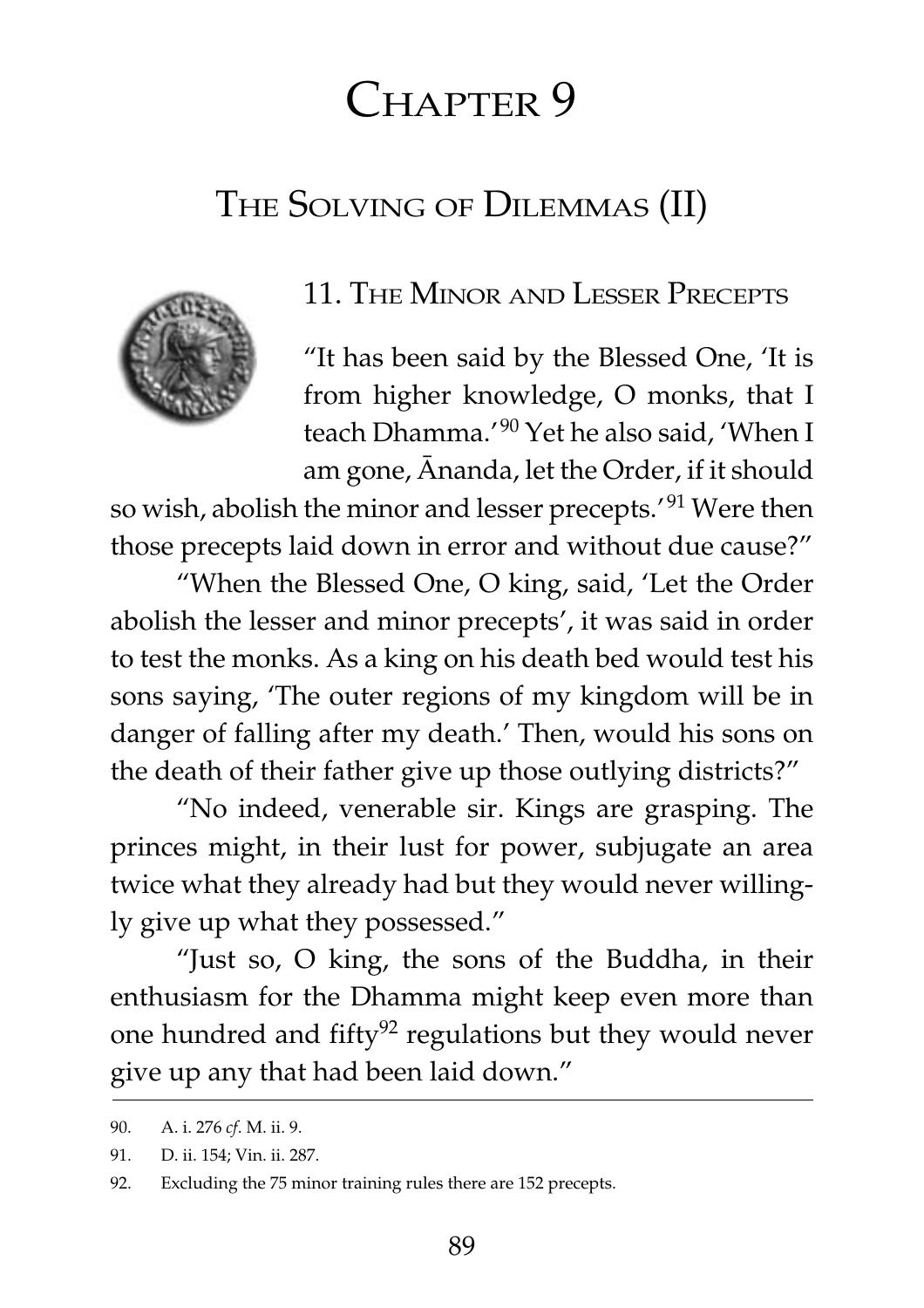# Chapter 9

## The Solving of Dilemmas (II)

### 11. The Minor and Lesser Precepts

"It has been said by the Blessed One, 'It is from higher knowledge, O monks, that I teach Dhamma.'[90] Yet he also said, 'When I am gone, Ānanda, let the Order, if it should so wish, abolish the minor and lesser precepts.'[91] Were then those precepts laid down in error and without due cause?"

"When the Blessed One, O king, said, 'Let the Order abolish the lesser and minor precepts', it was said in order to test the monks. As a king on his death bed would test his sons saying, 'The outer regions of my kingdom will be in danger of falling after my death.' Then, would his sons on the death of their father give up those outlying districts?"

"No indeed, venerable sir. Kings are grasping. The princes might, in their lust for power, subjugate an area twice what they already had but they would never willingly give up what they possessed."

"Just so, O king, the sons of the Buddha, in their enthusiasm for the Dhamma might keep even more than one hundred and fifty[92] regulations but they would never give up any that had been laid down."

---

90. A. i. 276 *cf*. M. ii. 9.

91. D. ii. 154; Vin. ii. 287.

92. Excluding the 75 minor training rules there are 152 precepts.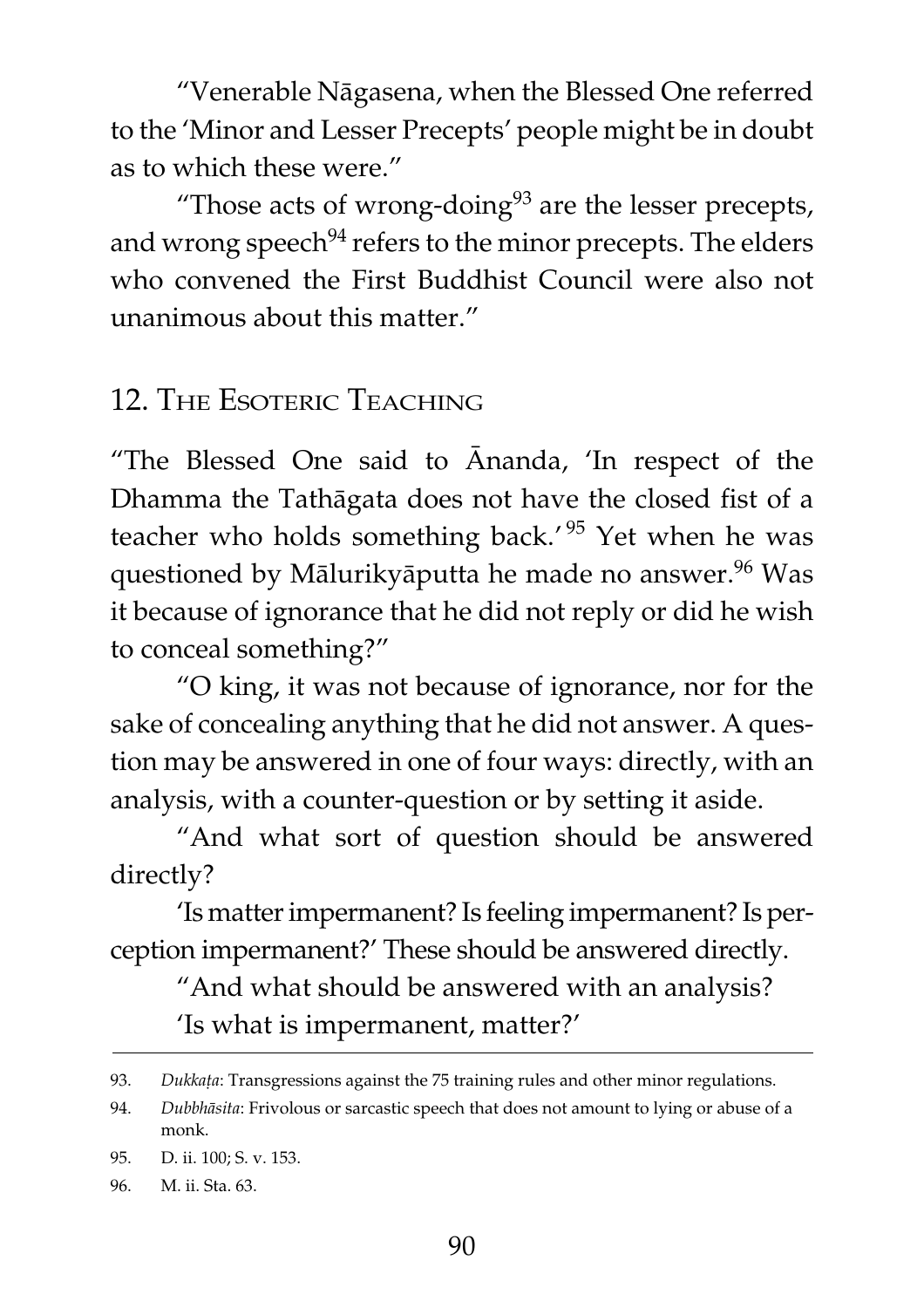"Venerable Nāgasena, when the Blessed One referred to the 'Minor and Lesser Precepts' people might be in doubt as to which these were."

"Those acts of wrong-doing[93] are the lesser precepts, and wrong speech[94] refers to the minor precepts. The elders who convened the First Buddhist Council were also not unanimous about this matter."

## 12. The Esoteric Teaching

"The Blessed One said to Ānanda, 'In respect of the Dhamma the Tathāgata does not have the closed fist of a teacher who holds something back.'[95] Yet when he was questioned by Mālurikyāputta he made no answer.[96] Was it because of ignorance that he did not reply or did he wish to conceal something?"

"O king, it was not because of ignorance, nor for the sake of concealing anything that he did not answer. A question may be answered in one of four ways: directly, with an analysis, with a counter-question or by setting it aside.

"And what sort of question should be answered directly?

'Is matter impermanent? Is feeling impermanent? Is perception impermanent?' These should be answered directly.

"And what should be answered with an analysis?

'Is what is impermanent, matter?'

---

93. *Dukkaṭa*: Transgressions against the 75 training rules and other minor regulations.

94. *Dubbhāsita*: Frivolous or sarcastic speech that does not amount to lying or abuse of a monk.

95. D. ii. 100; S. v. 153.

96. M. ii. Sta. 63.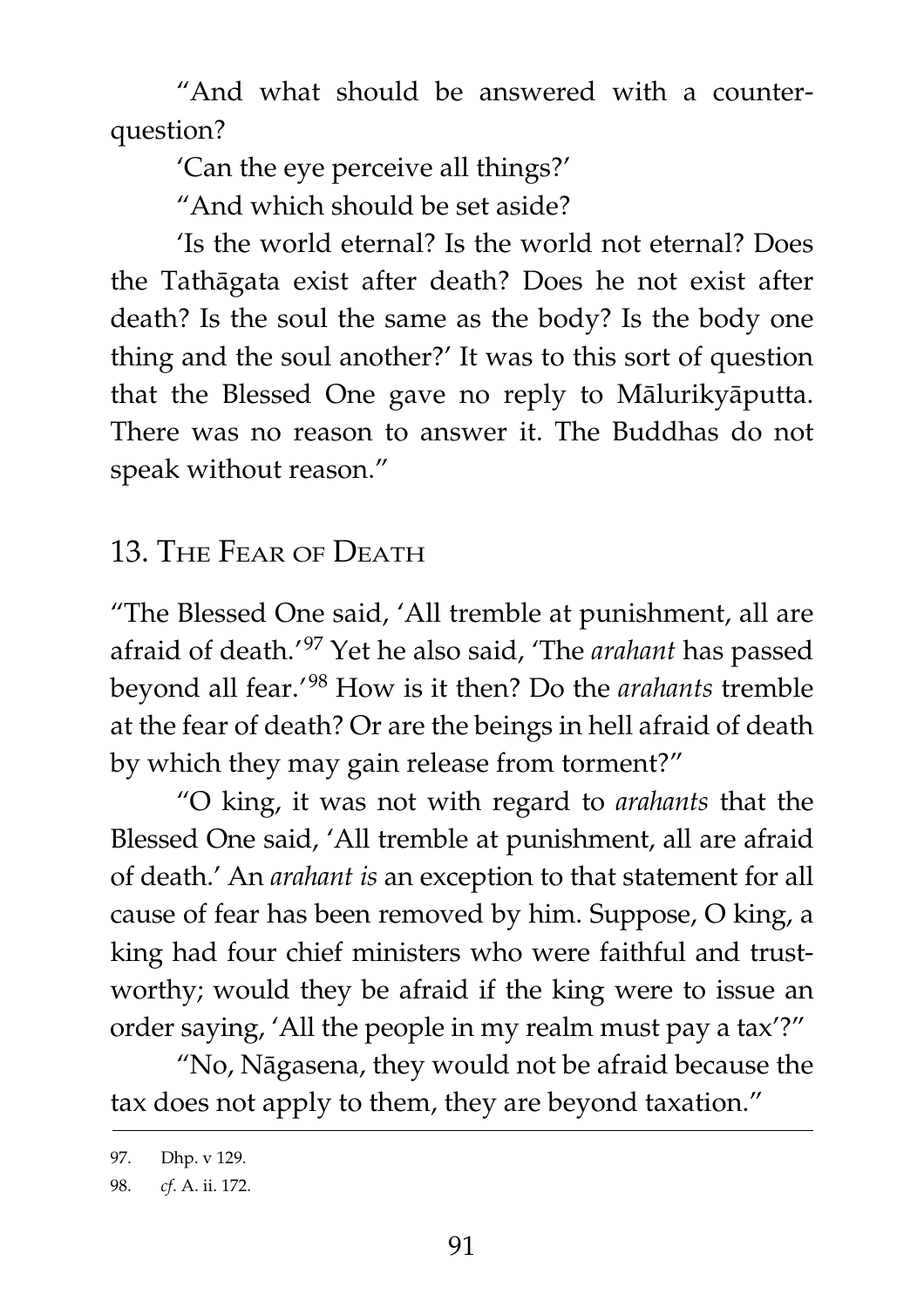"And what should be answered with a counter-question?

'Can the eye perceive all things?'

"And which should be set aside?

'Is the world eternal? Is the world not eternal? Does the Tathāgata exist after death? Does he not exist after death? Is the soul the same as the body? Is the body one thing and the soul another?' It was to this sort of question that the Blessed One gave no reply to Mālurikyāputta. There was no reason to answer it. The Buddhas do not speak without reason."

## 13. The Fear of Death

"The Blessed One said, 'All tremble at punishment, all are afraid of death.'[97] Yet he also said, 'The *arahant* has passed beyond all fear.'[98] How is it then? Do the *arahants* tremble at the fear of death? Or are the beings in hell afraid of death by which they may gain release from torment?"

"O king, it was not with regard to *arahants* that the Blessed One said, 'All tremble at punishment, all are afraid of death.' An *arahant is* an exception to that statement for all cause of fear has been removed by him. Suppose, O king, a king had four chief ministers who were faithful and trustworthy; would they be afraid if the king were to issue an order saying, 'All the people in my realm must pay a tax'?"

"No, Nāgasena, they would not be afraid because the tax does not apply to them, they are beyond taxation."

---

97. Dhp. v 129.

98. *cf*. A. ii. 172.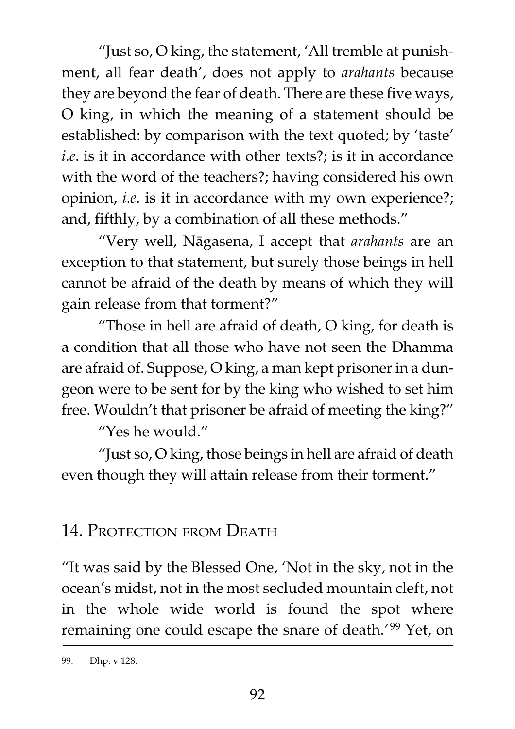"Just so, O king, the statement, 'All tremble at punishment, all fear death', does not apply to *arahants* because they are beyond the fear of death. There are these five ways, O king, in which the meaning of a statement should be established: by comparison with the text quoted; by 'taste' *i.e*. is it in accordance with other texts?; is it in accordance with the word of the teachers?; having considered his own opinion, *i.e*. is it in accordance with my own experience?; and, fifthly, by a combination of all these methods."

"Very well, Nāgasena, I accept that *arahants* are an exception to that statement, but surely those beings in hell cannot be afraid of the death by means of which they will gain release from that torment?"

"Those in hell are afraid of death, O king, for death is a condition that all those who have not seen the Dhamma are afraid of. Suppose, O king, a man kept prisoner in a dungeon were to be sent for by the king who wished to set him free. Wouldn't that prisoner be afraid of meeting the king?"

"Yes he would."

"Just so, O king, those beings in hell are afraid of death even though they will attain release from their torment."

## 14. Protection from Death

"It was said by the Blessed One, 'Not in the sky, not in the ocean's midst, not in the most secluded mountain cleft, not in the whole wide world is found the spot where remaining one could escape the snare of death.'[99] Yet, on

---

99. Dhp. v 128.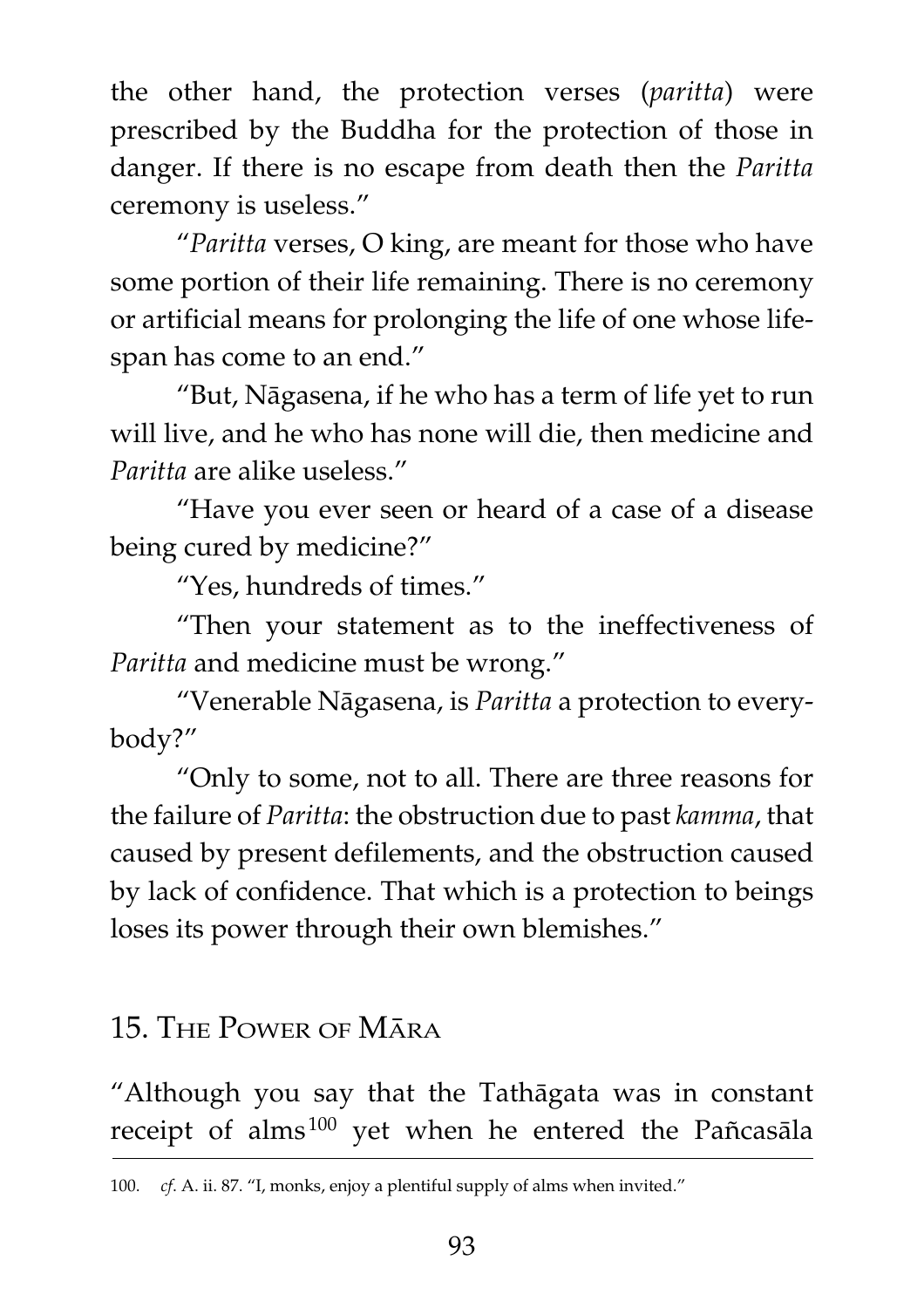the other hand, the protection verses (*paritta*) were prescribed by the Buddha for the protection of those in danger. If there is no escape from death then the *Paritta* ceremony is useless."

"*Paritta* verses, O king, are meant for those who have some portion of their life remaining. There is no ceremony or artificial means for prolonging the life of one whose life-span has come to an end."

"But, Nāgasena, if he who has a term of life yet to run will live, and he who has none will die, then medicine and *Paritta* are alike useless."

"Have you ever seen or heard of a case of a disease being cured by medicine?"

"Yes, hundreds of times."

"Then your statement as to the ineffectiveness of *Paritta* and medicine must be wrong."

"Venerable Nāgasena, is *Paritta* a protection to everybody?"

"Only to some, not to all. There are three reasons for the failure of *Paritta*: the obstruction due to past *kamma*, that caused by present defilements, and the obstruction caused by lack of confidence. That which is a protection to beings loses its power through their own blemishes."

## 15. The Power of Māra

"Although you say that the Tathāgata was in constant receipt of alms[100] yet when he entered the Pañcasāla

---

100. *cf*. A. ii. 87. "I, monks, enjoy a plentiful supply of alms when invited."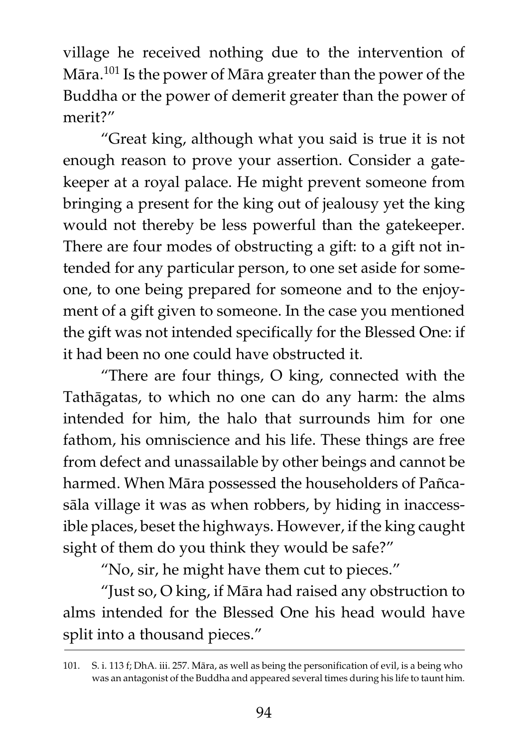village he received nothing due to the intervention of Māra.[101] Is the power of Māra greater than the power of the Buddha or the power of demerit greater than the power of merit?"

"Great king, although what you said is true it is not enough reason to prove your assertion. Consider a gatekeeper at a royal palace. He might prevent someone from bringing a present for the king out of jealousy yet the king would not thereby be less powerful than the gatekeeper. There are four modes of obstructing a gift: to a gift not intended for any particular person, to one set aside for someone, to one being prepared for someone and to the enjoyment of a gift given to someone. In the case you mentioned the gift was not intended specifically for the Blessed One: if it had been no one could have obstructed it.

"There are four things, O king, connected with the Tathāgatas, to which no one can do any harm: the alms intended for him, the halo that surrounds him for one fathom, his omniscience and his life. These things are free from defect and unassailable by other beings and cannot be harmed. When Māra possessed the householders of Pañcasāla village it was as when robbers, by hiding in inaccessible places, beset the highways. However, if the king caught sight of them do you think they would be safe?"

"No, sir, he might have them cut to pieces."

"Just so, O king, if Māra had raised any obstruction to alms intended for the Blessed One his head would have split into a thousand pieces."

---

101. S. i. 113 f; DhA. iii. 257. Māra, as well as being the personification of evil, is a being who was an antagonist of the Buddha and appeared several times during his life to taunt him.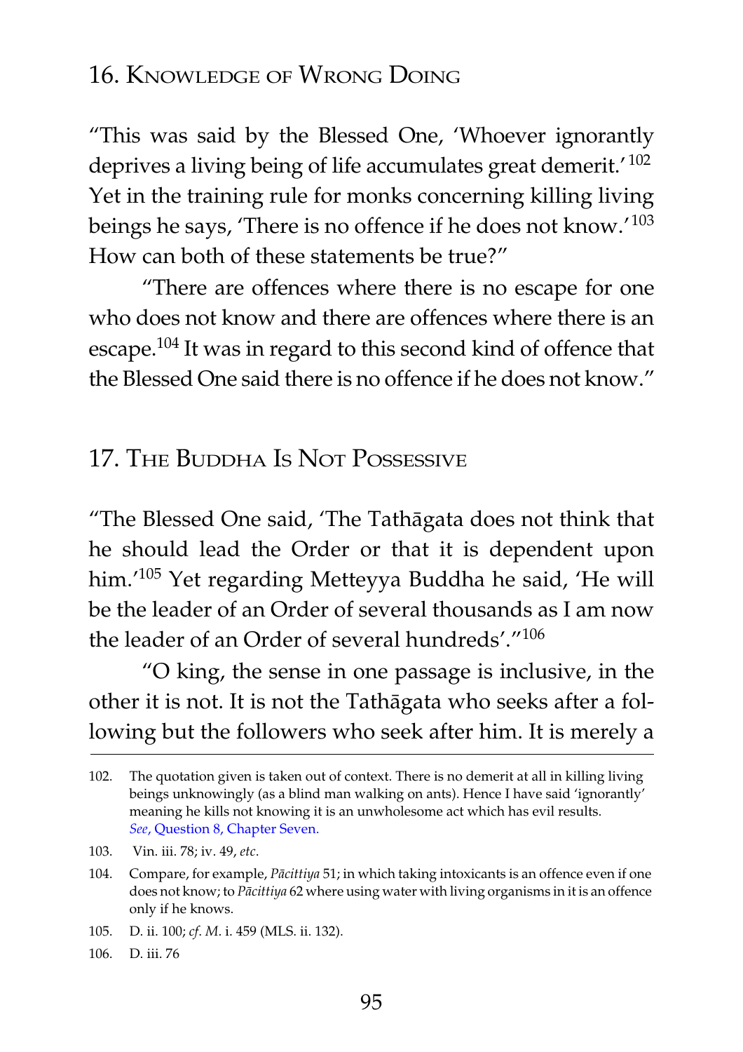## 16. Knowledge of Wrong Doing

"This was said by the Blessed One, 'Whoever ignorantly deprives a living being of life accumulates great demerit.'[102] Yet in the training rule for monks concerning killing living beings he says, 'There is no offence if he does not know.'[103] How can both of these statements be true?"

"There are offences where there is no escape for one who does not know and there are offences where there is an escape.[104] It was in regard to this second kind of offence that the Blessed One said there is no offence if he does not know."

## 17. The Buddha Is Not Possessive

"The Blessed One said, 'The Tathāgata does not think that he should lead the Order or that it is dependent upon him.'[105] Yet regarding Metteyya Buddha he said, 'He will be the leader of an Order of several thousands as I am now the leader of an Order of several hundreds'."[106]

"O king, the sense in one passage is inclusive, in the other it is not. It is not the Tathāgata who seeks after a following but the followers who seek after him. It is merely a

---

102. The quotation given is taken out of context. There is no demerit at all in killing living beings unknowingly (as a blind man walking on ants). Hence I have said 'ignorantly' meaning he kills not knowing it is an unwholesome act which has evil results. *See*, Question 8, Chapter Seven.

103. Vin. iii. 78; iv. 49, *etc*.

104. Compare, for example, *Pācittiya* 51; in which taking intoxicants is an offence even if one does not know; to *Pācittiya* 62 where using water with living organisms in it is an offence only if he knows.

105. D. ii. 100; *cf*. *M*. i. 459 (MLS. ii. 132).

106. D. iii. 76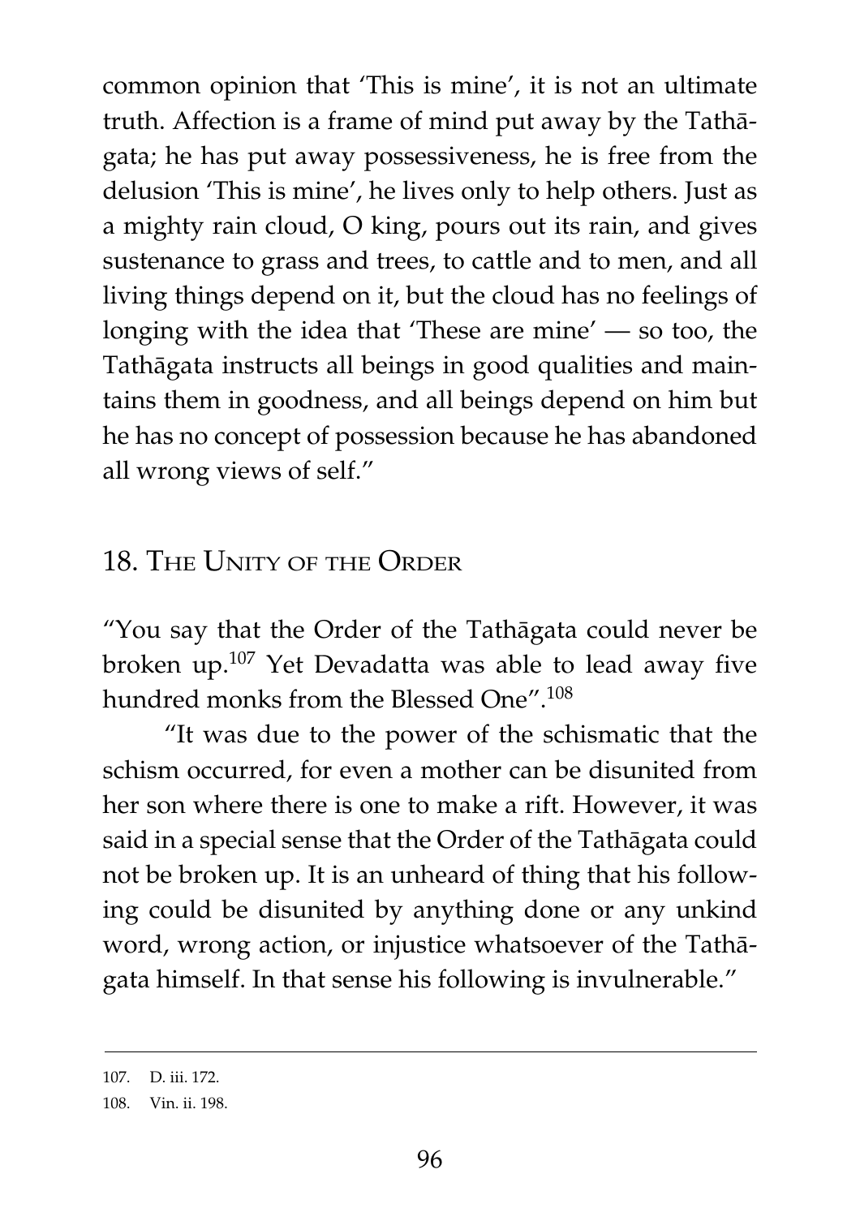common opinion that 'This is mine', it is not an ultimate truth. Affection is a frame of mind put away by the Tathāgata; he has put away possessiveness, he is free from the delusion 'This is mine', he lives only to help others. Just as a mighty rain cloud, O king, pours out its rain, and gives sustenance to grass and trees, to cattle and to men, and all living things depend on it, but the cloud has no feelings of longing with the idea that 'These are mine' — so too, the Tathāgata instructs all beings in good qualities and maintains them in goodness, and all beings depend on him but he has no concept of possession because he has abandoned all wrong views of self."

## 18. The Unity of the Order

"You say that the Order of the Tathāgata could never be broken up.[107] Yet Devadatta was able to lead away five hundred monks from the Blessed One".[108]

"It was due to the power of the schismatic that the schism occurred, for even a mother can be disunited from her son where there is one to make a rift. However, it was said in a special sense that the Order of the Tathāgata could not be broken up. It is an unheard of thing that his following could be disunited by anything done or any unkind word, wrong action, or injustice whatsoever of the Tathāgata himself. In that sense his following is invulnerable."

---

107. D. iii. 172.

108. Vin. ii. 198.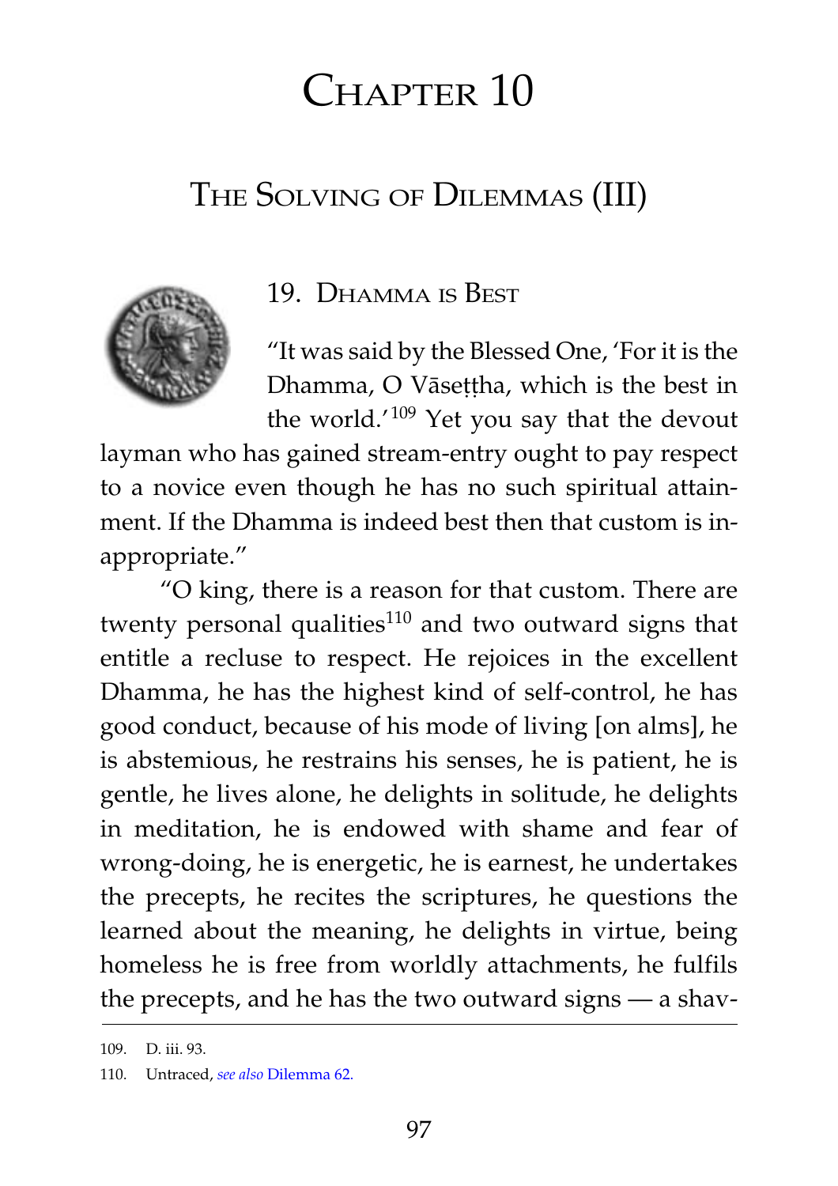# Chapter 10

## The Solving of Dilemmas (III)

### 19. Dhamma is Best

"It was said by the Blessed One, 'For it is the Dhamma, O Vāseṭṭha, which is the best in the world.'[109] Yet you say that the devout layman who has gained stream-entry ought to pay respect to a novice even though he has no such spiritual attainment. If the Dhamma is indeed best then that custom is inappropriate."

"O king, there is a reason for that custom. There are twenty personal qualities[110] and two outward signs that entitle a recluse to respect. He rejoices in the excellent Dhamma, he has the highest kind of self-control, he has good conduct, because of his mode of living [on alms], he is abstemious, he restrains his senses, he is patient, he is gentle, he lives alone, he delights in solitude, he delights in meditation, he is endowed with shame and fear of wrong-doing, he is energetic, he is earnest, he undertakes the precepts, he recites the scriptures, he questions the learned about the meaning, he delights in virtue, being homeless he is free from worldly attachments, he fulfils the precepts, and he has the two outward signs — a shav-

---

109. D. iii. 93.

110. Untraced, *see also* Dilemma 62.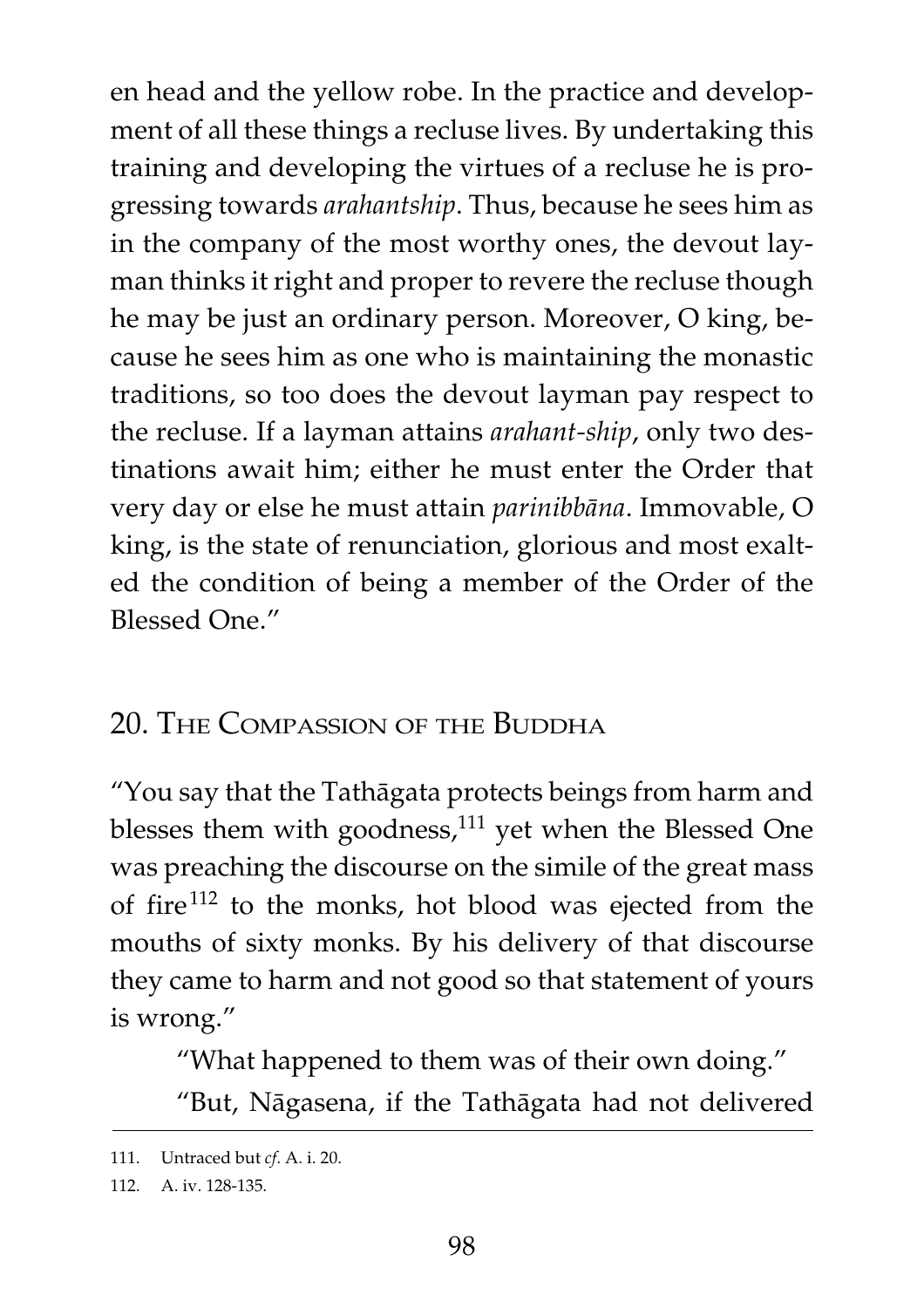en head and the yellow robe. In the practice and development of all these things a recluse lives. By undertaking this training and developing the virtues of a recluse he is progressing towards *arahantship*. Thus, because he sees him as in the company of the most worthy ones, the devout layman thinks it right and proper to revere the recluse though he may be just an ordinary person. Moreover, O king, because he sees him as one who is maintaining the monastic traditions, so too does the devout layman pay respect to the recluse. If a layman attains *arahant-ship*, only two destinations await him; either he must enter the Order that very day or else he must attain *parinibbāna*. Immovable, O king, is the state of renunciation, glorious and most exalted the condition of being a member of the Order of the Blessed One."

## 20. The Compassion of the Buddha

"You say that the Tathāgata protects beings from harm and blesses them with goodness,[111] yet when the Blessed One was preaching the discourse on the simile of the great mass of fire[112] to the monks, hot blood was ejected from the mouths of sixty monks. By his delivery of that discourse they came to harm and not good so that statement of yours is wrong."

"What happened to them was of their own doing."

"But, Nāgasena, if the Tathāgata had not delivered

---

111. Untraced but *cf*. A. i. 20.

112. A. iv. 128-135.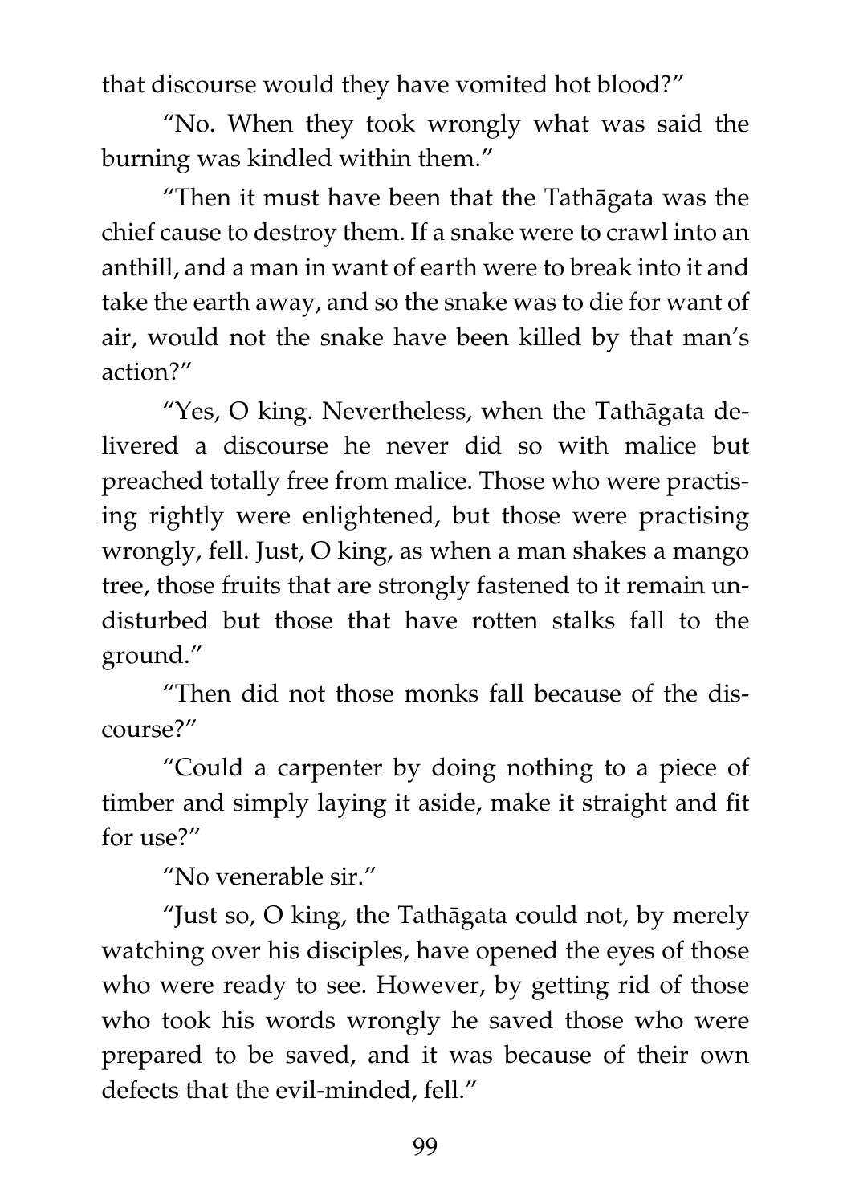that discourse would they have vomited hot blood?"

"No. When they took wrongly what was said the burning was kindled within them."

"Then it must have been that the Tathāgata was the chief cause to destroy them. If a snake were to crawl into an anthill, and a man in want of earth were to break into it and take the earth away, and so the snake was to die for want of air, would not the snake have been killed by that man's action?"

"Yes, O king. Nevertheless, when the Tathāgata delivered a discourse he never did so with malice but preached totally free from malice. Those who were practising rightly were enlightened, but those were practising wrongly, fell. Just, O king, as when a man shakes a mango tree, those fruits that are strongly fastened to it remain undisturbed but those that have rotten stalks fall to the ground."

"Then did not those monks fall because of the discourse?"

"Could a carpenter by doing nothing to a piece of timber and simply laying it aside, make it straight and fit for use?"

"No venerable sir."

"Just so, O king, the Tathāgata could not, by merely watching over his disciples, have opened the eyes of those who were ready to see. However, by getting rid of those who took his words wrongly he saved those who were prepared to be saved, and it was because of their own defects that the evil-minded, fell."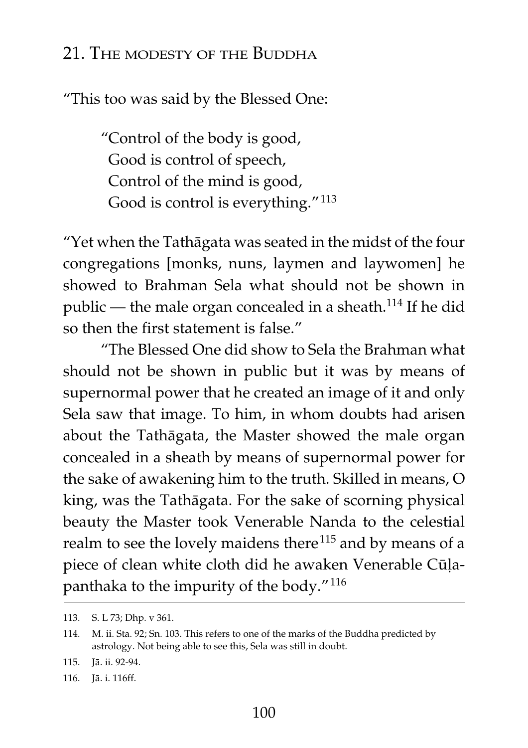## 21. The modesty of the Buddha

"This too was said by the Blessed One:

> "Control of the body is good,
> Good is control of speech,
> Control of the mind is good,
> Good is control is everything."[113]

"Yet when the Tathāgata was seated in the midst of the four congregations [monks, nuns, laymen and laywomen] he showed to Brahman Sela what should not be shown in public — the male organ concealed in a sheath.[114] If he did so then the first statement is false."

"The Blessed One did show to Sela the Brahman what should not be shown in public but it was by means of supernormal power that he created an image of it and only Sela saw that image. To him, in whom doubts had arisen about the Tathāgata, the Master showed the male organ concealed in a sheath by means of supernormal power for the sake of awakening him to the truth. Skilled in means, O king, was the Tathāgata. For the sake of scorning physical beauty the Master took Venerable Nanda to the celestial realm to see the lovely maidens there[115] and by means of a piece of clean white cloth did he awaken Venerable Cūḷapanthaka to the impurity of the body."[116]

---

113. S. L 73; Dhp. v 361.

114. M. ii. Sta. 92; Sn. 103. This refers to one of the marks of the Buddha predicted by astrology. Not being able to see this, Sela was still in doubt.

115. Jā. ii. 92-94.

116. Jā. i. 116ff.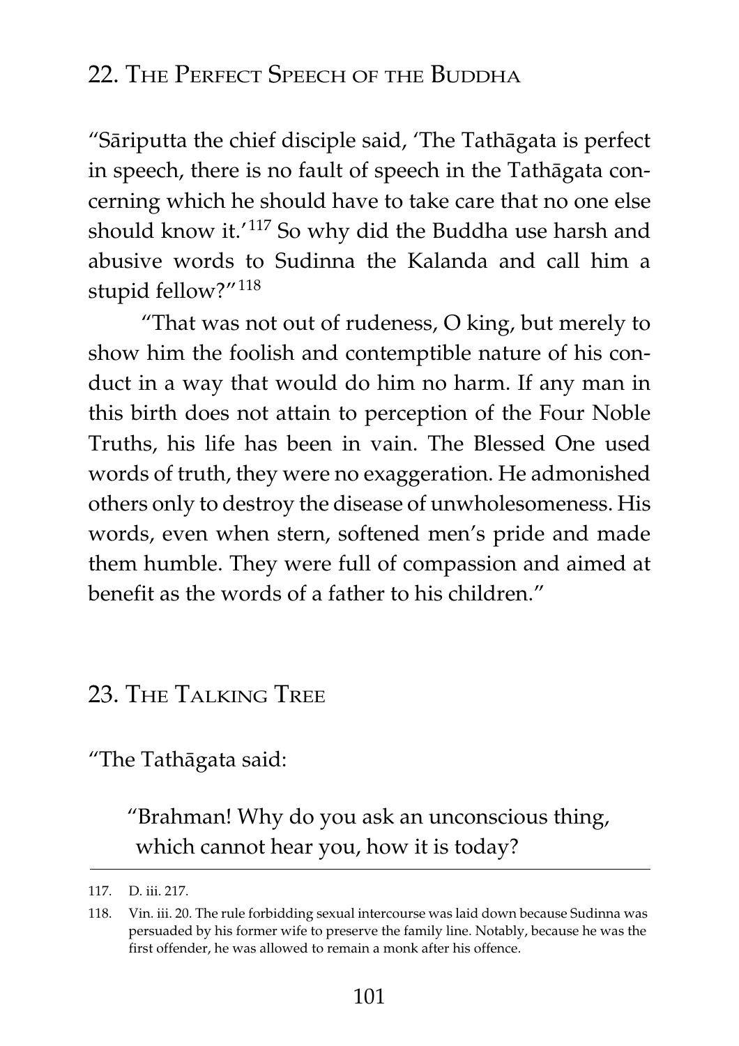## 22. The Perfect Speech of the Buddha

"Sāriputta the chief disciple said, 'The Tathāgata is perfect in speech, there is no fault of speech in the Tathāgata concerning which he should have to take care that no one else should know it.'[117] So why did the Buddha use harsh and abusive words to Sudinna the Kalanda and call him a stupid fellow?"[118]

"That was not out of rudeness, O king, but merely to show him the foolish and contemptible nature of his conduct in a way that would do him no harm. If any man in this birth does not attain to perception of the Four Noble Truths, his life has been in vain. The Blessed One used words of truth, they were no exaggeration. He admonished others only to destroy the disease of unwholesomeness. His words, even when stern, softened men's pride and made them humble. They were full of compassion and aimed at benefit as the words of a father to his children."

## 23. The Talking Tree

"The Tathāgata said:

> "Brahman! Why do you ask an unconscious thing, which cannot hear you, how it is today?

---

117. D. iii. 217.

118. Vin. iii. 20. The rule forbidding sexual intercourse was laid down because Sudinna was persuaded by his former wife to preserve the family line. Notably, because he was the first offender, he was allowed to remain a monk after his offence.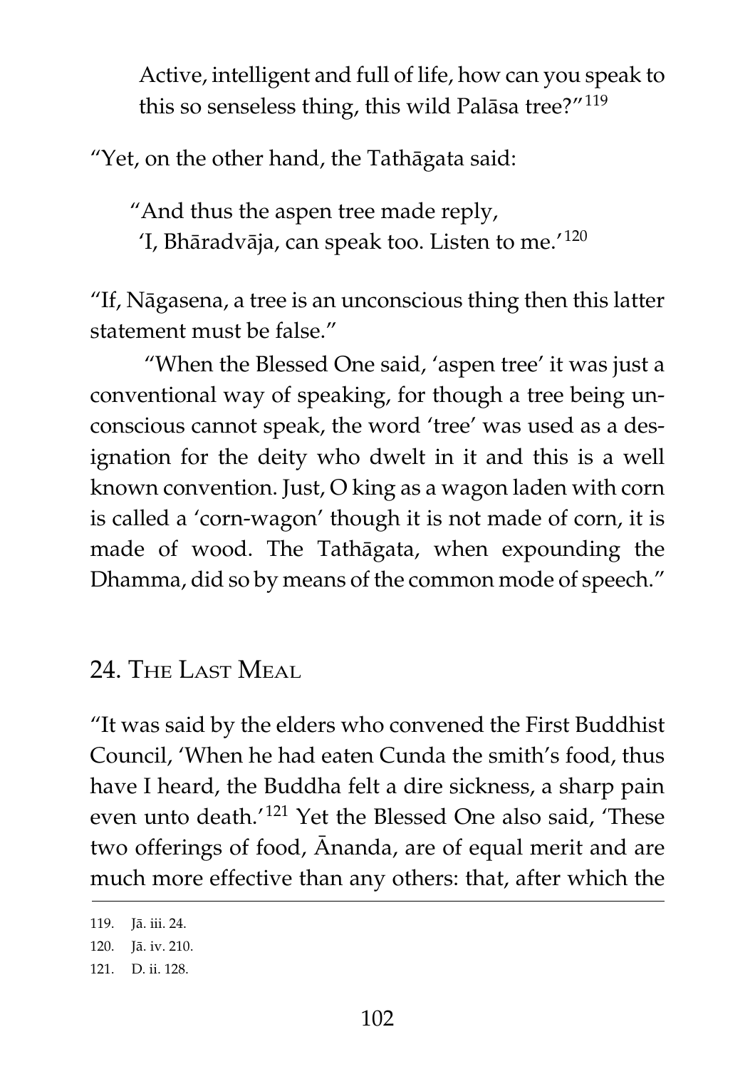Active, intelligent and full of life, how can you speak to this so senseless thing, this wild Palāsa tree?"[119]

"Yet, on the other hand, the Tathāgata said:

> "And thus the aspen tree made reply,
> 'I, Bhāradvāja, can speak too. Listen to me.'[120]

"If, Nāgasena, a tree is an unconscious thing then this latter statement must be false."

"When the Blessed One said, 'aspen tree' it was just a conventional way of speaking, for though a tree being unconscious cannot speak, the word 'tree' was used as a designation for the deity who dwelt in it and this is a well known convention. Just, O king as a wagon laden with corn is called a 'corn-wagon' though it is not made of corn, it is made of wood. The Tathāgata, when expounding the Dhamma, did so by means of the common mode of speech."

## 24. The Last Meal

"It was said by the elders who convened the First Buddhist Council, 'When he had eaten Cunda the smith's food, thus have I heard, the Buddha felt a dire sickness, a sharp pain even unto death.'[121] Yet the Blessed One also said, 'These two offerings of food, Ānanda, are of equal merit and are much more effective than any others: that, after which the

---

119. Jā. iii. 24.
120. Jā. iv. 210.
121. D. ii. 128.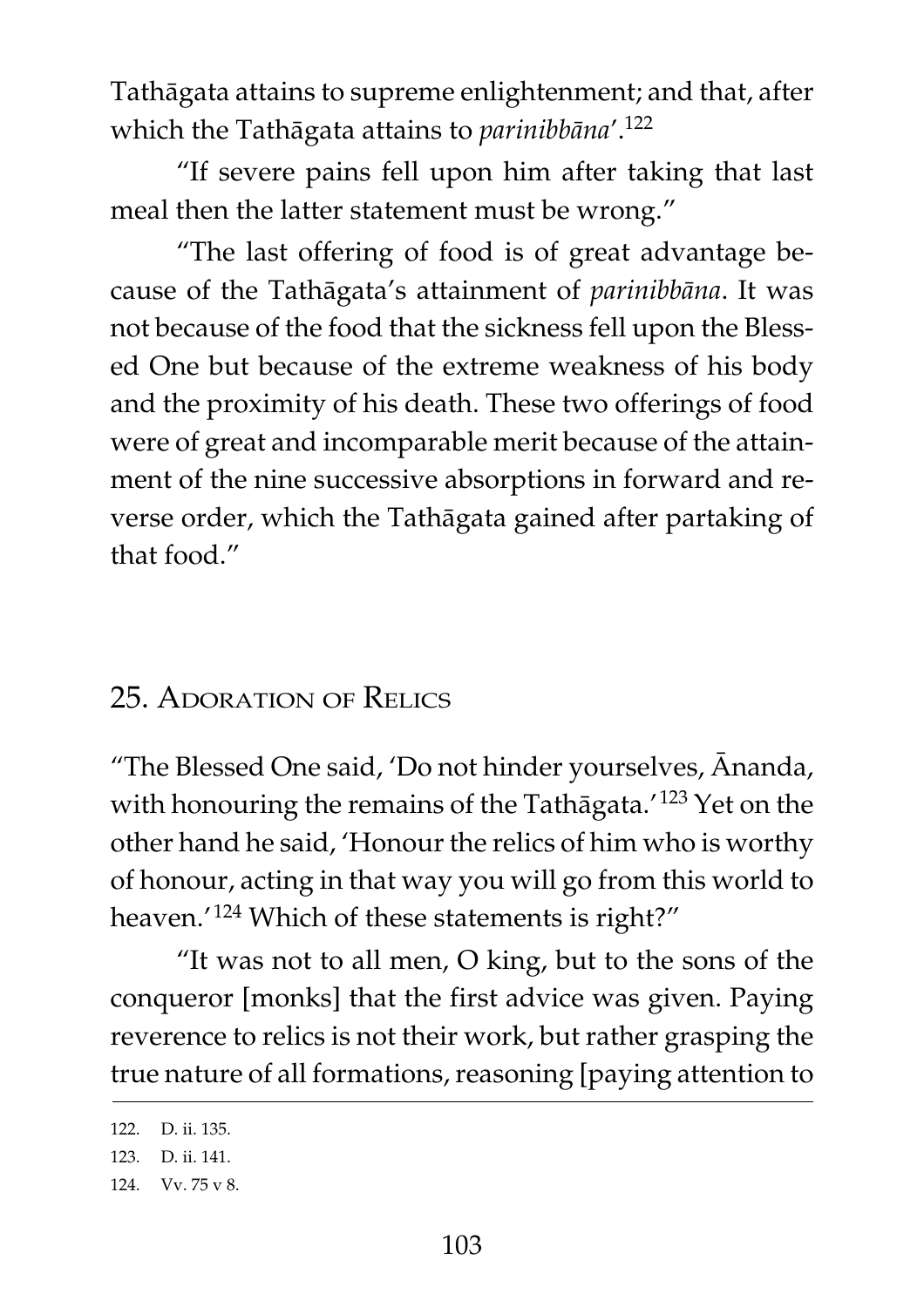Tathāgata attains to supreme enlightenment; and that, after which the Tathāgata attains to *parinibbāna*'.[122]

"If severe pains fell upon him after taking that last meal then the latter statement must be wrong."

"The last offering of food is of great advantage because of the Tathāgata's attainment of *parinibbāna*. It was not because of the food that the sickness fell upon the Blessed One but because of the extreme weakness of his body and the proximity of his death. These two offerings of food were of great and incomparable merit because of the attainment of the nine successive absorptions in forward and reverse order, which the Tathāgata gained after partaking of that food."

## 25. Adoration of Relics

"The Blessed One said, 'Do not hinder yourselves, Ānanda, with honouring the remains of the Tathāgata.'[123] Yet on the other hand he said, 'Honour the relics of him who is worthy of honour, acting in that way you will go from this world to heaven.'[124] Which of these statements is right?"

"It was not to all men, O king, but to the sons of the conqueror [monks] that the first advice was given. Paying reverence to relics is not their work, but rather grasping the true nature of all formations, reasoning [paying attention to

---

122. D. ii. 135.
123. D. ii. 141.
124. Vv. 75 v 8.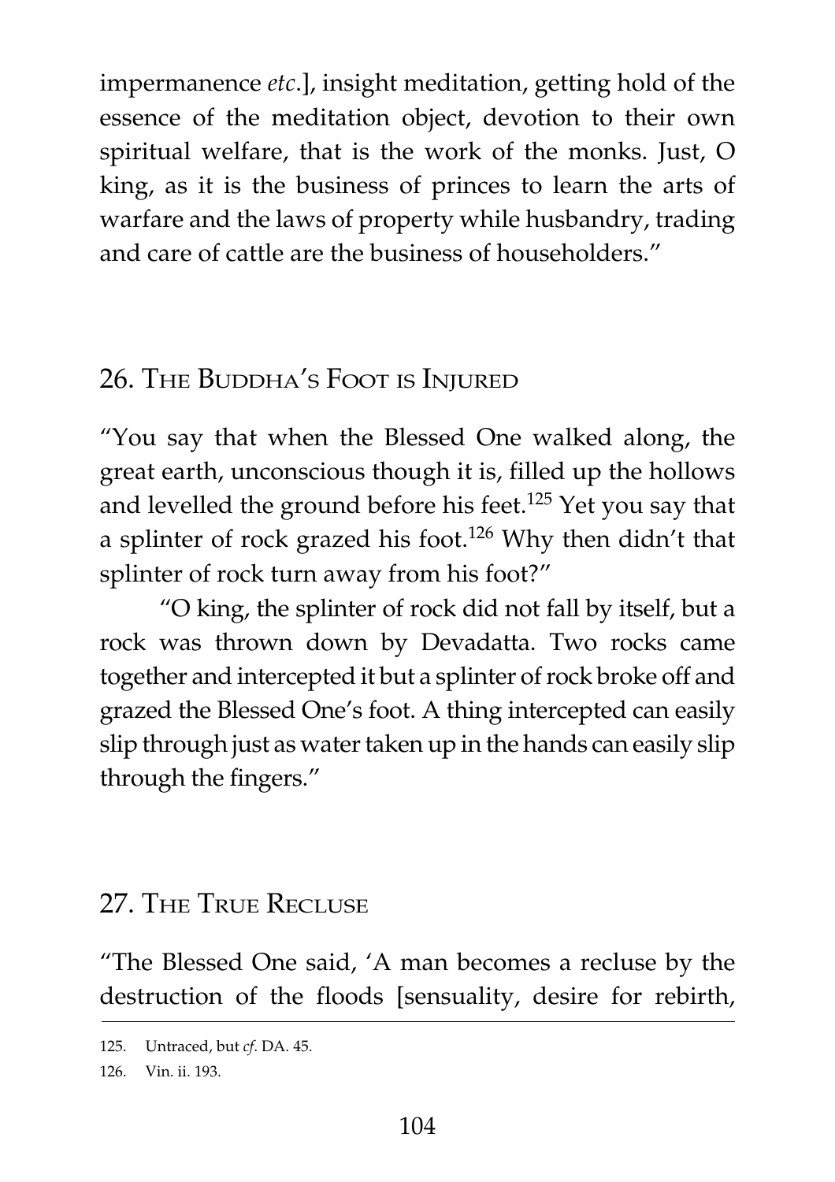impermanence *etc*.], insight meditation, getting hold of the essence of the meditation object, devotion to their own spiritual welfare, that is the work of the monks. Just, O king, as it is the business of princes to learn the arts of warfare and the laws of property while husbandry, trading and care of cattle are the business of householders."

## 26. The Buddha's Foot is Injured

"You say that when the Blessed One walked along, the great earth, unconscious though it is, filled up the hollows and levelled the ground before his feet.[125] Yet you say that a splinter of rock grazed his foot.[126] Why then didn't that splinter of rock turn away from his foot?"

"O king, the splinter of rock did not fall by itself, but a rock was thrown down by Devadatta. Two rocks came together and intercepted it but a splinter of rock broke off and grazed the Blessed One's foot. A thing intercepted can easily slip through just as water taken up in the hands can easily slip through the fingers."

## 27. The True Recluse

"The Blessed One said, 'A man becomes a recluse by the destruction of the floods [sensuality, desire for rebirth,

---

125. Untraced, but *cf*. DA. 45.

126. Vin. ii. 193.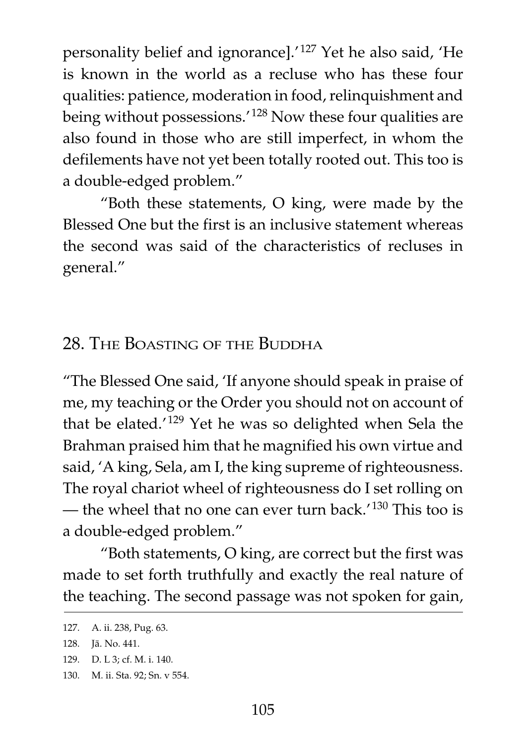personality belief and ignorance].'[127] Yet he also said, 'He is known in the world as a recluse who has these four qualities: patience, moderation in food, relinquishment and being without possessions.'[128] Now these four qualities are also found in those who are still imperfect, in whom the defilements have not yet been totally rooted out. This too is a double-edged problem."

"Both these statements, O king, were made by the Blessed One but the first is an inclusive statement whereas the second was said of the characteristics of recluses in general."

## 28. The Boasting of the Buddha

"The Blessed One said, 'If anyone should speak in praise of me, my teaching or the Order you should not on account of that be elated.'[129] Yet he was so delighted when Sela the Brahman praised him that he magnified his own virtue and said, 'A king, Sela, am I, the king supreme of righteousness. The royal chariot wheel of righteousness do I set rolling on — the wheel that no one can ever turn back.'[130] This too is a double-edged problem."

"Both statements, O king, are correct but the first was made to set forth truthfully and exactly the real nature of the teaching. The second passage was not spoken for gain,

---

127. A. ii. 238, Pug. 63.
128. Jā. No. 441.
129. D. L 3; cf. M. i. 140.
130. M. ii. Sta. 92; Sn. v 554.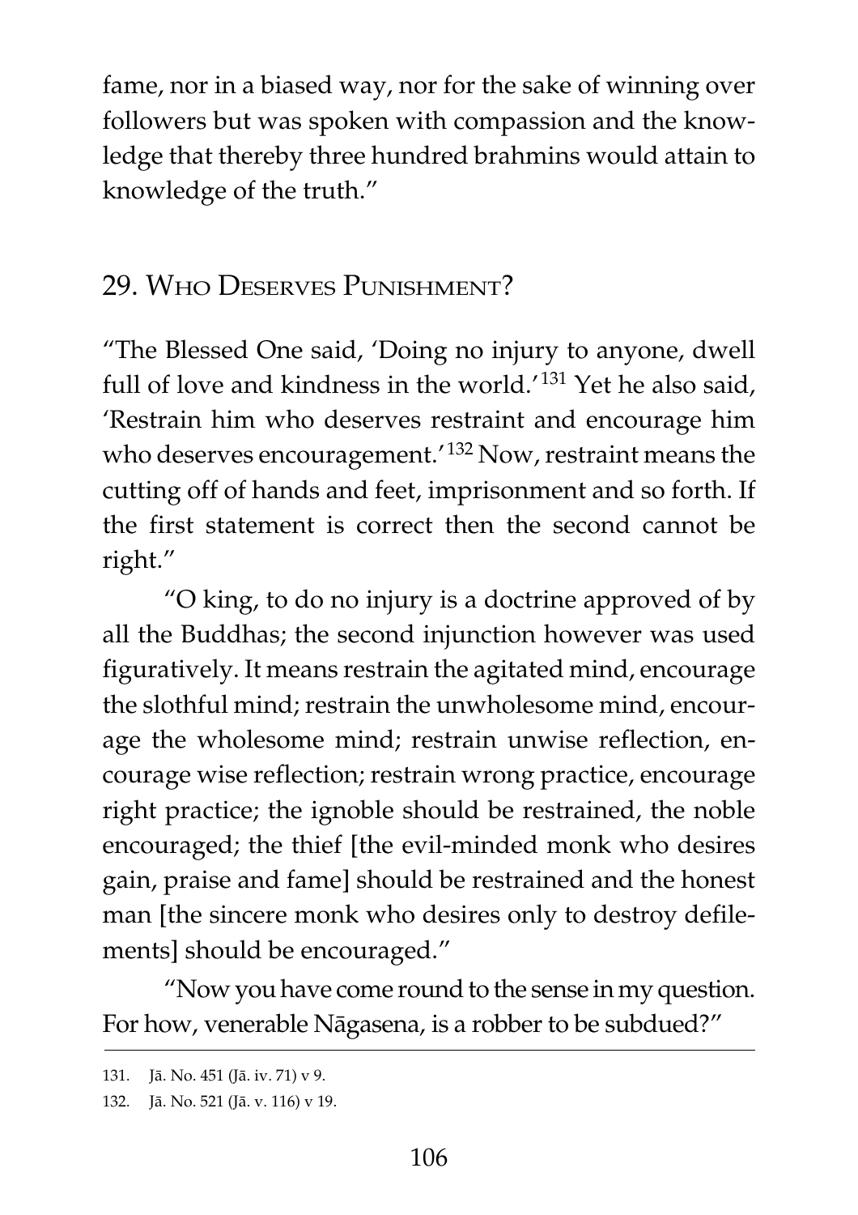fame, nor in a biased way, nor for the sake of winning over followers but was spoken with compassion and the knowledge that thereby three hundred brahmins would attain to knowledge of the truth."

## 29. Who Deserves Punishment?

"The Blessed One said, 'Doing no injury to anyone, dwell full of love and kindness in the world.'[131] Yet he also said, 'Restrain him who deserves restraint and encourage him who deserves encouragement.'[132] Now, restraint means the cutting off of hands and feet, imprisonment and so forth. If the first statement is correct then the second cannot be right."

"O king, to do no injury is a doctrine approved of by all the Buddhas; the second injunction however was used figuratively. It means restrain the agitated mind, encourage the slothful mind; restrain the unwholesome mind, encourage the wholesome mind; restrain unwise reflection, encourage wise reflection; restrain wrong practice, encourage right practice; the ignoble should be restrained, the noble encouraged; the thief [the evil-minded monk who desires gain, praise and fame] should be restrained and the honest man [the sincere monk who desires only to destroy defilements] should be encouraged."

"Now you have come round to the sense in my question. For how, venerable Nāgasena, is a robber to be subdued?"

---

131. Jā. No. 451 (Jā. iv. 71) v 9.

132. Jā. No. 521 (Jā. v. 116) v 19.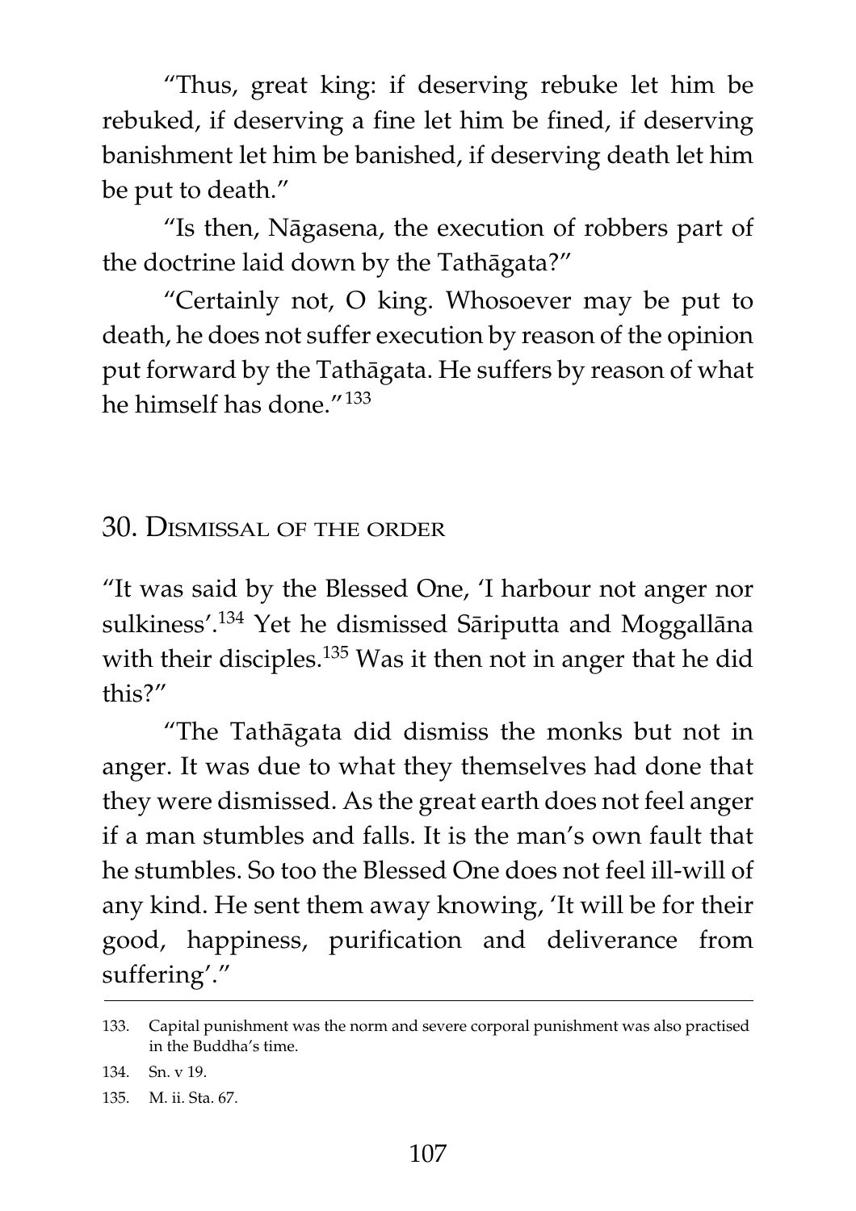"Thus, great king: if deserving rebuke let him be rebuked, if deserving a fine let him be fined, if deserving banishment let him be banished, if deserving death let him be put to death."

"Is then, Nāgasena, the execution of robbers part of the doctrine laid down by the Tathāgata?"

"Certainly not, O king. Whosoever may be put to death, he does not suffer execution by reason of the opinion put forward by the Tathāgata. He suffers by reason of what he himself has done."[133]

## 30. Dismissal of the order

"It was said by the Blessed One, 'I harbour not anger nor sulkiness'.[134] Yet he dismissed Sāriputta and Moggallāna with their disciples.[135] Was it then not in anger that he did this?"

"The Tathāgata did dismiss the monks but not in anger. It was due to what they themselves had done that they were dismissed. As the great earth does not feel anger if a man stumbles and falls. It is the man's own fault that he stumbles. So too the Blessed One does not feel ill-will of any kind. He sent them away knowing, 'It will be for their good, happiness, purification and deliverance from suffering'."

---

133. Capital punishment was the norm and severe corporal punishment was also practised in the Buddha's time.

134. Sn. v 19.

135. M. ii. Sta. 67.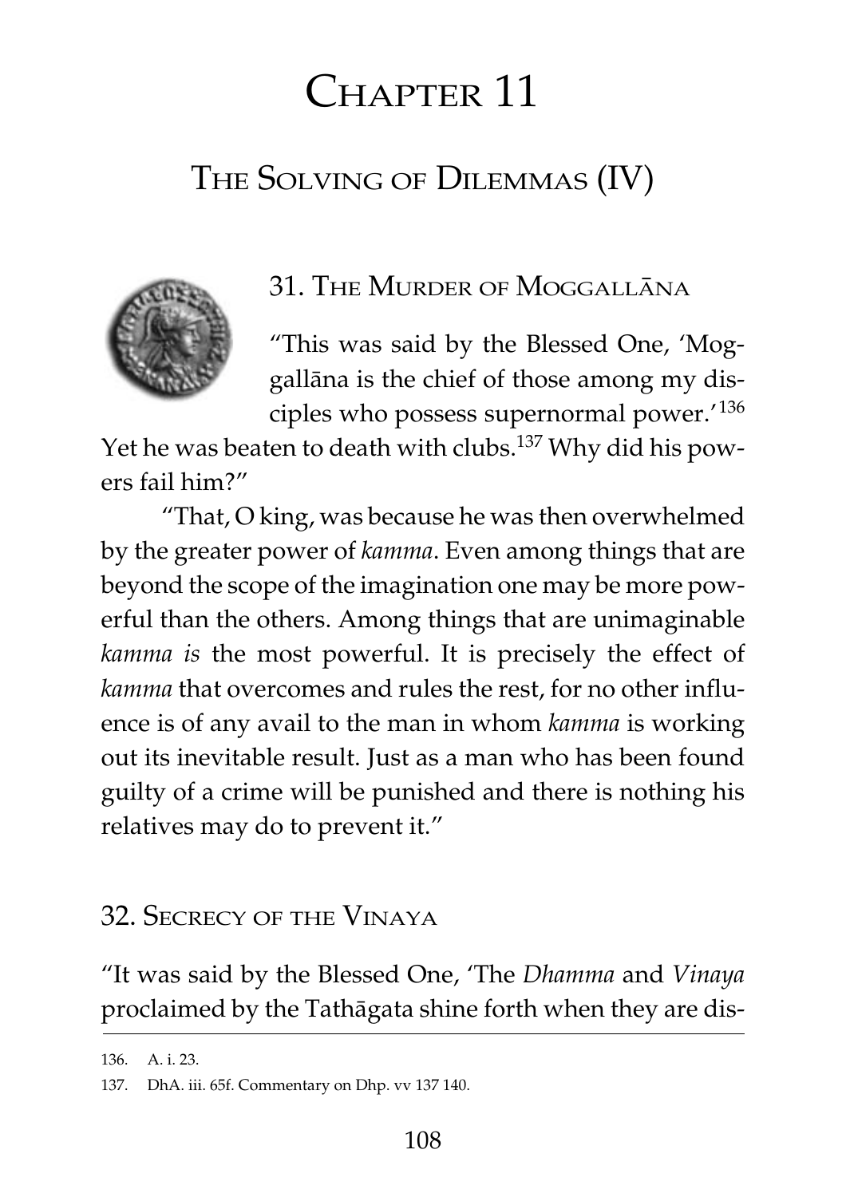# Chapter 11

## The Solving of Dilemmas (IV)

### 31. The Murder of Moggallāna

"This was said by the Blessed One, 'Moggallāna is the chief of those among my disciples who possess supernormal power.'[136] Yet he was beaten to death with clubs.[137] Why did his powers fail him?"

"That, O king, was because he was then overwhelmed by the greater power of *kamma*. Even among things that are beyond the scope of the imagination one may be more powerful than the others. Among things that are unimaginable *kamma is* the most powerful. It is precisely the effect of *kamma* that overcomes and rules the rest, for no other influence is of any avail to the man in whom *kamma* is working out its inevitable result. Just as a man who has been found guilty of a crime will be punished and there is nothing his relatives may do to prevent it."

### 32. Secrecy of the Vinaya

"It was said by the Blessed One, 'The *Dhamma* and *Vinaya* proclaimed by the Tathāgata shine forth when they are dis-

---

136. A. i. 23.

137. DhA. iii. 65f. Commentary on Dhp. vv 137 140.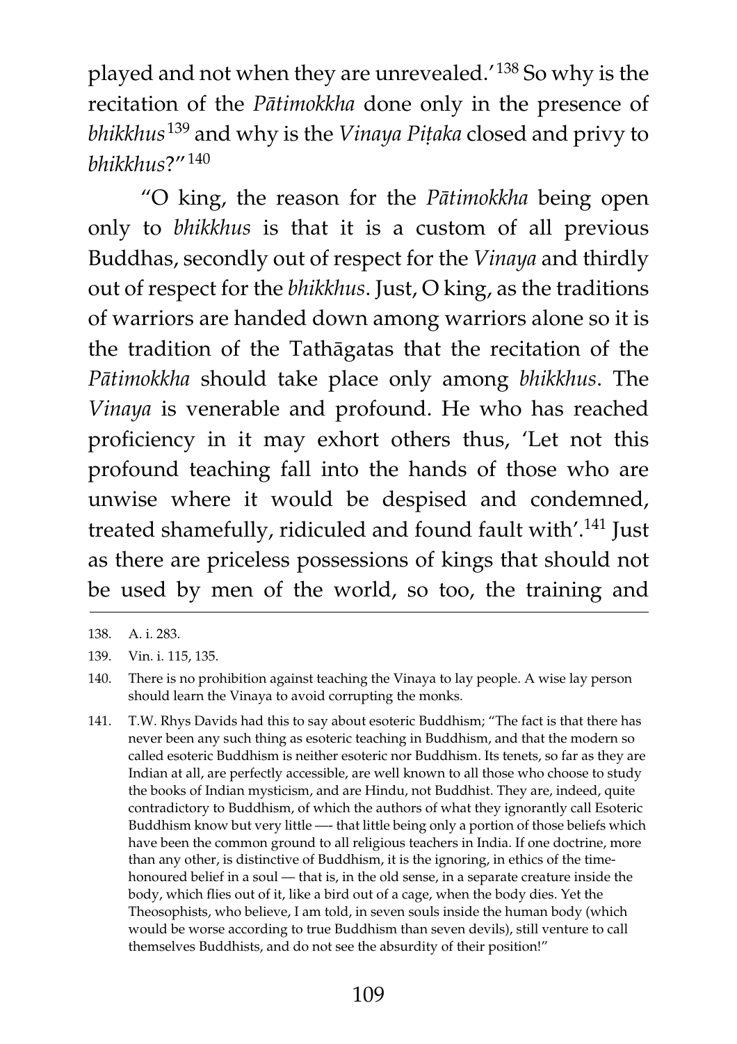played and not when they are unrevealed.'[138] So why is the recitation of the *Pātimokkha* done only in the presence of *bhikkhus*[139] and why is the *Vinaya Piṭaka* closed and privy to *bhikkhus*?"[140]

"O king, the reason for the *Pātimokkha* being open only to *bhikkhus* is that it is a custom of all previous Buddhas, secondly out of respect for the *Vinaya* and thirdly out of respect for the *bhikkhus*. Just, O king, as the traditions of warriors are handed down among warriors alone so it is the tradition of the Tathāgatas that the recitation of the *Pātimokkha* should take place only among *bhikkhus*. The *Vinaya* is venerable and profound. He who has reached proficiency in it may exhort others thus, 'Let not this profound teaching fall into the hands of those who are unwise where it would be despised and condemned, treated shamefully, ridiculed and found fault with'.[141] Just as there are priceless possessions of kings that should not be used by men of the world, so too, the training and

---

138. A. i. 283.

139. Vin. i. 115, 135.

140. There is no prohibition against teaching the Vinaya to lay people. A wise lay person should learn the Vinaya to avoid corrupting the monks.

141. T.W. Rhys Davids had this to say about esoteric Buddhism; "The fact is that there has never been any such thing as esoteric teaching in Buddhism, and that the modern so called esoteric Buddhism is neither esoteric nor Buddhism. Its tenets, so far as they are Indian at all, are perfectly accessible, are well known to all those who choose to study the books of Indian mysticism, and are Hindu, not Buddhist. They are, indeed, quite contradictory to Buddhism, of which the authors of what they ignorantly call Esoteric Buddhism know but very little —- that little being only a portion of those beliefs which have been the common ground to all religious teachers in India. If one doctrine, more than any other, is distinctive of Buddhism, it is the ignoring, in ethics of the time-honoured belief in a soul — that is, in the old sense, in a separate creature inside the body, which flies out of it, like a bird out of a cage, when the body dies. Yet the Theosophists, who believe, I am told, in seven souls inside the human body (which would be worse according to true Buddhism than seven devils), still venture to call themselves Buddhists, and do not see the absurdity of their position!"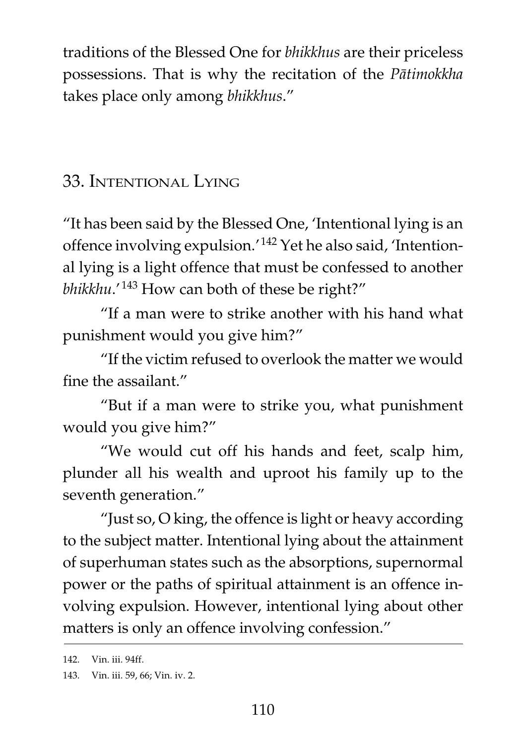traditions of the Blessed One for *bhikkhus* are their priceless possessions. That is why the recitation of the *Pātimokkha* takes place only among *bhikkhus*."

## 33. Intentional Lying

"It has been said by the Blessed One, 'Intentional lying is an offence involving expulsion.'[142] Yet he also said, 'Intentional lying is a light offence that must be confessed to another *bhikkhu*.'[143] How can both of these be right?"

"If a man were to strike another with his hand what punishment would you give him?"

"If the victim refused to overlook the matter we would fine the assailant."

"But if a man were to strike you, what punishment would you give him?"

"We would cut off his hands and feet, scalp him, plunder all his wealth and uproot his family up to the seventh generation."

"Just so, O king, the offence is light or heavy according to the subject matter. Intentional lying about the attainment of superhuman states such as the absorptions, supernormal power or the paths of spiritual attainment is an offence involving expulsion. However, intentional lying about other matters is only an offence involving confession."

---

142. Vin. iii. 94ff.

143. Vin. iii. 59, 66; Vin. iv. 2.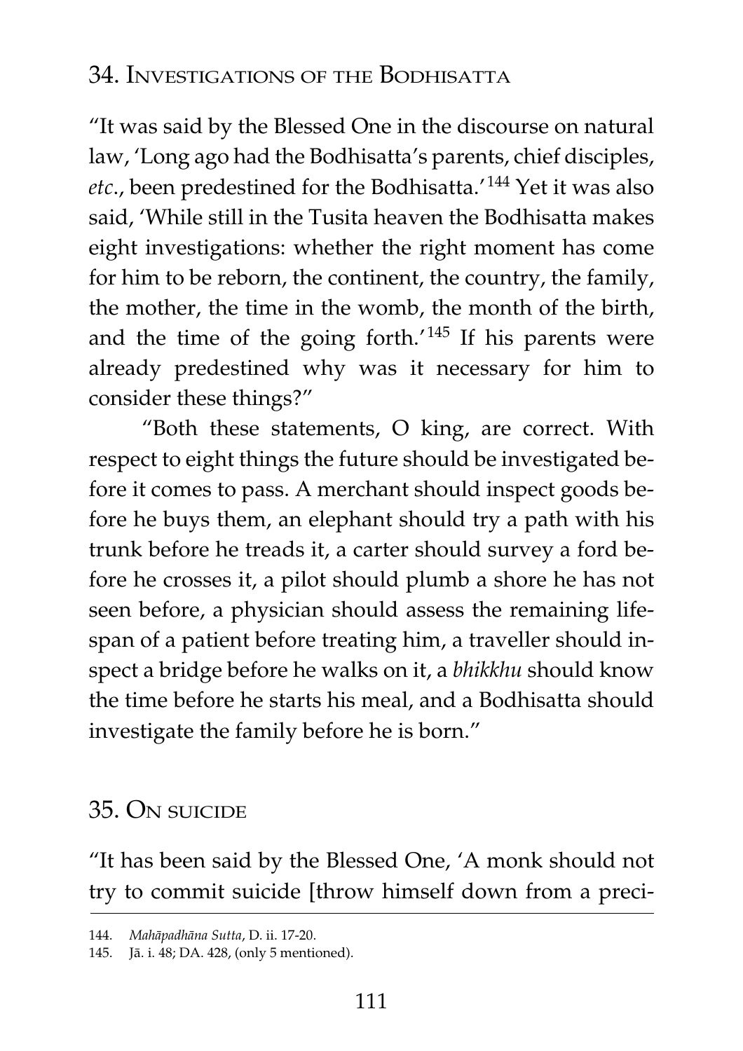## 34. Investigations of the Bodhisatta

"It was said by the Blessed One in the discourse on natural law, 'Long ago had the Bodhisatta's parents, chief disciples, *etc*., been predestined for the Bodhisatta.'[144] Yet it was also said, 'While still in the Tusita heaven the Bodhisatta makes eight investigations: whether the right moment has come for him to be reborn, the continent, the country, the family, the mother, the time in the womb, the month of the birth, and the time of the going forth.'[145] If his parents were already predestined why was it necessary for him to consider these things?"

"Both these statements, O king, are correct. With respect to eight things the future should be investigated before it comes to pass. A merchant should inspect goods before he buys them, an elephant should try a path with his trunk before he treads it, a carter should survey a ford before he crosses it, a pilot should plumb a shore he has not seen before, a physician should assess the remaining lifespan of a patient before treating him, a traveller should inspect a bridge before he walks on it, a *bhikkhu* should know the time before he starts his meal, and a Bodhisatta should investigate the family before he is born."

## 35. On suicide

"It has been said by the Blessed One, 'A monk should not try to commit suicide [throw himself down from a preci-

---

144. *Mahāpadhāna Sutta*, D. ii. 17-20.

145. Jā. i. 48; DA. 428, (only 5 mentioned).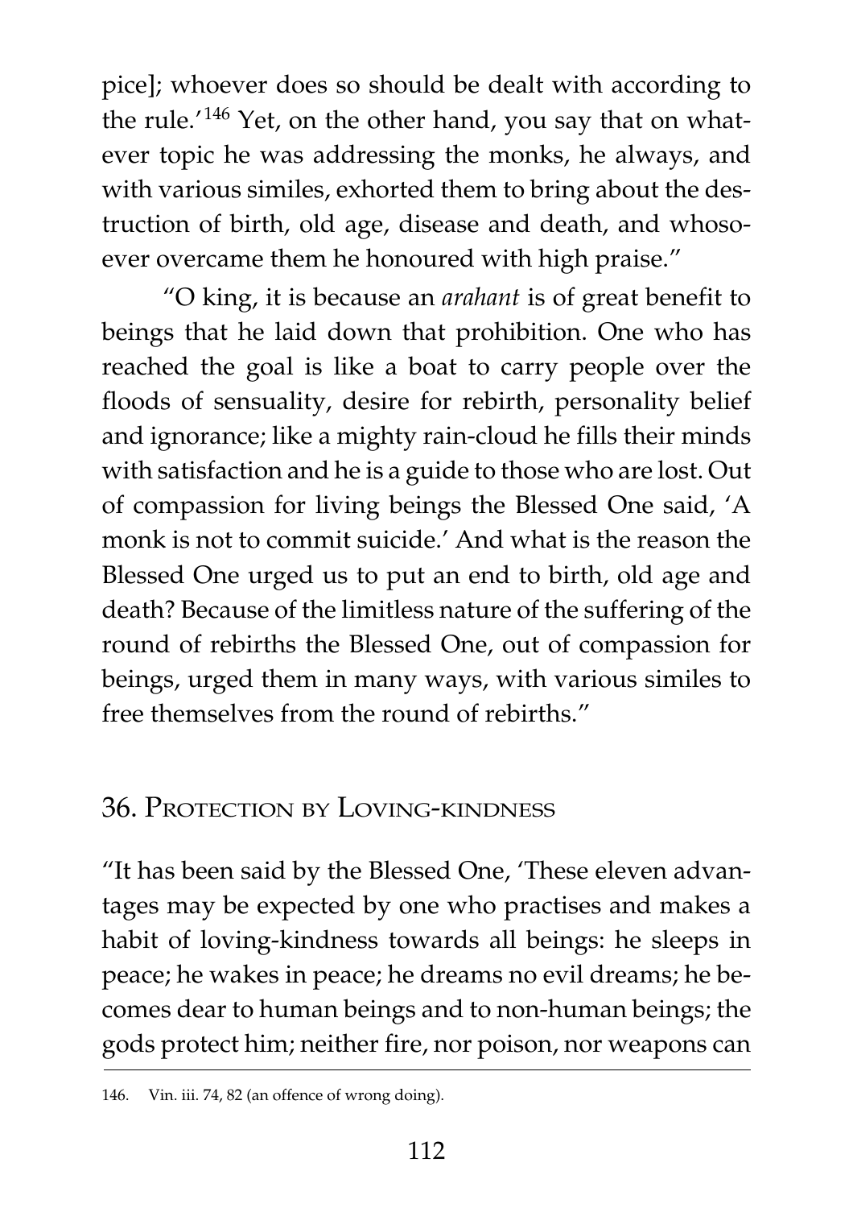pice]; whoever does so should be dealt with according to the rule.'[146] Yet, on the other hand, you say that on whatever topic he was addressing the monks, he always, and with various similes, exhorted them to bring about the destruction of birth, old age, disease and death, and whosoever overcame them he honoured with high praise."

"O king, it is because an *arahant* is of great benefit to beings that he laid down that prohibition. One who has reached the goal is like a boat to carry people over the floods of sensuality, desire for rebirth, personality belief and ignorance; like a mighty rain-cloud he fills their minds with satisfaction and he is a guide to those who are lost. Out of compassion for living beings the Blessed One said, 'A monk is not to commit suicide.' And what is the reason the Blessed One urged us to put an end to birth, old age and death? Because of the limitless nature of the suffering of the round of rebirths the Blessed One, out of compassion for beings, urged them in many ways, with various similes to free themselves from the round of rebirths."

## 36. Protection by Loving-kindness

"It has been said by the Blessed One, 'These eleven advantages may be expected by one who practises and makes a habit of loving-kindness towards all beings: he sleeps in peace; he wakes in peace; he dreams no evil dreams; he becomes dear to human beings and to non-human beings; the gods protect him; neither fire, nor poison, nor weapons can

---

146. Vin. iii. 74, 82 (an offence of wrong doing).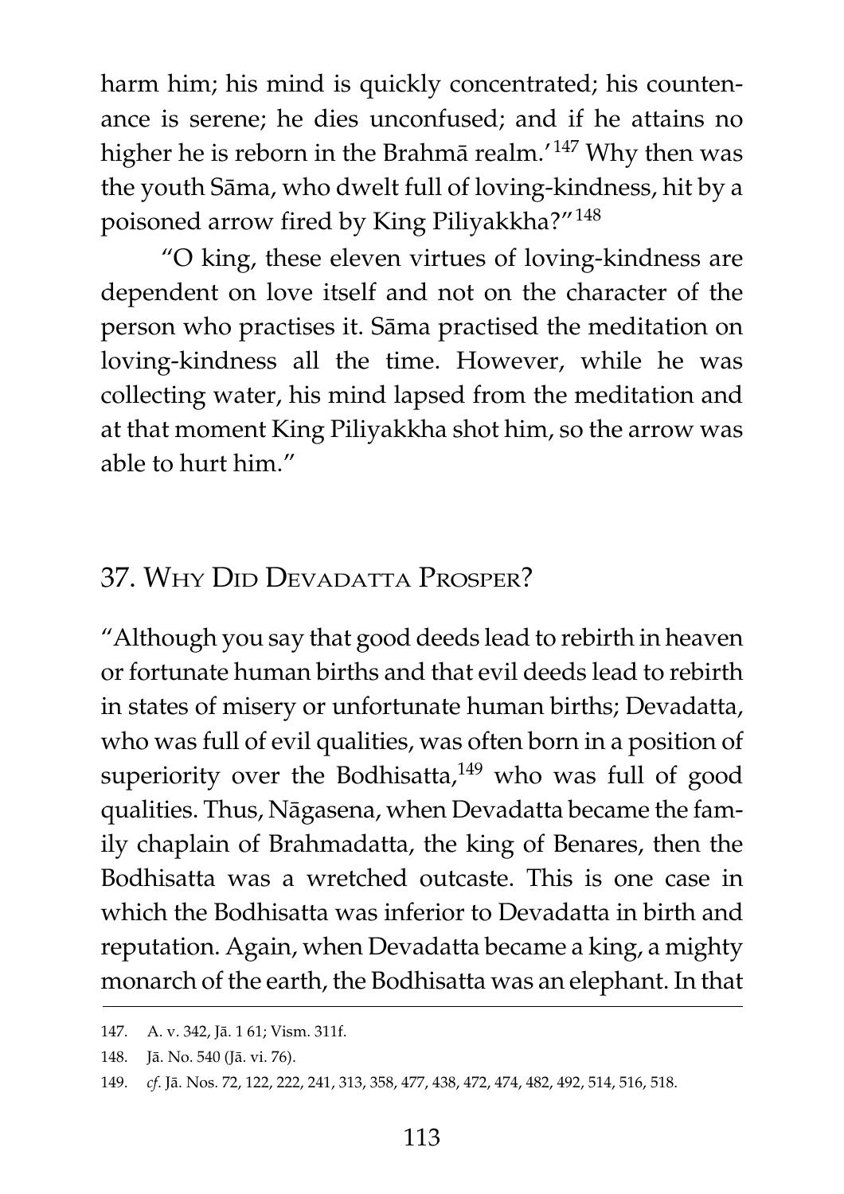harm him; his mind is quickly concentrated; his countenance is serene; he dies unconfused; and if he attains no higher he is reborn in the Brahmā realm.'[147] Why then was the youth Sāma, who dwelt full of loving-kindness, hit by a poisoned arrow fired by King Piliyakkha?"[148]

"O king, these eleven virtues of loving-kindness are dependent on love itself and not on the character of the person who practises it. Sāma practised the meditation on loving-kindness all the time. However, while he was collecting water, his mind lapsed from the meditation and at that moment King Piliyakkha shot him, so the arrow was able to hurt him."

## 37. Why Did Devadatta Prosper?

"Although you say that good deeds lead to rebirth in heaven or fortunate human births and that evil deeds lead to rebirth in states of misery or unfortunate human births; Devadatta, who was full of evil qualities, was often born in a position of superiority over the Bodhisatta,[149] who was full of good qualities. Thus, Nāgasena, when Devadatta became the family chaplain of Brahmadatta, the king of Benares, then the Bodhisatta was a wretched outcaste. This is one case in which the Bodhisatta was inferior to Devadatta in birth and reputation. Again, when Devadatta became a king, a mighty monarch of the earth, the Bodhisatta was an elephant. In that

---

147. A. v. 342, Jā. 1 61; Vism. 311f.

148. Jā. No. 540 (Jā. vi. 76).

149. *cf*. Jā. Nos. 72, 122, 222, 241, 313, 358, 477, 438, 472, 474, 482, 492, 514, 516, 518.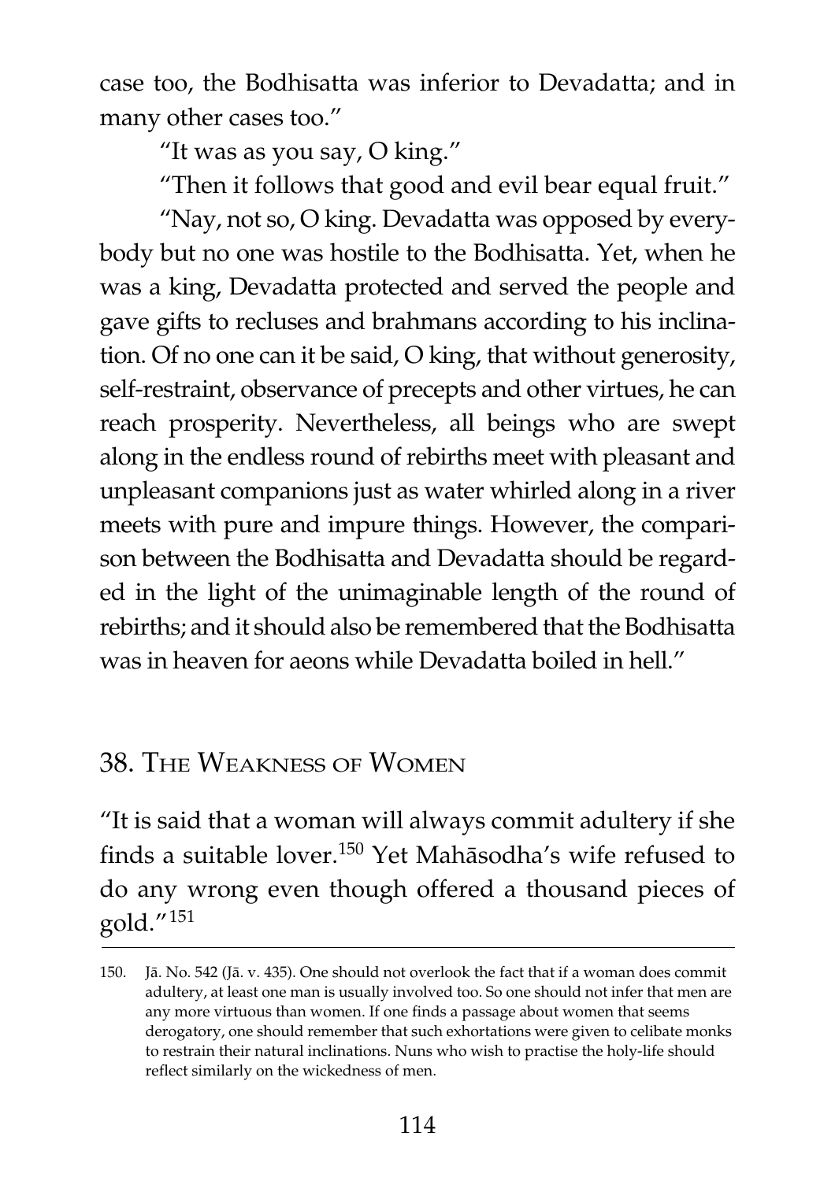case too, the Bodhisatta was inferior to Devadatta; and in many other cases too."

"It was as you say, O king."

"Then it follows that good and evil bear equal fruit."

"Nay, not so, O king. Devadatta was opposed by everybody but no one was hostile to the Bodhisatta. Yet, when he was a king, Devadatta protected and served the people and gave gifts to recluses and brahmans according to his inclination. Of no one can it be said, O king, that without generosity, self-restraint, observance of precepts and other virtues, he can reach prosperity. Nevertheless, all beings who are swept along in the endless round of rebirths meet with pleasant and unpleasant companions just as water whirled along in a river meets with pure and impure things. However, the comparison between the Bodhisatta and Devadatta should be regarded in the light of the unimaginable length of the round of rebirths; and it should also be remembered that the Bodhisatta was in heaven for aeons while Devadatta boiled in hell."

## 38. The Weakness of Women

"It is said that a woman will always commit adultery if she finds a suitable lover.[150] Yet Mahāsodha's wife refused to do any wrong even though offered a thousand pieces of gold."[151]

---

150. Jā. No. 542 (Jā. v. 435). One should not overlook the fact that if a woman does commit adultery, at least one man is usually involved too. So one should not infer that men are any more virtuous than women. If one finds a passage about women that seems derogatory, one should remember that such exhortations were given to celibate monks to restrain their natural inclinations. Nuns who wish to practise the holy-life should reflect similarly on the wickedness of men.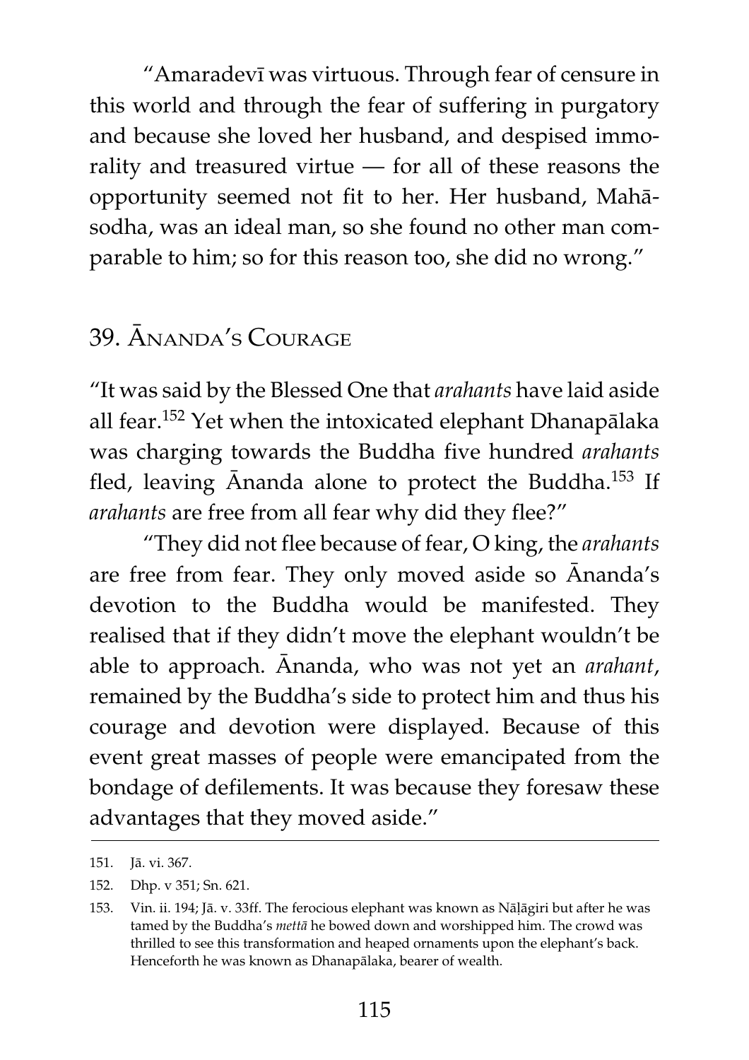"Amaradevī was virtuous. Through fear of censure in this world and through the fear of suffering in purgatory and because she loved her husband, and despised immorality and treasured virtue — for all of these reasons the opportunity seemed not fit to her. Her husband, Mahāsodha, was an ideal man, so she found no other man comparable to him; so for this reason too, she did no wrong."

## 39. Ānanda's Courage

"It was said by the Blessed One that *arahants* have laid aside all fear.[152] Yet when the intoxicated elephant Dhanapālaka was charging towards the Buddha five hundred *arahants* fled, leaving Ānanda alone to protect the Buddha.[153] If *arahants* are free from all fear why did they flee?"

"They did not flee because of fear, O king, the *arahants* are free from fear. They only moved aside so Ānanda's devotion to the Buddha would be manifested. They realised that if they didn't move the elephant wouldn't be able to approach. Ānanda, who was not yet an *arahant*, remained by the Buddha's side to protect him and thus his courage and devotion were displayed. Because of this event great masses of people were emancipated from the bondage of defilements. It was because they foresaw these advantages that they moved aside."

---

151. Jā. vi. 367.

152. Dhp. v 351; Sn. 621.

153. Vin. ii. 194; Jā. v. 33ff. The ferocious elephant was known as Nāḷāgiri but after he was tamed by the Buddha's *mettā* he bowed down and worshipped him. The crowd was thrilled to see this transformation and heaped ornaments upon the elephant's back. Henceforth he was known as Dhanapālaka, bearer of wealth.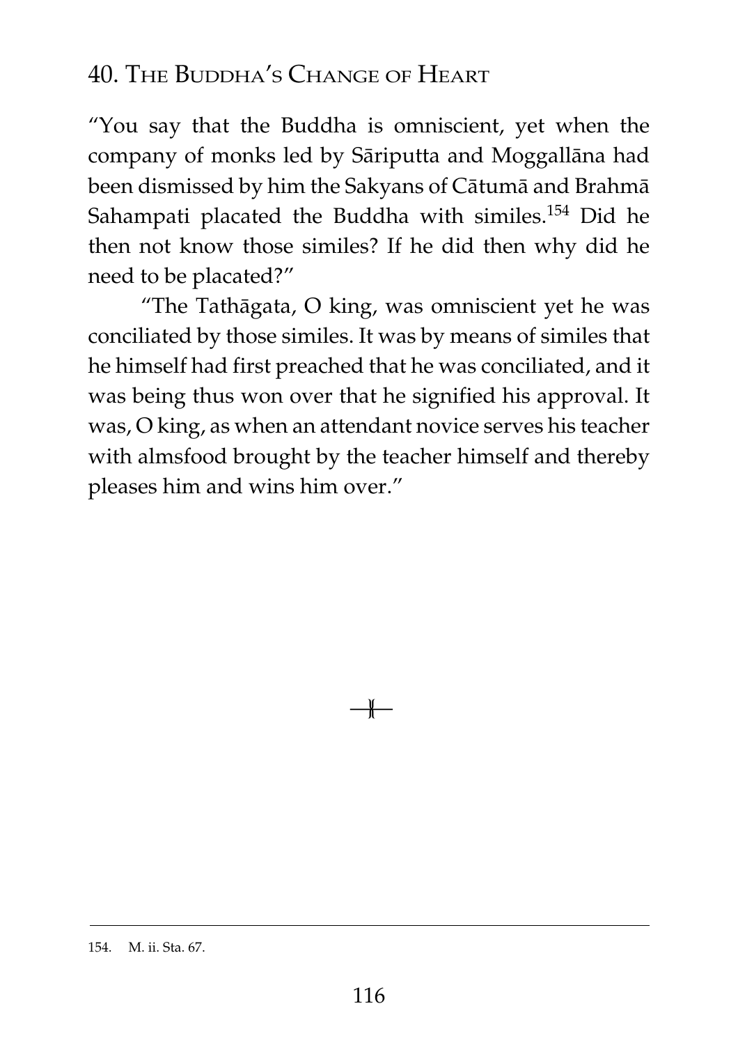## 40. The Buddha's Change of Heart

"You say that the Buddha is omniscient, yet when the company of monks led by Sāriputta and Moggallāna had been dismissed by him the Sakyans of Cātumā and Brahmā Sahampati placated the Buddha with similes.[154] Did he then not know those similes? If he did then why did he need to be placated?"

"The Tathāgata, O king, was omniscient yet he was conciliated by those similes. It was by means of similes that he himself had first preached that he was conciliated, and it was being thus won over that he signified his approval. It was, O king, as when an attendant novice serves his teacher with almsfood brought by the teacher himself and thereby pleases him and wins him over."

---

154. M. ii. Sta. 67.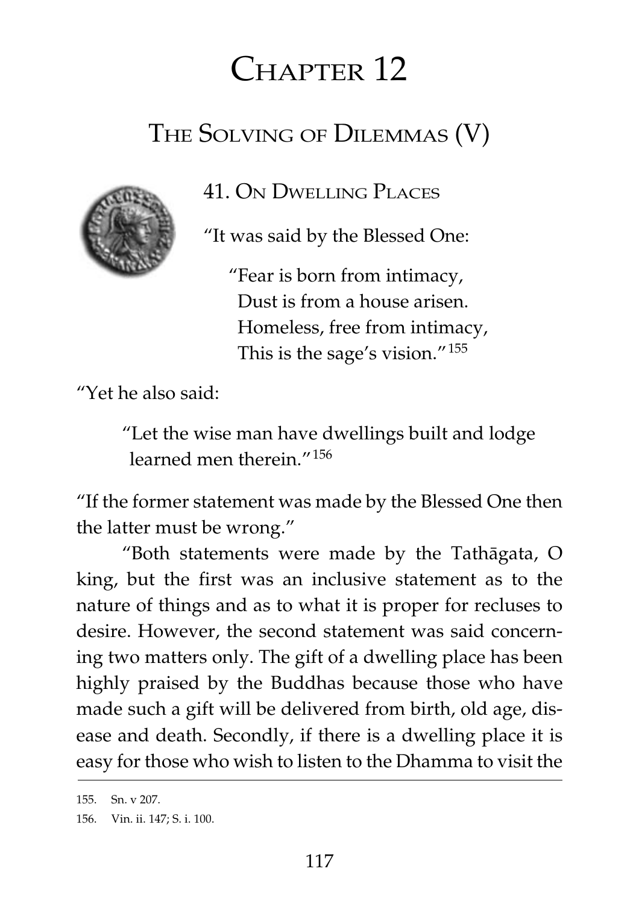# Chapter 12

## The Solving of Dilemmas (V)

### 41. On Dwelling Places

"It was said by the Blessed One:

> "Fear is born from intimacy,
> Dust is from a house arisen.
> Homeless, free from intimacy,
> This is the sage's vision."[155]

"Yet he also said:

> "Let the wise man have dwellings built and lodge learned men therein."[156]

"If the former statement was made by the Blessed One then the latter must be wrong."

"Both statements were made by the Tathāgata, O king, but the first was an inclusive statement as to the nature of things and as to what it is proper for recluses to desire. However, the second statement was said concerning two matters only. The gift of a dwelling place has been highly praised by the Buddhas because those who have made such a gift will be delivered from birth, old age, disease and death. Secondly, if there is a dwelling place it is easy for those who wish to listen to the Dhamma to visit the

---

155. Sn. v 207.

156. Vin. ii. 147; S. i. 100.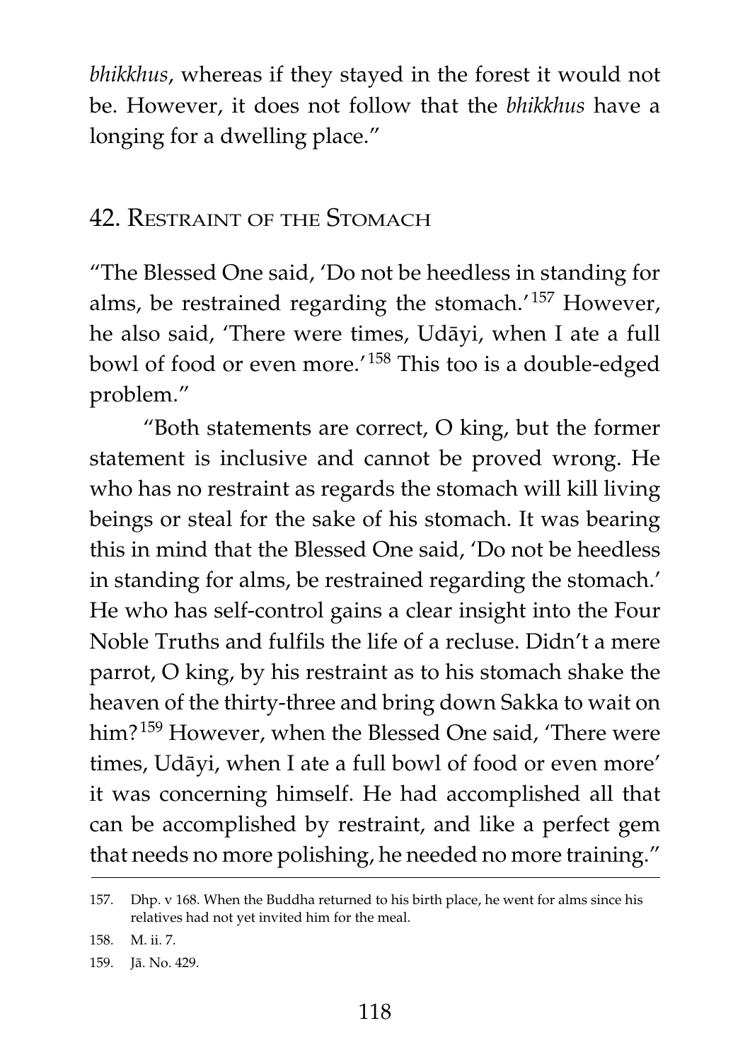*bhikkhus*, whereas if they stayed in the forest it would not be. However, it does not follow that the *bhikkhus* have a longing for a dwelling place."

## 42. Restraint of the Stomach

"The Blessed One said, 'Do not be heedless in standing for alms, be restrained regarding the stomach.'[157] However, he also said, 'There were times, Udāyi, when I ate a full bowl of food or even more.'[158] This too is a double-edged problem."

"Both statements are correct, O king, but the former statement is inclusive and cannot be proved wrong. He who has no restraint as regards the stomach will kill living beings or steal for the sake of his stomach. It was bearing this in mind that the Blessed One said, 'Do not be heedless in standing for alms, be restrained regarding the stomach.' He who has self-control gains a clear insight into the Four Noble Truths and fulfils the life of a recluse. Didn't a mere parrot, O king, by his restraint as to his stomach shake the heaven of the thirty-three and bring down Sakka to wait on him?[159] However, when the Blessed One said, 'There were times, Udāyi, when I ate a full bowl of food or even more' it was concerning himself. He had accomplished all that can be accomplished by restraint, and like a perfect gem that needs no more polishing, he needed no more training."

---

157. Dhp. v 168. When the Buddha returned to his birth place, he went for alms since his relatives had not yet invited him for the meal.

158. M. ii. 7.

159. Jā. No. 429.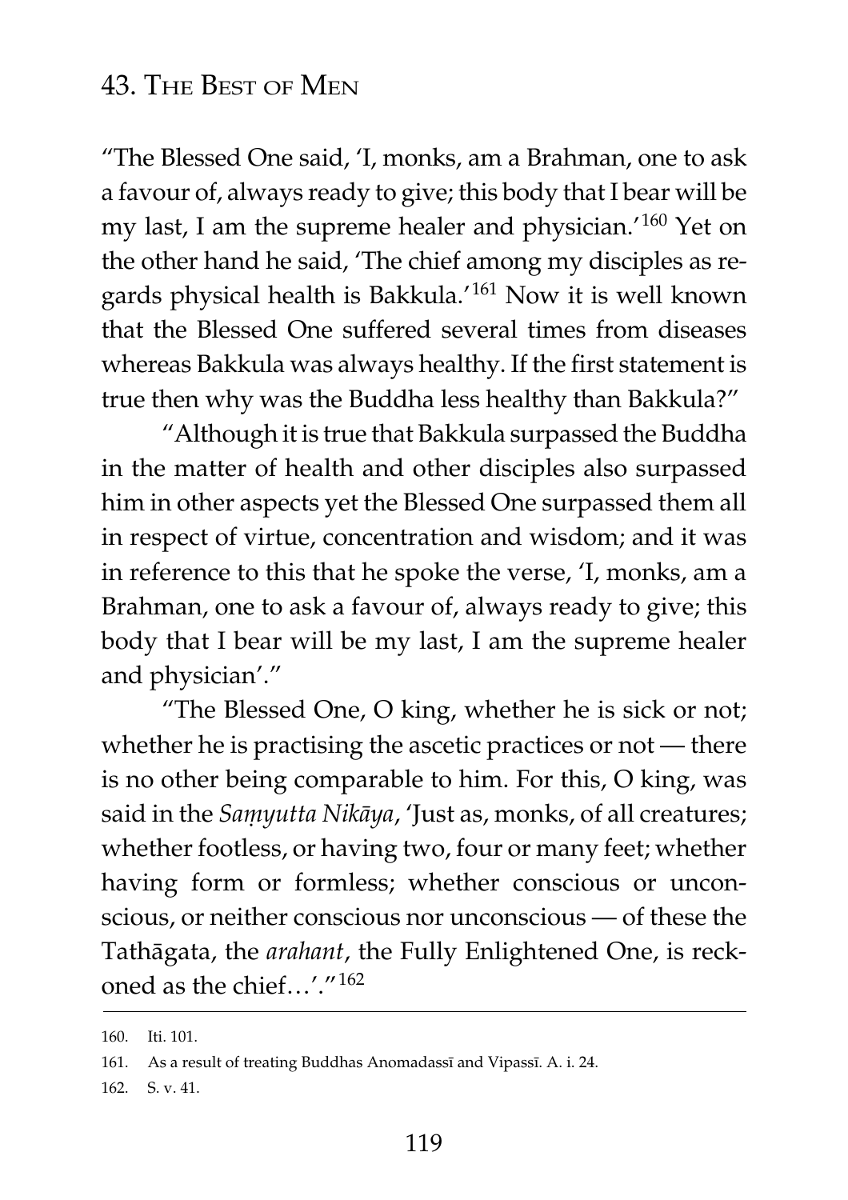## 43. The Best of Men

"The Blessed One said, 'I, monks, am a Brahman, one to ask a favour of, always ready to give; this body that I bear will be my last, I am the supreme healer and physician.'[160] Yet on the other hand he said, 'The chief among my disciples as regards physical health is Bakkula.'[161] Now it is well known that the Blessed One suffered several times from diseases whereas Bakkula was always healthy. If the first statement is true then why was the Buddha less healthy than Bakkula?"

"Although it is true that Bakkula surpassed the Buddha in the matter of health and other disciples also surpassed him in other aspects yet the Blessed One surpassed them all in respect of virtue, concentration and wisdom; and it was in reference to this that he spoke the verse, 'I, monks, am a Brahman, one to ask a favour of, always ready to give; this body that I bear will be my last, I am the supreme healer and physician'."

"The Blessed One, O king, whether he is sick or not; whether he is practising the ascetic practices or not — there is no other being comparable to him. For this, O king, was said in the *Saṃyutta Nikāya*, 'Just as, monks, of all creatures; whether footless, or having two, four or many feet; whether having form or formless; whether conscious or unconscious, or neither conscious nor unconscious — of these the Tathāgata, the *arahant*, the Fully Enlightened One, is reckoned as the chief…'."[162]

---

160. Iti. 101.

161. As a result of treating Buddhas Anomadassī and Vipassī. A. i. 24.

162. S. v. 41.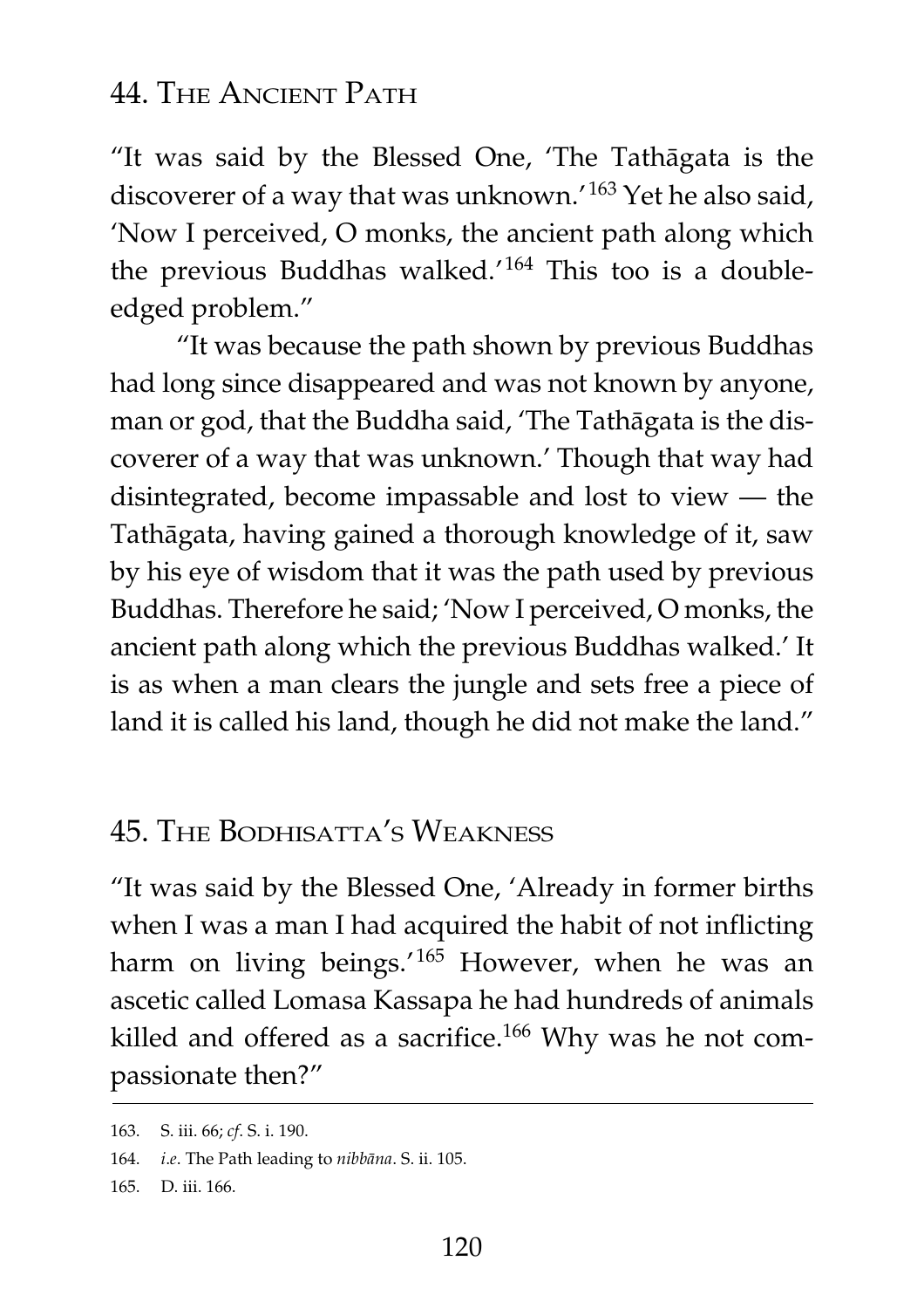## 44. The Ancient Path

"It was said by the Blessed One, 'The Tathāgata is the discoverer of a way that was unknown.'[163] Yet he also said, 'Now I perceived, O monks, the ancient path along which the previous Buddhas walked.'[164] This too is a double-edged problem."

"It was because the path shown by previous Buddhas had long since disappeared and was not known by anyone, man or god, that the Buddha said, 'The Tathāgata is the discoverer of a way that was unknown.' Though that way had disintegrated, become impassable and lost to view — the Tathāgata, having gained a thorough knowledge of it, saw by his eye of wisdom that it was the path used by previous Buddhas. Therefore he said; 'Now I perceived, O monks, the ancient path along which the previous Buddhas walked.' It is as when a man clears the jungle and sets free a piece of land it is called his land, though he did not make the land."

## 45. The Bodhisatta's Weakness

"It was said by the Blessed One, 'Already in former births when I was a man I had acquired the habit of not inflicting harm on living beings.'[165] However, when he was an ascetic called Lomasa Kassapa he had hundreds of animals killed and offered as a sacrifice.[166] Why was he not compassionate then?"

---

163. S. iii. 66; *cf*. S. i. 190.

164. *i.e*. The Path leading to *nibbāna*. S. ii. 105.

165. D. iii. 166.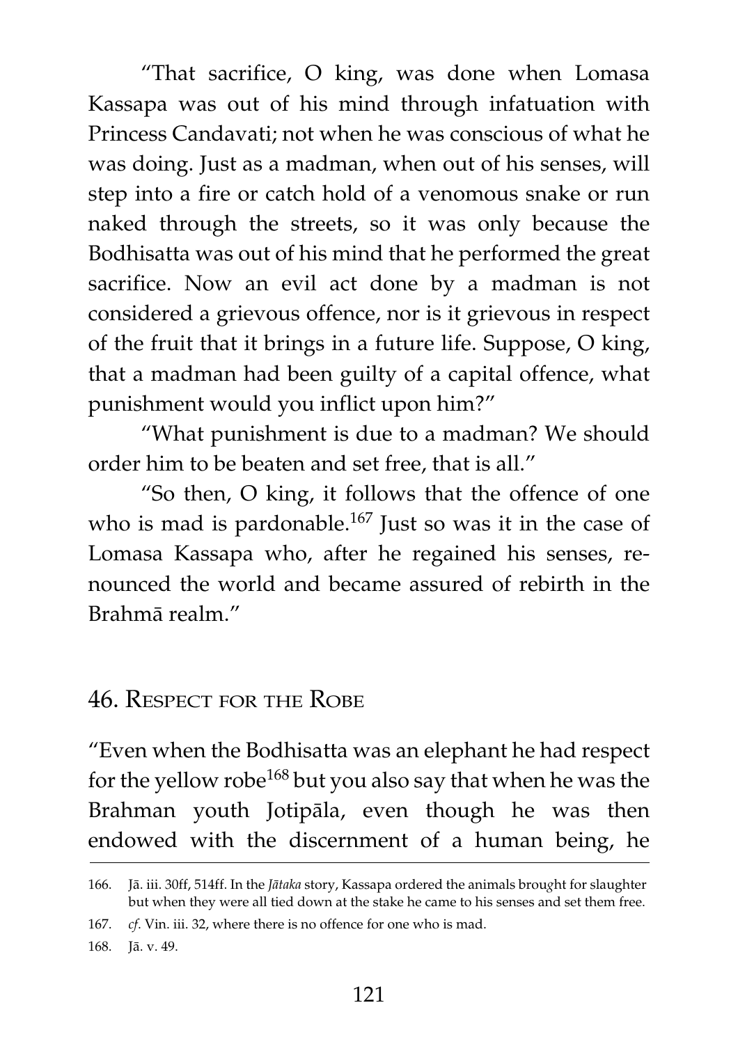"That sacrifice, O king, was done when Lomasa Kassapa was out of his mind through infatuation with Princess Candavati; not when he was conscious of what he was doing. Just as a madman, when out of his senses, will step into a fire or catch hold of a venomous snake or run naked through the streets, so it was only because the Bodhisatta was out of his mind that he performed the great sacrifice. Now an evil act done by a madman is not considered a grievous offence, nor is it grievous in respect of the fruit that it brings in a future life. Suppose, O king, that a madman had been guilty of a capital offence, what punishment would you inflict upon him?"

"What punishment is due to a madman? We should order him to be beaten and set free, that is all."

"So then, O king, it follows that the offence of one who is mad is pardonable.[167] Just so was it in the case of Lomasa Kassapa who, after he regained his senses, renounced the world and became assured of rebirth in the Brahmā realm."

## 46. Respect for the Robe

"Even when the Bodhisatta was an elephant he had respect for the yellow robe[168] but you also say that when he was the Brahman youth Jotipāla, even though he was then endowed with the discernment of a human being, he

---

166. Jā. iii. 30ff, 514ff. In the *Jātaka* story, Kassapa ordered the animals brought for slaughter but when they were all tied down at the stake he came to his senses and set them free.

167. *cf*. Vin. iii. 32, where there is no offence for one who is mad.

168. Jā. v. 49.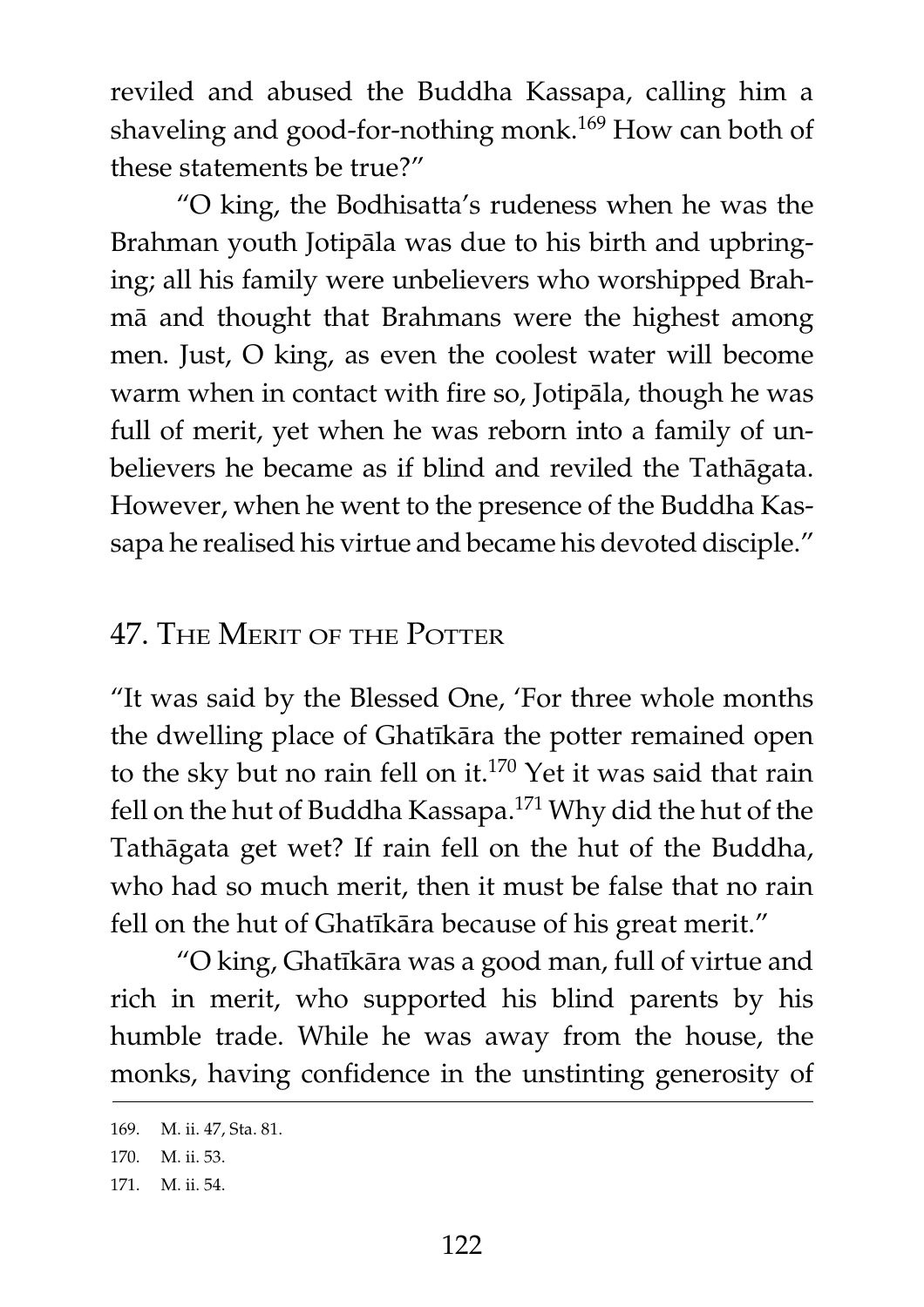reviled and abused the Buddha Kassapa, calling him a shaveling and good-for-nothing monk.[169] How can both of these statements be true?"

"O king, the Bodhisatta's rudeness when he was the Brahman youth Jotipāla was due to his birth and upbringing; all his family were unbelievers who worshipped Brahmā and thought that Brahmans were the highest among men. Just, O king, as even the coolest water will become warm when in contact with fire so, Jotipāla, though he was full of merit, yet when he was reborn into a family of unbelievers he became as if blind and reviled the Tathāgata. However, when he went to the presence of the Buddha Kassapa he realised his virtue and became his devoted disciple."

## 47. The Merit of the Potter

"It was said by the Blessed One, 'For three whole months the dwelling place of Ghatīkāra the potter remained open to the sky but no rain fell on it.[170] Yet it was said that rain fell on the hut of Buddha Kassapa.[171] Why did the hut of the Tathāgata get wet? If rain fell on the hut of the Buddha, who had so much merit, then it must be false that no rain fell on the hut of Ghatīkāra because of his great merit."

"O king, Ghatīkāra was a good man, full of virtue and rich in merit, who supported his blind parents by his humble trade. While he was away from the house, the monks, having confidence in the unstinting generosity of

---

169. M. ii. 47, Sta. 81.

170. M. ii. 53.

171. M. ii. 54.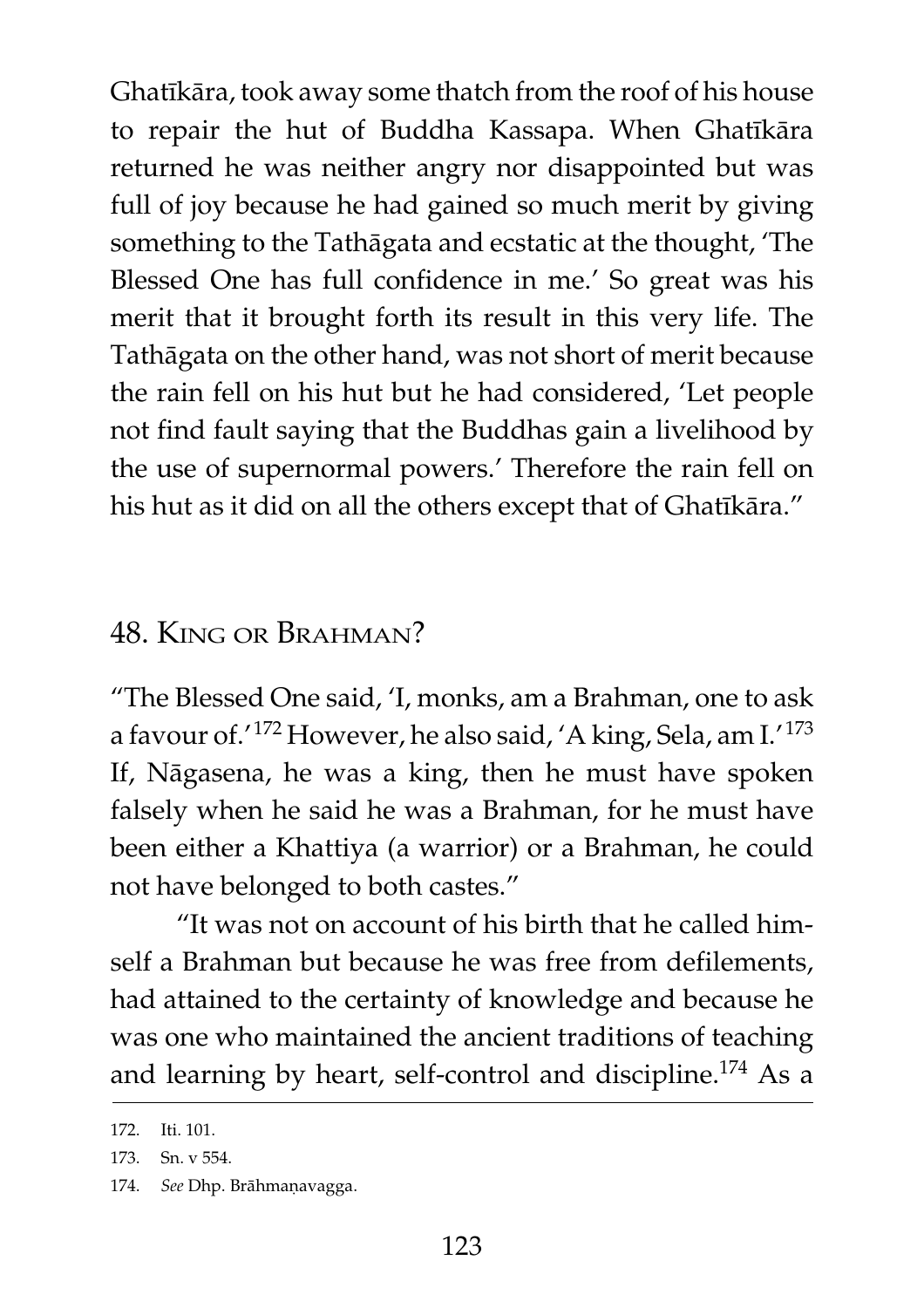Ghatīkāra, took away some thatch from the roof of his house to repair the hut of Buddha Kassapa. When Ghatīkāra returned he was neither angry nor disappointed but was full of joy because he had gained so much merit by giving something to the Tathāgata and ecstatic at the thought, 'The Blessed One has full confidence in me.' So great was his merit that it brought forth its result in this very life. The Tathāgata on the other hand, was not short of merit because the rain fell on his hut but he had considered, 'Let people not find fault saying that the Buddhas gain a livelihood by the use of supernormal powers.' Therefore the rain fell on his hut as it did on all the others except that of Ghatīkāra."

## 48. King or Brahman?

"The Blessed One said, 'I, monks, am a Brahman, one to ask a favour of.'[172] However, he also said, 'A king, Sela, am I.'[173] If, Nāgasena, he was a king, then he must have spoken falsely when he said he was a Brahman, for he must have been either a Khattiya (a warrior) or a Brahman, he could not have belonged to both castes."

"It was not on account of his birth that he called himself a Brahman but because he was free from defilements, had attained to the certainty of knowledge and because he was one who maintained the ancient traditions of teaching and learning by heart, self-control and discipline.[174] As a

---

172. Iti. 101.

173. Sn. v 554.

174. *See* Dhp. Brāhmaṇavagga.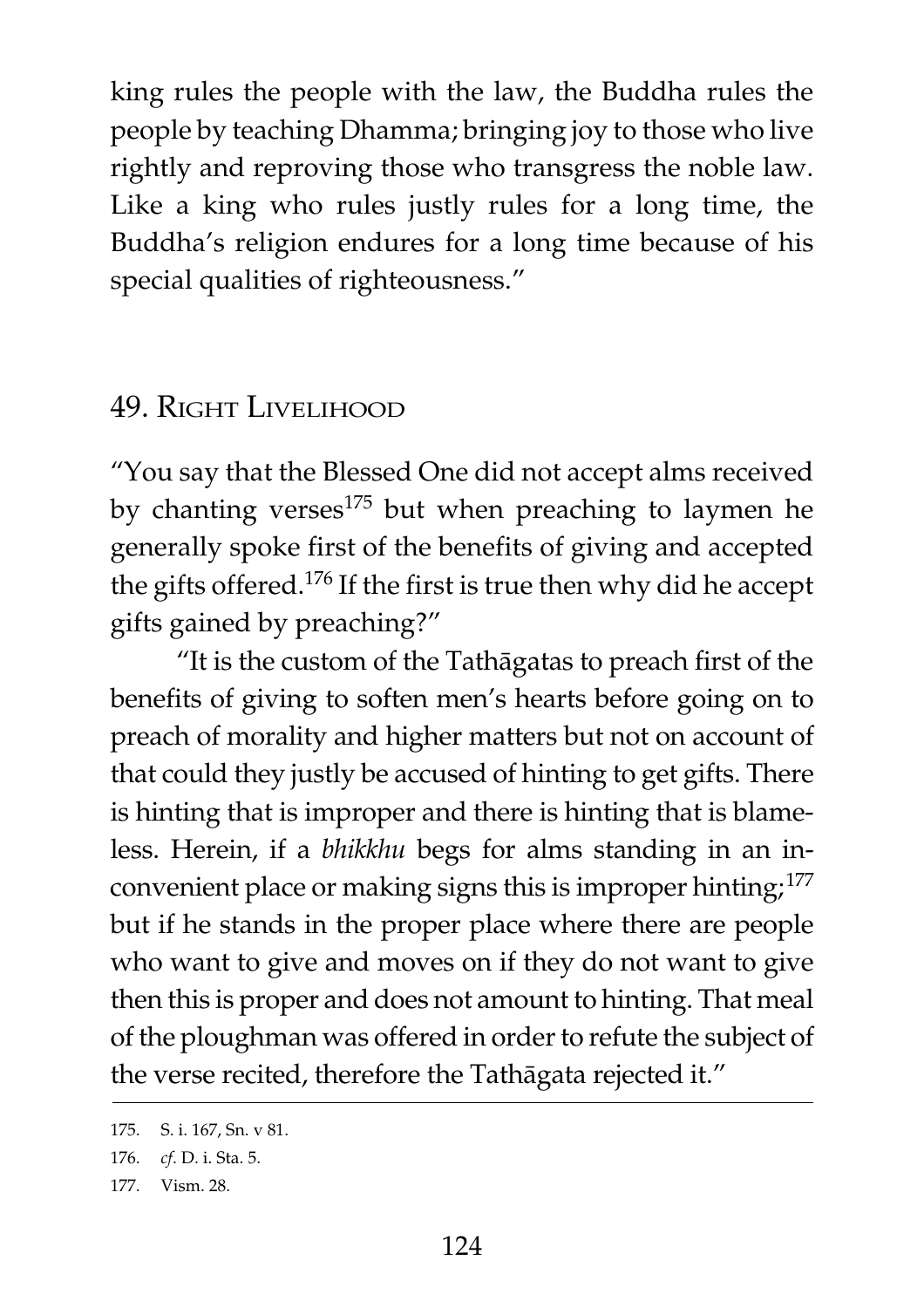king rules the people with the law, the Buddha rules the people by teaching Dhamma; bringing joy to those who live rightly and reproving those who transgress the noble law. Like a king who rules justly rules for a long time, the Buddha's religion endures for a long time because of his special qualities of righteousness."

## 49. Right Livelihood

"You say that the Blessed One did not accept alms received by chanting verses[175] but when preaching to laymen he generally spoke first of the benefits of giving and accepted the gifts offered.[176] If the first is true then why did he accept gifts gained by preaching?"

"It is the custom of the Tathāgatas to preach first of the benefits of giving to soften men's hearts before going on to preach of morality and higher matters but not on account of that could they justly be accused of hinting to get gifts. There is hinting that is improper and there is hinting that is blameless. Herein, if a *bhikkhu* begs for alms standing in an inconvenient place or making signs this is improper hinting;[177] but if he stands in the proper place where there are people who want to give and moves on if they do not want to give then this is proper and does not amount to hinting. That meal of the ploughman was offered in order to refute the subject of the verse recited, therefore the Tathāgata rejected it."

---

175. S. i. 167, Sn. v 81.

176. *cf*. D. i. Sta. 5.

177. Vism. 28.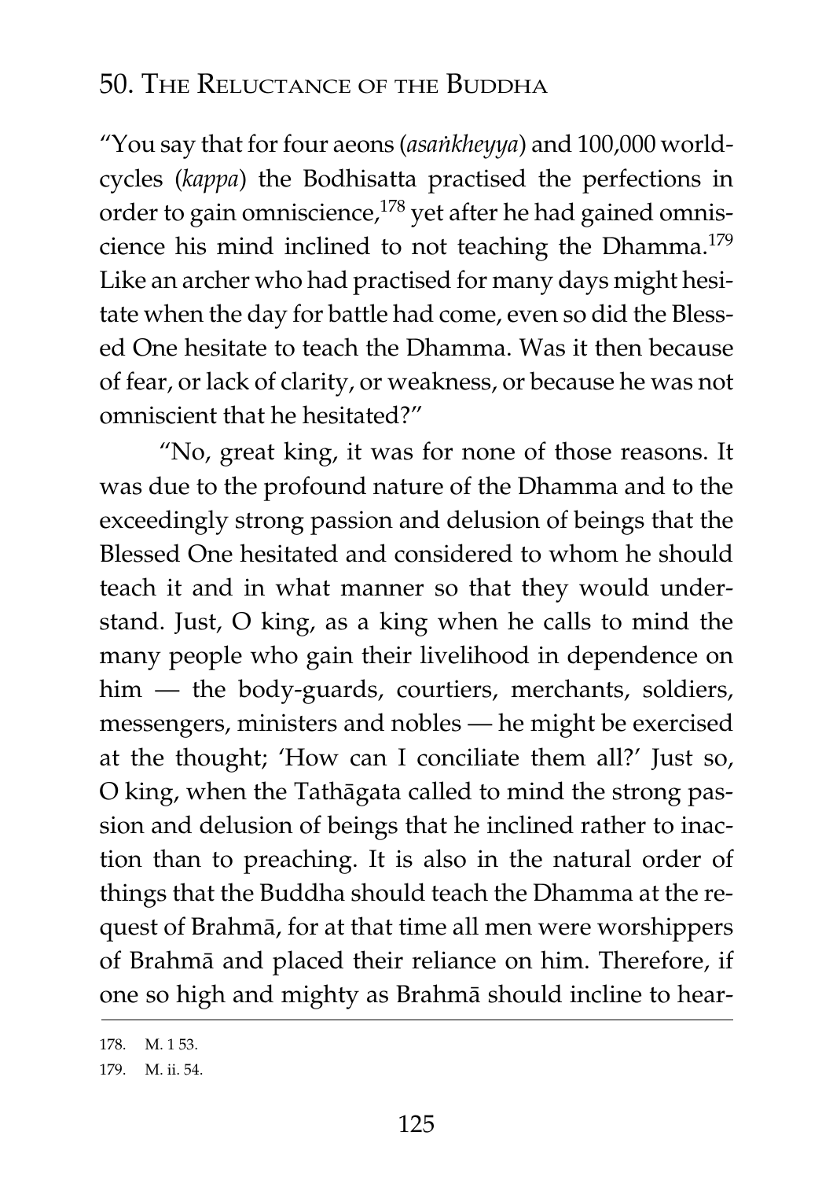## 50. The Reluctance of the Buddha

"You say that for four aeons (*asaṅkheyya*) and 100,000 world-cycles (*kappa*) the Bodhisatta practised the perfections in order to gain omniscience,[178] yet after he had gained omniscience his mind inclined to not teaching the Dhamma.[179] Like an archer who had practised for many days might hesitate when the day for battle had come, even so did the Blessed One hesitate to teach the Dhamma. Was it then because of fear, or lack of clarity, or weakness, or because he was not omniscient that he hesitated?"

"No, great king, it was for none of those reasons. It was due to the profound nature of the Dhamma and to the exceedingly strong passion and delusion of beings that the Blessed One hesitated and considered to whom he should teach it and in what manner so that they would understand. Just, O king, as a king when he calls to mind the many people who gain their livelihood in dependence on him — the body-guards, courtiers, merchants, soldiers, messengers, ministers and nobles — he might be exercised at the thought; 'How can I conciliate them all?' Just so, O king, when the Tathāgata called to mind the strong passion and delusion of beings that he inclined rather to inaction than to preaching. It is also in the natural order of things that the Buddha should teach the Dhamma at the request of Brahmā, for at that time all men were worshippers of Brahmā and placed their reliance on him. Therefore, if one so high and mighty as Brahmā should incline to hear-

---

178. M. 1 53.

179. M. ii. 54.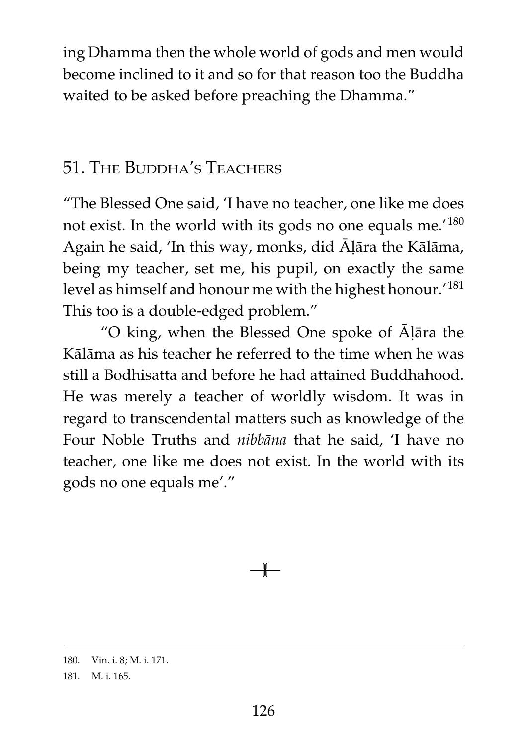ing Dhamma then the whole world of gods and men would become inclined to it and so for that reason too the Buddha waited to be asked before preaching the Dhamma."

## 51. The Buddha's Teachers

"The Blessed One said, 'I have no teacher, one like me does not exist. In the world with its gods no one equals me.'[180] Again he said, 'In this way, monks, did Āḷāra the Kālāma, being my teacher, set me, his pupil, on exactly the same level as himself and honour me with the highest honour.'[181] This too is a double-edged problem."

"O king, when the Blessed One spoke of Āḷāra the Kālāma as his teacher he referred to the time when he was still a Bodhisatta and before he had attained Buddhahood. He was merely a teacher of worldly wisdom. It was in regard to transcendental matters such as knowledge of the Four Noble Truths and *nibbāna* that he said, 'I have no teacher, one like me does not exist. In the world with its gods no one equals me'."

---

180. Vin. i. 8; M. i. 171.

181. M. i. 165.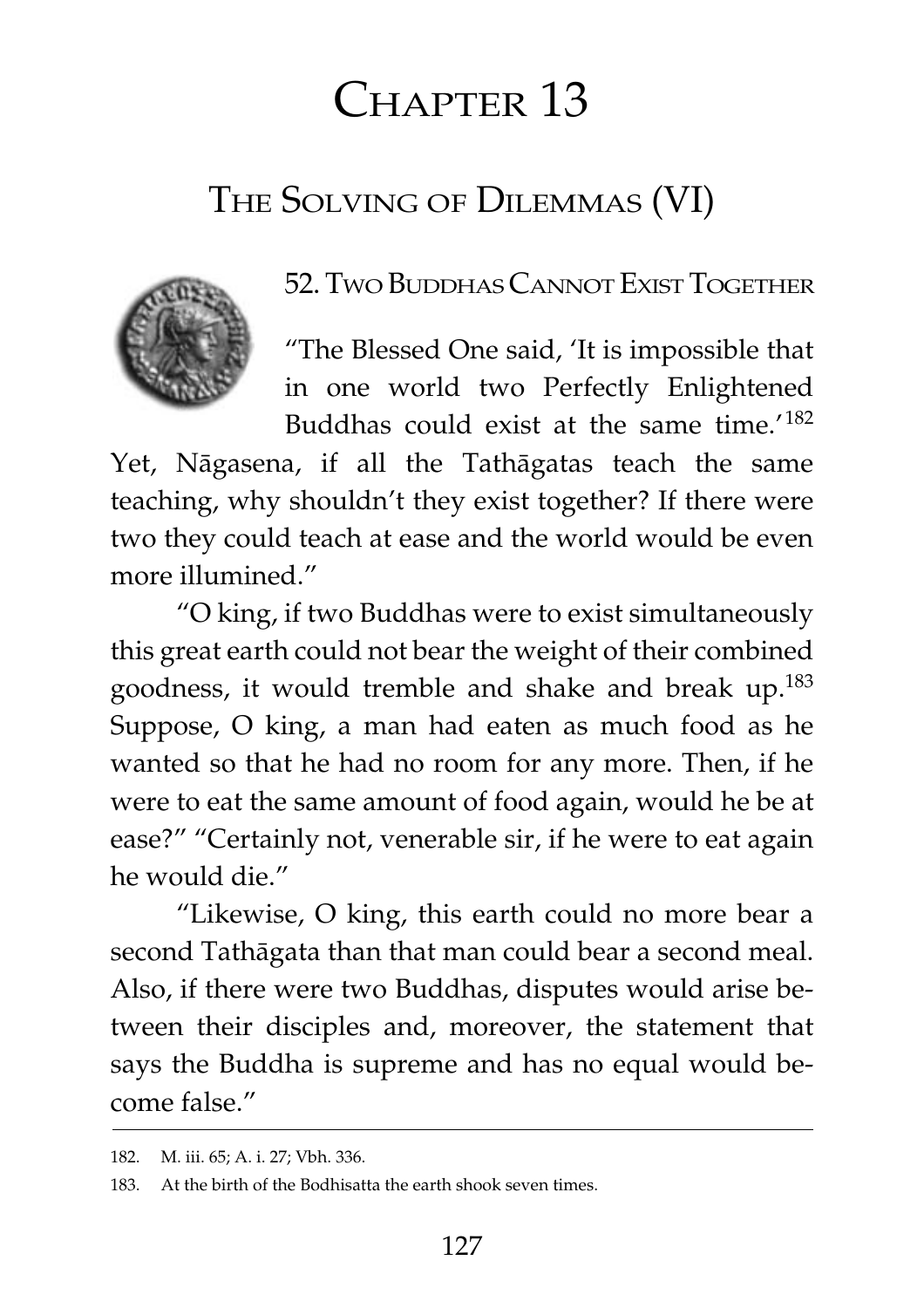# Chapter 13

## The Solving of Dilemmas (VI)

### 52. Two Buddhas Cannot Exist Together

"The Blessed One said, 'It is impossible that in one world two Perfectly Enlightened Buddhas could exist at the same time.'[182] Yet, Nāgasena, if all the Tathāgatas teach the same teaching, why shouldn't they exist together? If there were two they could teach at ease and the world would be even more illumined."

"O king, if two Buddhas were to exist simultaneously this great earth could not bear the weight of their combined goodness, it would tremble and shake and break up.[183] Suppose, O king, a man had eaten as much food as he wanted so that he had no room for any more. Then, if he were to eat the same amount of food again, would he be at ease?" "Certainly not, venerable sir, if he were to eat again he would die."

"Likewise, O king, this earth could no more bear a second Tathāgata than that man could bear a second meal. Also, if there were two Buddhas, disputes would arise between their disciples and, moreover, the statement that says the Buddha is supreme and has no equal would become false."

---

182. M. iii. 65; A. i. 27; Vbh. 336.

183. At the birth of the Bodhisatta the earth shook seven times.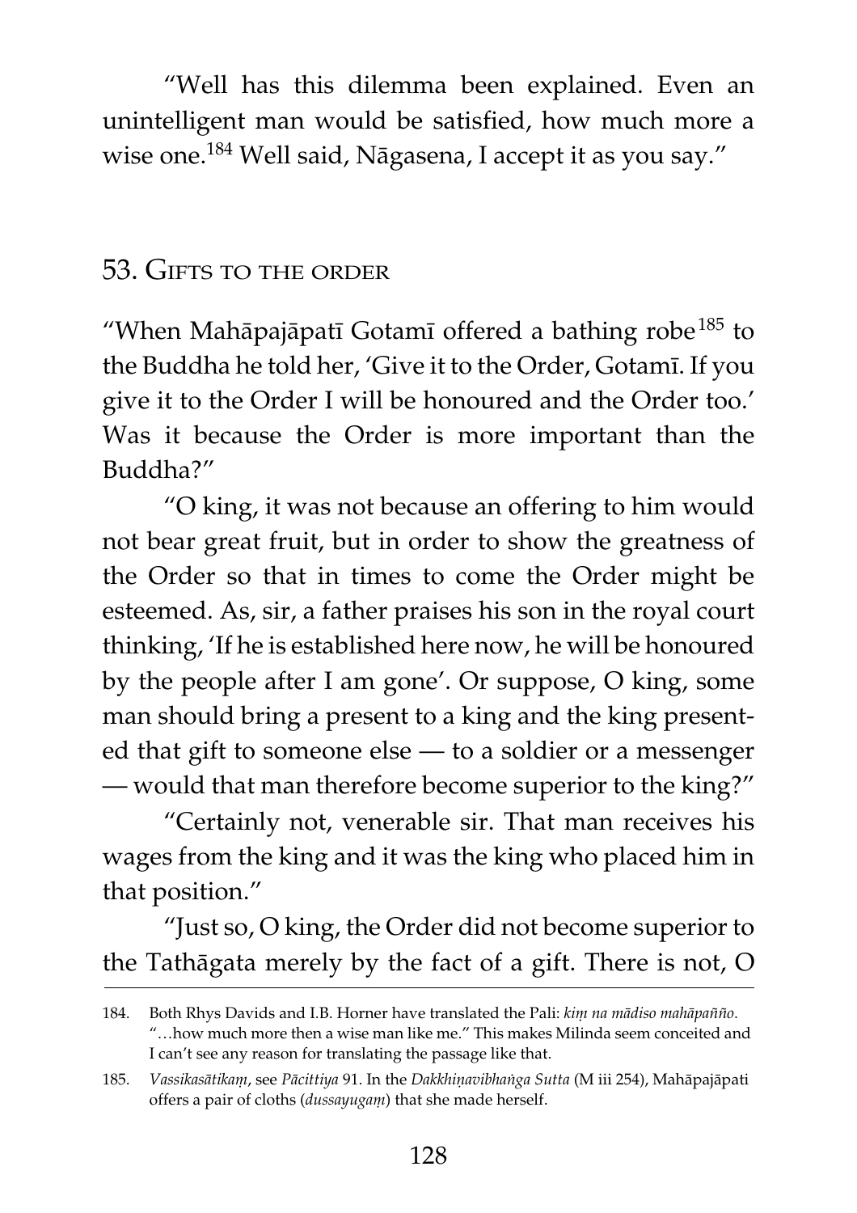"Well has this dilemma been explained. Even an unintelligent man would be satisfied, how much more a wise one.[184] Well said, Nāgasena, I accept it as you say."

## 53. Gifts to the order

"When Mahāpajāpatī Gotamī offered a bathing robe[185] to the Buddha he told her, 'Give it to the Order, Gotamī. If you give it to the Order I will be honoured and the Order too.' Was it because the Order is more important than the Buddha?"

"O king, it was not because an offering to him would not bear great fruit, but in order to show the greatness of the Order so that in times to come the Order might be esteemed. As, sir, a father praises his son in the royal court thinking, 'If he is established here now, he will be honoured by the people after I am gone'. Or suppose, O king, some man should bring a present to a king and the king presented that gift to someone else — to a soldier or a messenger — would that man therefore become superior to the king?"

"Certainly not, venerable sir. That man receives his wages from the king and it was the king who placed him in that position."

"Just so, O king, the Order did not become superior to the Tathāgata merely by the fact of a gift. There is not, O

---

184. Both Rhys Davids and I.B. Horner have translated the Pali: *kiṃ na mādiso mahāpañño*. "…how much more then a wise man like me." This makes Milinda seem conceited and I can't see any reason for translating the passage like that.

185. *Vassikasātikaṃ*, see *Pācittiya* 91. In the *Dakkhiṇavibhaṅga Sutta* (M iii 254), Mahāpajāpati offers a pair of cloths (*dussayugaṃ*) that she made herself.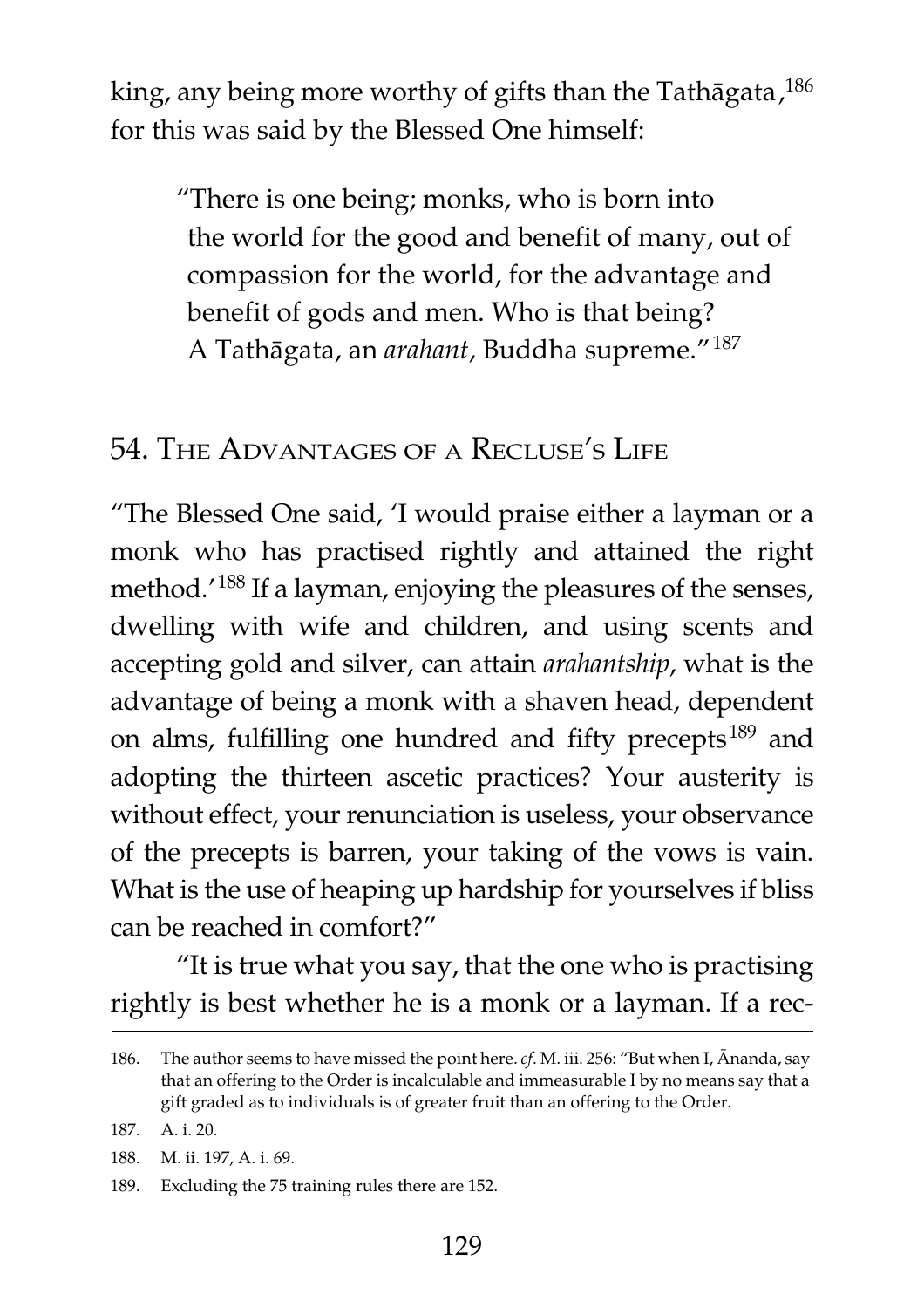king, any being more worthy of gifts than the Tathāgata,[186] for this was said by the Blessed One himself:

> "There is one being; monks, who is born into the world for the good and benefit of many, out of compassion for the world, for the advantage and benefit of gods and men. Who is that being? A Tathāgata, an *arahant*, Buddha supreme."[187]

## 54. The Advantages of a Recluse's Life

"The Blessed One said, 'I would praise either a layman or a monk who has practised rightly and attained the right method.'[188] If a layman, enjoying the pleasures of the senses, dwelling with wife and children, and using scents and accepting gold and silver, can attain *arahantship*, what is the advantage of being a monk with a shaven head, dependent on alms, fulfilling one hundred and fifty precepts[189] and adopting the thirteen ascetic practices? Your austerity is without effect, your renunciation is useless, your observance of the precepts is barren, your taking of the vows is vain. What is the use of heaping up hardship for yourselves if bliss can be reached in comfort?"

"It is true what you say, that the one who is practising rightly is best whether he is a monk or a layman. If a rec-

---

186. The author seems to have missed the point here. *cf*. M. iii. 256: "But when I, Ānanda, say that an offering to the Order is incalculable and immeasurable I by no means say that a gift graded as to individuals is of greater fruit than an offering to the Order.

187. A. i. 20.

188. M. ii. 197, A. i. 69.

189. Excluding the 75 training rules there are 152.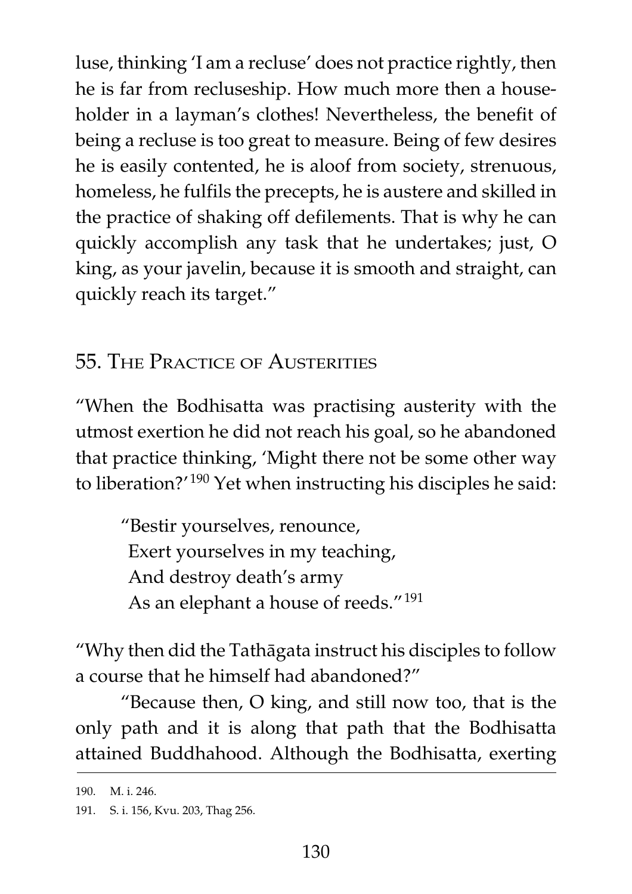luse, thinking 'I am a recluse' does not practice rightly, then he is far from recluseship. How much more then a householder in a layman's clothes! Nevertheless, the benefit of being a recluse is too great to measure. Being of few desires he is easily contented, he is aloof from society, strenuous, homeless, he fulfils the precepts, he is austere and skilled in the practice of shaking off defilements. That is why he can quickly accomplish any task that he undertakes; just, O king, as your javelin, because it is smooth and straight, can quickly reach its target."

## 55. The Practice of Austerities

"When the Bodhisatta was practising austerity with the utmost exertion he did not reach his goal, so he abandoned that practice thinking, 'Might there not be some other way to liberation?'[190] Yet when instructing his disciples he said:

> "Bestir yourselves, renounce,
> Exert yourselves in my teaching,
> And destroy death's army
> As an elephant a house of reeds."[191]

"Why then did the Tathāgata instruct his disciples to follow a course that he himself had abandoned?"

"Because then, O king, and still now too, that is the only path and it is along that path that the Bodhisatta attained Buddhahood. Although the Bodhisatta, exerting

---

190. M. i. 246.

191. S. i. 156, Kvu. 203, Thag 256.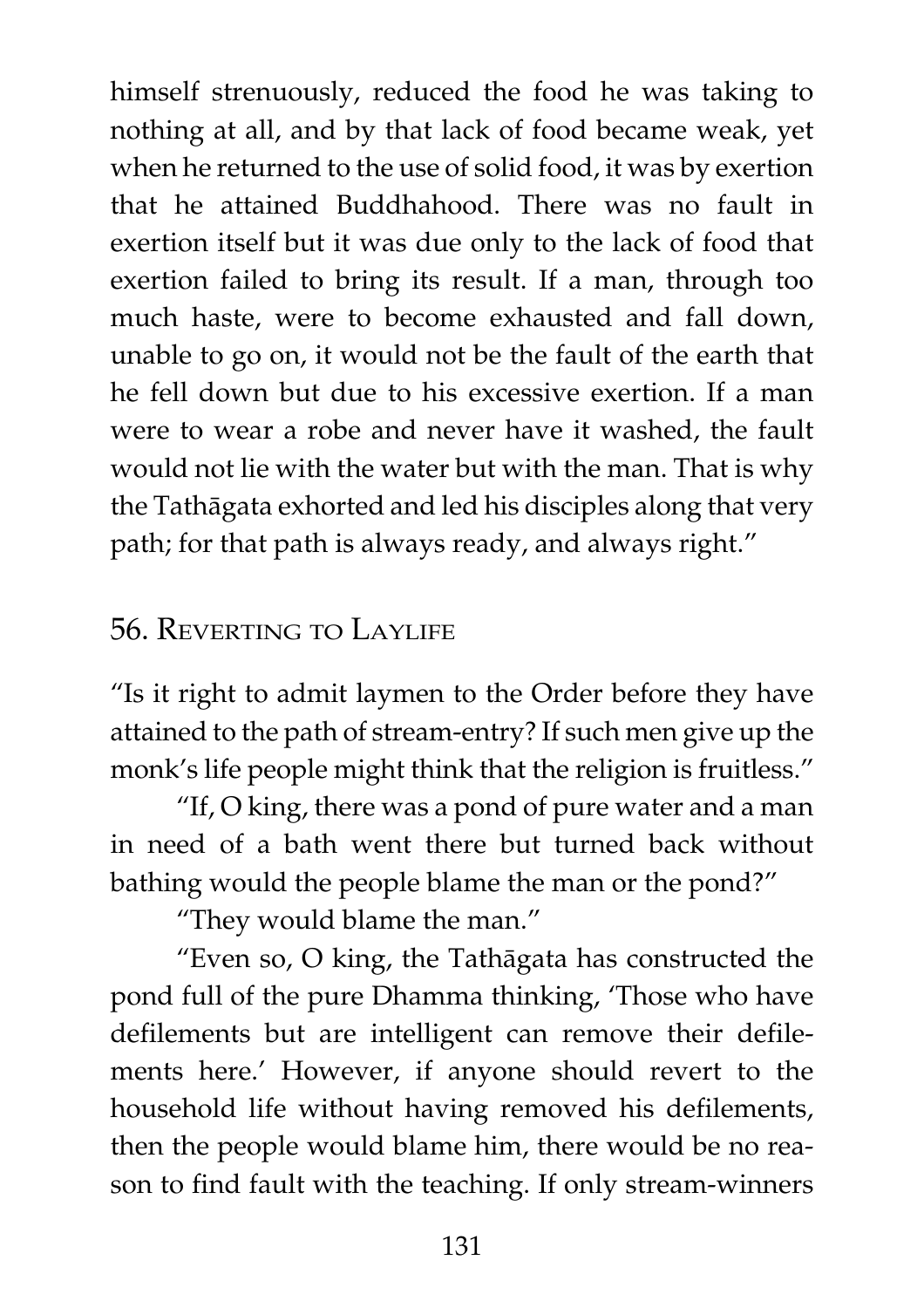himself strenuously, reduced the food he was taking to nothing at all, and by that lack of food became weak, yet when he returned to the use of solid food, it was by exertion that he attained Buddhahood. There was no fault in exertion itself but it was due only to the lack of food that exertion failed to bring its result. If a man, through too much haste, were to become exhausted and fall down, unable to go on, it would not be the fault of the earth that he fell down but due to his excessive exertion. If a man were to wear a robe and never have it washed, the fault would not lie with the water but with the man. That is why the Tathāgata exhorted and led his disciples along that very path; for that path is always ready, and always right."

## 56. Reverting to Laylife

"Is it right to admit laymen to the Order before they have attained to the path of stream-entry? If such men give up the monk's life people might think that the religion is fruitless."

"If, O king, there was a pond of pure water and a man in need of a bath went there but turned back without bathing would the people blame the man or the pond?"

"They would blame the man."

"Even so, O king, the Tathāgata has constructed the pond full of the pure Dhamma thinking, 'Those who have defilements but are intelligent can remove their defilements here.' However, if anyone should revert to the household life without having removed his defilements, then the people would blame him, there would be no reason to find fault with the teaching. If only stream-winners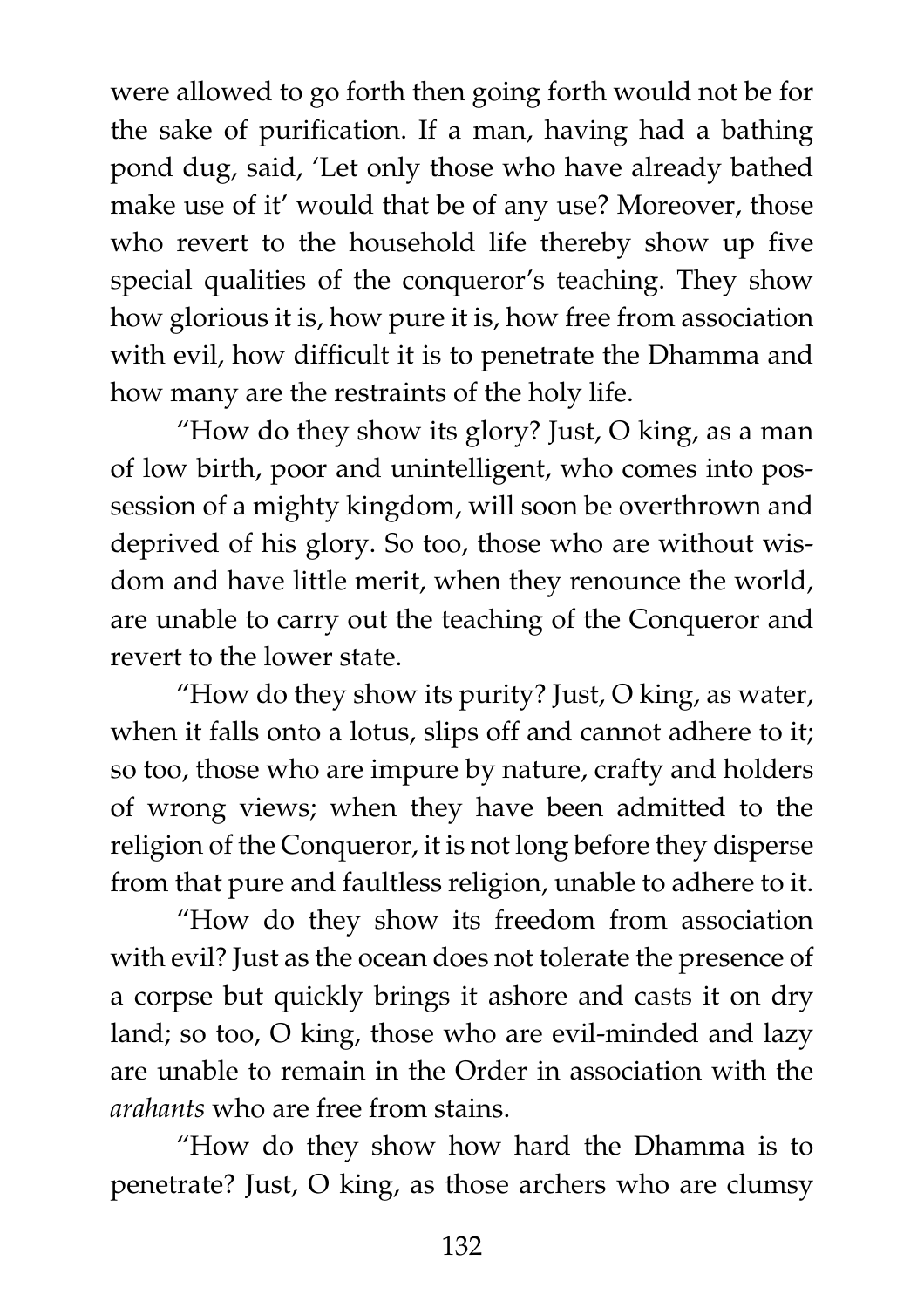were allowed to go forth then going forth would not be for the sake of purification. If a man, having had a bathing pond dug, said, 'Let only those who have already bathed make use of it' would that be of any use? Moreover, those who revert to the household life thereby show up five special qualities of the conqueror's teaching. They show how glorious it is, how pure it is, how free from association with evil, how difficult it is to penetrate the Dhamma and how many are the restraints of the holy life.

"How do they show its glory? Just, O king, as a man of low birth, poor and unintelligent, who comes into possession of a mighty kingdom, will soon be overthrown and deprived of his glory. So too, those who are without wisdom and have little merit, when they renounce the world, are unable to carry out the teaching of the Conqueror and revert to the lower state.

"How do they show its purity? Just, O king, as water, when it falls onto a lotus, slips off and cannot adhere to it; so too, those who are impure by nature, crafty and holders of wrong views; when they have been admitted to the religion of the Conqueror, it is not long before they disperse from that pure and faultless religion, unable to adhere to it.

"How do they show its freedom from association with evil? Just as the ocean does not tolerate the presence of a corpse but quickly brings it ashore and casts it on dry land; so too, O king, those who are evil-minded and lazy are unable to remain in the Order in association with the *arahants* who are free from stains.

"How do they show how hard the Dhamma is to penetrate? Just, O king, as those archers who are clumsy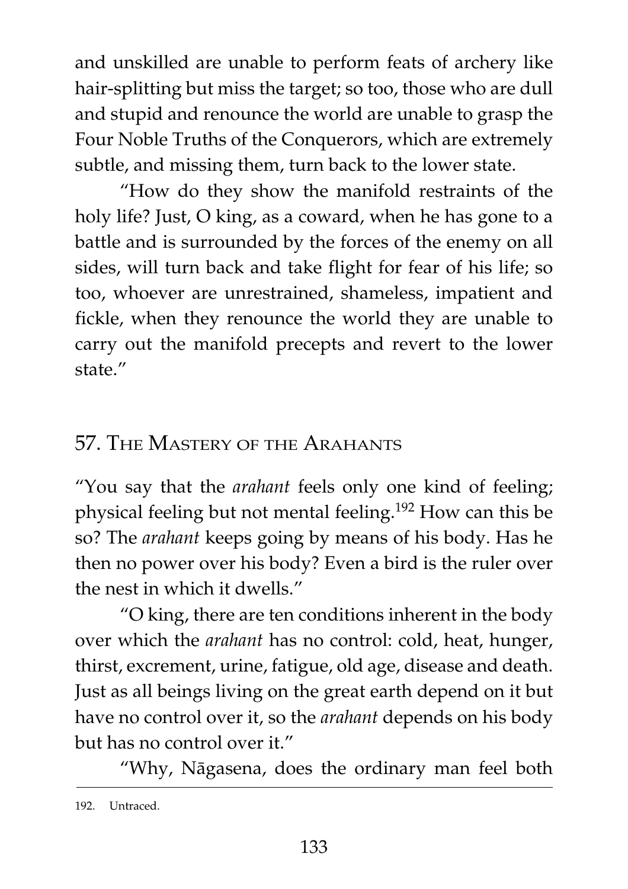and unskilled are unable to perform feats of archery like hair-splitting but miss the target; so too, those who are dull and stupid and renounce the world are unable to grasp the Four Noble Truths of the Conquerors, which are extremely subtle, and missing them, turn back to the lower state.

"How do they show the manifold restraints of the holy life? Just, O king, as a coward, when he has gone to a battle and is surrounded by the forces of the enemy on all sides, will turn back and take flight for fear of his life; so too, whoever are unrestrained, shameless, impatient and fickle, when they renounce the world they are unable to carry out the manifold precepts and revert to the lower state."

## 57. The Mastery of the Arahants

"You say that the *arahant* feels only one kind of feeling; physical feeling but not mental feeling.[192] How can this be so? The *arahant* keeps going by means of his body. Has he then no power over his body? Even a bird is the ruler over the nest in which it dwells."

"O king, there are ten conditions inherent in the body over which the *arahant* has no control: cold, heat, hunger, thirst, excrement, urine, fatigue, old age, disease and death. Just as all beings living on the great earth depend on it but have no control over it, so the *arahant* depends on his body but has no control over it."

"Why, Nāgasena, does the ordinary man feel both

---

192. Untraced.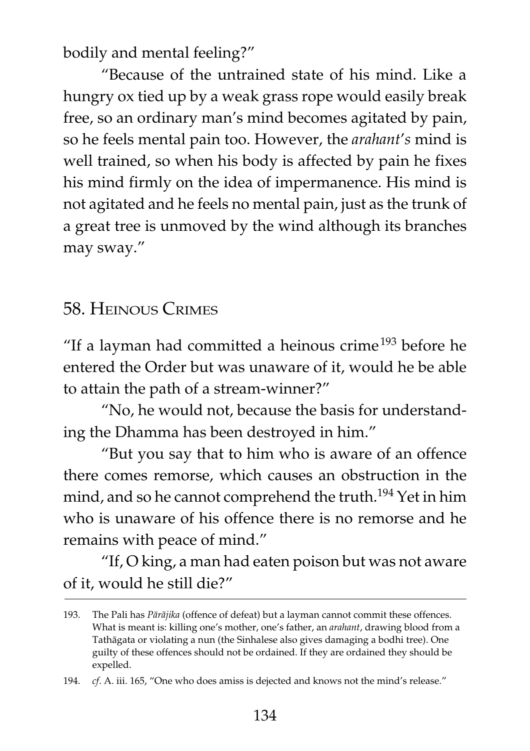bodily and mental feeling?"

"Because of the untrained state of his mind. Like a hungry ox tied up by a weak grass rope would easily break free, so an ordinary man's mind becomes agitated by pain, so he feels mental pain too. However, the *arahant's* mind is well trained, so when his body is affected by pain he fixes his mind firmly on the idea of impermanence. His mind is not agitated and he feels no mental pain, just as the trunk of a great tree is unmoved by the wind although its branches may sway."

## 58. Heinous Crimes

"If a layman had committed a heinous crime[193] before he entered the Order but was unaware of it, would he be able to attain the path of a stream-winner?"

"No, he would not, because the basis for understanding the Dhamma has been destroyed in him."

"But you say that to him who is aware of an offence there comes remorse, which causes an obstruction in the mind, and so he cannot comprehend the truth.[194] Yet in him who is unaware of his offence there is no remorse and he remains with peace of mind."

"If, O king, a man had eaten poison but was not aware of it, would he still die?"

---

193. The Pali has *Pārājika* (offence of defeat) but a layman cannot commit these offences. What is meant is: killing one's mother, one's father, an *arahant*, drawing blood from a Tathāgata or violating a nun (the Sinhalese also gives damaging a bodhi tree). One guilty of these offences should not be ordained. If they are ordained they should be expelled.

194. *cf*. A. iii. 165, "One who does amiss is dejected and knows not the mind's release."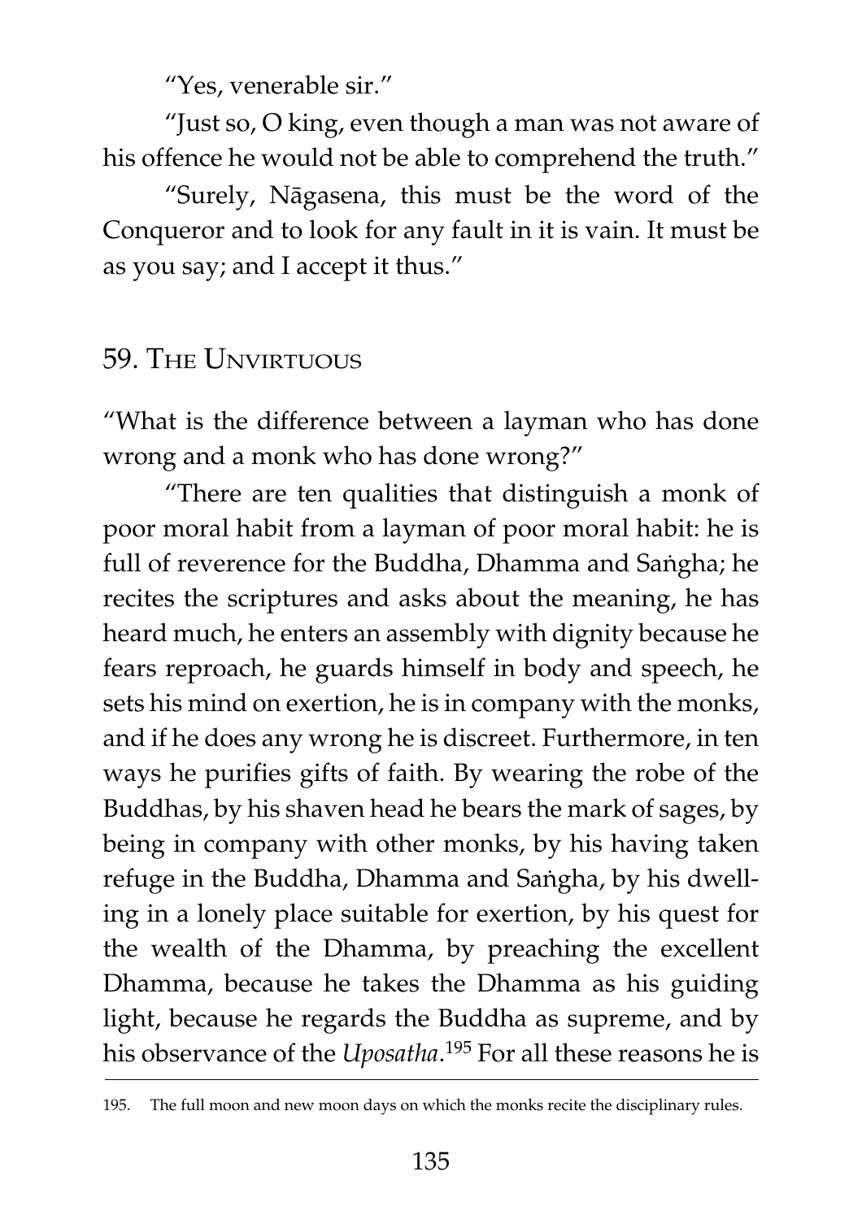"Yes, venerable sir."

"Just so, O king, even though a man was not aware of his offence he would not be able to comprehend the truth."

"Surely, Nāgasena, this must be the word of the Conqueror and to look for any fault in it is vain. It must be as you say; and I accept it thus."

## 59. The Unvirtuous

"What is the difference between a layman who has done wrong and a monk who has done wrong?"

"There are ten qualities that distinguish a monk of poor moral habit from a layman of poor moral habit: he is full of reverence for the Buddha, Dhamma and Saṅgha; he recites the scriptures and asks about the meaning, he has heard much, he enters an assembly with dignity because he fears reproach, he guards himself in body and speech, he sets his mind on exertion, he is in company with the monks, and if he does any wrong he is discreet. Furthermore, in ten ways he purifies gifts of faith. By wearing the robe of the Buddhas, by his shaven head he bears the mark of sages, by being in company with other monks, by his having taken refuge in the Buddha, Dhamma and Saṅgha, by his dwelling in a lonely place suitable for exertion, by his quest for the wealth of the Dhamma, by preaching the excellent Dhamma, because he takes the Dhamma as his guiding light, because he regards the Buddha as supreme, and by his observance of the *Uposatha*.[195] For all these reasons he is

---

195. The full moon and new moon days on which the monks recite the disciplinary rules.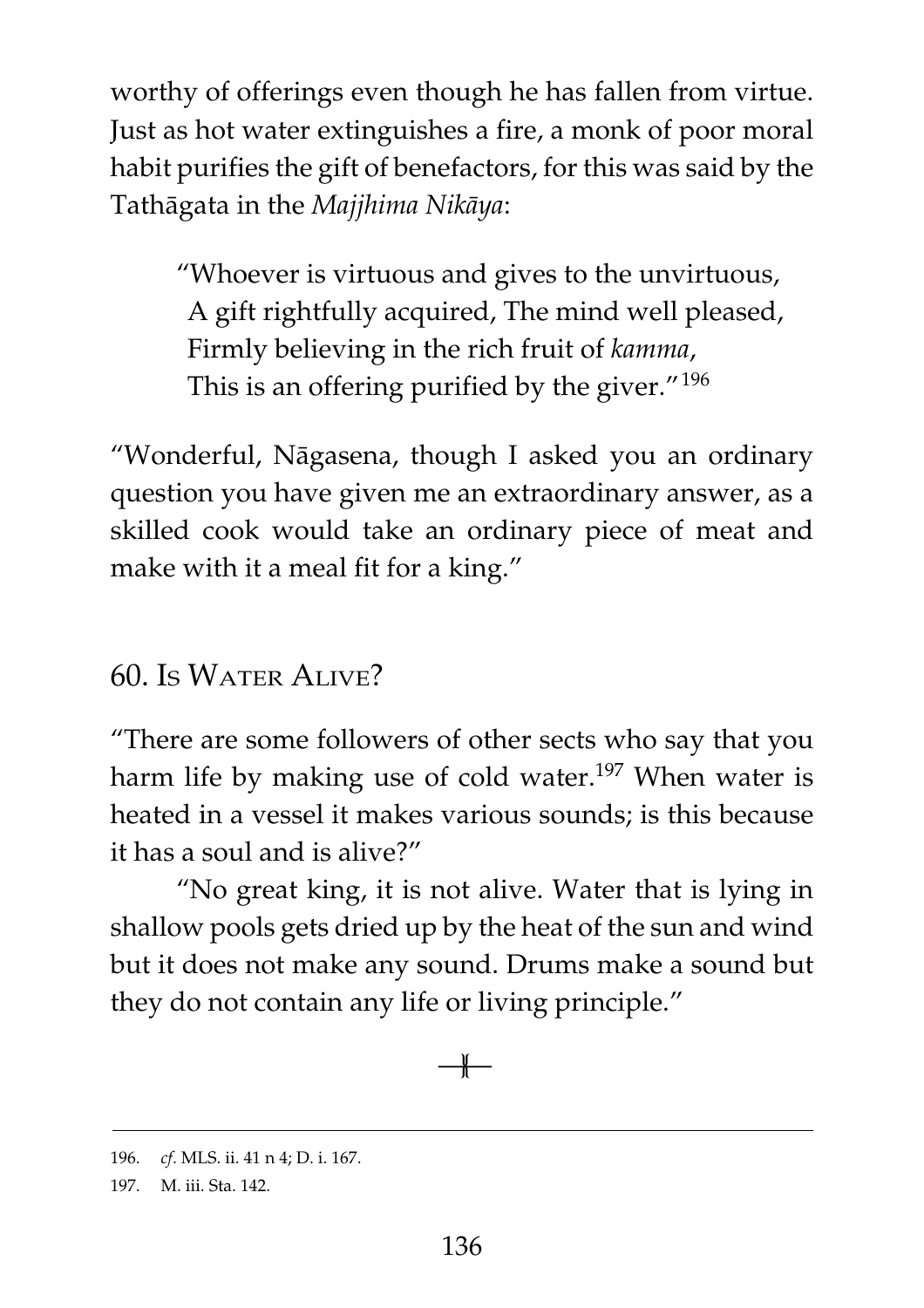worthy of offerings even though he has fallen from virtue. Just as hot water extinguishes a fire, a monk of poor moral habit purifies the gift of benefactors, for this was said by the Tathāgata in the *Majjhima Nikāya*:

> "Whoever is virtuous and gives to the unvirtuous,
> A gift rightfully acquired, The mind well pleased,
> Firmly believing in the rich fruit of *kamma*,
> This is an offering purified by the giver."[196]

"Wonderful, Nāgasena, though I asked you an ordinary question you have given me an extraordinary answer, as a skilled cook would take an ordinary piece of meat and make with it a meal fit for a king."

## 60. Is Water Alive?

"There are some followers of other sects who say that you harm life by making use of cold water.[197] When water is heated in a vessel it makes various sounds; is this because it has a soul and is alive?"

"No great king, it is not alive. Water that is lying in shallow pools gets dried up by the heat of the sun and wind but it does not make any sound. Drums make a sound but they do not contain any life or living principle."

---

196. *cf*. MLS. ii. 41 n 4; D. i. 167.

197. M. iii. Sta. 142.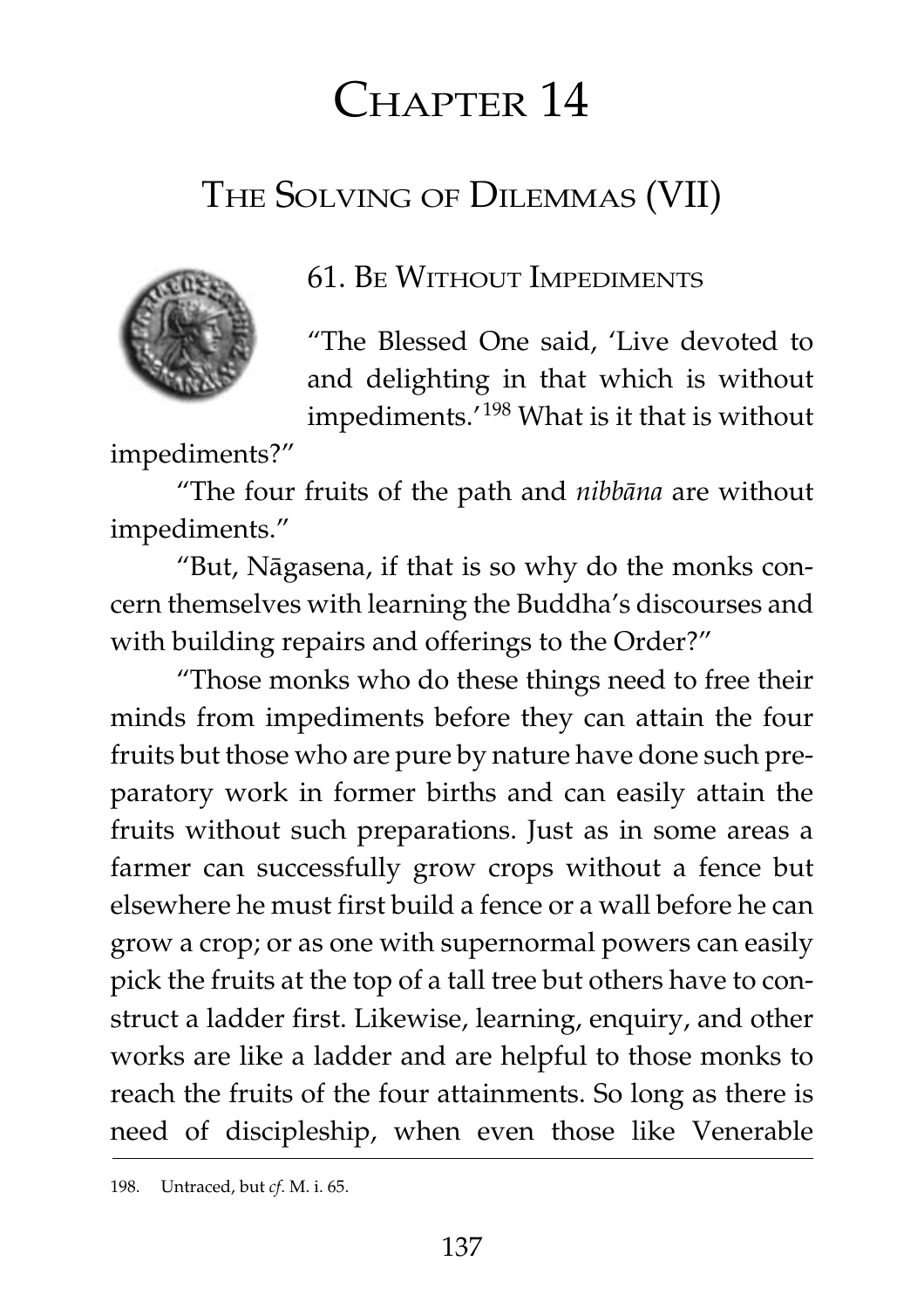# Chapter 14

## The Solving of Dilemmas (VII)

### 61. Be Without Impediments

"The Blessed One said, 'Live devoted to and delighting in that which is without impediments.'[198] What is it that is without impediments?"

"The four fruits of the path and *nibbāna* are without impediments."

"But, Nāgasena, if that is so why do the monks concern themselves with learning the Buddha's discourses and with building repairs and offerings to the Order?"

"Those monks who do these things need to free their minds from impediments before they can attain the four fruits but those who are pure by nature have done such preparatory work in former births and can easily attain the fruits without such preparations. Just as in some areas a farmer can successfully grow crops without a fence but elsewhere he must first build a fence or a wall before he can grow a crop; or as one with supernormal powers can easily pick the fruits at the top of a tall tree but others have to construct a ladder first. Likewise, learning, enquiry, and other works are like a ladder and are helpful to those monks to reach the fruits of the four attainments. So long as there is need of discipleship, when even those like Venerable

198. Untraced, but *cf*. M. i. 65.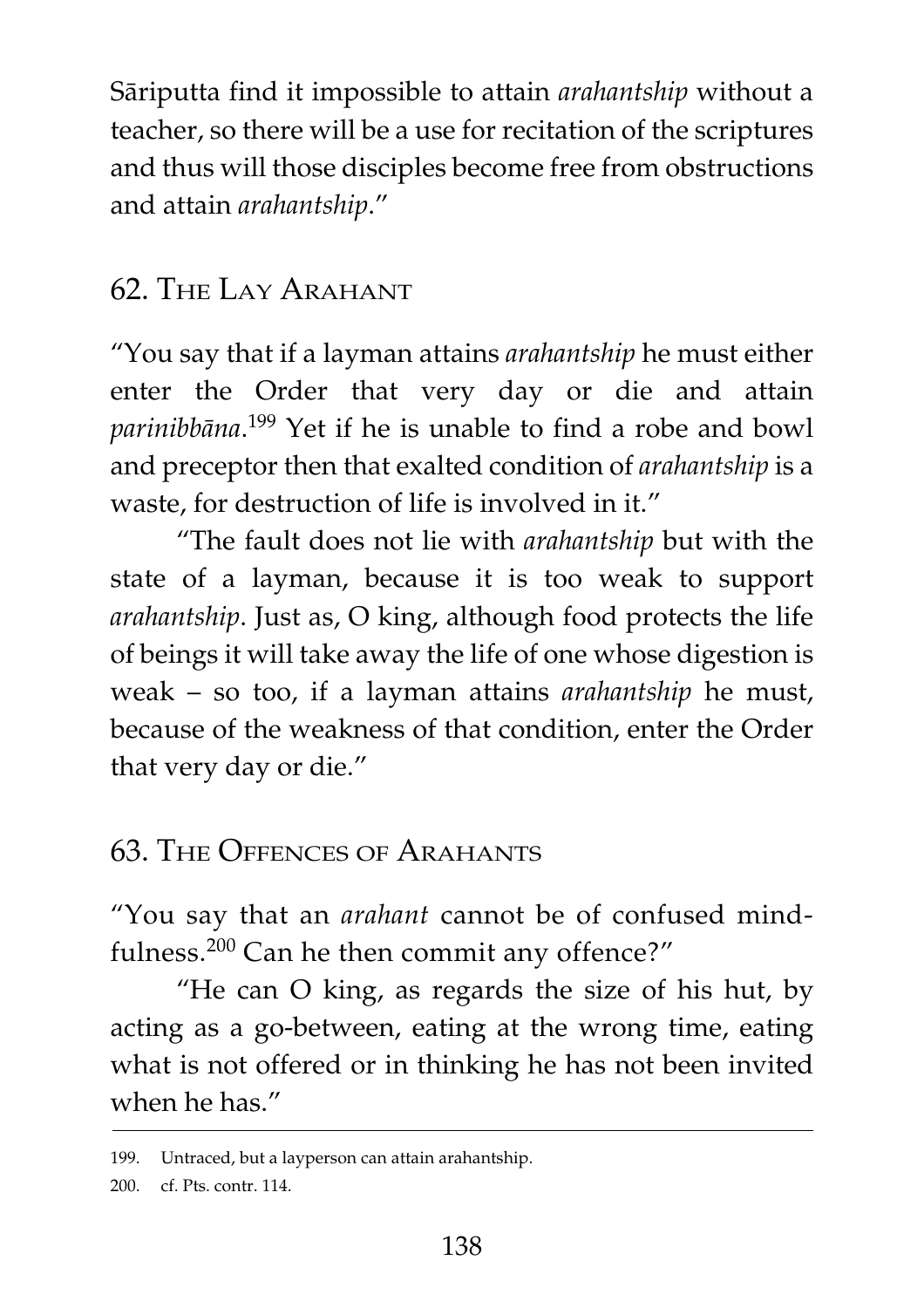Sāriputta find it impossible to attain *arahantship* without a teacher, so there will be a use for recitation of the scriptures and thus will those disciples become free from obstructions and attain *arahantship*."

## 62. The Lay Arahant

"You say that if a layman attains *arahantship* he must either enter the Order that very day or die and attain *parinibbāna*.[199] Yet if he is unable to find a robe and bowl and preceptor then that exalted condition of *arahantship* is a waste, for destruction of life is involved in it."

"The fault does not lie with *arahantship* but with the state of a layman, because it is too weak to support *arahantship*. Just as, O king, although food protects the life of beings it will take away the life of one whose digestion is weak – so too, if a layman attains *arahantship* he must, because of the weakness of that condition, enter the Order that very day or die."

## 63. The Offences of Arahants

"You say that an *arahant* cannot be of confused mindfulness.[200] Can he then commit any offence?"

"He can O king, as regards the size of his hut, by acting as a go-between, eating at the wrong time, eating what is not offered or in thinking he has not been invited when he has."

---

199. Untraced, but a layperson can attain arahantship.

200. cf. Pts. contr. 114.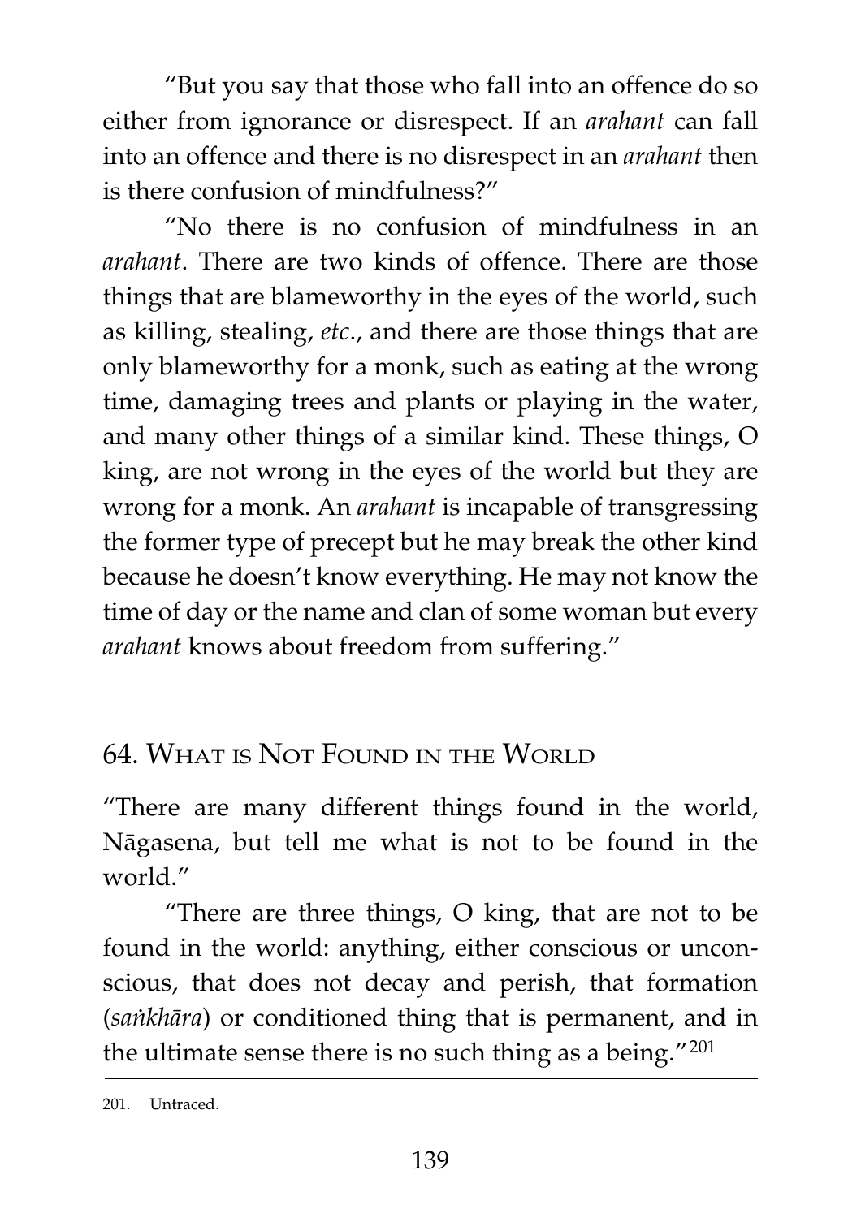"But you say that those who fall into an offence do so either from ignorance or disrespect. If an *arahant* can fall into an offence and there is no disrespect in an *arahant* then is there confusion of mindfulness?"

"No there is no confusion of mindfulness in an *arahant*. There are two kinds of offence. There are those things that are blameworthy in the eyes of the world, such as killing, stealing, *etc*., and there are those things that are only blameworthy for a monk, such as eating at the wrong time, damaging trees and plants or playing in the water, and many other things of a similar kind. These things, O king, are not wrong in the eyes of the world but they are wrong for a monk. An *arahant* is incapable of transgressing the former type of precept but he may break the other kind because he doesn't know everything. He may not know the time of day or the name and clan of some woman but every *arahant* knows about freedom from suffering."

## 64. What is Not Found in the World

"There are many different things found in the world, Nāgasena, but tell me what is not to be found in the world."

"There are three things, O king, that are not to be found in the world: anything, either conscious or unconscious, that does not decay and perish, that formation (*saṅkhāra*) or conditioned thing that is permanent, and in the ultimate sense there is no such thing as a being."[201]

---

201. Untraced.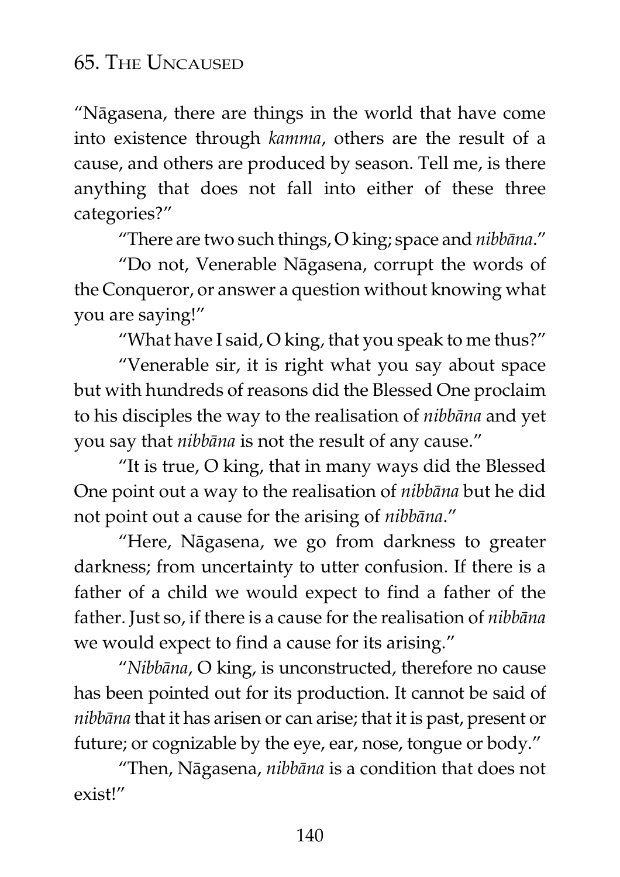## 65. The Uncaused

"Nāgasena, there are things in the world that have come into existence through *kamma*, others are the result of a cause, and others are produced by season. Tell me, is there anything that does not fall into either of these three categories?"

"There are two such things, O king; space and *nibbāna*."

"Do not, Venerable Nāgasena, corrupt the words of the Conqueror, or answer a question without knowing what you are saying!"

"What have I said, O king, that you speak to me thus?"

"Venerable sir, it is right what you say about space but with hundreds of reasons did the Blessed One proclaim to his disciples the way to the realisation of *nibbāna* and yet you say that *nibbāna* is not the result of any cause."

"It is true, O king, that in many ways did the Blessed One point out a way to the realisation of *nibbāna* but he did not point out a cause for the arising of *nibbāna*."

"Here, Nāgasena, we go from darkness to greater darkness; from uncertainty to utter confusion. If there is a father of a child we would expect to find a father of the father. Just so, if there is a cause for the realisation of *nibbāna* we would expect to find a cause for its arising."

"*Nibbāna*, O king, is unconstructed, therefore no cause has been pointed out for its production. It cannot be said of *nibbāna* that it has arisen or can arise; that it is past, present or future; or cognizable by the eye, ear, nose, tongue or body."

"Then, Nāgasena, *nibbāna* is a condition that does not exist!"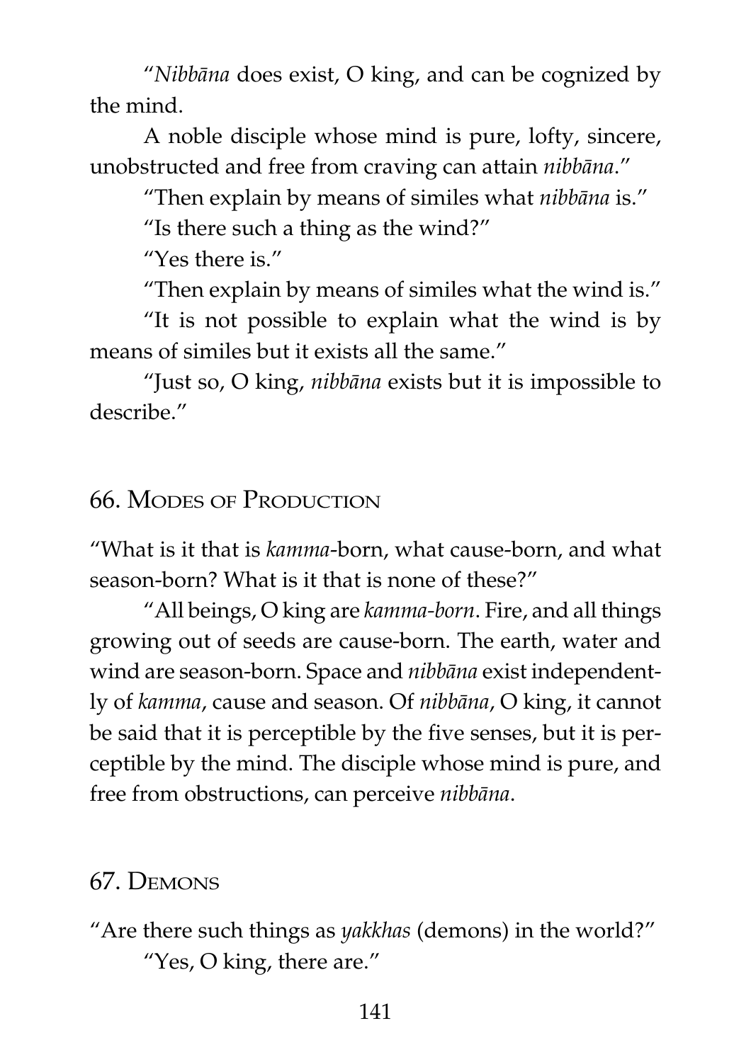"*Nibbāna* does exist, O king, and can be cognized by the mind.

A noble disciple whose mind is pure, lofty, sincere, unobstructed and free from craving can attain *nibbāna*."

"Then explain by means of similes what *nibbāna* is."

"Is there such a thing as the wind?"

"Yes there is."

"Then explain by means of similes what the wind is."

"It is not possible to explain what the wind is by means of similes but it exists all the same."

"Just so, O king, *nibbāna* exists but it is impossible to describe."

## 66. Modes of Production

"What is it that is *kamma*-born, what cause-born, and what season-born? What is it that is none of these?"

"All beings, O king are *kamma-born*. Fire, and all things growing out of seeds are cause-born. The earth, water and wind are season-born. Space and *nibbāna* exist independently of *kamma*, cause and season. Of *nibbāna*, O king, it cannot be said that it is perceptible by the five senses, but it is perceptible by the mind. The disciple whose mind is pure, and free from obstructions, can perceive *nibbāna*.

## 67. Demons

"Are there such things as *yakkhas* (demons) in the world?"

"Yes, O king, there are."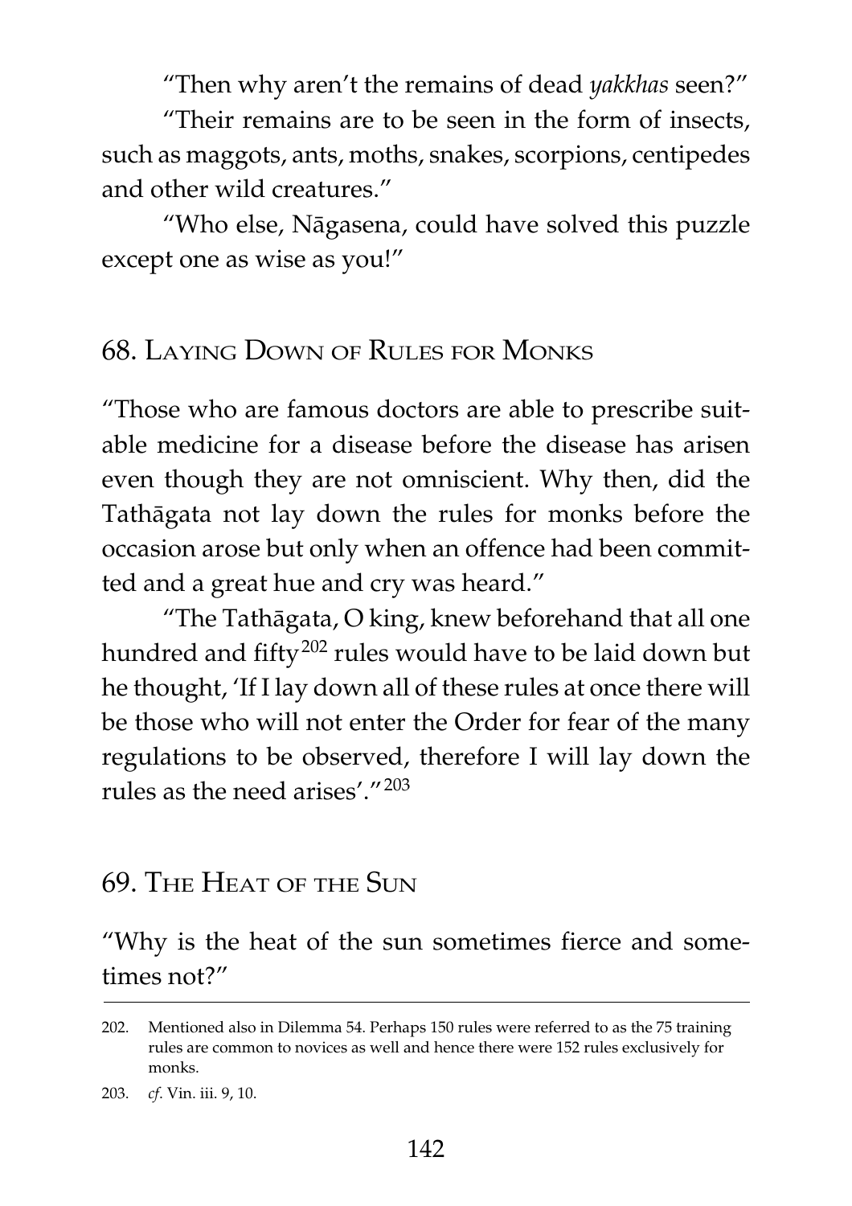"Then why aren't the remains of dead *yakkhas* seen?"

"Their remains are to be seen in the form of insects, such as maggots, ants, moths, snakes, scorpions, centipedes and other wild creatures."

"Who else, Nāgasena, could have solved this puzzle except one as wise as you!"

## 68. Laying Down of Rules for Monks

"Those who are famous doctors are able to prescribe suitable medicine for a disease before the disease has arisen even though they are not omniscient. Why then, did the Tathāgata not lay down the rules for monks before the occasion arose but only when an offence had been committed and a great hue and cry was heard."

"The Tathāgata, O king, knew beforehand that all one hundred and fifty[202] rules would have to be laid down but he thought, 'If I lay down all of these rules at once there will be those who will not enter the Order for fear of the many regulations to be observed, therefore I will lay down the rules as the need arises'."[203]

## 69. The Heat of the Sun

"Why is the heat of the sun sometimes fierce and sometimes not?"

---

202. Mentioned also in Dilemma 54. Perhaps 150 rules were referred to as the 75 training rules are common to novices as well and hence there were 152 rules exclusively for monks.

203. *cf.* Vin. iii. 9, 10.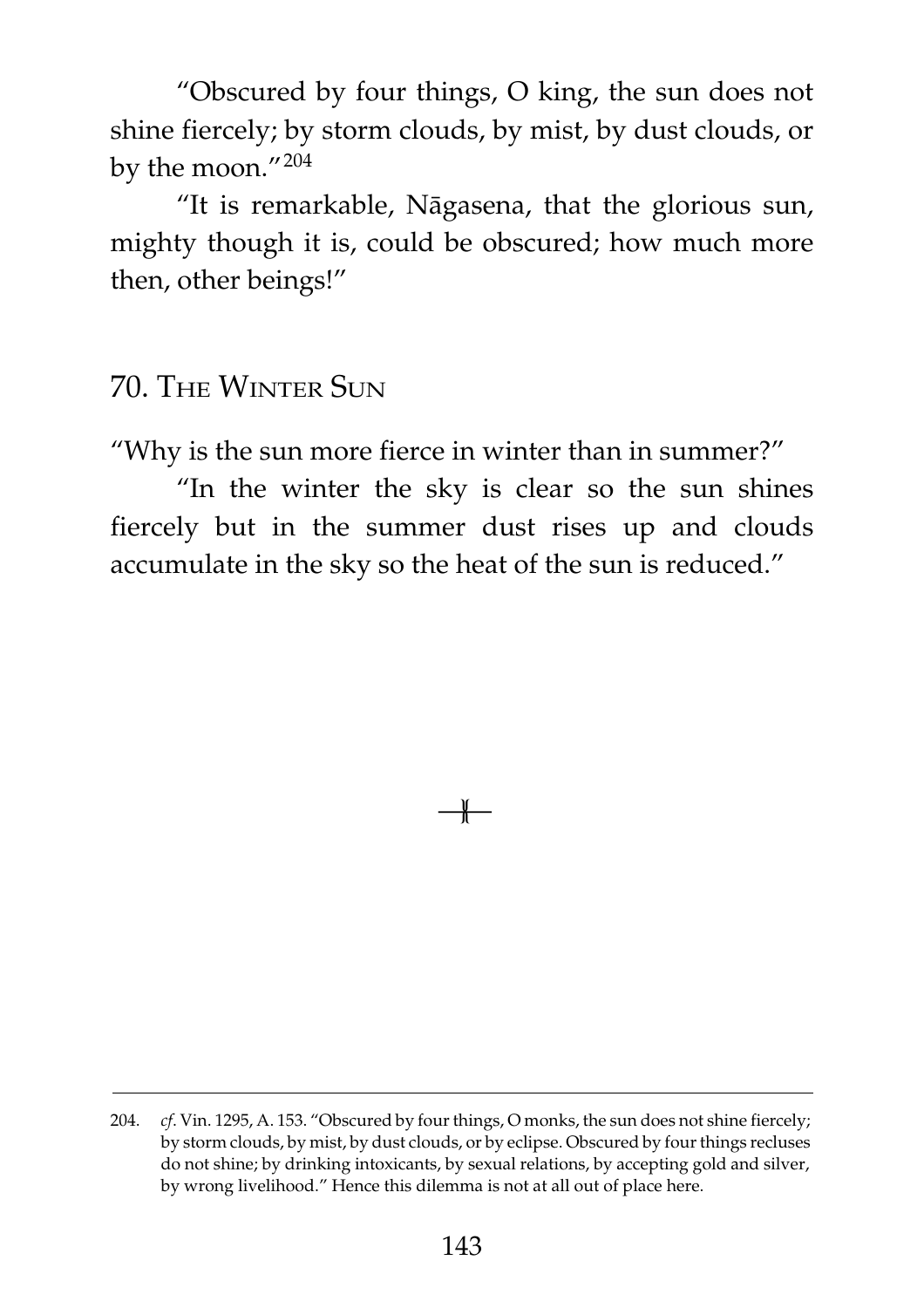"Obscured by four things, O king, the sun does not shine fiercely; by storm clouds, by mist, by dust clouds, or by the moon."[204]

"It is remarkable, Nāgasena, that the glorious sun, mighty though it is, could be obscured; how much more then, other beings!"

## 70. The Winter Sun

"Why is the sun more fierce in winter than in summer?"

"In the winter the sky is clear so the sun shines fiercely but in the summer dust rises up and clouds accumulate in the sky so the heat of the sun is reduced."

---

204. *cf*. Vin. 1295, A. 153. "Obscured by four things, O monks, the sun does not shine fiercely; by storm clouds, by mist, by dust clouds, or by eclipse. Obscured by four things recluses do not shine; by drinking intoxicants, by sexual relations, by accepting gold and silver, by wrong livelihood." Hence this dilemma is not at all out of place here.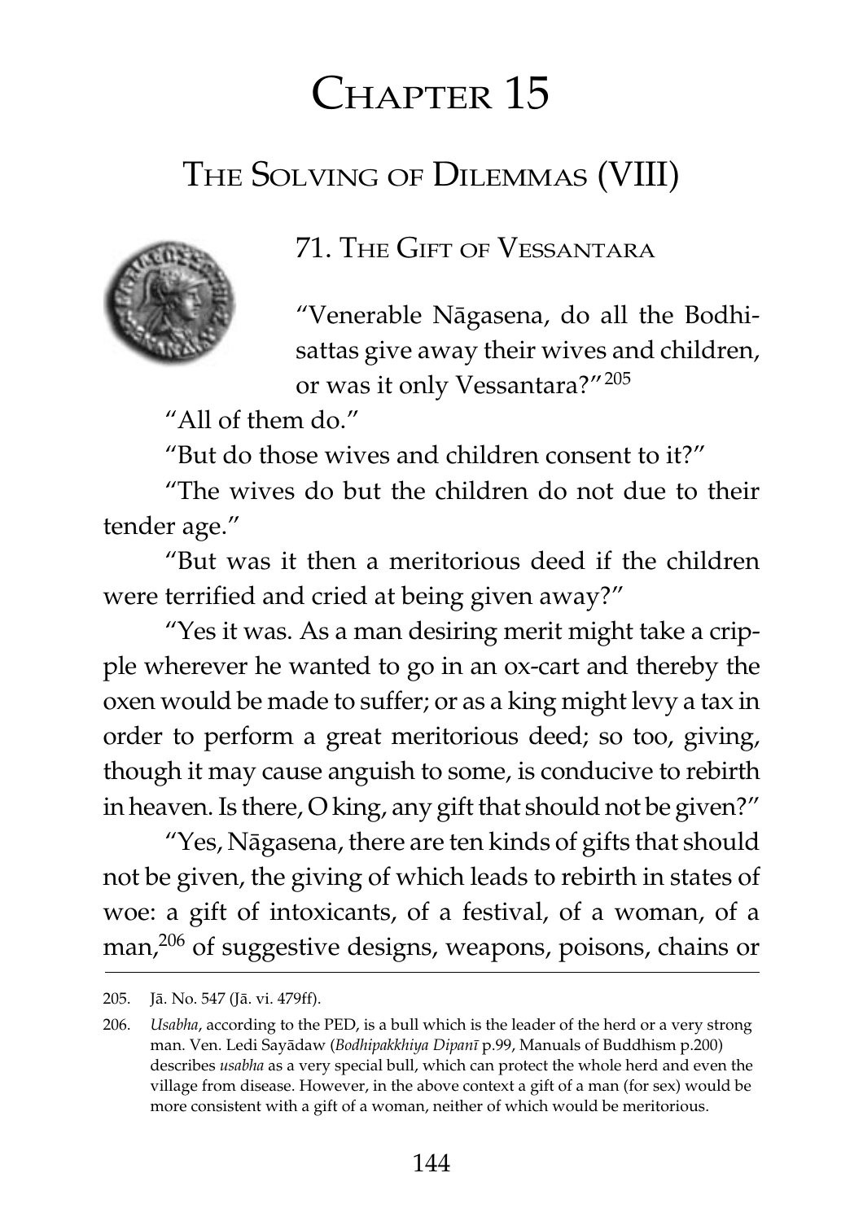# Chapter 15

## The Solving of Dilemmas (VIII)

### 71. The Gift of Vessantara

"Venerable Nāgasena, do all the Bodhisattas give away their wives and children, or was it only Vessantara?"[205]

"All of them do."

"But do those wives and children consent to it?"

"The wives do but the children do not due to their tender age."

"But was it then a meritorious deed if the children were terrified and cried at being given away?"

"Yes it was. As a man desiring merit might take a cripple wherever he wanted to go in an ox-cart and thereby the oxen would be made to suffer; or as a king might levy a tax in order to perform a great meritorious deed; so too, giving, though it may cause anguish to some, is conducive to rebirth in heaven. Is there, O king, any gift that should not be given?"

"Yes, Nāgasena, there are ten kinds of gifts that should not be given, the giving of which leads to rebirth in states of woe: a gift of intoxicants, of a festival, of a woman, of a man,[206] of suggestive designs, weapons, poisons, chains or

---

205. Jā. No. 547 (Jā. vi. 479ff).

206. *Usabha*, according to the PED, is a bull which is the leader of the herd or a very strong man. Ven. Ledi Sayādaw (*Bodhipakkhiya Dipanī* p.99, Manuals of Buddhism p.200) describes *usabha* as a very special bull, which can protect the whole herd and even the village from disease. However, in the above context a gift of a man (for sex) would be more consistent with a gift of a woman, neither of which would be meritorious.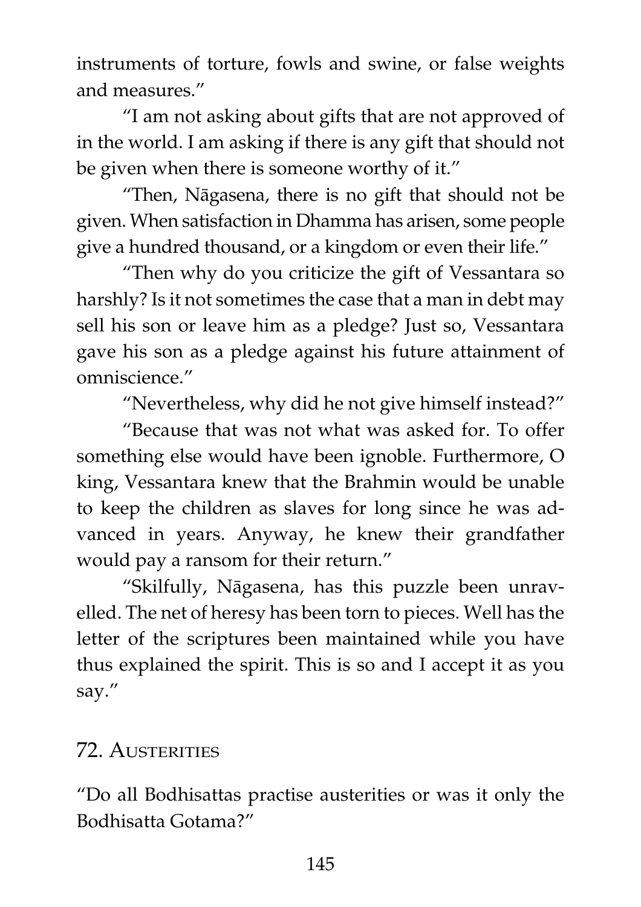instruments of torture, fowls and swine, or false weights and measures."

"I am not asking about gifts that are not approved of in the world. I am asking if there is any gift that should not be given when there is someone worthy of it."

"Then, Nāgasena, there is no gift that should not be given. When satisfaction in Dhamma has arisen, some people give a hundred thousand, or a kingdom or even their life."

"Then why do you criticize the gift of Vessantara so harshly? Is it not sometimes the case that a man in debt may sell his son or leave him as a pledge? Just so, Vessantara gave his son as a pledge against his future attainment of omniscience."

"Nevertheless, why did he not give himself instead?"

"Because that was not what was asked for. To offer something else would have been ignoble. Furthermore, O king, Vessantara knew that the Brahmin would be unable to keep the children as slaves for long since he was advanced in years. Anyway, he knew their grandfather would pay a ransom for their return."

"Skilfully, Nāgasena, has this puzzle been unravelled. The net of heresy has been torn to pieces. Well has the letter of the scriptures been maintained while you have thus explained the spirit. This is so and I accept it as you say."

## 72. Austerities

"Do all Bodhisattas practise austerities or was it only the Bodhisatta Gotama?"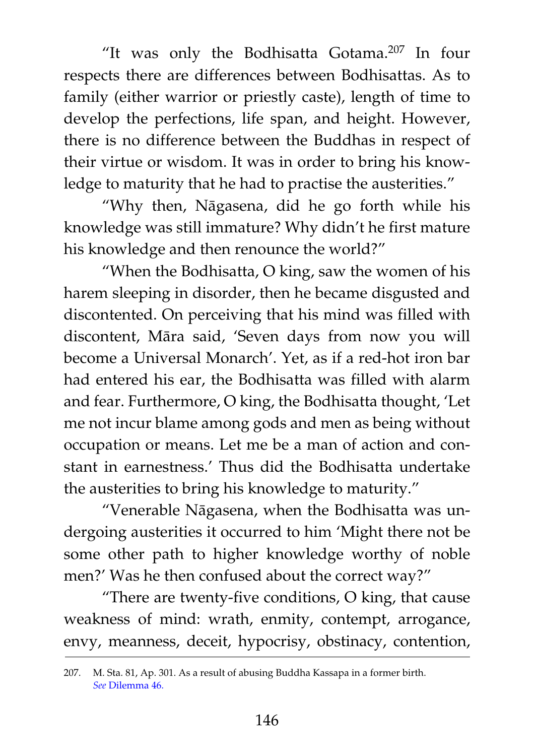"It was only the Bodhisatta Gotama.[207] In four respects there are differences between Bodhisattas. As to family (either warrior or priestly caste), length of time to develop the perfections, life span, and height. However, there is no difference between the Buddhas in respect of their virtue or wisdom. It was in order to bring his knowledge to maturity that he had to practise the austerities."

"Why then, Nāgasena, did he go forth while his knowledge was still immature? Why didn't he first mature his knowledge and then renounce the world?"

"When the Bodhisatta, O king, saw the women of his harem sleeping in disorder, then he became disgusted and discontented. On perceiving that his mind was filled with discontent, Māra said, 'Seven days from now you will become a Universal Monarch'. Yet, as if a red-hot iron bar had entered his ear, the Bodhisatta was filled with alarm and fear. Furthermore, O king, the Bodhisatta thought, 'Let me not incur blame among gods and men as being without occupation or means. Let me be a man of action and constant in earnestness.' Thus did the Bodhisatta undertake the austerities to bring his knowledge to maturity."

"Venerable Nāgasena, when the Bodhisatta was undergoing austerities it occurred to him 'Might there not be some other path to higher knowledge worthy of noble men?' Was he then confused about the correct way?"

"There are twenty-five conditions, O king, that cause weakness of mind: wrath, enmity, contempt, arrogance, envy, meanness, deceit, hypocrisy, obstinacy, contention,

---

207. M. Sta. 81, Ap. 301. As a result of abusing Buddha Kassapa in a former birth. *See* Dilemma 46.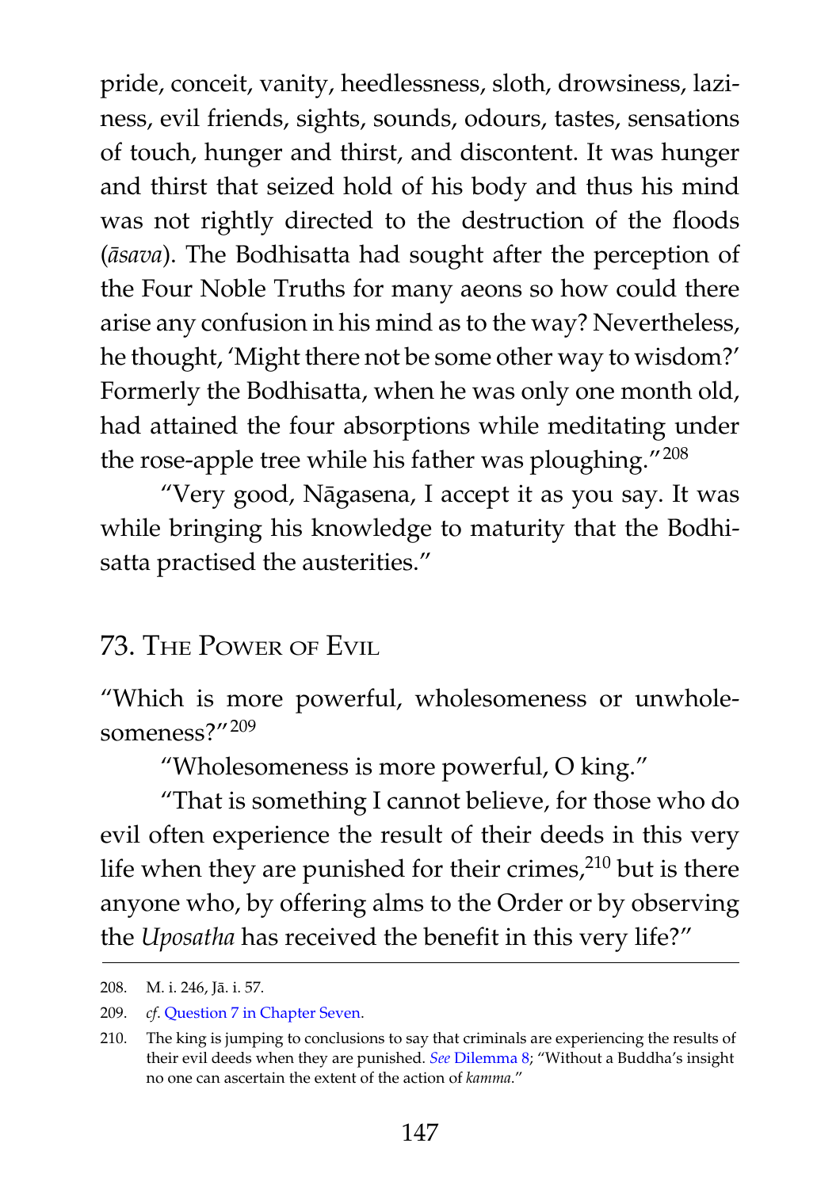pride, conceit, vanity, heedlessness, sloth, drowsiness, laziness, evil friends, sights, sounds, odours, tastes, sensations of touch, hunger and thirst, and discontent. It was hunger and thirst that seized hold of his body and thus his mind was not rightly directed to the destruction of the floods (*āsava*). The Bodhisatta had sought after the perception of the Four Noble Truths for many aeons so how could there arise any confusion in his mind as to the way? Nevertheless, he thought, 'Might there not be some other way to wisdom?' Formerly the Bodhisatta, when he was only one month old, had attained the four absorptions while meditating under the rose-apple tree while his father was ploughing."[208]

"Very good, Nāgasena, I accept it as you say. It was while bringing his knowledge to maturity that the Bodhisatta practised the austerities."

## 73. The Power of Evil

"Which is more powerful, wholesomeness or unwholesomeness?"[209]

"Wholesomeness is more powerful, O king."

"That is something I cannot believe, for those who do evil often experience the result of their deeds in this very life when they are punished for their crimes,[210] but is there anyone who, by offering alms to the Order or by observing the *Uposatha* has received the benefit in this very life?"

---

208. M. i. 246, Jā. i. 57.

209. *cf.* Question 7 in Chapter Seven.

210. The king is jumping to conclusions to say that criminals are experiencing the results of their evil deeds when they are punished. *See* Dilemma 8; "Without a Buddha's insight no one can ascertain the extent of the action of *kamma*."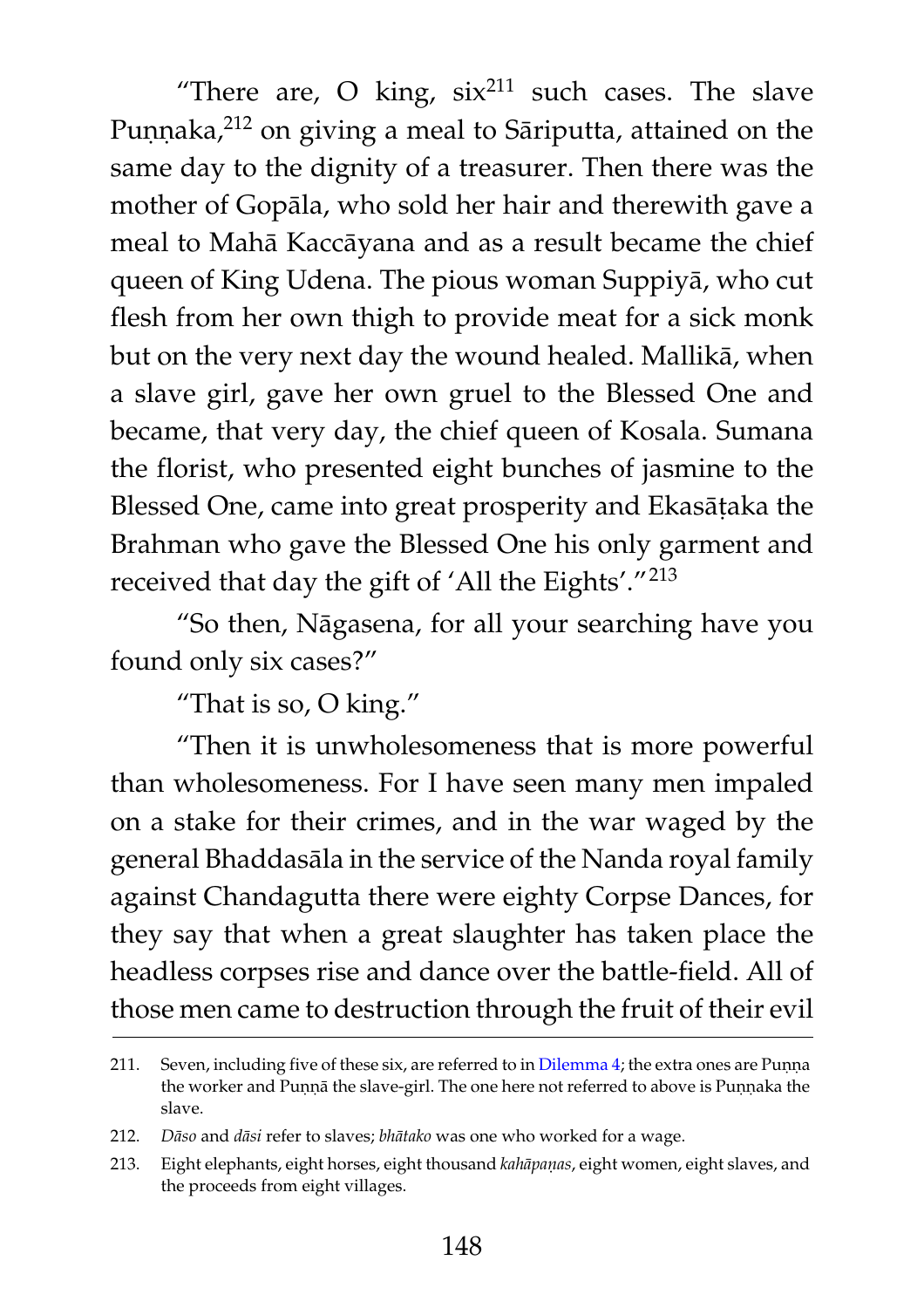"There are, O king, six[211] such cases. The slave Puṇṇaka,[212] on giving a meal to Sāriputta, attained on the same day to the dignity of a treasurer. Then there was the mother of Gopāla, who sold her hair and therewith gave a meal to Mahā Kaccāyana and as a result became the chief queen of King Udena. The pious woman Suppiyā, who cut flesh from her own thigh to provide meat for a sick monk but on the very next day the wound healed. Mallikā, when a slave girl, gave her own gruel to the Blessed One and became, that very day, the chief queen of Kosala. Sumana the florist, who presented eight bunches of jasmine to the Blessed One, came into great prosperity and Ekasāṭaka the Brahman who gave the Blessed One his only garment and received that day the gift of 'All the Eights'."[213]

"So then, Nāgasena, for all your searching have you found only six cases?"

"That is so, O king."

"Then it is unwholesomeness that is more powerful than wholesomeness. For I have seen many men impaled on a stake for their crimes, and in the war waged by the general Bhaddasāla in the service of the Nanda royal family against Chandagutta there were eighty Corpse Dances, for they say that when a great slaughter has taken place the headless corpses rise and dance over the battle-field. All of those men came to destruction through the fruit of their evil

---

211. Seven, including five of these six, are referred to in Dilemma 4; the extra ones are Puṇṇa the worker and Puṇṇā the slave-girl. The one here not referred to above is Puṇṇaka the slave.

212. *Dāso* and *dāsi* refer to slaves; *bhātako* was one who worked for a wage.

213. Eight elephants, eight horses, eight thousand *kahāpaṇas*, eight women, eight slaves, and the proceeds from eight villages.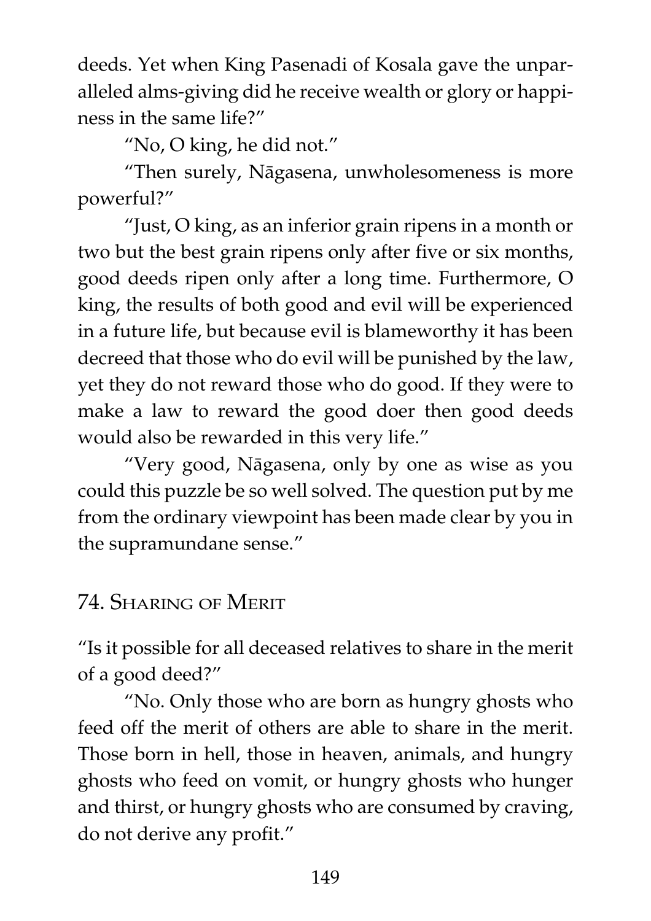deeds. Yet when King Pasenadi of Kosala gave the unparalleled alms-giving did he receive wealth or glory or happiness in the same life?"

"No, O king, he did not."

"Then surely, Nāgasena, unwholesomeness is more powerful?"

"Just, O king, as an inferior grain ripens in a month or two but the best grain ripens only after five or six months, good deeds ripen only after a long time. Furthermore, O king, the results of both good and evil will be experienced in a future life, but because evil is blameworthy it has been decreed that those who do evil will be punished by the law, yet they do not reward those who do good. If they were to make a law to reward the good doer then good deeds would also be rewarded in this very life."

"Very good, Nāgasena, only by one as wise as you could this puzzle be so well solved. The question put by me from the ordinary viewpoint has been made clear by you in the supramundane sense."

## 74. Sharing of Merit

"Is it possible for all deceased relatives to share in the merit of a good deed?"

"No. Only those who are born as hungry ghosts who feed off the merit of others are able to share in the merit. Those born in hell, those in heaven, animals, and hungry ghosts who feed on vomit, or hungry ghosts who hunger and thirst, or hungry ghosts who are consumed by craving, do not derive any profit."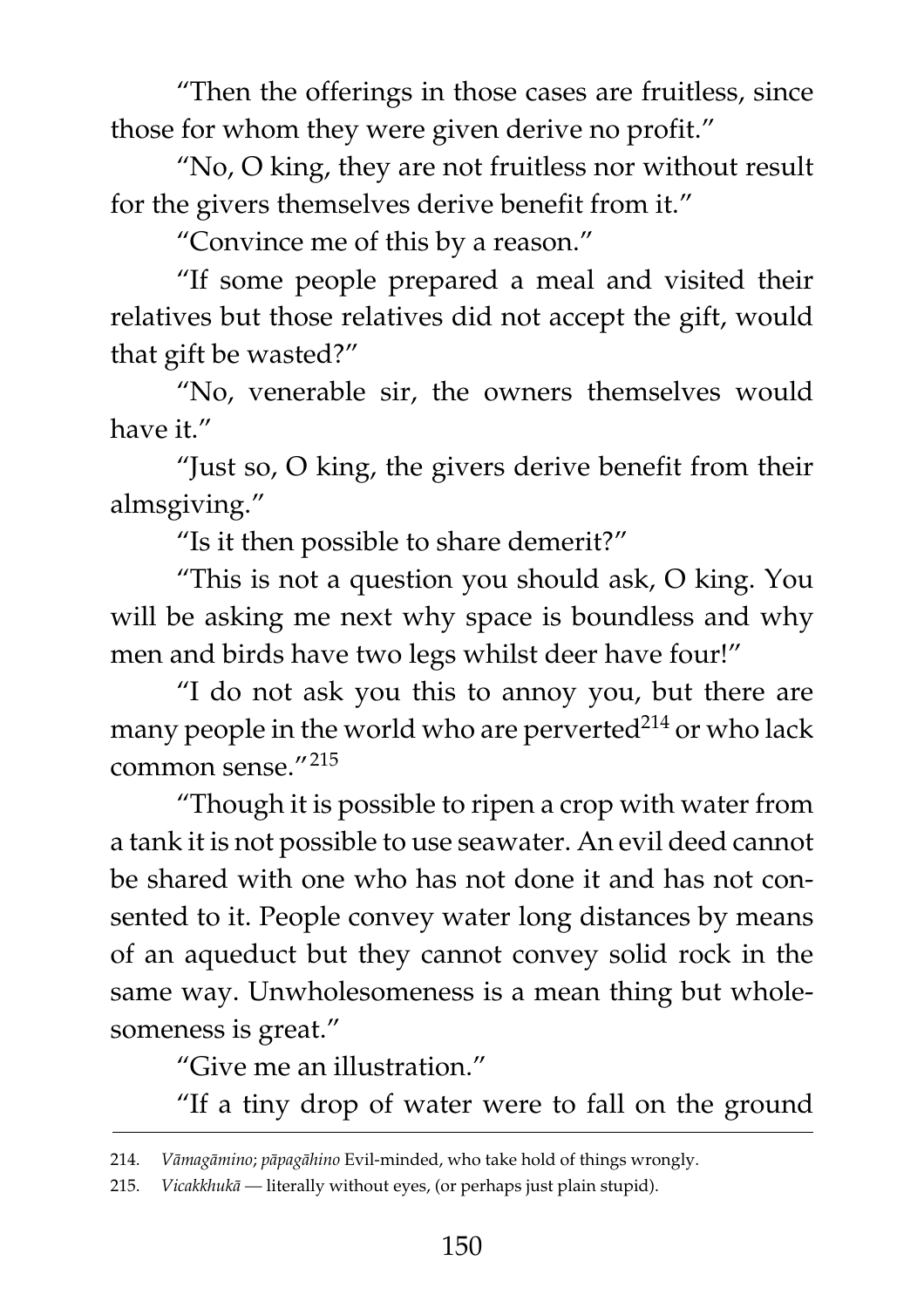"Then the offerings in those cases are fruitless, since those for whom they were given derive no profit."

"No, O king, they are not fruitless nor without result for the givers themselves derive benefit from it."

"Convince me of this by a reason."

"If some people prepared a meal and visited their relatives but those relatives did not accept the gift, would that gift be wasted?"

"No, venerable sir, the owners themselves would have it."

"Just so, O king, the givers derive benefit from their almsgiving."

"Is it then possible to share demerit?"

"This is not a question you should ask, O king. You will be asking me next why space is boundless and why men and birds have two legs whilst deer have four!"

"I do not ask you this to annoy you, but there are many people in the world who are perverted[214] or who lack common sense."[215]

"Though it is possible to ripen a crop with water from a tank it is not possible to use seawater. An evil deed cannot be shared with one who has not done it and has not consented to it. People convey water long distances by means of an aqueduct but they cannot convey solid rock in the same way. Unwholesomeness is a mean thing but wholesomeness is great."

"Give me an illustration."

"If a tiny drop of water were to fall on the ground

---

214. *Vāmagāmino*; *pāpagāhino* Evil-minded, who take hold of things wrongly.

215. *Vicakkhukā* — literally without eyes, (or perhaps just plain stupid).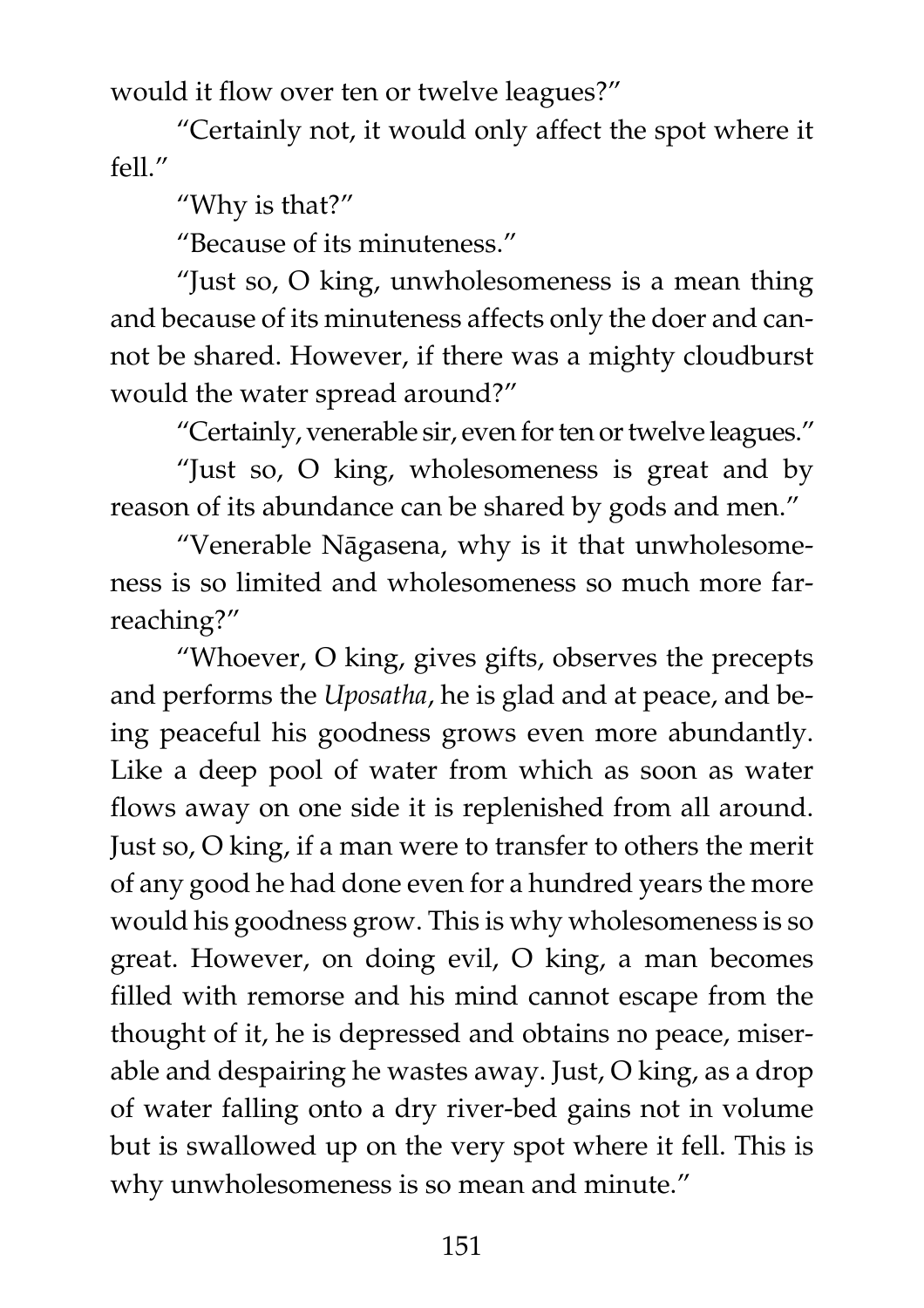would it flow over ten or twelve leagues?"

"Certainly not, it would only affect the spot where it fell."

"Why is that?"

"Because of its minuteness."

"Just so, O king, unwholesomeness is a mean thing and because of its minuteness affects only the doer and cannot be shared. However, if there was a mighty cloudburst would the water spread around?"

"Certainly, venerable sir, even for ten or twelve leagues."

"Just so, O king, wholesomeness is great and by reason of its abundance can be shared by gods and men."

"Venerable Nāgasena, why is it that unwholesomeness is so limited and wholesomeness so much more far-reaching?"

"Whoever, O king, gives gifts, observes the precepts and performs the *Uposatha*, he is glad and at peace, and being peaceful his goodness grows even more abundantly. Like a deep pool of water from which as soon as water flows away on one side it is replenished from all around. Just so, O king, if a man were to transfer to others the merit of any good he had done even for a hundred years the more would his goodness grow. This is why wholesomeness is so great. However, on doing evil, O king, a man becomes filled with remorse and his mind cannot escape from the thought of it, he is depressed and obtains no peace, miserable and despairing he wastes away. Just, O king, as a drop of water falling onto a dry river-bed gains not in volume but is swallowed up on the very spot where it fell. This is why unwholesomeness is so mean and minute."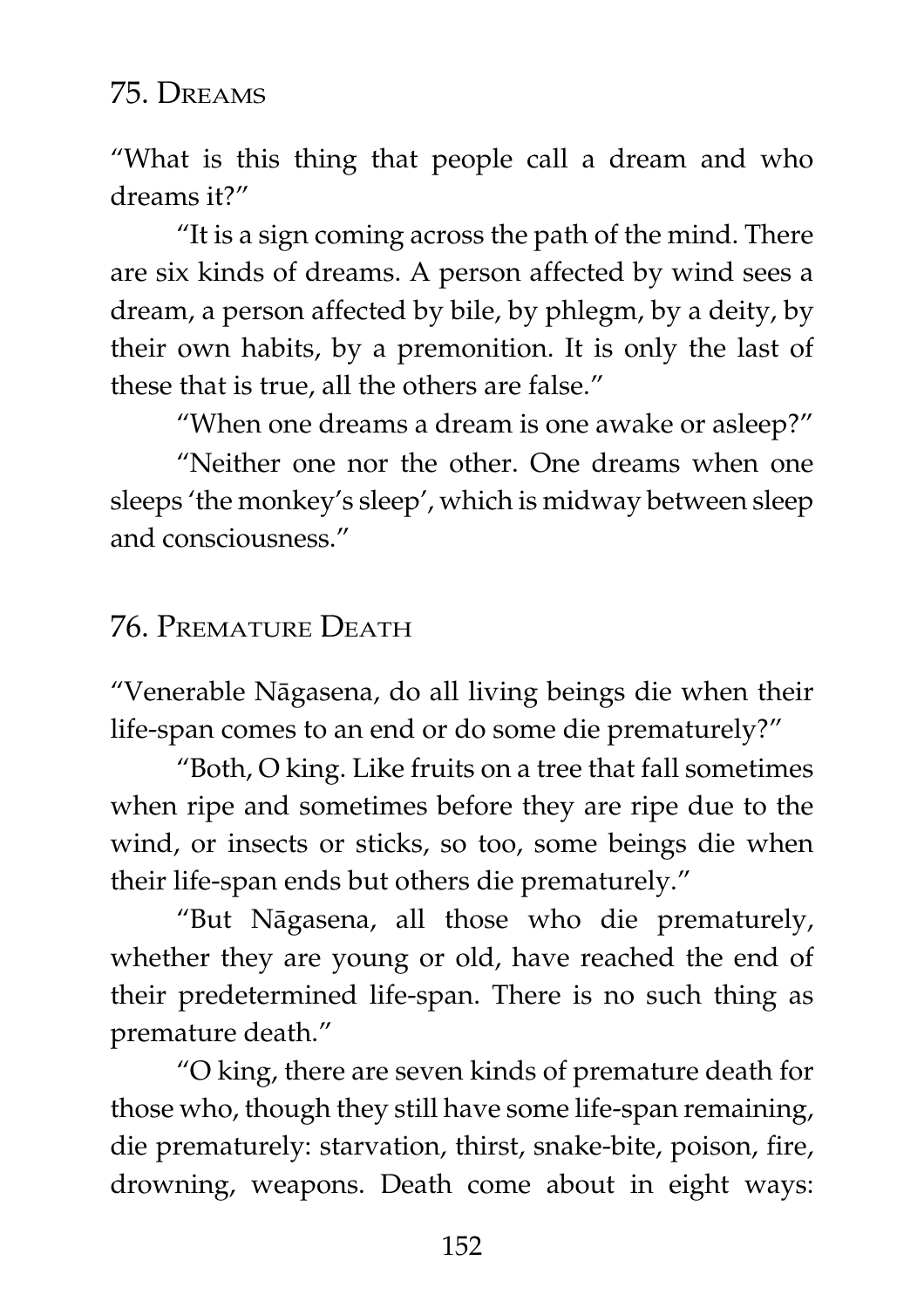## 75. Dreams

"What is this thing that people call a dream and who dreams it?"

"It is a sign coming across the path of the mind. There are six kinds of dreams. A person affected by wind sees a dream, a person affected by bile, by phlegm, by a deity, by their own habits, by a premonition. It is only the last of these that is true, all the others are false."

"When one dreams a dream is one awake or asleep?"

"Neither one nor the other. One dreams when one sleeps 'the monkey's sleep', which is midway between sleep and consciousness."

## 76. Premature Death

"Venerable Nāgasena, do all living beings die when their life-span comes to an end or do some die prematurely?"

"Both, O king. Like fruits on a tree that fall sometimes when ripe and sometimes before they are ripe due to the wind, or insects or sticks, so too, some beings die when their life-span ends but others die prematurely."

"But Nāgasena, all those who die prematurely, whether they are young or old, have reached the end of their predetermined life-span. There is no such thing as premature death."

"O king, there are seven kinds of premature death for those who, though they still have some life-span remaining, die prematurely: starvation, thirst, snake-bite, poison, fire, drowning, weapons. Death come about in eight ways: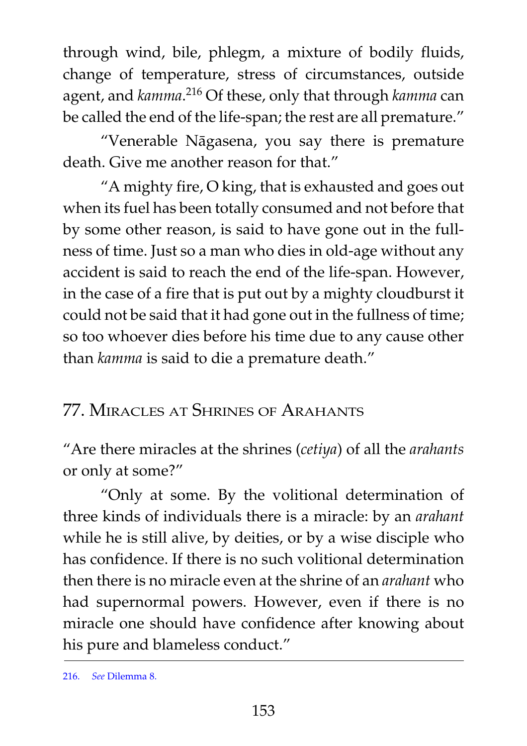through wind, bile, phlegm, a mixture of bodily fluids, change of temperature, stress of circumstances, outside agent, and *kamma*.[216] Of these, only that through *kamma* can be called the end of the life-span; the rest are all premature."

"Venerable Nāgasena, you say there is premature death. Give me another reason for that."

"A mighty fire, O king, that is exhausted and goes out when its fuel has been totally consumed and not before that by some other reason, is said to have gone out in the fullness of time. Just so a man who dies in old-age without any accident is said to reach the end of the life-span. However, in the case of a fire that is put out by a mighty cloudburst it could not be said that it had gone out in the fullness of time; so too whoever dies before his time due to any cause other than *kamma* is said to die a premature death."

## 77. Miracles at Shrines of Arahants

"Are there miracles at the shrines (*cetiya*) of all the *arahants* or only at some?"

"Only at some. By the volitional determination of three kinds of individuals there is a miracle: by an *arahant* while he is still alive, by deities, or by a wise disciple who has confidence. If there is no such volitional determination then there is no miracle even at the shrine of an *arahant* who had supernormal powers. However, even if there is no miracle one should have confidence after knowing about his pure and blameless conduct."

---

216. *See* Dilemma 8.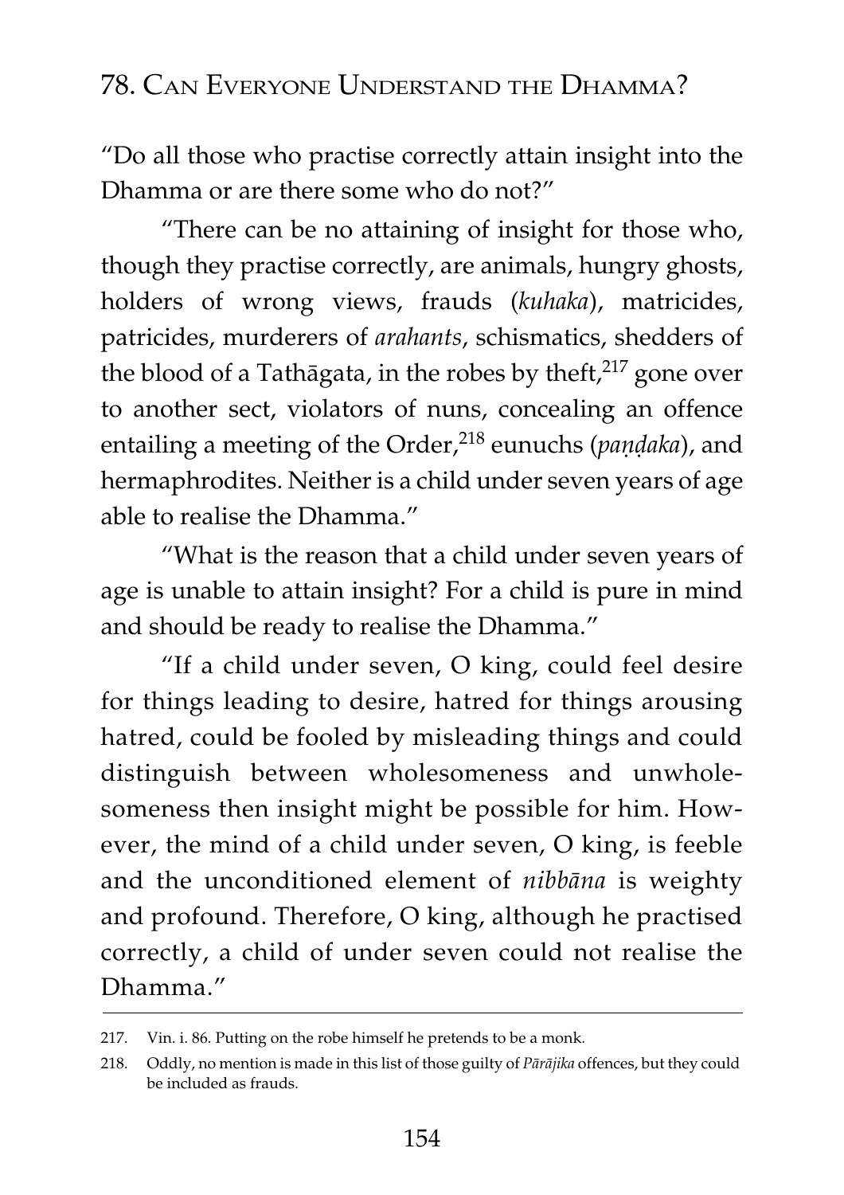## 78. Can Everyone Understand the Dhamma?

"Do all those who practise correctly attain insight into the Dhamma or are there some who do not?"

"There can be no attaining of insight for those who, though they practise correctly, are animals, hungry ghosts, holders of wrong views, frauds (*kuhaka*), matricides, patricides, murderers of *arahants*, schismatics, shedders of the blood of a Tathāgata, in the robes by theft,[217] gone over to another sect, violators of nuns, concealing an offence entailing a meeting of the Order,[218] eunuchs (*paṇḍaka*), and hermaphrodites. Neither is a child under seven years of age able to realise the Dhamma."

"What is the reason that a child under seven years of age is unable to attain insight? For a child is pure in mind and should be ready to realise the Dhamma."

"If a child under seven, O king, could feel desire for things leading to desire, hatred for things arousing hatred, could be fooled by misleading things and could distinguish between wholesomeness and unwholesomeness then insight might be possible for him. However, the mind of a child under seven, O king, is feeble and the unconditioned element of *nibbāna* is weighty and profound. Therefore, O king, although he practised correctly, a child of under seven could not realise the Dhamma."

---

217. Vin. i. 86. Putting on the robe himself he pretends to be a monk.

218. Oddly, no mention is made in this list of those guilty of *Pārājika* offences, but they could be included as frauds.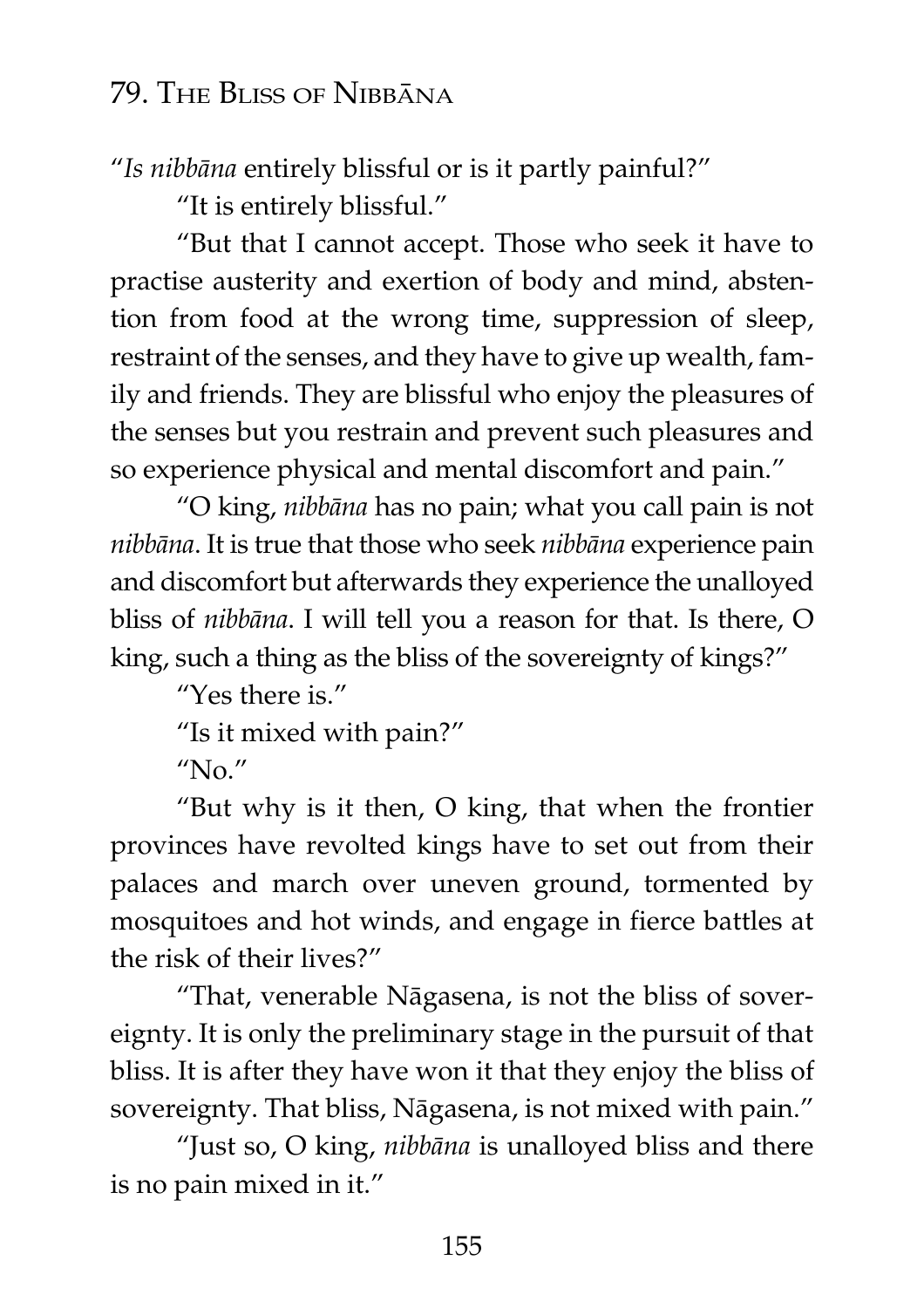## 79. The Bliss of Nibbāna

"*Is nibbāna* entirely blissful or is it partly painful?"

"It is entirely blissful."

"But that I cannot accept. Those who seek it have to practise austerity and exertion of body and mind, abstention from food at the wrong time, suppression of sleep, restraint of the senses, and they have to give up wealth, family and friends. They are blissful who enjoy the pleasures of the senses but you restrain and prevent such pleasures and so experience physical and mental discomfort and pain."

"O king, *nibbāna* has no pain; what you call pain is not *nibbāna*. It is true that those who seek *nibbāna* experience pain and discomfort but afterwards they experience the unalloyed bliss of *nibbāna*. I will tell you a reason for that. Is there, O king, such a thing as the bliss of the sovereignty of kings?"

"Yes there is."

"Is it mixed with pain?"

"No."

"But why is it then, O king, that when the frontier provinces have revolted kings have to set out from their palaces and march over uneven ground, tormented by mosquitoes and hot winds, and engage in fierce battles at the risk of their lives?"

"That, venerable Nāgasena, is not the bliss of sovereignty. It is only the preliminary stage in the pursuit of that bliss. It is after they have won it that they enjoy the bliss of sovereignty. That bliss, Nāgasena, is not mixed with pain."

"Just so, O king, *nibbāna* is unalloyed bliss and there is no pain mixed in it."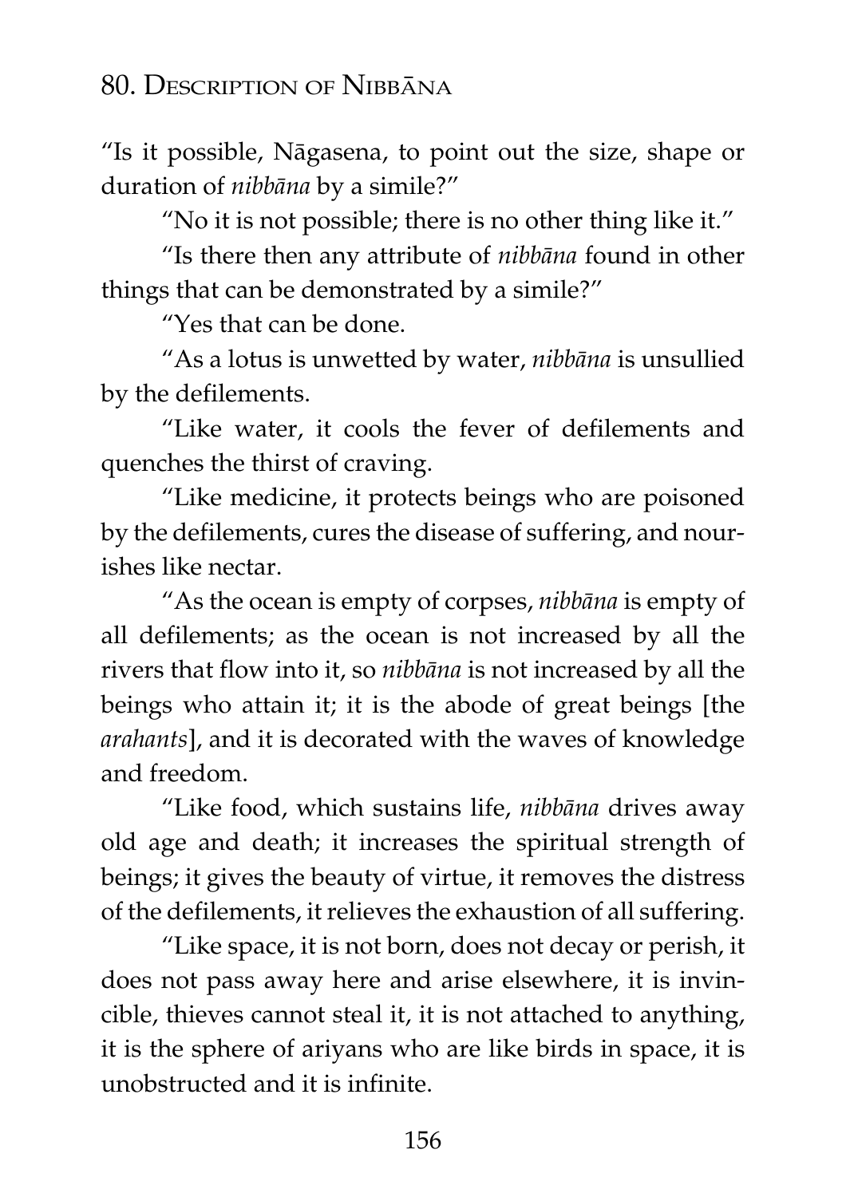## 80. Description of Nibbāna

"Is it possible, Nāgasena, to point out the size, shape or duration of *nibbāna* by a simile?"

"No it is not possible; there is no other thing like it."

"Is there then any attribute of *nibbāna* found in other things that can be demonstrated by a simile?"

"Yes that can be done.

"As a lotus is unwetted by water, *nibbāna* is unsullied by the defilements.

"Like water, it cools the fever of defilements and quenches the thirst of craving.

"Like medicine, it protects beings who are poisoned by the defilements, cures the disease of suffering, and nourishes like nectar.

"As the ocean is empty of corpses, *nibbāna* is empty of all defilements; as the ocean is not increased by all the rivers that flow into it, so *nibbāna* is not increased by all the beings who attain it; it is the abode of great beings [the *arahants*], and it is decorated with the waves of knowledge and freedom.

"Like food, which sustains life, *nibbāna* drives away old age and death; it increases the spiritual strength of beings; it gives the beauty of virtue, it removes the distress of the defilements, it relieves the exhaustion of all suffering.

"Like space, it is not born, does not decay or perish, it does not pass away here and arise elsewhere, it is invincible, thieves cannot steal it, it is not attached to anything, it is the sphere of ariyans who are like birds in space, it is unobstructed and it is infinite.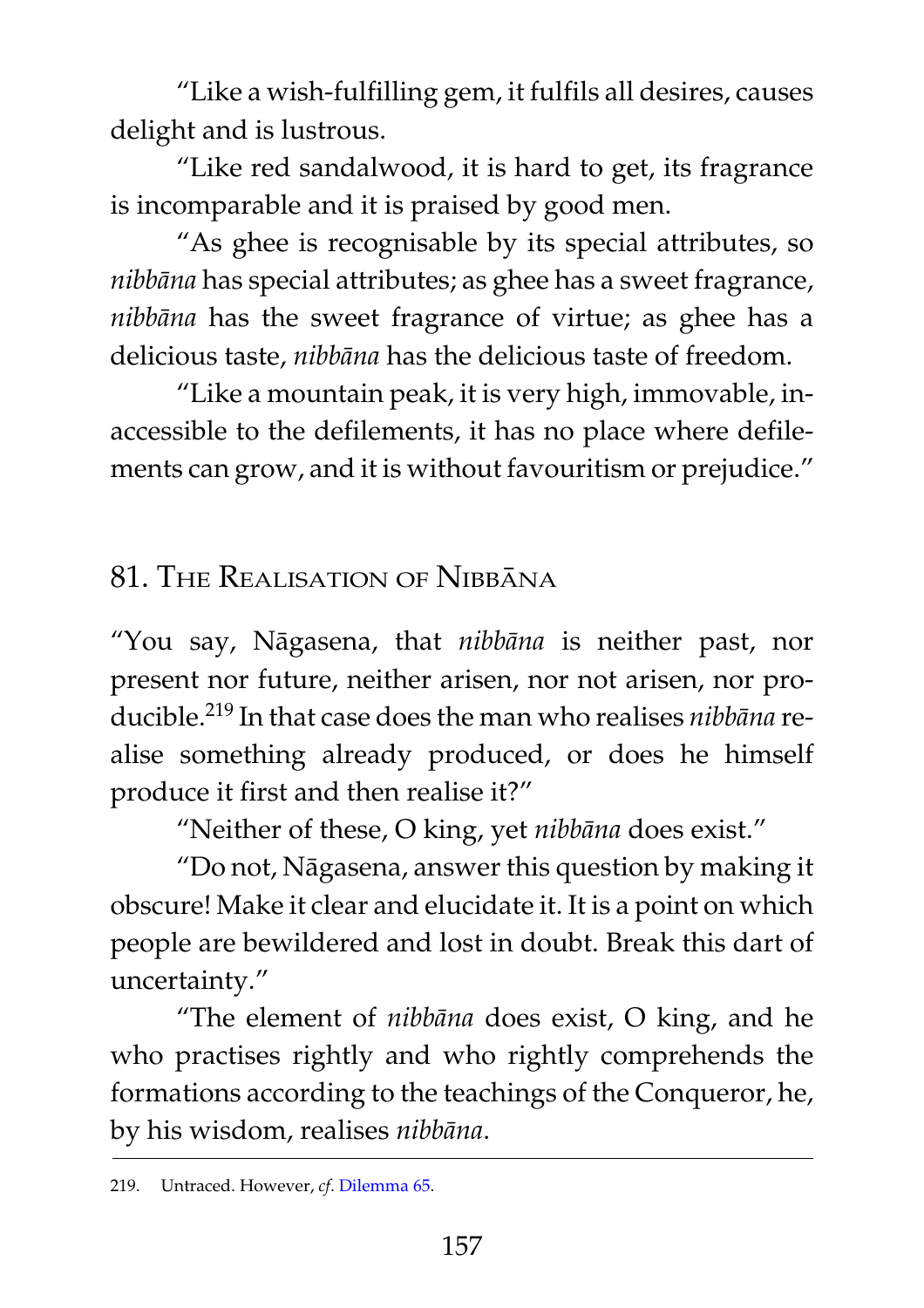"Like a wish-fulfilling gem, it fulfils all desires, causes delight and is lustrous.

"Like red sandalwood, it is hard to get, its fragrance is incomparable and it is praised by good men.

"As ghee is recognisable by its special attributes, so *nibbāna* has special attributes; as ghee has a sweet fragrance, *nibbāna* has the sweet fragrance of virtue; as ghee has a delicious taste, *nibbāna* has the delicious taste of freedom.

"Like a mountain peak, it is very high, immovable, inaccessible to the defilements, it has no place where defilements can grow, and it is without favouritism or prejudice."

## 81. The Realisation of Nibbāna

"You say, Nāgasena, that *nibbāna* is neither past, nor present nor future, neither arisen, nor not arisen, nor producible.[219] In that case does the man who realises *nibbāna* realise something already produced, or does he himself produce it first and then realise it?"

"Neither of these, O king, yet *nibbāna* does exist."

"Do not, Nāgasena, answer this question by making it obscure! Make it clear and elucidate it. It is a point on which people are bewildered and lost in doubt. Break this dart of uncertainty."

"The element of *nibbāna* does exist, O king, and he who practises rightly and who rightly comprehends the formations according to the teachings of the Conqueror, he, by his wisdom, realises *nibbāna*.

---

219. Untraced. However, *cf*. Dilemma 65.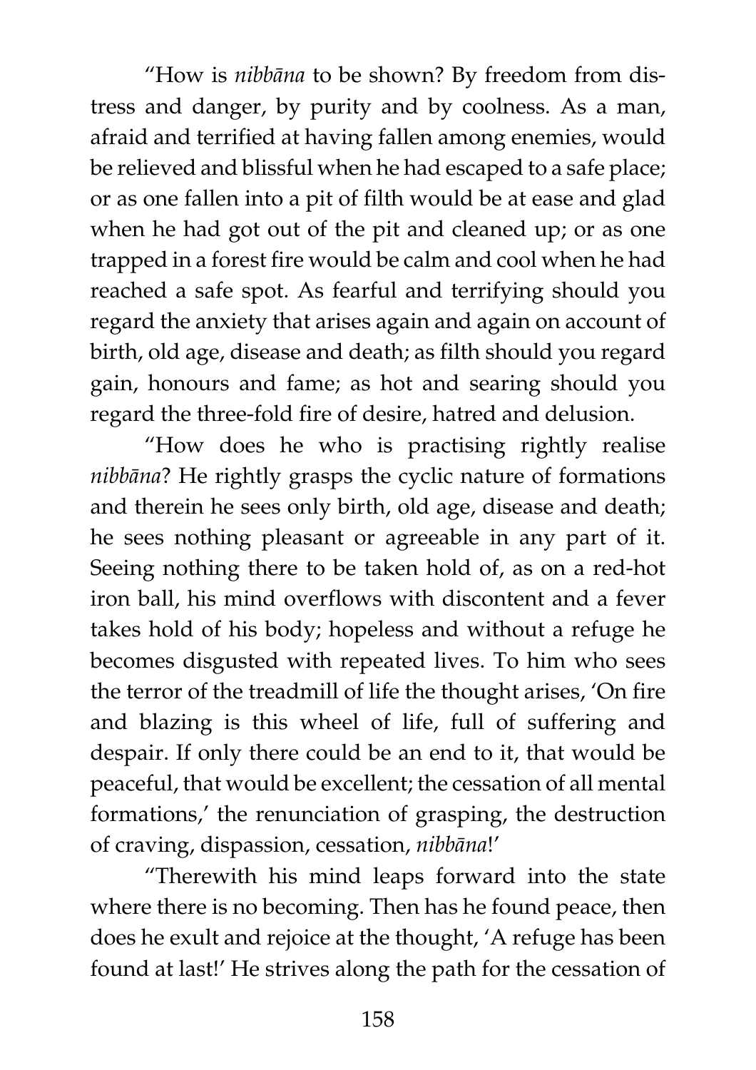"How is *nibbāna* to be shown? By freedom from distress and danger, by purity and by coolness. As a man, afraid and terrified at having fallen among enemies, would be relieved and blissful when he had escaped to a safe place; or as one fallen into a pit of filth would be at ease and glad when he had got out of the pit and cleaned up; or as one trapped in a forest fire would be calm and cool when he had reached a safe spot. As fearful and terrifying should you regard the anxiety that arises again and again on account of birth, old age, disease and death; as filth should you regard gain, honours and fame; as hot and searing should you regard the three-fold fire of desire, hatred and delusion.

"How does he who is practising rightly realise *nibbāna*? He rightly grasps the cyclic nature of formations and therein he sees only birth, old age, disease and death; he sees nothing pleasant or agreeable in any part of it. Seeing nothing there to be taken hold of, as on a red-hot iron ball, his mind overflows with discontent and a fever takes hold of his body; hopeless and without a refuge he becomes disgusted with repeated lives. To him who sees the terror of the treadmill of life the thought arises, 'On fire and blazing is this wheel of life, full of suffering and despair. If only there could be an end to it, that would be peaceful, that would be excellent; the cessation of all mental formations,' the renunciation of grasping, the destruction of craving, dispassion, cessation, *nibbāna*!'

"Therewith his mind leaps forward into the state where there is no becoming. Then has he found peace, then does he exult and rejoice at the thought, 'A refuge has been found at last!' He strives along the path for the cessation of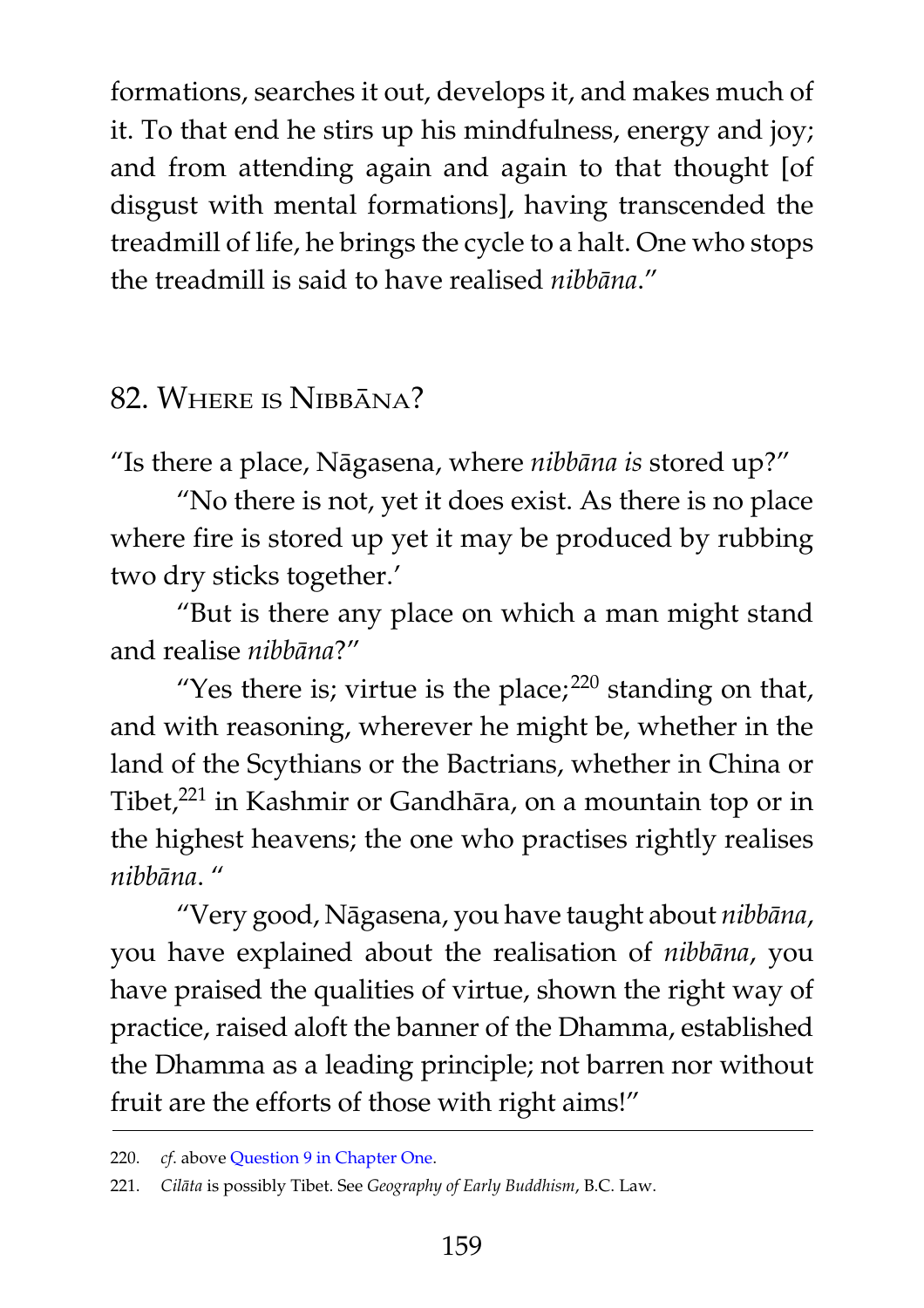formations, searches it out, develops it, and makes much of it. To that end he stirs up his mindfulness, energy and joy; and from attending again and again to that thought [of disgust with mental formations], having transcended the treadmill of life, he brings the cycle to a halt. One who stops the treadmill is said to have realised *nibbāna*."

## 82. Where is Nibbāna?

"Is there a place, Nāgasena, where *nibbāna is* stored up?"

"No there is not, yet it does exist. As there is no place where fire is stored up yet it may be produced by rubbing two dry sticks together.'

"But is there any place on which a man might stand and realise *nibbāna*?"

"Yes there is; virtue is the place;[220] standing on that, and with reasoning, wherever he might be, whether in the land of the Scythians or the Bactrians, whether in China or Tibet,[221] in Kashmir or Gandhāra, on a mountain top or in the highest heavens; the one who practises rightly realises *nibbāna*. "

"Very good, Nāgasena, you have taught about *nibbāna*, you have explained about the realisation of *nibbāna*, you have praised the qualities of virtue, shown the right way of practice, raised aloft the banner of the Dhamma, established the Dhamma as a leading principle; not barren nor without fruit are the efforts of those with right aims!"

---

220. *cf.* above Question 9 in Chapter One.

221. *Cilāta* is possibly Tibet. See *Geography of Early Buddhism*, B.C. Law.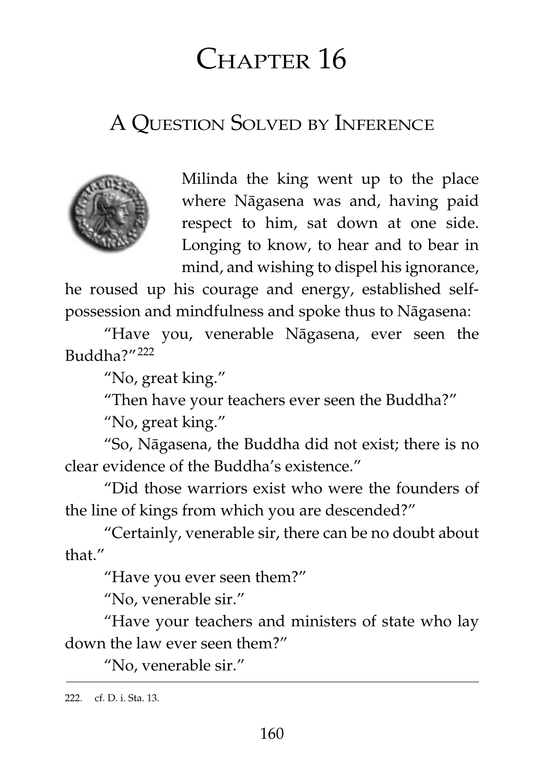# Chapter 16

## A Question Solved by Inference

Milinda the king went up to the place where Nāgasena was and, having paid respect to him, sat down at one side. Longing to know, to hear and to bear in mind, and wishing to dispel his ignorance, he roused up his courage and energy, established self-possession and mindfulness and spoke thus to Nāgasena:

"Have you, venerable Nāgasena, ever seen the Buddha?"[222]

"No, great king."

"Then have your teachers ever seen the Buddha?"

"No, great king."

"So, Nāgasena, the Buddha did not exist; there is no clear evidence of the Buddha's existence."

"Did those warriors exist who were the founders of the line of kings from which you are descended?"

"Certainly, venerable sir, there can be no doubt about that."

"Have you ever seen them?"

"No, venerable sir."

"Have your teachers and ministers of state who lay down the law ever seen them?"

"No, venerable sir."

---

222. cf. D. i. Sta. 13.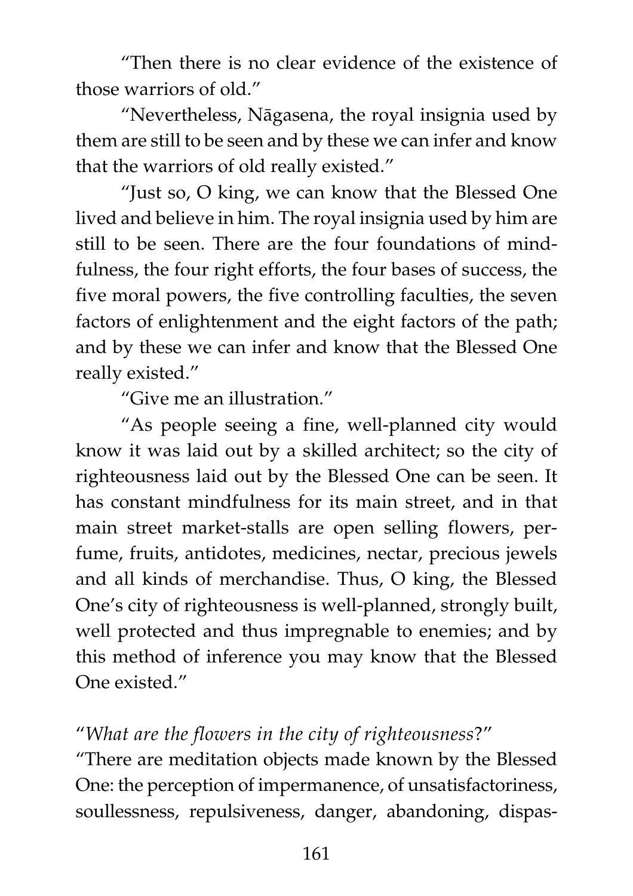"Then there is no clear evidence of the existence of those warriors of old."

"Nevertheless, Nāgasena, the royal insignia used by them are still to be seen and by these we can infer and know that the warriors of old really existed."

"Just so, O king, we can know that the Blessed One lived and believe in him. The royal insignia used by him are still to be seen. There are the four foundations of mindfulness, the four right efforts, the four bases of success, the five moral powers, the five controlling faculties, the seven factors of enlightenment and the eight factors of the path; and by these we can infer and know that the Blessed One really existed."

"Give me an illustration."

"As people seeing a fine, well-planned city would know it was laid out by a skilled architect; so the city of righteousness laid out by the Blessed One can be seen. It has constant mindfulness for its main street, and in that main street market-stalls are open selling flowers, perfume, fruits, antidotes, medicines, nectar, precious jewels and all kinds of merchandise. Thus, O king, the Blessed One's city of righteousness is well-planned, strongly built, well protected and thus impregnable to enemies; and by this method of inference you may know that the Blessed One existed."

"*What are the flowers in the city of righteousness*?"

"There are meditation objects made known by the Blessed One: the perception of impermanence, of unsatisfactoriness, soullessness, repulsiveness, danger, abandoning, dispas-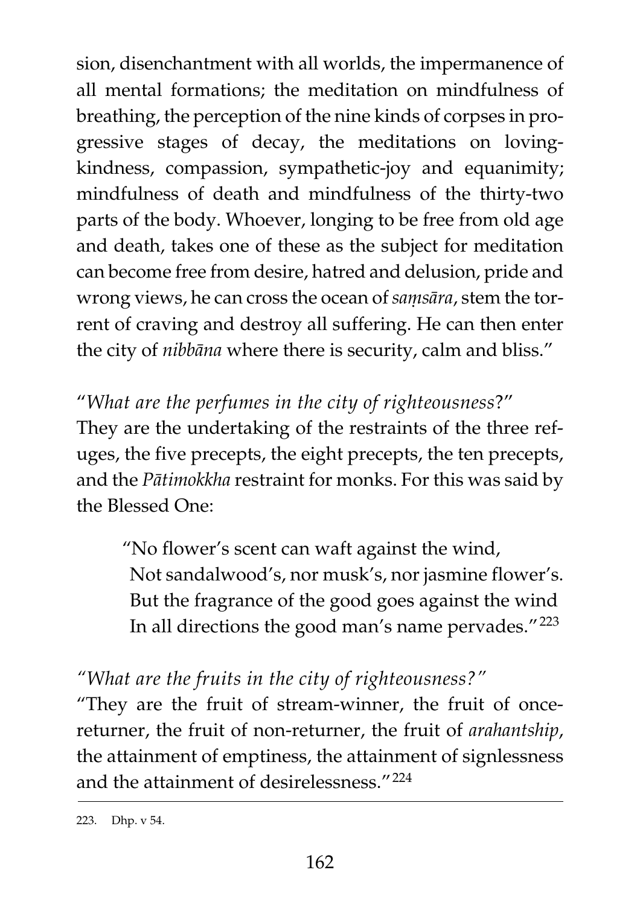sion, disenchantment with all worlds, the impermanence of all mental formations; the meditation on mindfulness of breathing, the perception of the nine kinds of corpses in progressive stages of decay, the meditations on loving-kindness, compassion, sympathetic-joy and equanimity; mindfulness of death and mindfulness of the thirty-two parts of the body. Whoever, longing to be free from old age and death, takes one of these as the subject for meditation can become free from desire, hatred and delusion, pride and wrong views, he can cross the ocean of *saṃsāra*, stem the torrent of craving and destroy all suffering. He can then enter the city of *nibbāna* where there is security, calm and bliss."

"*What are the perfumes in the city of righteousness*?"
They are the undertaking of the restraints of the three refuges, the five precepts, the eight precepts, the ten precepts, and the *Pātimokkha* restraint for monks. For this was said by the Blessed One:

> "No flower's scent can waft against the wind,
> Not sandalwood's, nor musk's, nor jasmine flower's.
> But the fragrance of the good goes against the wind
> In all directions the good man's name pervades."[223]

*"What are the fruits in the city of righteousness?"*
"They are the fruit of stream-winner, the fruit of once-returner, the fruit of non-returner, the fruit of *arahantship*, the attainment of emptiness, the attainment of signlessness and the attainment of desirelessness."[224]

223. Dhp. v 54.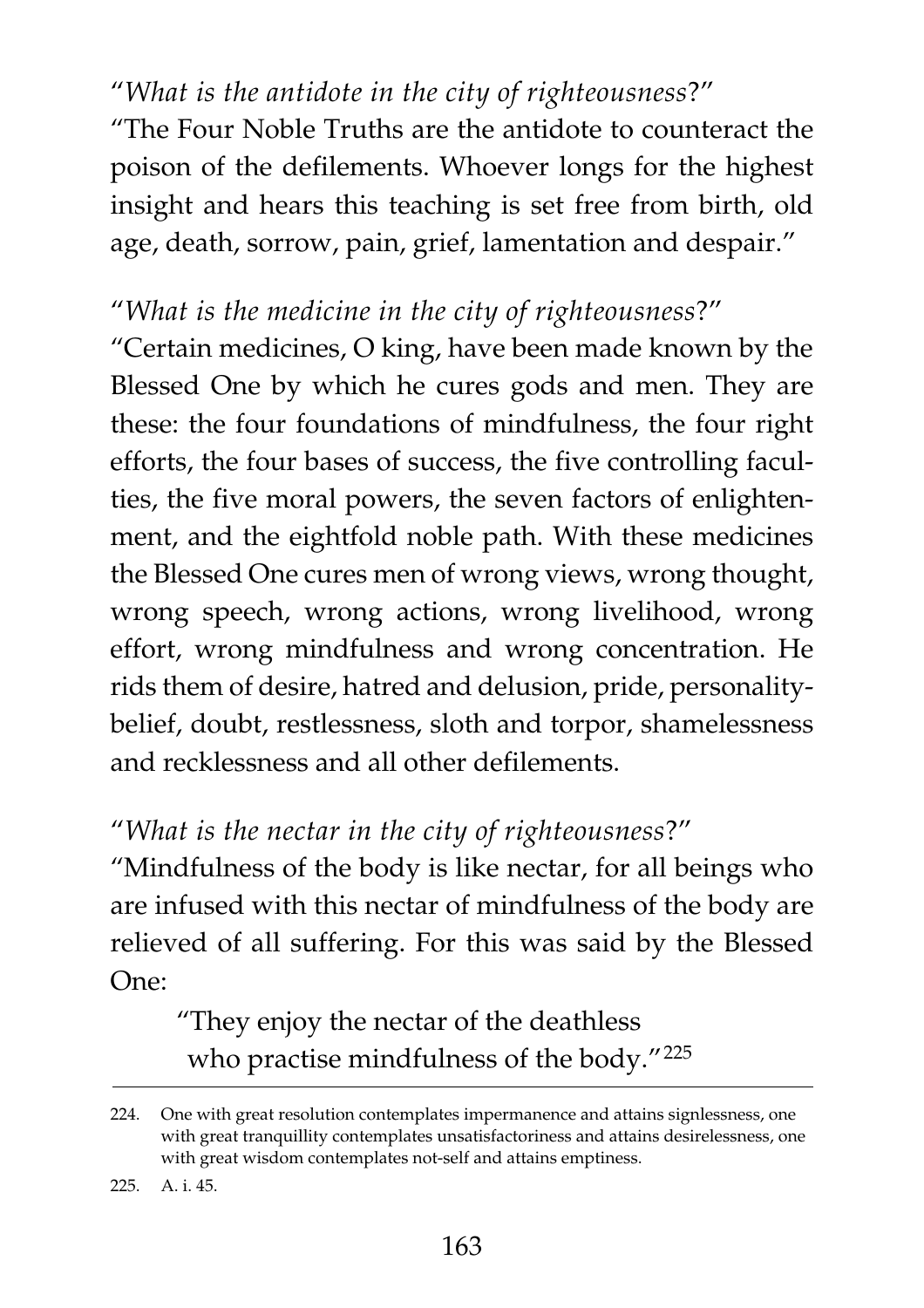"*What is the antidote in the city of righteousness*?"

"The Four Noble Truths are the antidote to counteract the poison of the defilements. Whoever longs for the highest insight and hears this teaching is set free from birth, old age, death, sorrow, pain, grief, lamentation and despair."

"*What is the medicine in the city of righteousness*?"

"Certain medicines, O king, have been made known by the Blessed One by which he cures gods and men. They are these: the four foundations of mindfulness, the four right efforts, the four bases of success, the five controlling faculties, the five moral powers, the seven factors of enlightenment, and the eightfold noble path. With these medicines the Blessed One cures men of wrong views, wrong thought, wrong speech, wrong actions, wrong livelihood, wrong effort, wrong mindfulness and wrong concentration. He rids them of desire, hatred and delusion, pride, personality-belief, doubt, restlessness, sloth and torpor, shamelessness and recklessness and all other defilements.

"*What is the nectar in the city of righteousness*?"

"Mindfulness of the body is like nectar, for all beings who are infused with this nectar of mindfulness of the body are relieved of all suffering. For this was said by the Blessed One:

> "They enjoy the nectar of the deathless
> who practise mindfulness of the body."[225]

---

224. One with great resolution contemplates impermanence and attains signlessness, one with great tranquillity contemplates unsatisfactoriness and attains desirelessness, one with great wisdom contemplates not-self and attains emptiness.

225. A. i. 45.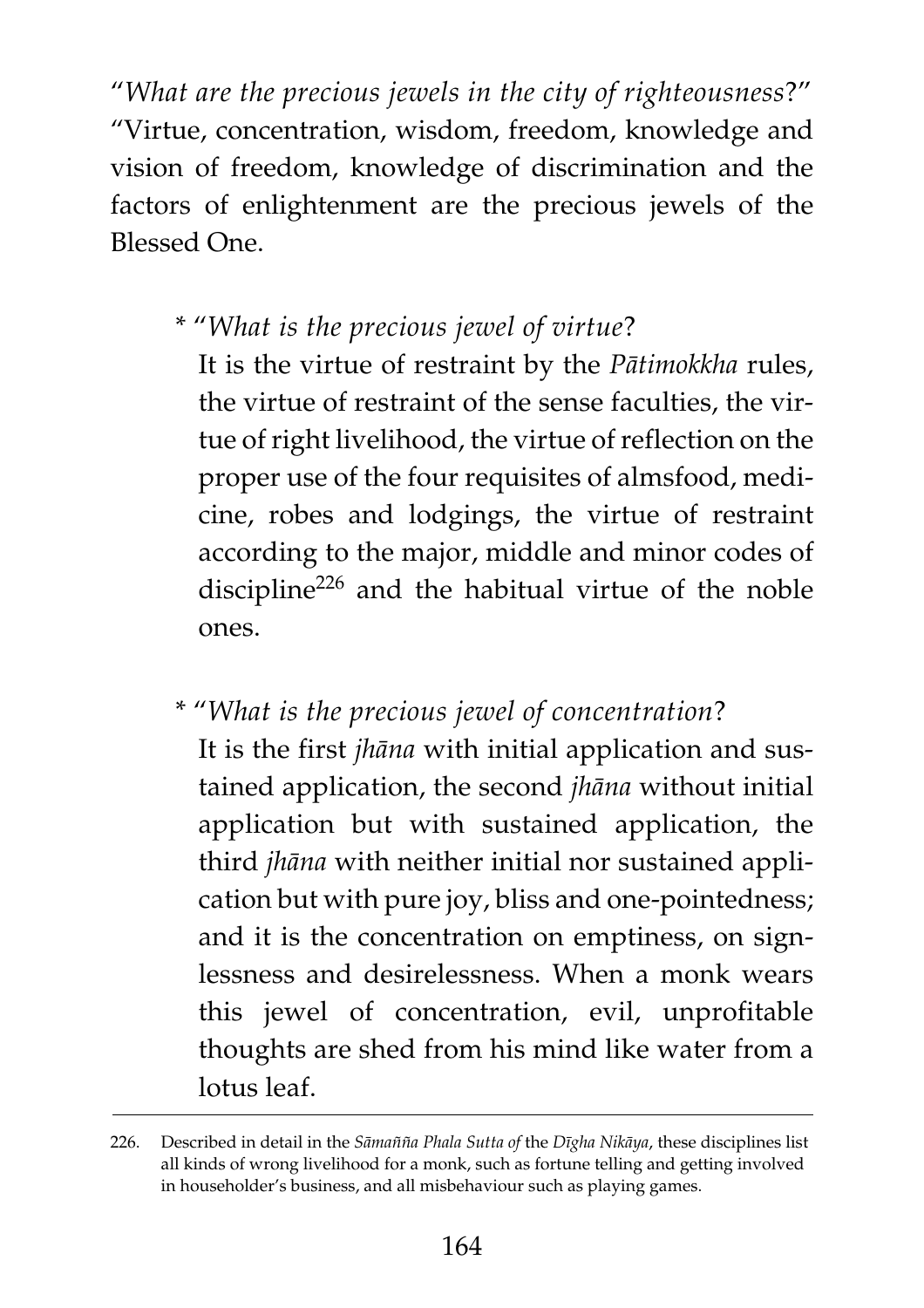"*What are the precious jewels in the city of righteousness*?" "Virtue, concentration, wisdom, freedom, knowledge and vision of freedom, knowledge of discrimination and the factors of enlightenment are the precious jewels of the Blessed One.

* "*What is the precious jewel of virtue*?
  It is the virtue of restraint by the *Pātimokkha* rules, the virtue of restraint of the sense faculties, the virtue of right livelihood, the virtue of reflection on the proper use of the four requisites of almsfood, medicine, robes and lodgings, the virtue of restraint according to the major, middle and minor codes of discipline[226] and the habitual virtue of the noble ones.

* "*What is the precious jewel of concentration*?
  It is the first *jhāna* with initial application and sustained application, the second *jhāna* without initial application but with sustained application, the third *jhāna* with neither initial nor sustained application but with pure joy, bliss and one-pointedness; and it is the concentration on emptiness, on signlessness and desirelessness. When a monk wears this jewel of concentration, evil, unprofitable thoughts are shed from his mind like water from a lotus leaf.

---

226. Described in detail in the *Sāmañña Phala Sutta of* the *Dīgha Nikāya*, these disciplines list all kinds of wrong livelihood for a monk, such as fortune telling and getting involved in householder's business, and all misbehaviour such as playing games.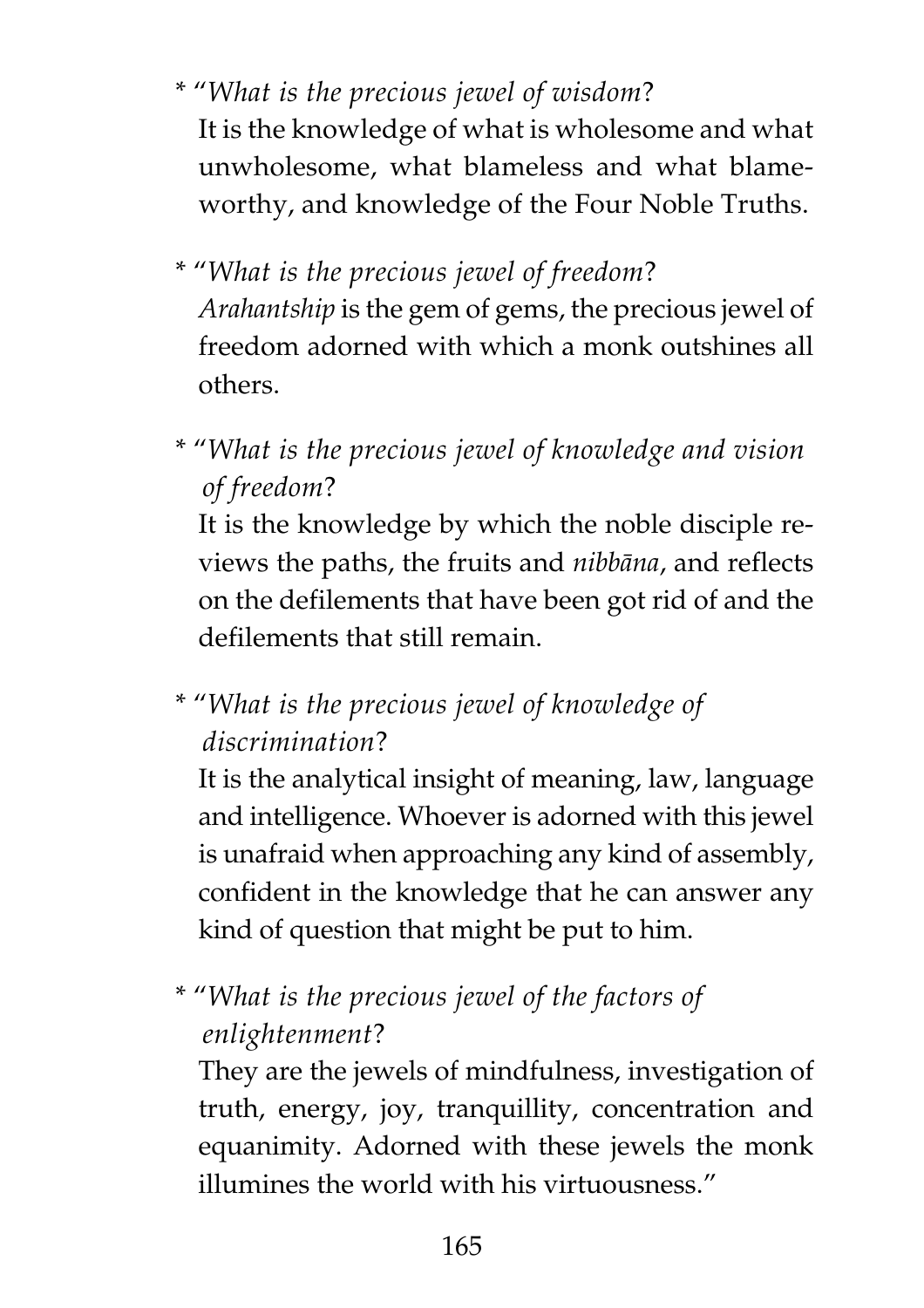* "*What is the precious jewel of wisdom*?

  It is the knowledge of what is wholesome and what unwholesome, what blameless and what blameworthy, and knowledge of the Four Noble Truths.

* "*What is the precious jewel of freedom*?

  *Arahantship* is the gem of gems, the precious jewel of freedom adorned with which a monk outshines all others.

* "*What is the precious jewel of knowledge and vision of freedom*?

  It is the knowledge by which the noble disciple reviews the paths, the fruits and *nibbāna*, and reflects on the defilements that have been got rid of and the defilements that still remain.

* "*What is the precious jewel of knowledge of discrimination*?

  It is the analytical insight of meaning, law, language and intelligence. Whoever is adorned with this jewel is unafraid when approaching any kind of assembly, confident in the knowledge that he can answer any kind of question that might be put to him.

* "*What is the precious jewel of the factors of enlightenment*?

  They are the jewels of mindfulness, investigation of truth, energy, joy, tranquillity, concentration and equanimity. Adorned with these jewels the monk illumines the world with his virtuousness."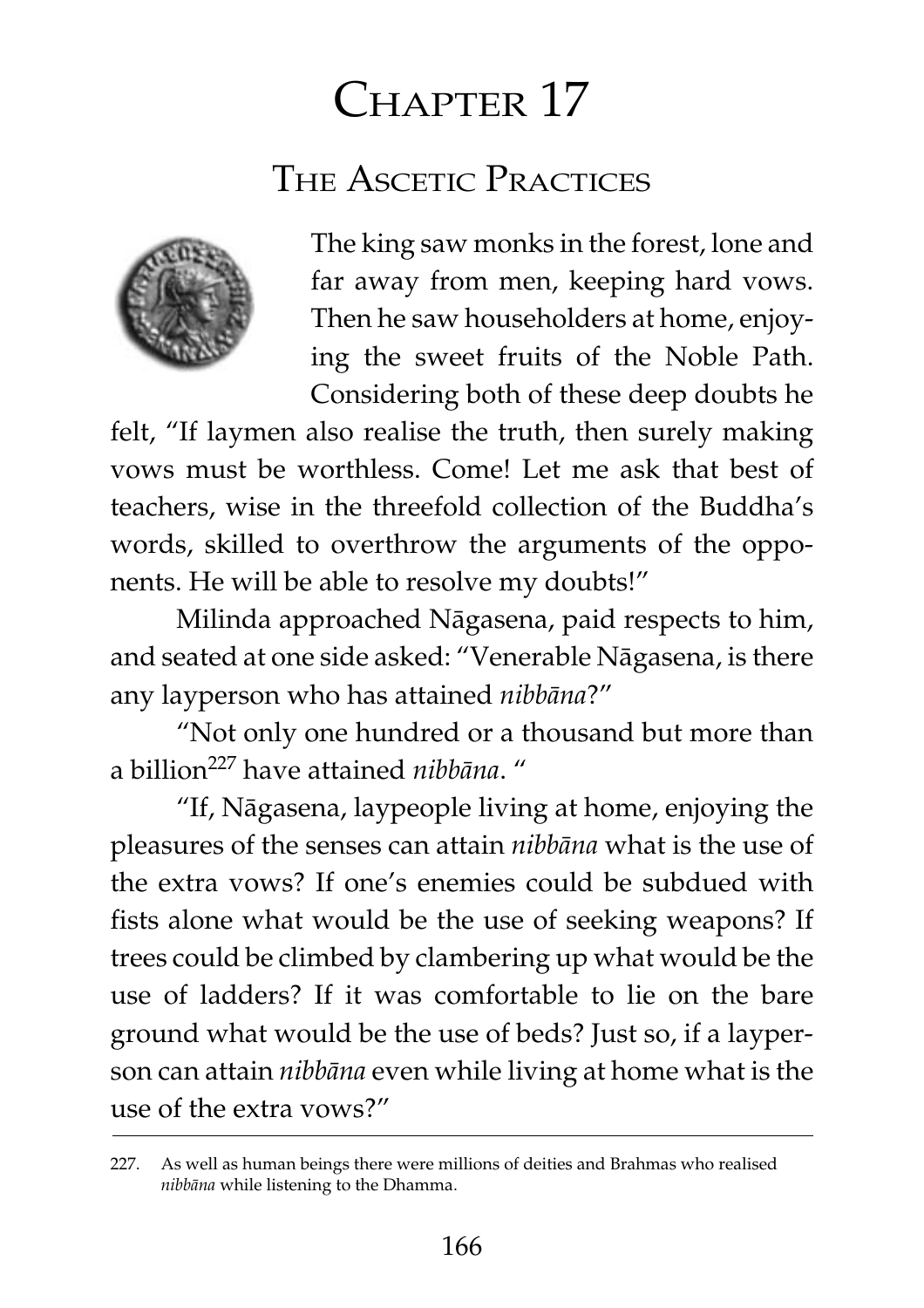# Chapter 17

## The Ascetic Practices

The king saw monks in the forest, lone and far away from men, keeping hard vows. Then he saw householders at home, enjoying the sweet fruits of the Noble Path. Considering both of these deep doubts he felt, "If laymen also realise the truth, then surely making vows must be worthless. Come! Let me ask that best of teachers, wise in the threefold collection of the Buddha's words, skilled to overthrow the arguments of the opponents. He will be able to resolve my doubts!"

Milinda approached Nāgasena, paid respects to him, and seated at one side asked: "Venerable Nāgasena, is there any layperson who has attained *nibbāna*?"

"Not only one hundred or a thousand but more than a billion[227] have attained *nibbāna*. "

"If, Nāgasena, laypeople living at home, enjoying the pleasures of the senses can attain *nibbāna* what is the use of the extra vows? If one's enemies could be subdued with fists alone what would be the use of seeking weapons? If trees could be climbed by clambering up what would be the use of ladders? If it was comfortable to lie on the bare ground what would be the use of beds? Just so, if a layperson can attain *nibbāna* even while living at home what is the use of the extra vows?"

---

227. As well as human beings there were millions of deities and Brahmas who realised *nibbāna* while listening to the Dhamma.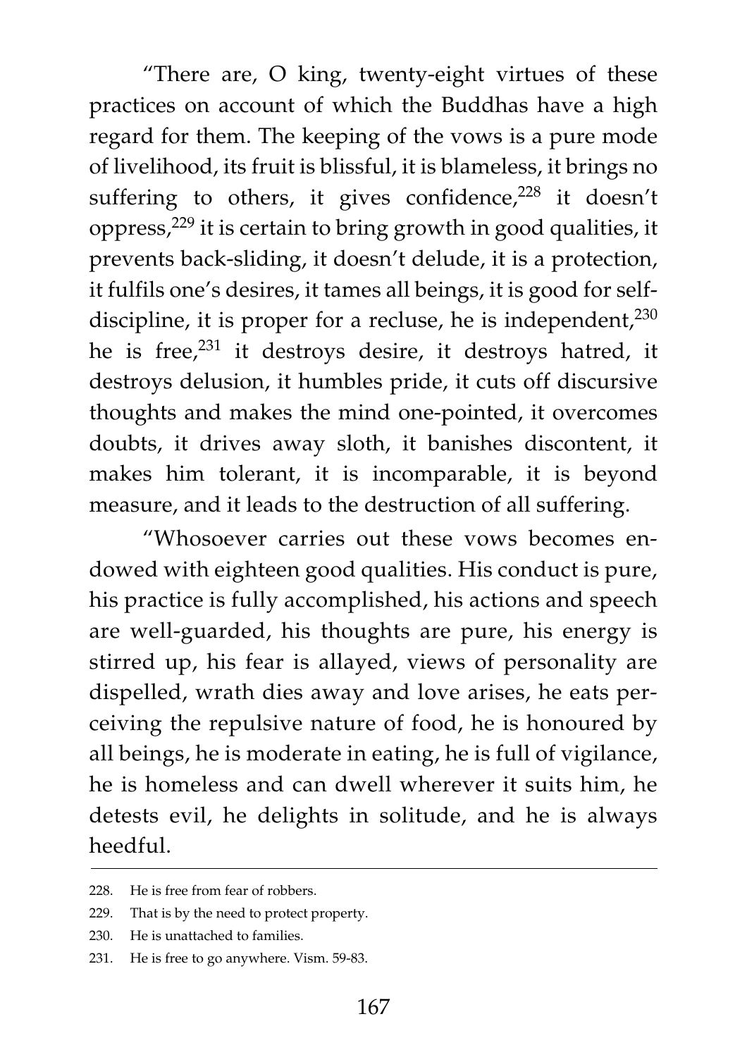"There are, O king, twenty-eight virtues of these practices on account of which the Buddhas have a high regard for them. The keeping of the vows is a pure mode of livelihood, its fruit is blissful, it is blameless, it brings no suffering to others, it gives confidence,[228] it doesn't oppress,[229] it is certain to bring growth in good qualities, it prevents back-sliding, it doesn't delude, it is a protection, it fulfils one's desires, it tames all beings, it is good for self-discipline, it is proper for a recluse, he is independent,[230] he is free,[231] it destroys desire, it destroys hatred, it destroys delusion, it humbles pride, it cuts off discursive thoughts and makes the mind one-pointed, it overcomes doubts, it drives away sloth, it banishes discontent, it makes him tolerant, it is incomparable, it is beyond measure, and it leads to the destruction of all suffering.

"Whosoever carries out these vows becomes endowed with eighteen good qualities. His conduct is pure, his practice is fully accomplished, his actions and speech are well-guarded, his thoughts are pure, his energy is stirred up, his fear is allayed, views of personality are dispelled, wrath dies away and love arises, he eats perceiving the repulsive nature of food, he is honoured by all beings, he is moderate in eating, he is full of vigilance, he is homeless and can dwell wherever it suits him, he detests evil, he delights in solitude, and he is always heedful.

---

228. He is free from fear of robbers.

229. That is by the need to protect property.

230. He is unattached to families.

231. He is free to go anywhere. Vism. 59-83.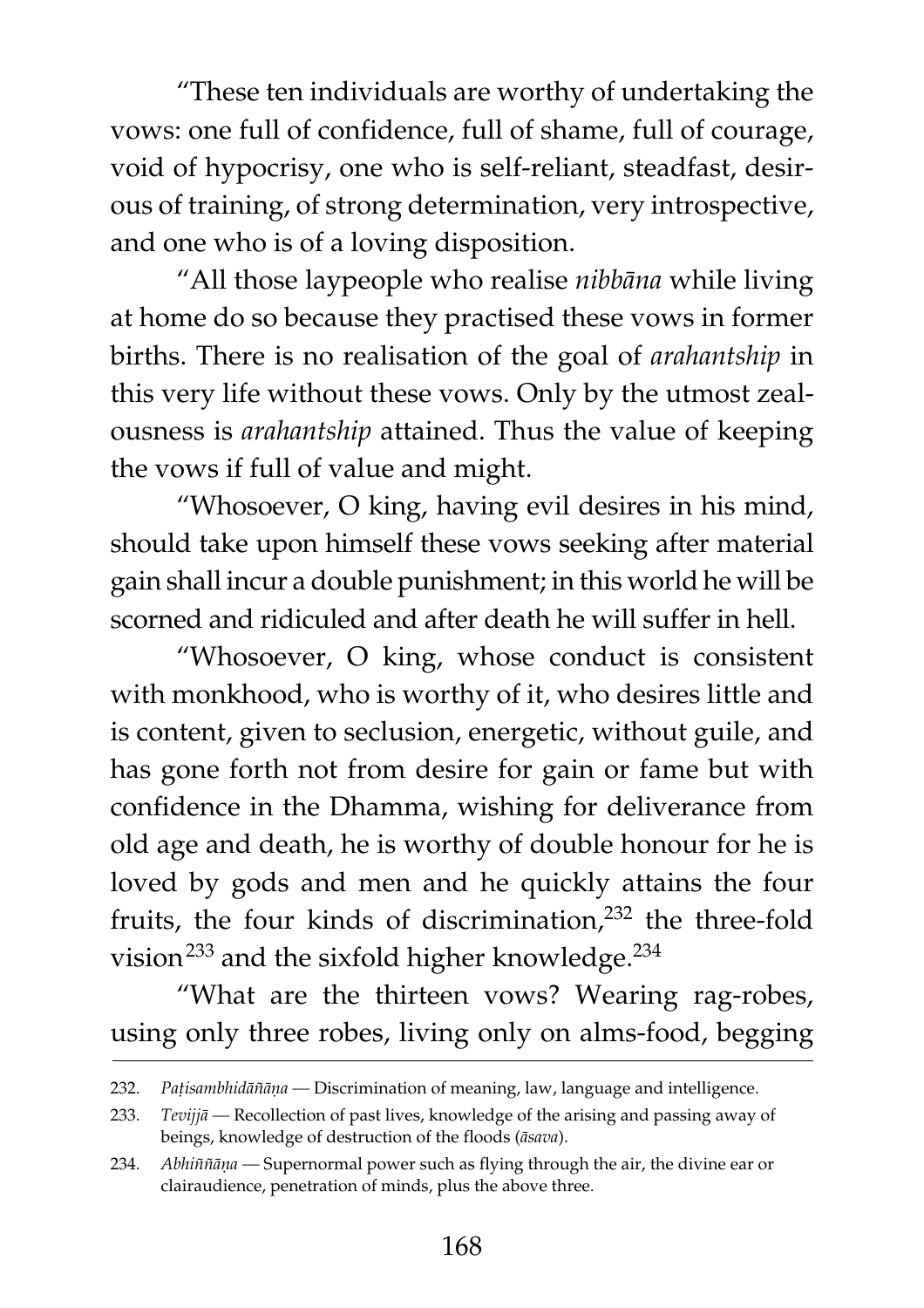"These ten individuals are worthy of undertaking the vows: one full of confidence, full of shame, full of courage, void of hypocrisy, one who is self-reliant, steadfast, desirous of training, of strong determination, very introspective, and one who is of a loving disposition.

"All those laypeople who realise *nibbāna* while living at home do so because they practised these vows in former births. There is no realisation of the goal of *arahantship* in this very life without these vows. Only by the utmost zealousness is *arahantship* attained. Thus the value of keeping the vows if full of value and might.

"Whosoever, O king, having evil desires in his mind, should take upon himself these vows seeking after material gain shall incur a double punishment; in this world he will be scorned and ridiculed and after death he will suffer in hell.

"Whosoever, O king, whose conduct is consistent with monkhood, who is worthy of it, who desires little and is content, given to seclusion, energetic, without guile, and has gone forth not from desire for gain or fame but with confidence in the Dhamma, wishing for deliverance from old age and death, he is worthy of double honour for he is loved by gods and men and he quickly attains the four fruits, the four kinds of discrimination,[232] the three-fold vision[233] and the sixfold higher knowledge.[234]

"What are the thirteen vows? Wearing rag-robes, using only three robes, living only on alms-food, begging

---

232. *Paṭisambhidāñāṇa* — Discrimination of meaning, law, language and intelligence.

233. *Tevijjā* — Recollection of past lives, knowledge of the arising and passing away of beings, knowledge of destruction of the floods (*āsava*).

234. *Abhiññāṇa* — Supernormal power such as flying through the air, the divine ear or clairaudience, penetration of minds, plus the above three.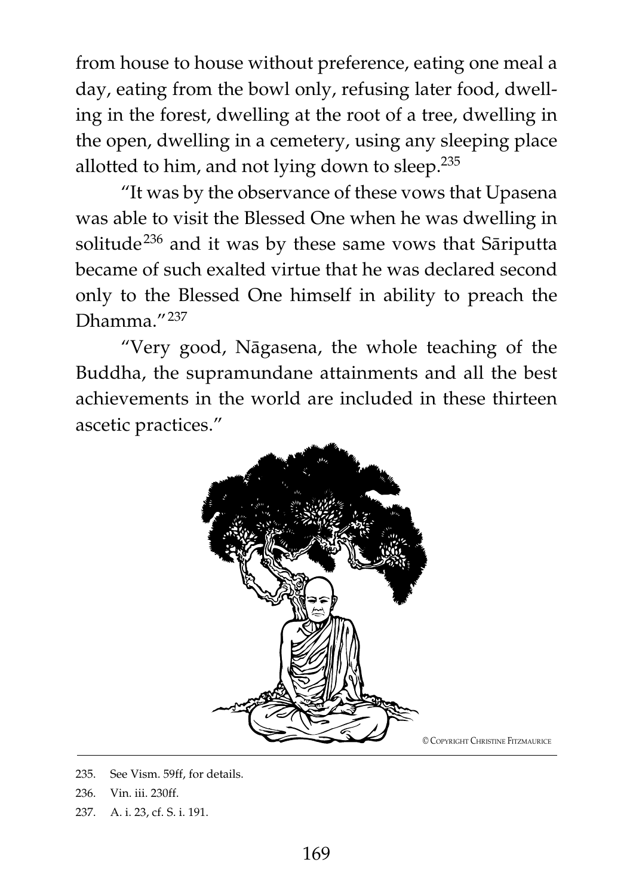from house to house without preference, eating one meal a day, eating from the bowl only, refusing later food, dwelling in the forest, dwelling at the root of a tree, dwelling in the open, dwelling in a cemetery, using any sleeping place allotted to him, and not lying down to sleep.[235]

"It was by the observance of these vows that Upasena was able to visit the Blessed One when he was dwelling in solitude[236] and it was by these same vows that Sāriputta became of such exalted virtue that he was declared second only to the Blessed One himself in ability to preach the Dhamma."[237]

"Very good, Nāgasena, the whole teaching of the Buddha, the supramundane attainments and all the best achievements in the world are included in these thirteen ascetic practices."

© Copyright Christine Fitzmaurice

235. See Vism. 59ff, for details.

236. Vin. iii. 230ff.

237. A. i. 23, cf. S. i. 191.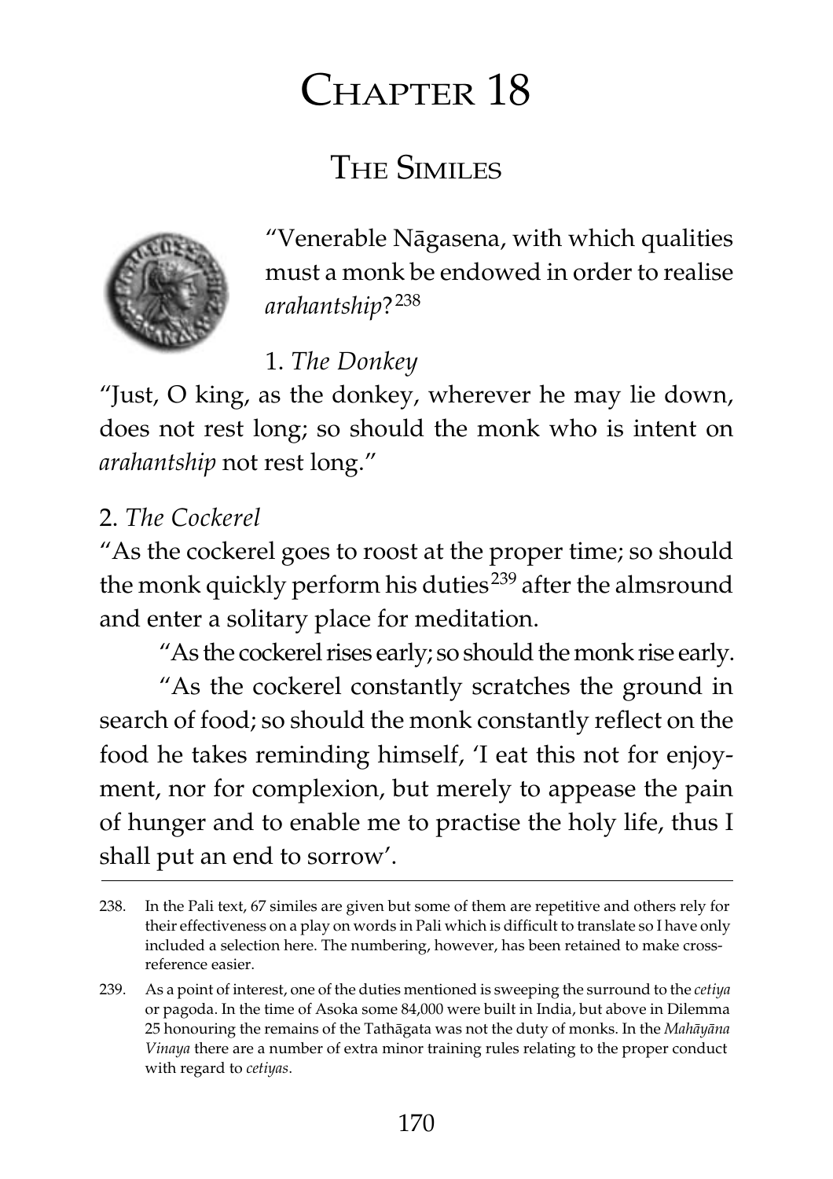# Chapter 18

## The Similes

"Venerable Nāgasena, with which qualities must a monk be endowed in order to realise *arahantship*?[238]

1. *The Donkey*

"Just, O king, as the donkey, wherever he may lie down, does not rest long; so should the monk who is intent on *arahantship* not rest long."

2. *The Cockerel*

"As the cockerel goes to roost at the proper time; so should the monk quickly perform his duties[239] after the almsround and enter a solitary place for meditation.

"As the cockerel rises early; so should the monk rise early.

"As the cockerel constantly scratches the ground in search of food; so should the monk constantly reflect on the food he takes reminding himself, 'I eat this not for enjoyment, nor for complexion, but merely to appease the pain of hunger and to enable me to practise the holy life, thus I shall put an end to sorrow'.

---

238. In the Pali text, 67 similes are given but some of them are repetitive and others rely for their effectiveness on a play on words in Pali which is difficult to translate so I have only included a selection here. The numbering, however, has been retained to make cross-reference easier.

239. As a point of interest, one of the duties mentioned is sweeping the surround to the *cetiya* or pagoda. In the time of Asoka some 84,000 were built in India, but above in Dilemma 25 honouring the remains of the Tathāgata was not the duty of monks. In the *Mahāyāna Vinaya* there are a number of extra minor training rules relating to the proper conduct with regard to *cetiyas*.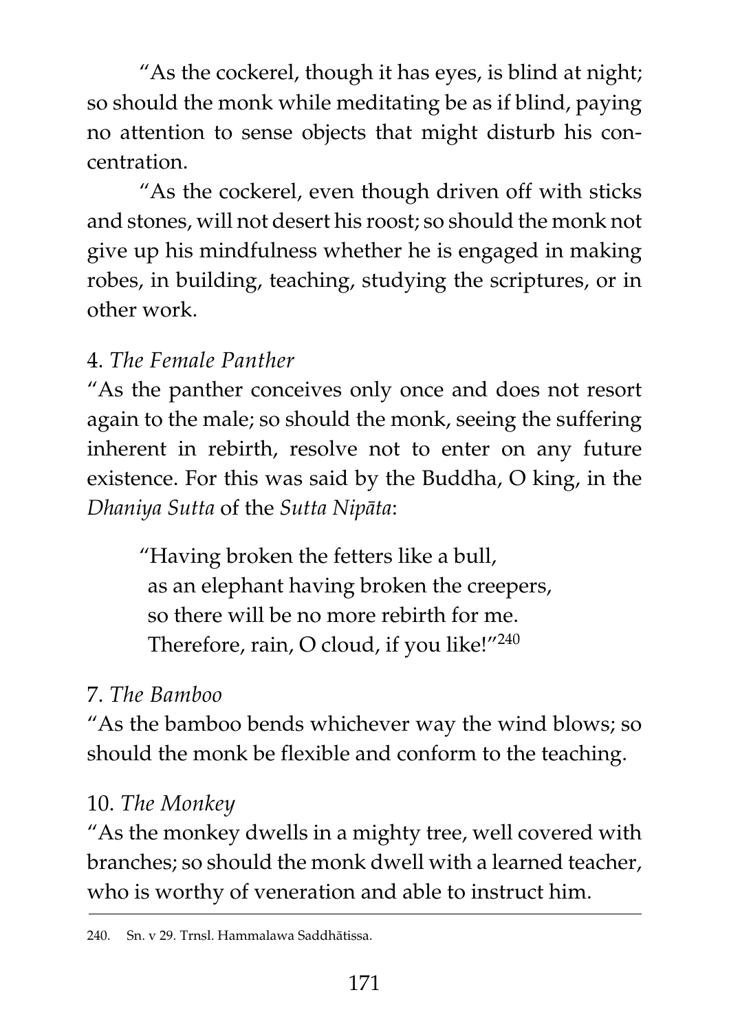"As the cockerel, though it has eyes, is blind at night; so should the monk while meditating be as if blind, paying no attention to sense objects that might disturb his concentration.

"As the cockerel, even though driven off with sticks and stones, will not desert his roost; so should the monk not give up his mindfulness whether he is engaged in making robes, in building, teaching, studying the scriptures, or in other work.

4. *The Female Panther*

"As the panther conceives only once and does not resort again to the male; so should the monk, seeing the suffering inherent in rebirth, resolve not to enter on any future existence. For this was said by the Buddha, O king, in the *Dhaniya Sutta* of the *Sutta Nipāta*:

> "Having broken the fetters like a bull,
> as an elephant having broken the creepers,
> so there will be no more rebirth for me.
> Therefore, rain, O cloud, if you like!"[240]

7. *The Bamboo*

"As the bamboo bends whichever way the wind blows; so should the monk be flexible and conform to the teaching.

10. *The Monkey*

"As the monkey dwells in a mighty tree, well covered with branches; so should the monk dwell with a learned teacher, who is worthy of veneration and able to instruct him.

---

240. Sn. v 29. Trnsl. Hammalawa Saddhātissa.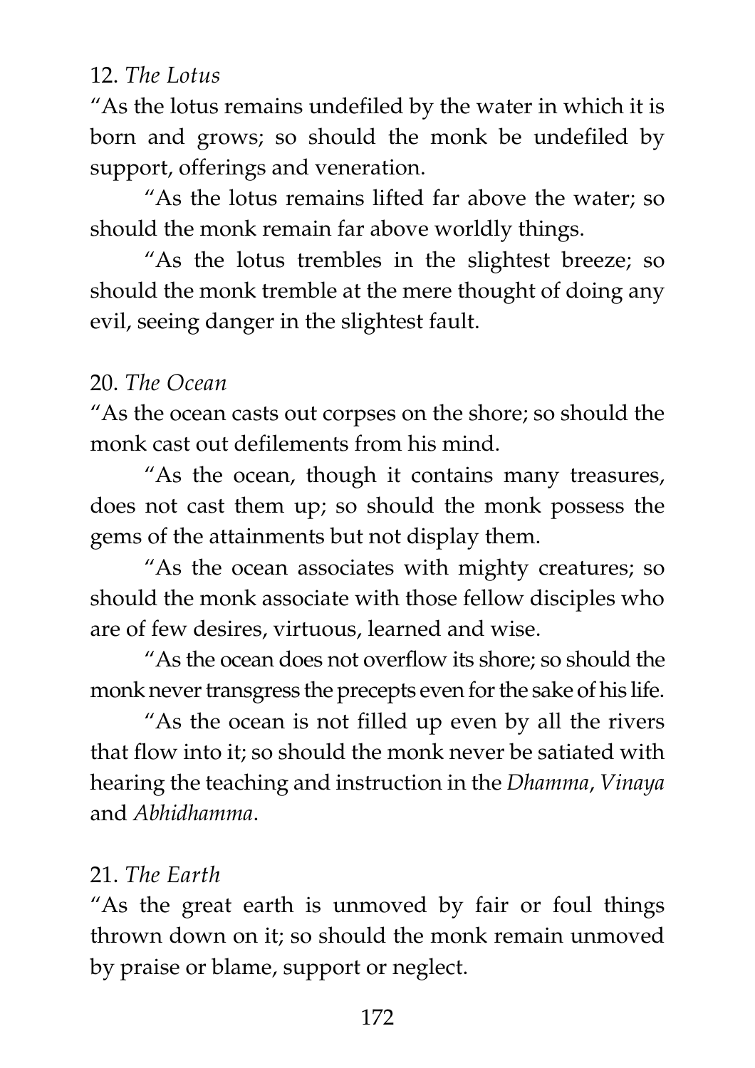12. *The Lotus*

"As the lotus remains undefiled by the water in which it is born and grows; so should the monk be undefiled by support, offerings and veneration.

"As the lotus remains lifted far above the water; so should the monk remain far above worldly things.

"As the lotus trembles in the slightest breeze; so should the monk tremble at the mere thought of doing any evil, seeing danger in the slightest fault.

20. *The Ocean*

"As the ocean casts out corpses on the shore; so should the monk cast out defilements from his mind.

"As the ocean, though it contains many treasures, does not cast them up; so should the monk possess the gems of the attainments but not display them.

"As the ocean associates with mighty creatures; so should the monk associate with those fellow disciples who are of few desires, virtuous, learned and wise.

"As the ocean does not overflow its shore; so should the monk never transgress the precepts even for the sake of his life.

"As the ocean is not filled up even by all the rivers that flow into it; so should the monk never be satiated with hearing the teaching and instruction in the *Dhamma*, *Vinaya* and *Abhidhamma*.

21. *The Earth*

"As the great earth is unmoved by fair or foul things thrown down on it; so should the monk remain unmoved by praise or blame, support or neglect.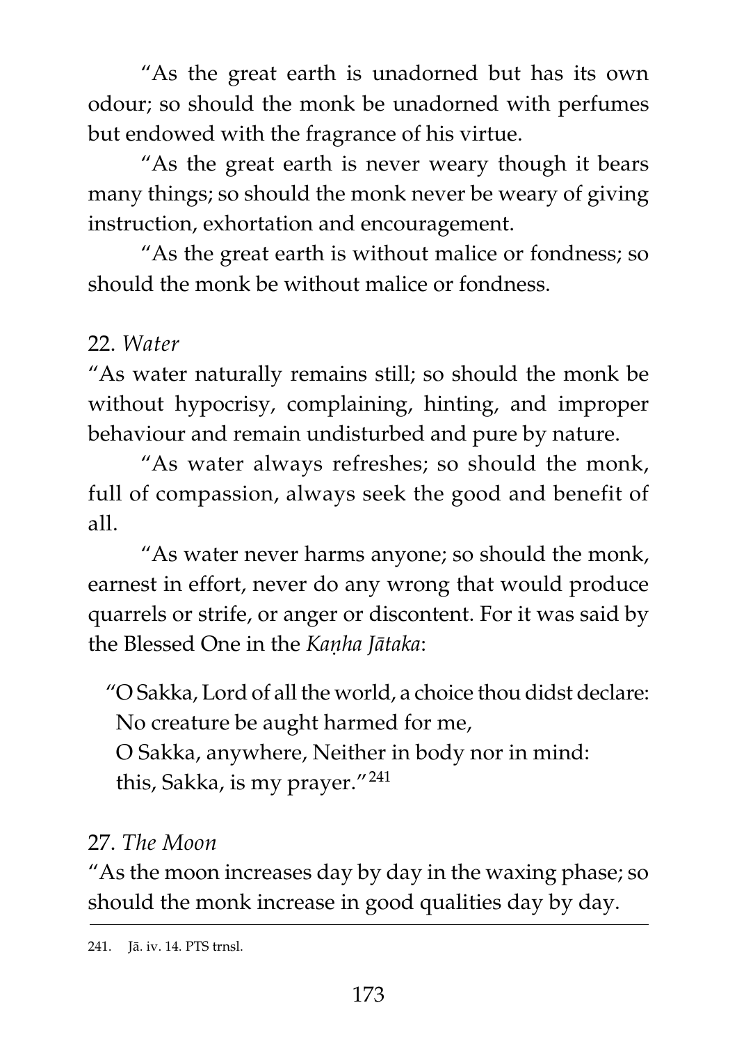"As the great earth is unadorned but has its own odour; so should the monk be unadorned with perfumes but endowed with the fragrance of his virtue.

"As the great earth is never weary though it bears many things; so should the monk never be weary of giving instruction, exhortation and encouragement.

"As the great earth is without malice or fondness; so should the monk be without malice or fondness.

22. *Water*

"As water naturally remains still; so should the monk be without hypocrisy, complaining, hinting, and improper behaviour and remain undisturbed and pure by nature.

"As water always refreshes; so should the monk, full of compassion, always seek the good and benefit of all.

"As water never harms anyone; so should the monk, earnest in effort, never do any wrong that would produce quarrels or strife, or anger or discontent. For it was said by the Blessed One in the *Kaṇha Jātaka*:

> "O Sakka, Lord of all the world, a choice thou didst declare:
> No creature be aught harmed for me,
> O Sakka, anywhere, Neither in body nor in mind:
> this, Sakka, is my prayer."[241]

27. *The Moon*

"As the moon increases day by day in the waxing phase; so should the monk increase in good qualities day by day.

---

241. Jā. iv. 14. PTS trnsl.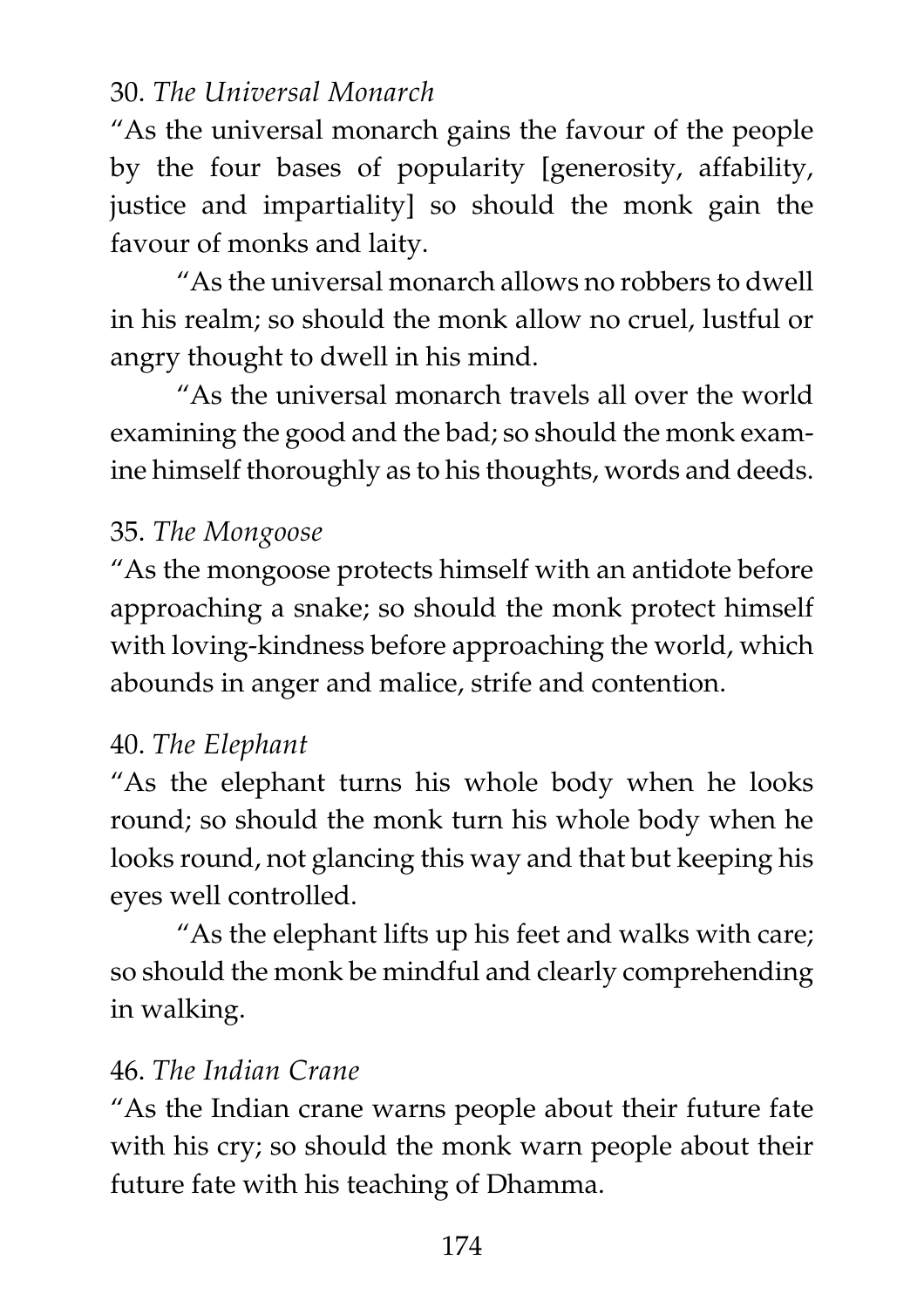30. *The Universal Monarch*

"As the universal monarch gains the favour of the people by the four bases of popularity [generosity, affability, justice and impartiality] so should the monk gain the favour of monks and laity.

"As the universal monarch allows no robbers to dwell in his realm; so should the monk allow no cruel, lustful or angry thought to dwell in his mind.

"As the universal monarch travels all over the world examining the good and the bad; so should the monk examine himself thoroughly as to his thoughts, words and deeds.

35. *The Mongoose*

"As the mongoose protects himself with an antidote before approaching a snake; so should the monk protect himself with loving-kindness before approaching the world, which abounds in anger and malice, strife and contention.

40. *The Elephant*

"As the elephant turns his whole body when he looks round; so should the monk turn his whole body when he looks round, not glancing this way and that but keeping his eyes well controlled.

"As the elephant lifts up his feet and walks with care; so should the monk be mindful and clearly comprehending in walking.

46. *The Indian Crane*

"As the Indian crane warns people about their future fate with his cry; so should the monk warn people about their future fate with his teaching of Dhamma.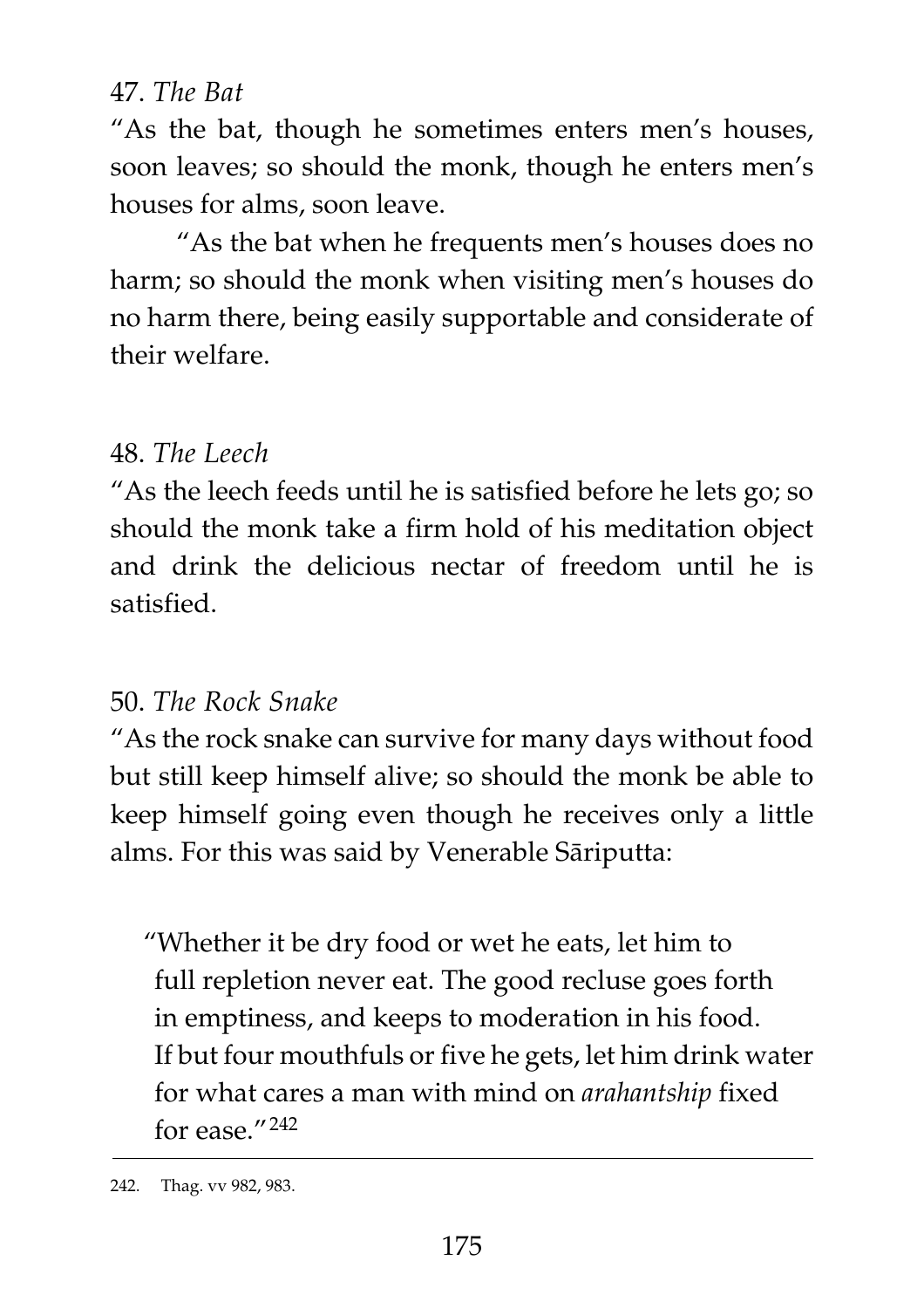47. *The Bat*

"As the bat, though he sometimes enters men's houses, soon leaves; so should the monk, though he enters men's houses for alms, soon leave.

"As the bat when he frequents men's houses does no harm; so should the monk when visiting men's houses do no harm there, being easily supportable and considerate of their welfare.

48. *The Leech*

"As the leech feeds until he is satisfied before he lets go; so should the monk take a firm hold of his meditation object and drink the delicious nectar of freedom until he is satisfied.

50. *The Rock Snake*

"As the rock snake can survive for many days without food but still keep himself alive; so should the monk be able to keep himself going even though he receives only a little alms. For this was said by Venerable Sāriputta:

> "Whether it be dry food or wet he eats, let him to full repletion never eat. The good recluse goes forth in emptiness, and keeps to moderation in his food. If but four mouthfuls or five he gets, let him drink water for what cares a man with mind on *arahantship* fixed for ease."[242]

---

242. Thag. vv 982, 983.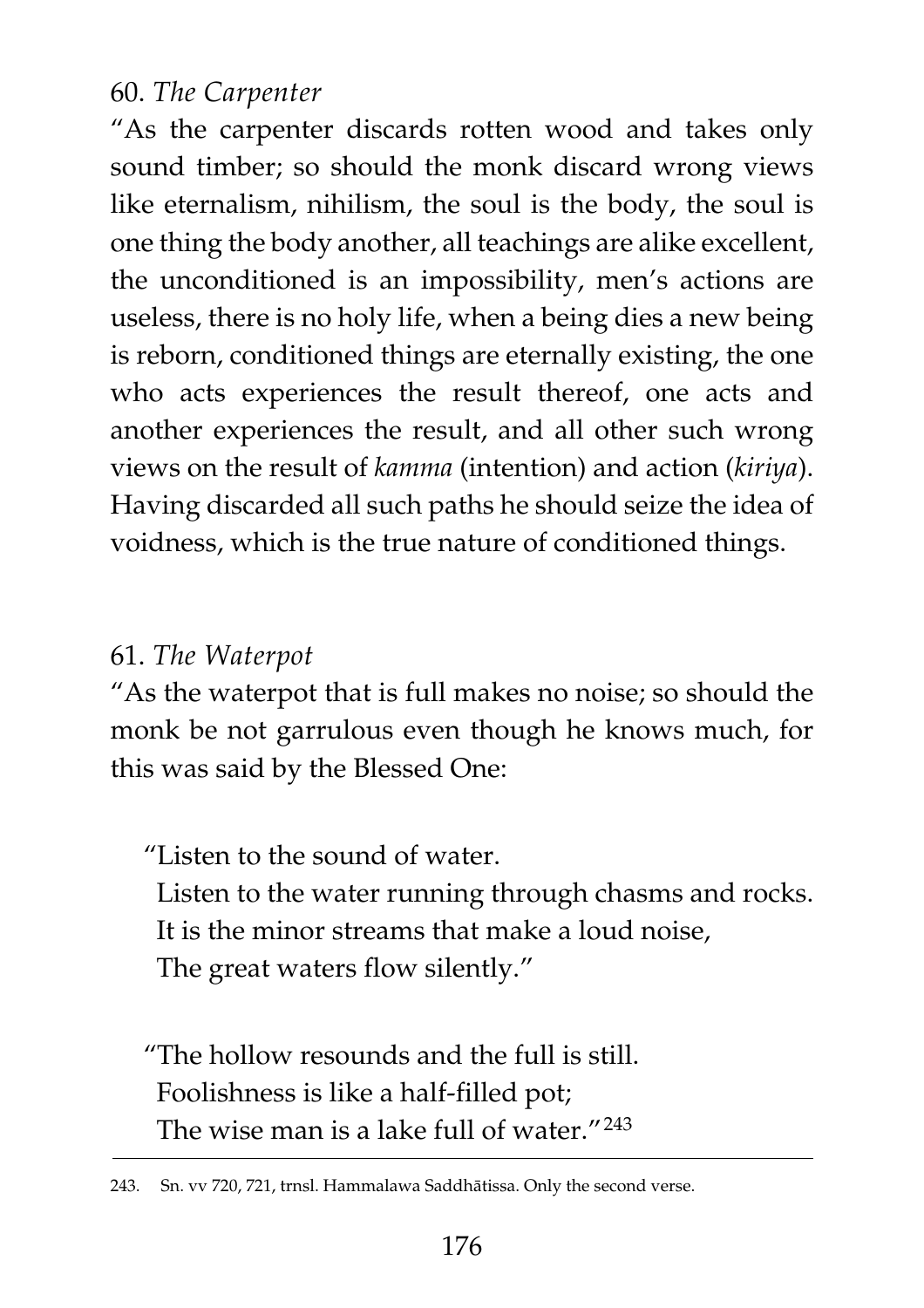60. *The Carpenter*

"As the carpenter discards rotten wood and takes only sound timber; so should the monk discard wrong views like eternalism, nihilism, the soul is the body, the soul is one thing the body another, all teachings are alike excellent, the unconditioned is an impossibility, men's actions are useless, there is no holy life, when a being dies a new being is reborn, conditioned things are eternally existing, the one who acts experiences the result thereof, one acts and another experiences the result, and all other such wrong views on the result of *kamma* (intention) and action (*kiriya*). Having discarded all such paths he should seize the idea of voidness, which is the true nature of conditioned things.

61. *The Waterpot*

"As the waterpot that is full makes no noise; so should the monk be not garrulous even though he knows much, for this was said by the Blessed One:

> "Listen to the sound of water.
> Listen to the water running through chasms and rocks.
> It is the minor streams that make a loud noise,
> The great waters flow silently."

> "The hollow resounds and the full is still.
> Foolishness is like a half-filled pot;
> The wise man is a lake full of water."[243]

---

243. Sn. vv 720, 721, trnsl. Hammalawa Saddhātissa. Only the second verse.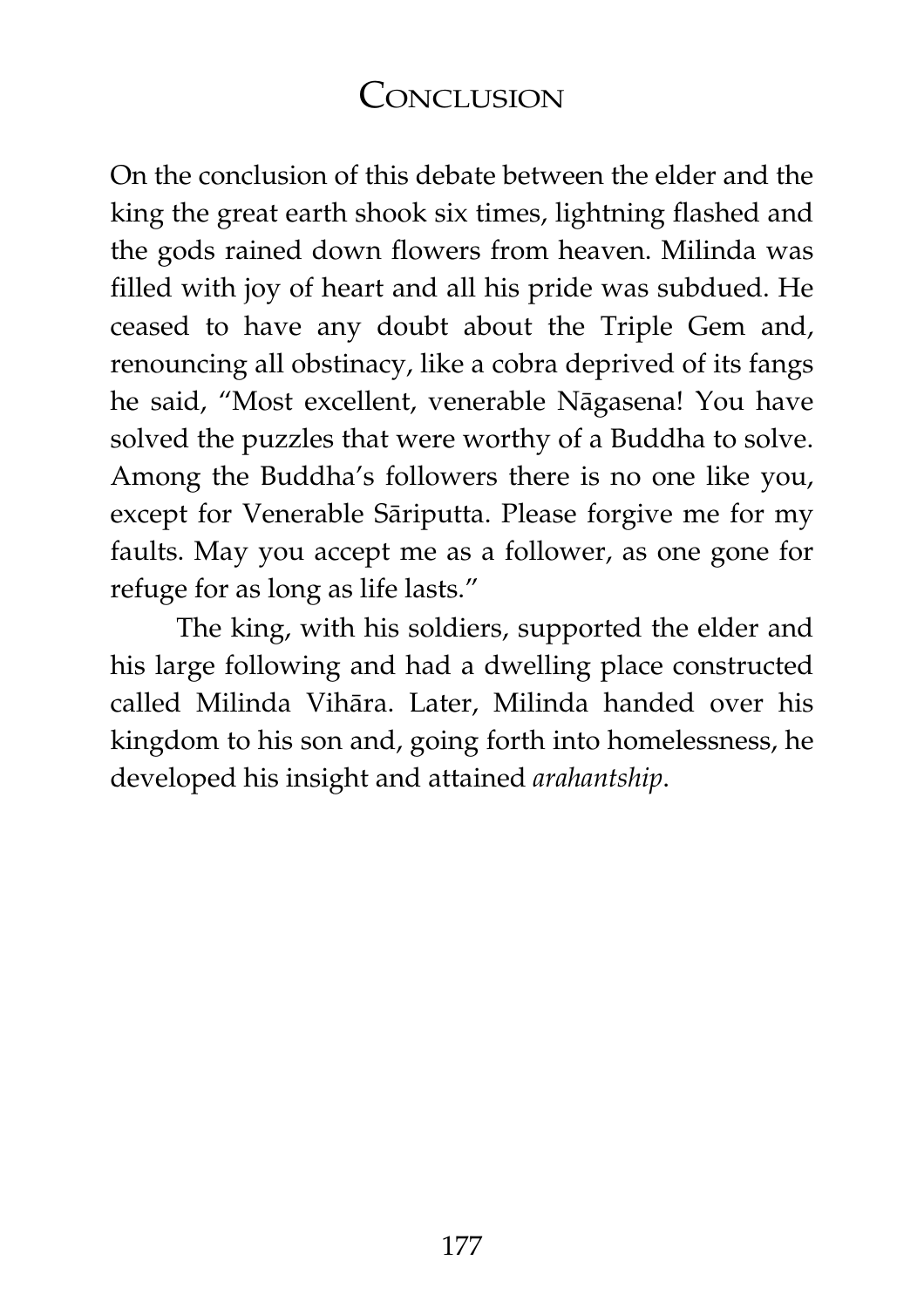# Conclusion

On the conclusion of this debate between the elder and the king the great earth shook six times, lightning flashed and the gods rained down flowers from heaven. Milinda was filled with joy of heart and all his pride was subdued. He ceased to have any doubt about the Triple Gem and, renouncing all obstinacy, like a cobra deprived of its fangs he said, "Most excellent, venerable Nāgasena! You have solved the puzzles that were worthy of a Buddha to solve. Among the Buddha's followers there is no one like you, except for Venerable Sāriputta. Please forgive me for my faults. May you accept me as a follower, as one gone for refuge for as long as life lasts."

The king, with his soldiers, supported the elder and his large following and had a dwelling place constructed called Milinda Vihāra. Later, Milinda handed over his kingdom to his son and, going forth into homelessness, he developed his insight and attained *arahantship*.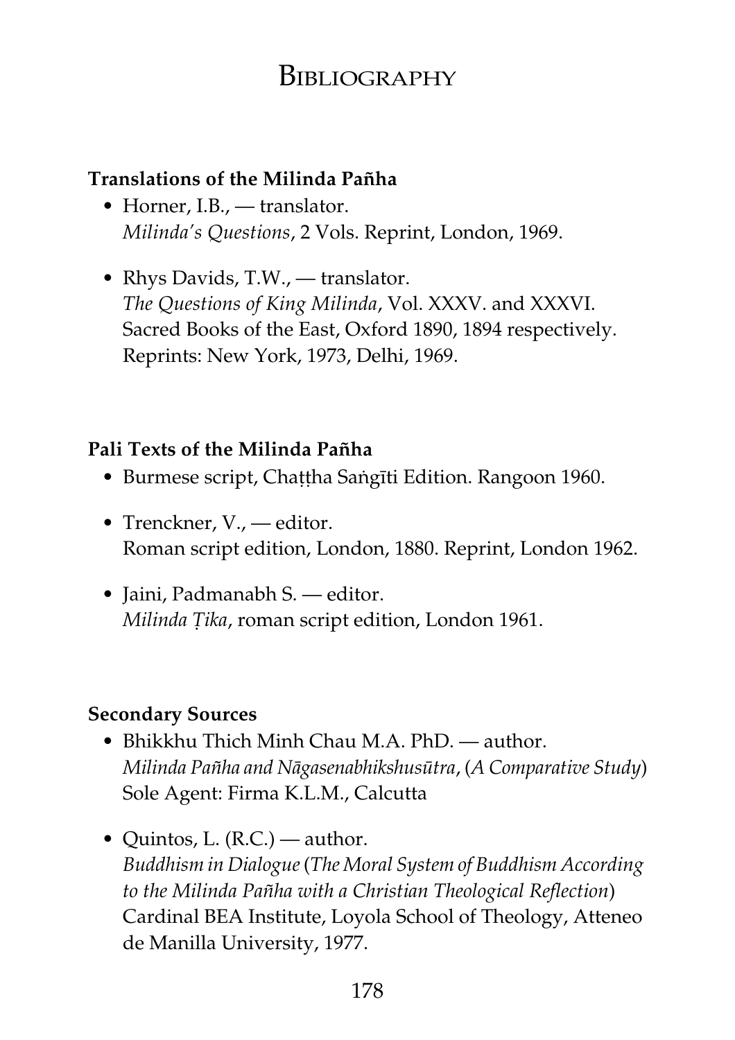# Bibliography

**Translations of the Milinda Pañha**

- Horner, I.B., — translator.
  *Milinda's Questions*, 2 Vols. Reprint, London, 1969.

- Rhys Davids, T.W., — translator.
  *The Questions of King Milinda*, Vol. XXXV. and XXXVI. Sacred Books of the East, Oxford 1890, 1894 respectively. Reprints: New York, 1973, Delhi, 1969.

**Pali Texts of the Milinda Pañha**

- Burmese script, Chaṭṭha Saṅgīti Edition. Rangoon 1960.

- Trenckner, V., — editor.
  Roman script edition, London, 1880. Reprint, London 1962.

- Jaini, Padmanabh S. — editor.
  *Milinda Ṭika*, roman script edition, London 1961.

**Secondary Sources**

- Bhikkhu Thich Minh Chau M.A. PhD. — author.
  *Milinda Pañha and Nāgasenabhikshusūtra*, (*A Comparative Study*) Sole Agent: Firma K.L.M., Calcutta

- Quintos, L. (R.C.) — author.
  *Buddhism in Dialogue* (*The Moral System of Buddhism According to the Milinda Pañha with a Christian Theological Reflection*) Cardinal BEA Institute, Loyola School of Theology, Atteneo de Manilla University, 1977.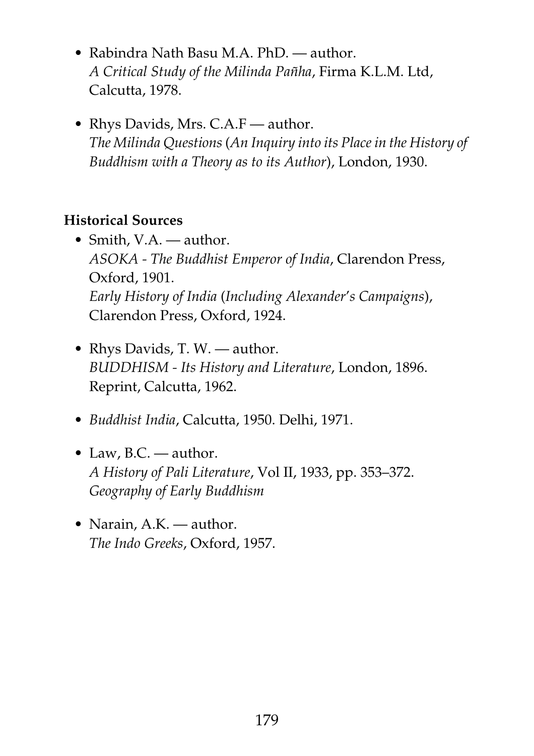- Rabindra Nath Basu M.A. PhD. — author.
  *A Critical Study of the Milinda Pañha*, Firma K.L.M. Ltd, Calcutta, 1978.

- Rhys Davids, Mrs. C.A.F — author.
  *The Milinda Questions* (*An Inquiry into its Place in the History of Buddhism with a Theory as to its Author*), London, 1930.

**Historical Sources**

- Smith, V.A. — author.
  *ASOKA - The Buddhist Emperor of India*, Clarendon Press, Oxford, 1901.
  *Early History of India* (*Including Alexander's Campaigns*), Clarendon Press, Oxford, 1924.

- Rhys Davids, T. W. — author.
  *BUDDHISM - Its History and Literature*, London, 1896. Reprint, Calcutta, 1962.

- *Buddhist India*, Calcutta, 1950. Delhi, 1971.

- Law, B.C. — author.
  *A History of Pali Literature*, Vol II, 1933, pp. 353–372.
  *Geography of Early Buddhism*

- Narain, A.K. — author.
  *The Indo Greeks*, Oxford, 1957.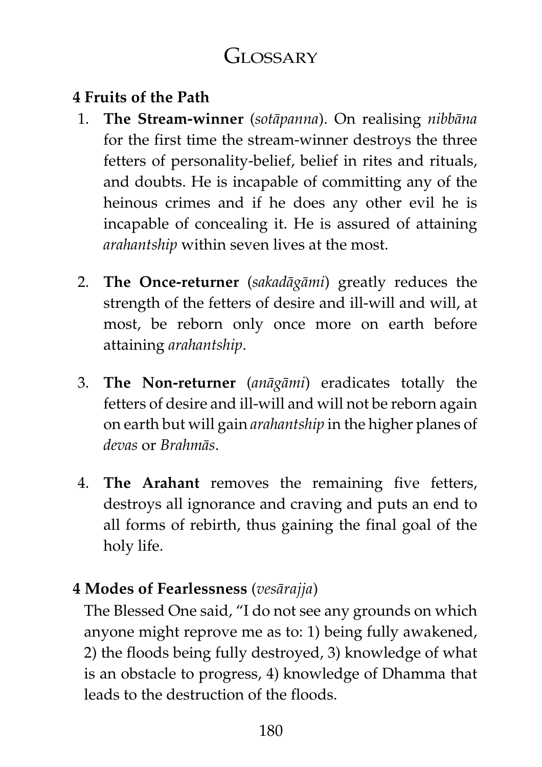# Glossary

**4 Fruits of the Path**

1. **The Stream-winner** (*sotāpanna*). On realising *nibbāna* for the first time the stream-winner destroys the three fetters of personality-belief, belief in rites and rituals, and doubts. He is incapable of committing any of the heinous crimes and if he does any other evil he is incapable of concealing it. He is assured of attaining *arahantship* within seven lives at the most.

2. **The Once-returner** (*sakadāgāmi*) greatly reduces the strength of the fetters of desire and ill-will and will, at most, be reborn only once more on earth before attaining *arahantship*.

3. **The Non-returner** (*anāgāmi*) eradicates totally the fetters of desire and ill-will and will not be reborn again on earth but will gain *arahantship* in the higher planes of *devas* or *Brahmās*.

4. **The Arahant** removes the remaining five fetters, destroys all ignorance and craving and puts an end to all forms of rebirth, thus gaining the final goal of the holy life.

**4 Modes of Fearlessness** (*vesārajja*)

The Blessed One said, "I do not see any grounds on which anyone might reprove me as to: 1) being fully awakened, 2) the floods being fully destroyed, 3) knowledge of what is an obstacle to progress, 4) knowledge of Dhamma that leads to the destruction of the floods.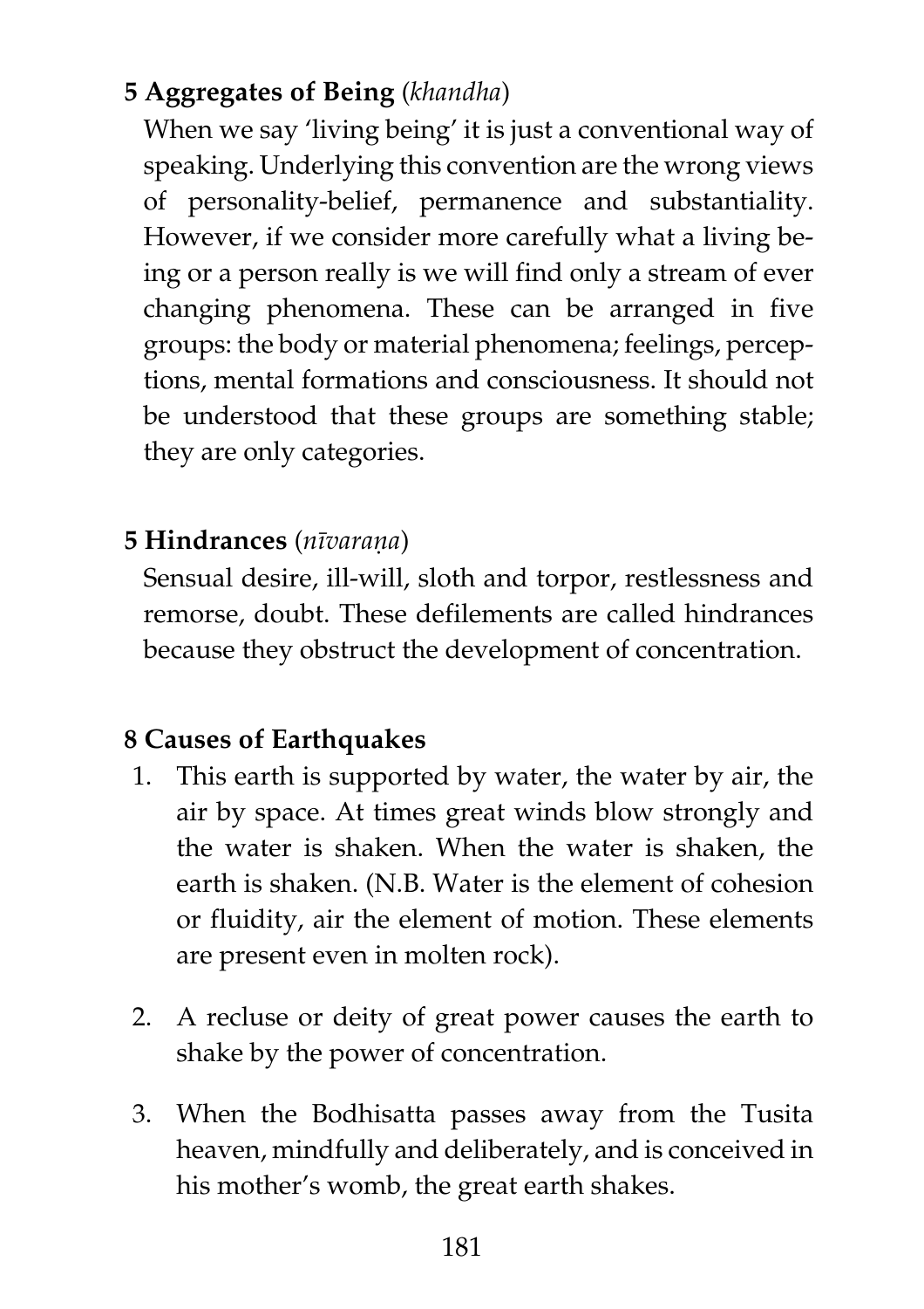**5 Aggregates of Being** (*khandha*)

When we say 'living being' it is just a conventional way of speaking. Underlying this convention are the wrong views of personality-belief, permanence and substantiality. However, if we consider more carefully what a living being or a person really is we will find only a stream of ever changing phenomena. These can be arranged in five groups: the body or material phenomena; feelings, perceptions, mental formations and consciousness. It should not be understood that these groups are something stable; they are only categories.

**5 Hindrances** (*nīvaraṇa*)

Sensual desire, ill-will, sloth and torpor, restlessness and remorse, doubt. These defilements are called hindrances because they obstruct the development of concentration.

**8 Causes of Earthquakes**

1. This earth is supported by water, the water by air, the air by space. At times great winds blow strongly and the water is shaken. When the water is shaken, the earth is shaken. (N.B. Water is the element of cohesion or fluidity, air the element of motion. These elements are present even in molten rock).

2. A recluse or deity of great power causes the earth to shake by the power of concentration.

3. When the Bodhisatta passes away from the Tusita heaven, mindfully and deliberately, and is conceived in his mother's womb, the great earth shakes.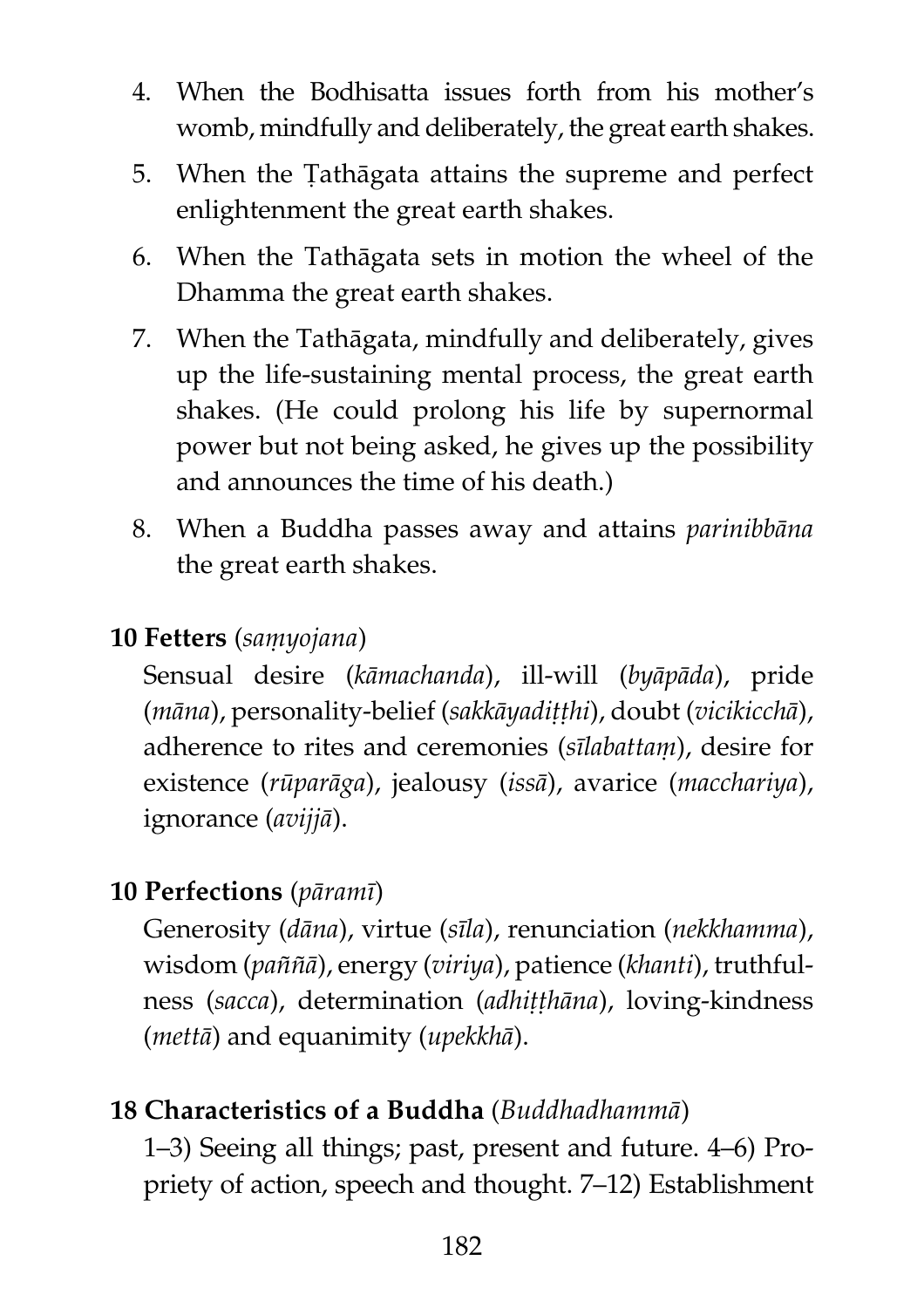4. When the Bodhisatta issues forth from his mother's womb, mindfully and deliberately, the great earth shakes.
5. When the Ṭathāgata attains the supreme and perfect enlightenment the great earth shakes.
6. When the Tathāgata sets in motion the wheel of the Dhamma the great earth shakes.
7. When the Tathāgata, mindfully and deliberately, gives up the life-sustaining mental process, the great earth shakes. (He could prolong his life by supernormal power but not being asked, he gives up the possibility and announces the time of his death.)
8. When a Buddha passes away and attains *parinibbāna* the great earth shakes.

**10 Fetters** (*saṃyojana*)

Sensual desire (*kāmachanda*), ill-will (*byāpāda*), pride (*māna*), personality-belief (*sakkāyadiṭṭhi*), doubt (*vicikicchā*), adherence to rites and ceremonies (*sīlabattaṃ*), desire for existence (*rūparāga*), jealousy (*issā*), avarice (*macchariya*), ignorance (*avijjā*).

**10 Perfections** (*pāramī*)

Generosity (*dāna*), virtue (*sīla*), renunciation (*nekkhamma*), wisdom (*paññā*), energy (*viriya*), patience (*khanti*), truthfulness (*sacca*), determination (*adhiṭṭhāna*), loving-kindness (*mettā*) and equanimity (*upekkhā*).

**18 Characteristics of a Buddha** (*Buddhadhammā*)

1–3) Seeing all things; past, present and future. 4–6) Propriety of action, speech and thought. 7–12) Establishment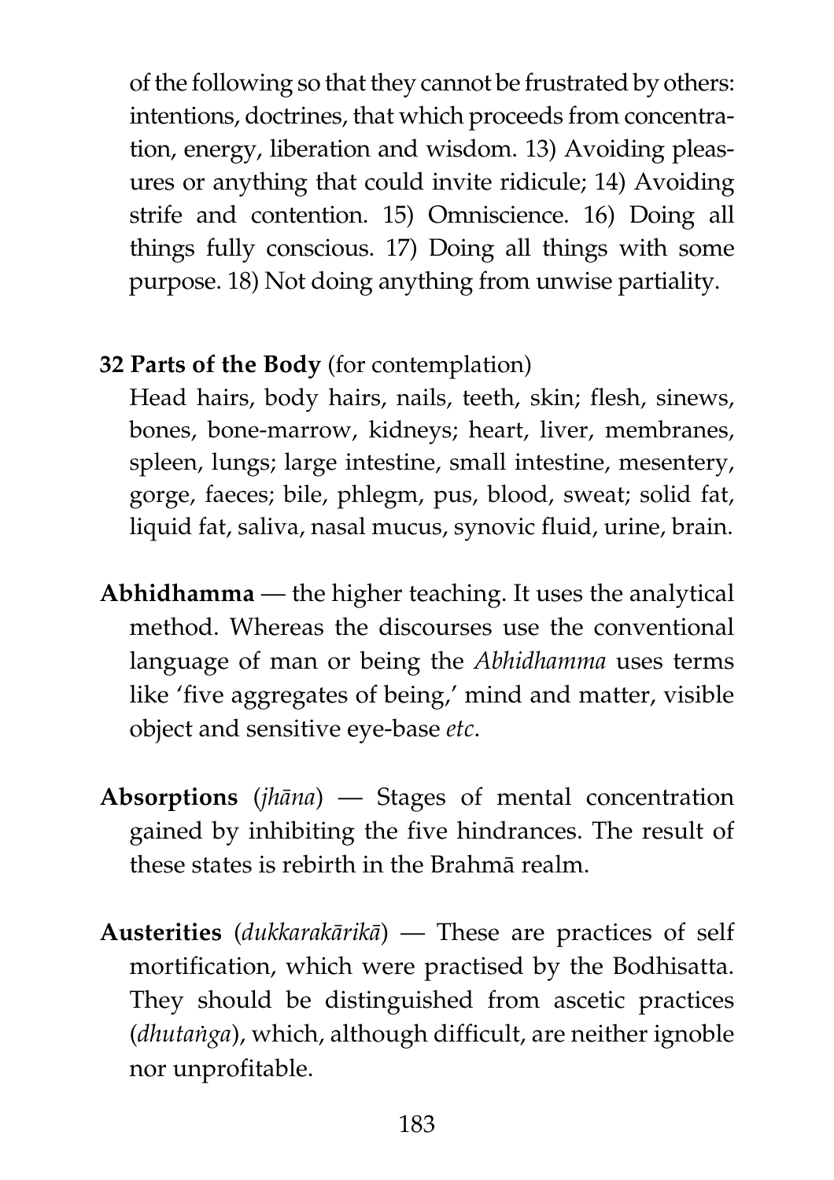of the following so that they cannot be frustrated by others: intentions, doctrines, that which proceeds from concentration, energy, liberation and wisdom. 13) Avoiding pleasures or anything that could invite ridicule; 14) Avoiding strife and contention. 15) Omniscience. 16) Doing all things fully conscious. 17) Doing all things with some purpose. 18) Not doing anything from unwise partiality.

**32 Parts of the Body** (for contemplation)

Head hairs, body hairs, nails, teeth, skin; flesh, sinews, bones, bone-marrow, kidneys; heart, liver, membranes, spleen, lungs; large intestine, small intestine, mesentery, gorge, faeces; bile, phlegm, pus, blood, sweat; solid fat, liquid fat, saliva, nasal mucus, synovic fluid, urine, brain.

**Abhidhamma** — the higher teaching. It uses the analytical method. Whereas the discourses use the conventional language of man or being the *Abhidhamma* uses terms like 'five aggregates of being,' mind and matter, visible object and sensitive eye-base *etc*.

**Absorptions** (*jhāna*) — Stages of mental concentration gained by inhibiting the five hindrances. The result of these states is rebirth in the Brahmā realm.

**Austerities** (*dukkarakārikā*) — These are practices of self mortification, which were practised by the Bodhisatta. They should be distinguished from ascetic practices (*dhutaṅga*), which, although difficult, are neither ignoble nor unprofitable.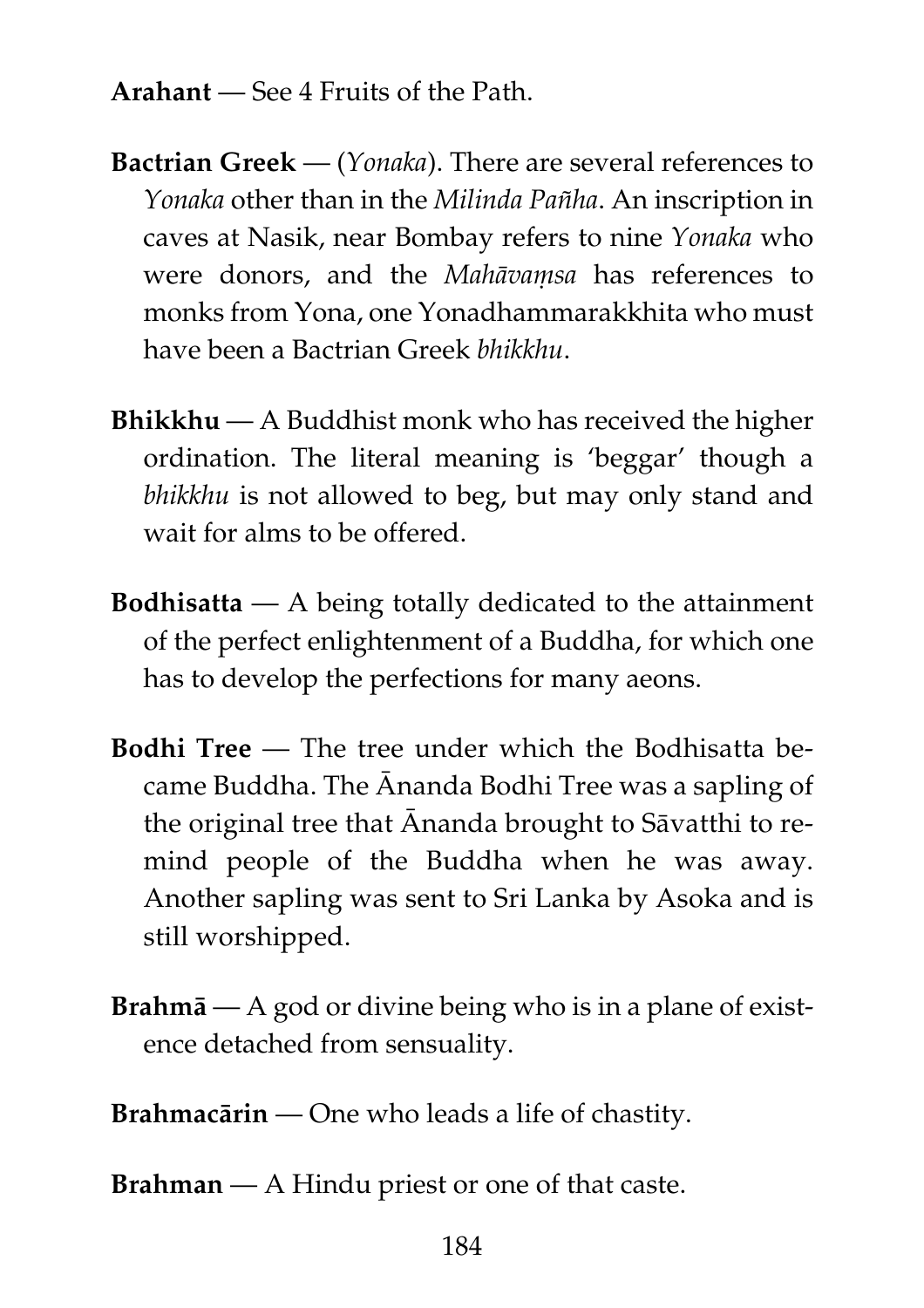**Arahant** — See 4 Fruits of the Path.

**Bactrian Greek** — (*Yonaka*). There are several references to *Yonaka* other than in the *Milinda Pañha*. An inscription in caves at Nasik, near Bombay refers to nine *Yonaka* who were donors, and the *Mahāvaṃsa* has references to monks from Yona, one Yonadhammarakkhita who must have been a Bactrian Greek *bhikkhu*.

**Bhikkhu** — A Buddhist monk who has received the higher ordination. The literal meaning is 'beggar' though a *bhikkhu* is not allowed to beg, but may only stand and wait for alms to be offered.

**Bodhisatta** — A being totally dedicated to the attainment of the perfect enlightenment of a Buddha, for which one has to develop the perfections for many aeons.

**Bodhi Tree** — The tree under which the Bodhisatta became Buddha. The Ānanda Bodhi Tree was a sapling of the original tree that Ānanda brought to Sāvatthi to remind people of the Buddha when he was away. Another sapling was sent to Sri Lanka by Asoka and is still worshipped.

**Brahmā** — A god or divine being who is in a plane of existence detached from sensuality.

**Brahmacārin** — One who leads a life of chastity.

**Brahman** — A Hindu priest or one of that caste.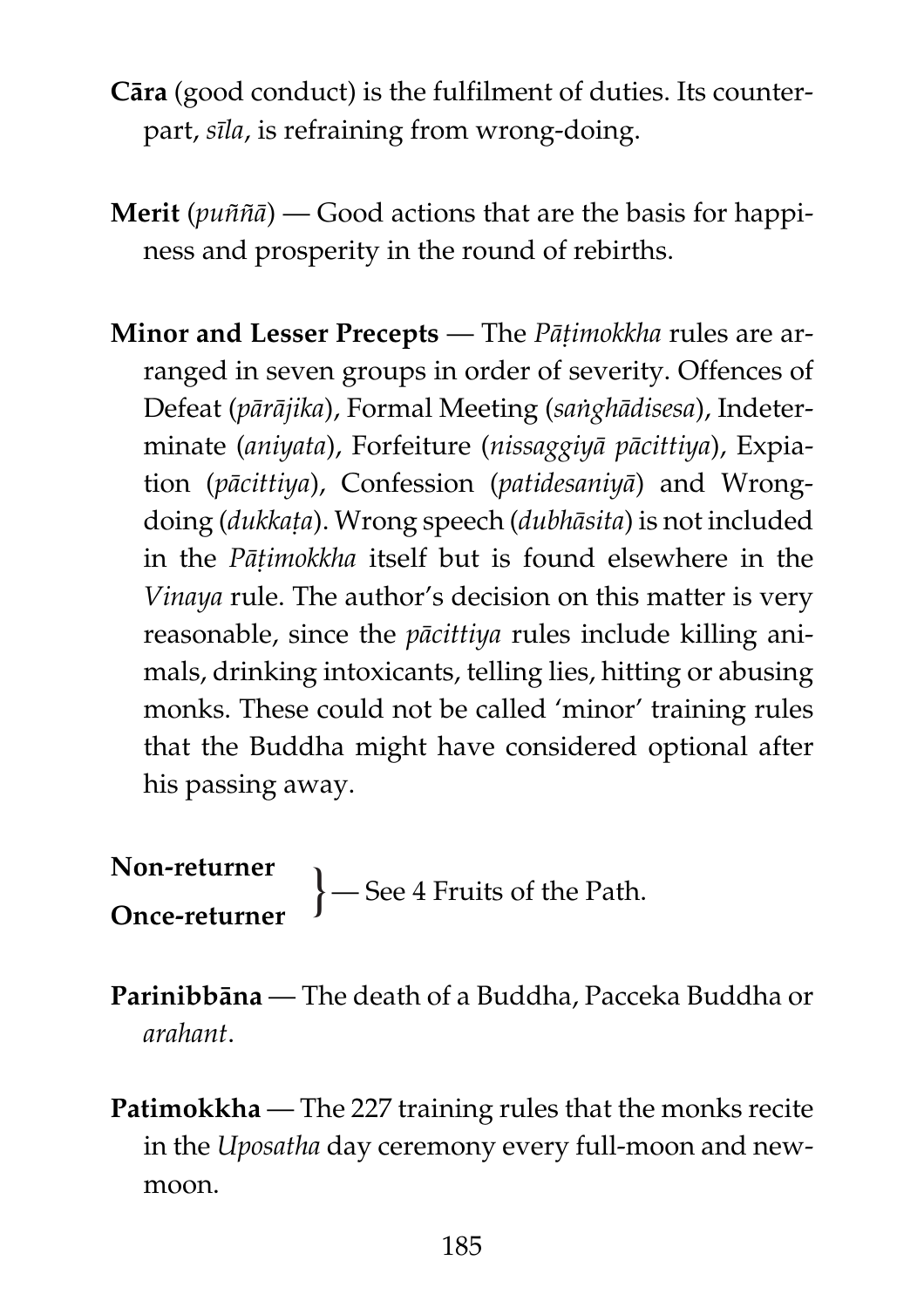**Cāra** (good conduct) is the fulfilment of duties. Its counterpart, *sīla*, is refraining from wrong-doing.

**Merit** (*puññā*) — Good actions that are the basis for happiness and prosperity in the round of rebirths.

**Minor and Lesser Precepts** — The *Pāṭimokkha* rules are arranged in seven groups in order of severity. Offences of Defeat (*pārājika*), Formal Meeting (*saṅghādisesa*), Indeterminate (*aniyata*), Forfeiture (*nissaggiyā pācittiya*), Expiation (*pācittiya*), Confession (*patidesaniyā*) and Wrongdoing (*dukkaṭa*). Wrong speech (*dubhāsita*) is not included in the *Pāṭimokkha* itself but is found elsewhere in the *Vinaya* rule. The author's decision on this matter is very reasonable, since the *pācittiya* rules include killing animals, drinking intoxicants, telling lies, hitting or abusing monks. These could not be called 'minor' training rules that the Buddha might have considered optional after his passing away.

**Non-returner**
**Once-returner** } — See 4 Fruits of the Path.

**Parinibbāna** — The death of a Buddha, Pacceka Buddha or *arahant*.

**Patimokkha** — The 227 training rules that the monks recite in the *Uposatha* day ceremony every full-moon and new-moon.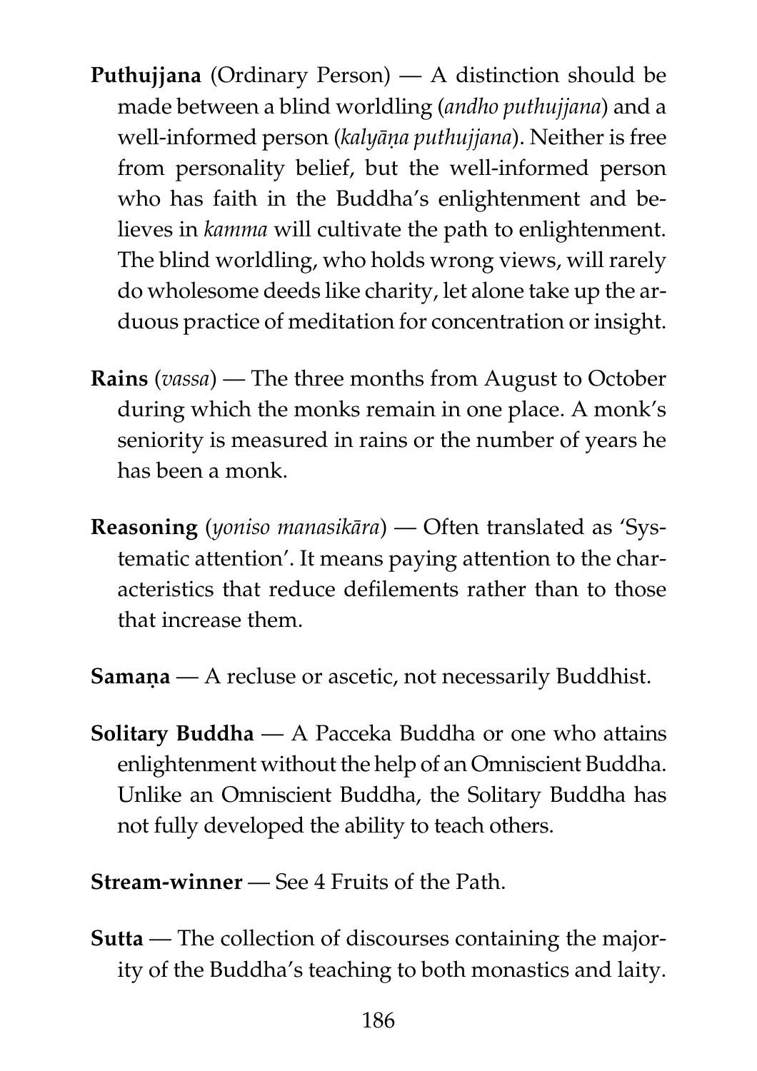**Puthujjana** (Ordinary Person) — A distinction should be made between a blind worldling (*andho puthujjana*) and a well-informed person (*kalyāṇa puthujjana*). Neither is free from personality belief, but the well-informed person who has faith in the Buddha's enlightenment and believes in *kamma* will cultivate the path to enlightenment. The blind worldling, who holds wrong views, will rarely do wholesome deeds like charity, let alone take up the arduous practice of meditation for concentration or insight.

**Rains** (*vassa*) — The three months from August to October during which the monks remain in one place. A monk's seniority is measured in rains or the number of years he has been a monk.

**Reasoning** (*yoniso manasikāra*) — Often translated as 'Systematic attention'. It means paying attention to the characteristics that reduce defilements rather than to those that increase them.

**Samaṇa** — A recluse or ascetic, not necessarily Buddhist.

**Solitary Buddha** — A Pacceka Buddha or one who attains enlightenment without the help of an Omniscient Buddha. Unlike an Omniscient Buddha, the Solitary Buddha has not fully developed the ability to teach others.

**Stream-winner** — See 4 Fruits of the Path.

**Sutta** — The collection of discourses containing the majority of the Buddha's teaching to both monastics and laity.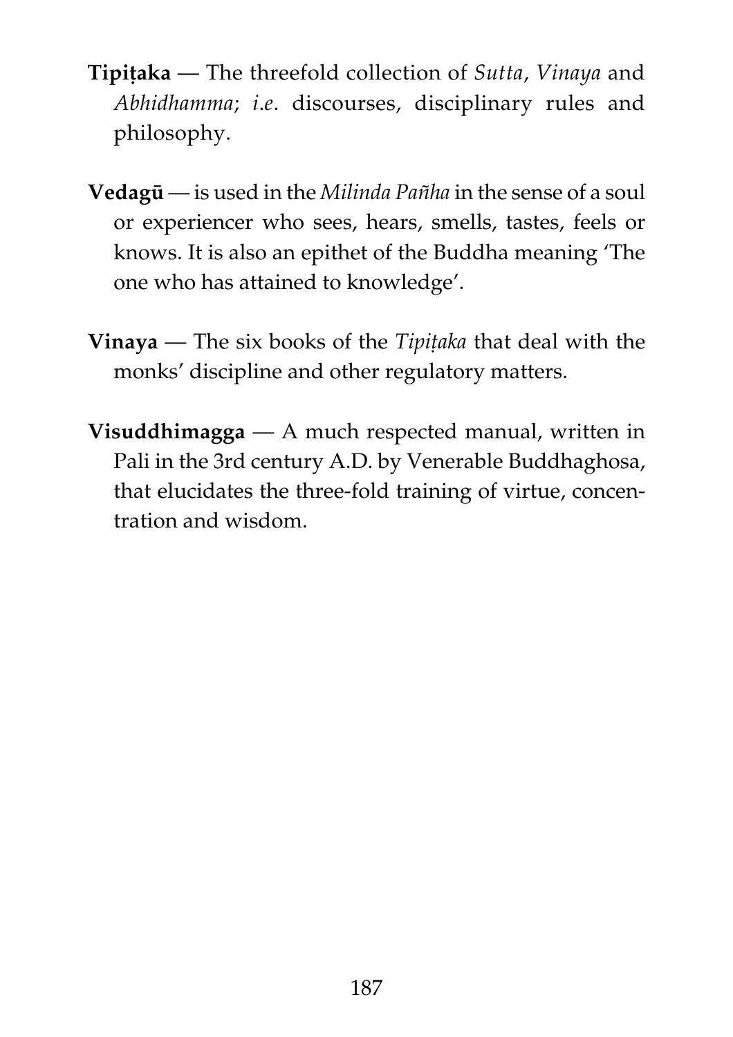**Tipiṭaka** — The threefold collection of *Sutta*, *Vinaya* and *Abhidhamma*; *i.e*. discourses, disciplinary rules and philosophy.

**Vedagū** — is used in the *Milinda Pañha* in the sense of a soul or experiencer who sees, hears, smells, tastes, feels or knows. It is also an epithet of the Buddha meaning 'The one who has attained to knowledge'.

**Vinaya** — The six books of the *Tipiṭaka* that deal with the monks' discipline and other regulatory matters.

**Visuddhimagga** — A much respected manual, written in Pali in the 3rd century A.D. by Venerable Buddhaghosa, that elucidates the three-fold training of virtue, concentration and wisdom.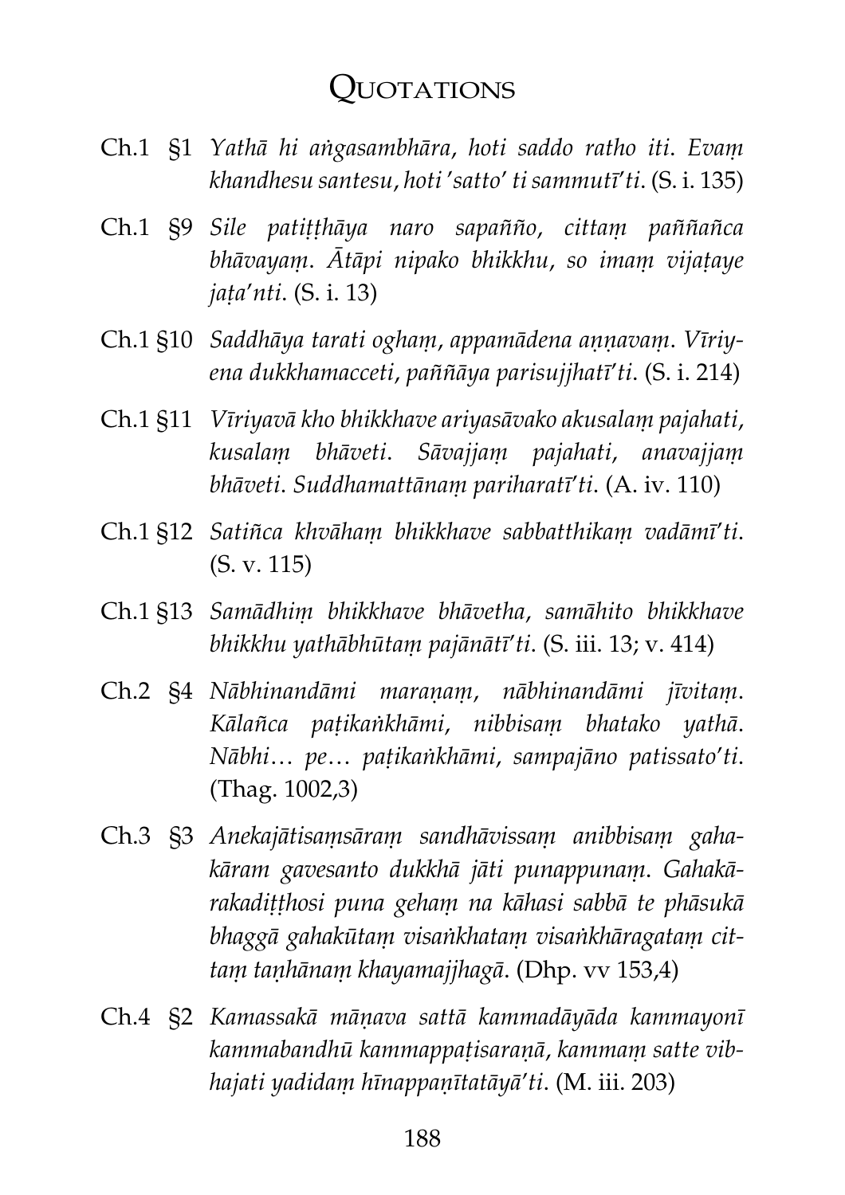# Quotations

Ch.1 §1 *Yathā hi aṅgasambhāra, hoti saddo ratho iti. Evaṃ khandhesu santesu, hoti 'satto' ti sammutī'ti.* (S. i. 135)

Ch.1 §9 *Sile patiṭṭhāya naro sapañño, cittaṃ paññañca bhāvayaṃ. Ātāpi nipako bhikkhu, so imaṃ vijaṭaye jaṭa'nti.* (S. i. 13)

Ch.1 §10 *Saddhāya tarati oghaṃ, appamādena aṇṇavaṃ. Vīriyena dukkhamacceti, paññāya parisujjhatī'ti.* (S. i. 214)

Ch.1 §11 *Vīriyavā kho bhikkhave ariyasāvako akusalaṃ pajahati, kusalaṃ bhāveti. Sāvajjaṃ pajahati, anavajjaṃ bhāveti. Suddhamattānaṃ pariharatī'ti.* (A. iv. 110)

Ch.1 §12 *Satiñca khvāhaṃ bhikkhave sabbatthikaṃ vadāmī'ti.* (S. v. 115)

Ch.1 §13 *Samādhiṃ bhikkhave bhāvetha, samāhito bhikkhave bhikkhu yathābhūtaṃ pajānātī'ti.* (S. iii. 13; v. 414)

Ch.2 §4 *Nābhinandāmi maraṇaṃ, nābhinandāmi jīvitaṃ. Kālañca paṭikaṅkhāmi, nibbisaṃ bhatako yathā. Nābhi… pe… paṭikaṅkhāmi, sampajāno patissato'ti.* (Thag. 1002,3)

Ch.3 §3 *Anekajātisaṃsāraṃ sandhāvissaṃ anibbisaṃ gahakāram gavesanto dukkhā jāti punappunaṃ. Gahakārakadiṭṭhosi puna gehaṃ na kāhasi sabbā te phāsukā bhaggā gahakūtaṃ visaṅkhataṃ visaṅkhāragataṃ cittaṃ taṇhānaṃ khayamajjhagā.* (Dhp. vv 153,4)

Ch.4 §2 *Kamassakā māṇava sattā kammadāyāda kammayonī kammabandhū kammappaṭisaraṇā, kammaṃ satte vibhajati yadidaṃ hīnappaṇītatāyā'ti.* (M. iii. 203)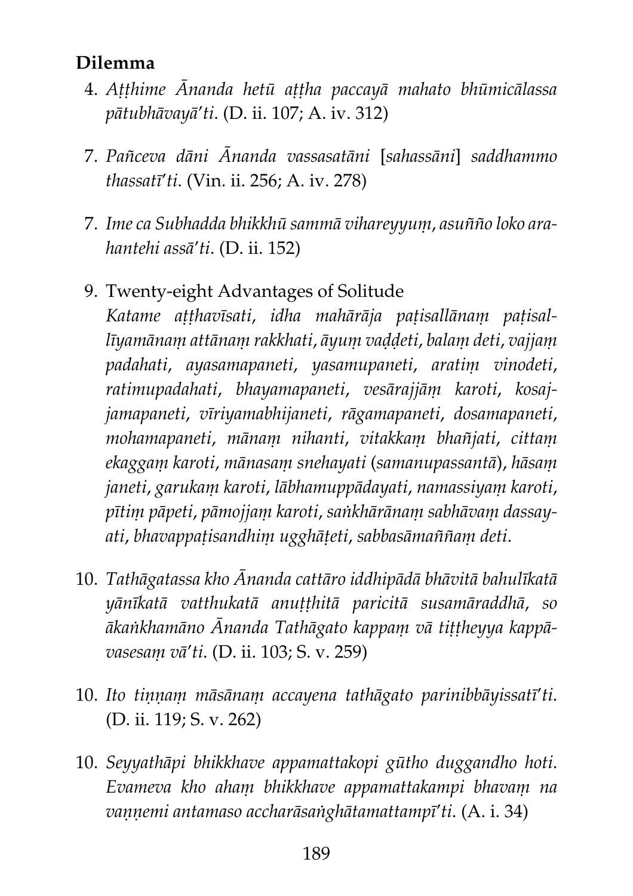**Dilemma**

4. *Aṭṭhime Ānanda hetū aṭṭha paccayā mahato bhūmicālassa pātubhāvayā'ti*. (D. ii. 107; A. iv. 312)

7. *Pañceva dāni Ānanda vassasatāni* [*sahassāni*] *saddhammo thassatī'ti*. (Vin. ii. 256; A. iv. 278)

7. *Ime ca Subhadda bhikkhū sammā vihareyyuṃ, asuñño loko arahantehi assā'ti*. (D. ii. 152)

9. Twenty-eight Advantages of Solitude
   *Katame aṭṭhavīsati, idha mahārāja paṭisallānaṃ paṭisallīyamānaṃ attānaṃ rakkhati, āyuṃ vaḍḍeti, balaṃ deti, vajjaṃ padahati, ayasamapaneti, yasamupaneti, aratiṃ vinodeti, ratimupadahati, bhayamapaneti, vesārajjāṃ karoti, kosajjamapaneti, vīriyamabhijaneti, rāgamapaneti, dosamapaneti, mohamapaneti, mānaṃ nihanti, vitakkaṃ bhañjati, cittaṃ ekaggaṃ karoti, mānasaṃ snehayati* (*samanupassantā*), *hāsaṃ janeti, garukaṃ karoti, lābhamuppādayati, namassiyaṃ karoti, pītiṃ pāpeti, pāmojjaṃ karoti, saṅkhārānaṃ sabhāvaṃ dassayati, bhavappaṭisandhiṃ ugghāṭeti, sabbasāmaññaṃ deti*.

10. *Tathāgatassa kho Ānanda cattāro iddhipādā bhāvitā bahulīkatā yānīkatā vatthukatā anuṭṭhitā paricitā susamāraddhā, so ākaṅkhamāno Ānanda Tathāgato kappaṃ vā tiṭṭheyya kappāvasesaṃ vā'ti*. (D. ii. 103; S. v. 259)

10. *Ito tiṇṇaṃ māsānaṃ accayena tathāgato parinibbāyissatī'ti*. (D. ii. 119; S. v. 262)

10. *Seyyathāpi bhikkhave appamattakopi gūtho duggandho hoti. Evameva kho ahaṃ bhikkhave appamattakampi bhavaṃ na vaṇṇemi antamaso accharāsaṅghātamattampī'ti*. (A. i. 34)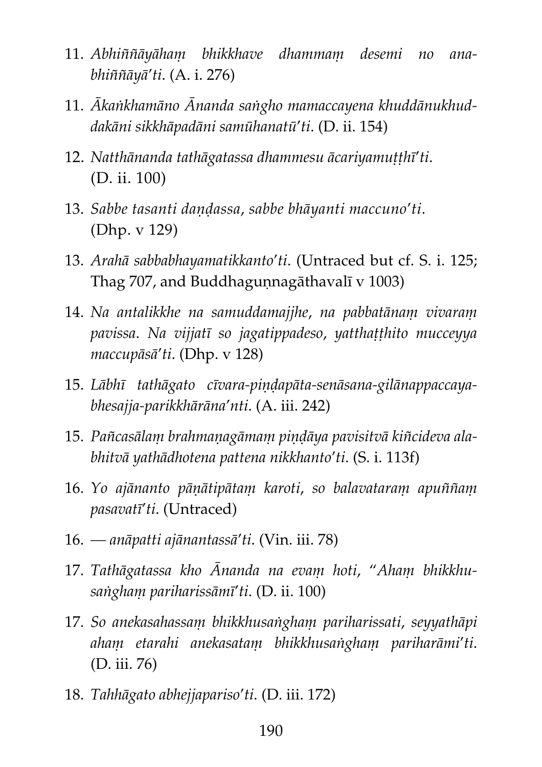11. *Abhiññāyāhaṃ bhikkhave dhammaṃ desemi no anabhiññāyā'ti*. (A. i. 276)

11. *Ākaṅkhamāno Ānanda saṅgho mamaccayena khuddānukhuddakāni sikkhāpadāni samūhanatū'ti*. (D. ii. 154)

12. *Natthānanda tathāgatassa dhammesu ācariyamuṭṭhī'ti*. (D. ii. 100)

13. *Sabbe tasanti daṇḍassa, sabbe bhāyanti maccuno'ti*. (Dhp. v 129)

13. *Arahā sabbabhayamatikkanto'ti*. (Untraced but cf. S. i. 125; Thag 707, and Buddhaguṇnagāthavalī v 1003)

14. *Na antalikkhe na samuddamajjhe, na pabbatānaṃ vivaraṃ pavissa. Na vijjatī so jagatippadeso, yatthaṭṭhito mucceyya maccupāsā'ti*. (Dhp. v 128)

15. *Lābhī tathāgato cīvara-piṇḍapāta-senāsana-gilānappaccaya-bhesajja-parikkhārāna'nti*. (A. iii. 242)

15. *Pañcasālaṃ brahmaṇagāmaṃ piṇḍāya pavisitvā kiñcideva alabhitvā yathādhotena pattena nikkhanto'ti*. (S. i. 113f)

16. *Yo ajānanto pāṇātipātaṃ karoti, so balavataraṃ apuññaṃ pasavatī'ti*. (Untraced)

16. — *anāpatti ajānantassā'ti*. (Vin. iii. 78)

17. *Tathāgatassa kho Ānanda na evaṃ hoti, "Ahaṃ bhikkhusaṅghaṃ pariharissāmī'ti*. (D. ii. 100)

17. *So anekasahassaṃ bhikkhusaṅghaṃ pariharissati, seyyathāpi ahaṃ etarahi anekasataṃ bhikkhusaṅghaṃ pariharāmi'ti*. (D. iii. 76)

18. *Tahhāgato abhejjapariso'ti*. (D. iii. 172)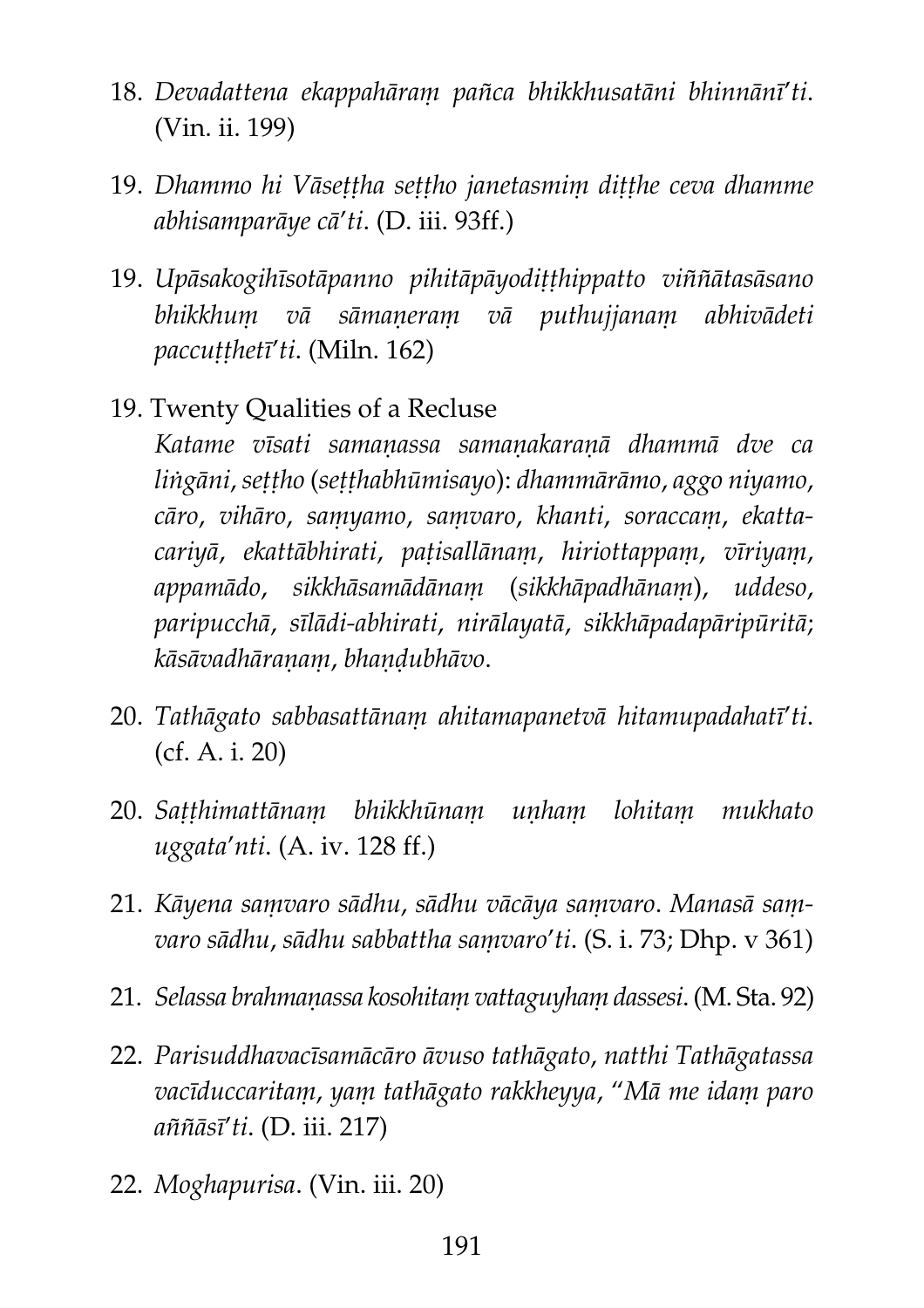18. *Devadattena ekappahāraṃ pañca bhikkhusatāni bhinnānī'ti*. (Vin. ii. 199)

19. *Dhammo hi Vāseṭṭha seṭṭho janetasmiṃ diṭṭhe ceva dhamme abhisamparāye cā'ti*. (D. iii. 93ff.)

19. *Upāsakogihīsotāpanno pihitāpāyodiṭṭhippatto viññātasāsano bhikkhuṃ vā sāmaṇeraṃ vā puthujjanaṃ abhivādeti paccuṭṭhetī'ti*. (Miln. 162)

19. Twenty Qualities of a Recluse
 *Katame vīsati samaṇassa samaṇakaraṇā dhammā dve ca liṅgāni, seṭṭho (seṭṭhabhūmisayo): dhammārāmo, aggo niyamo, cāro, vihāro, saṃyamo, saṃvaro, khanti, soraccaṃ, ekatta-cariyā, ekattābhirati, paṭisallānaṃ, hiriottappaṃ, vīriyaṃ, appamādo, sikkhāsamādānaṃ (sikkhāpadhānaṃ), uddeso, paripucchā, sīlādi-abhirati, nirālayatā, sikkhāpadapāripūritā; kāsāvadhāraṇaṃ, bhaṇḍubhāvo*.

20. *Tathāgato sabbasattānaṃ ahitamapanetvā hitamupadahatī'ti*. (cf. A. i. 20)

20. *Saṭṭhimattānaṃ bhikkhūnaṃ uṇhaṃ lohitaṃ mukhato uggata'nti*. (A. iv. 128 ff.)

21. *Kāyena saṃvaro sādhu, sādhu vācāya saṃvaro. Manasā saṃvaro sādhu, sādhu sabbattha saṃvaro'ti*. (S. i. 73; Dhp. v 361)

21. *Selassa brahmaṇassa kosohitaṃ vattaguyhaṃ dassesi*. (M. Sta. 92)

22. *Parisuddhavacīsamācāro āvuso tathāgato, natthi Tathāgatassa vacīduccaritaṃ, yaṃ tathāgato rakkheyya, "Mā me idaṃ paro aññāsī'ti*. (D. iii. 217)

22. *Moghapurisa*. (Vin. iii. 20)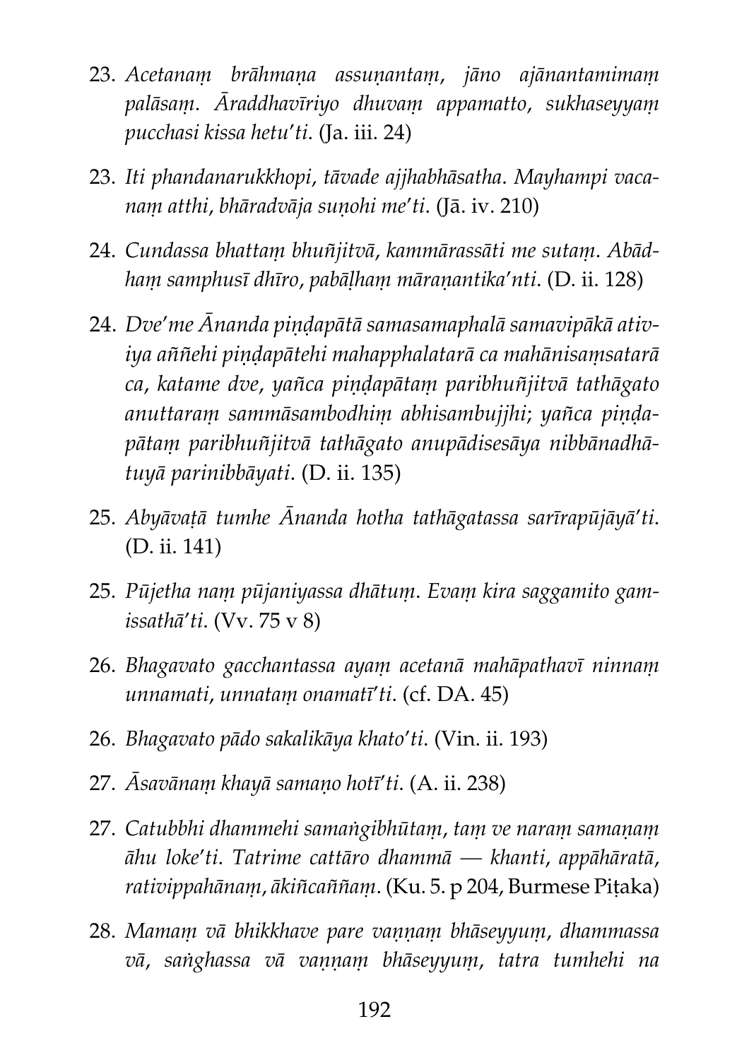23. *Acetanaṃ brāhmaṇa assuṇantaṃ, jāno ajānantamimaṃ palāsaṃ. Āraddhavīriyo dhuvaṃ appamatto, sukhaseyyaṃ pucchasi kissa hetu'ti.* (Ja. iii. 24)

23. *Iti phandanarukkhopi, tāvade ajjhabhāsatha. Mayhampi vacanaṃ atthi, bhāradvāja suṇohi me'ti.* (Jā. iv. 210)

24. *Cundassa bhattaṃ bhuñjitvā, kammārassāti me sutaṃ. Ābādhaṃ samphusī dhīro, pabāḷhaṃ māraṇantika'nti.* (D. ii. 128)

24. *Dve'me Ānanda piṇḍapātā samasamaphalā samavipākā ativiya aññehi piṇḍapātehi mahapphalatarā ca mahānisaṃsatarā ca, katame dve, yañca piṇḍapātaṃ paribhuñjitvā tathāgato anuttaraṃ sammāsambodhiṃ abhisambujjhi; yañca piṇḍapātaṃ paribhuñjitvā tathāgato anupādisesāya nibbānadhātuyā parinibbāyati.* (D. ii. 135)

25. *Abyāvaṭā tumhe Ānanda hotha tathāgatassa sarīrapūjāyā'ti.* (D. ii. 141)

25. *Pūjetha naṃ pūjaniyassa dhātuṃ. Evaṃ kira saggamito gamissathā'ti.* (Vv. 75 v 8)

26. *Bhagavato gacchantassa ayaṃ acetanā mahāpathavī ninnaṃ unnamati, unnataṃ onamatī'ti.* (cf. DA. 45)

26. *Bhagavato pādo sakalikāya khato'ti.* (Vin. ii. 193)

27. *Āsavānaṃ khayā samaṇo hotī'ti.* (A. ii. 238)

27. *Catubbhi dhammehi samaṅgibhūtaṃ, taṃ ve naraṃ samaṇaṃ āhu loke'ti. Tatrime cattāro dhammā — khanti, appāhāratā, rativippahānaṃ, ākiñcaññaṃ.* (Ku. 5. p 204, Burmese Piṭaka)

28. *Mamaṃ vā bhikkhave pare vaṇṇaṃ bhāseyyuṃ, dhammassa vā, saṅghassa vā vaṇṇaṃ bhāseyyuṃ, tatra tumhehi na*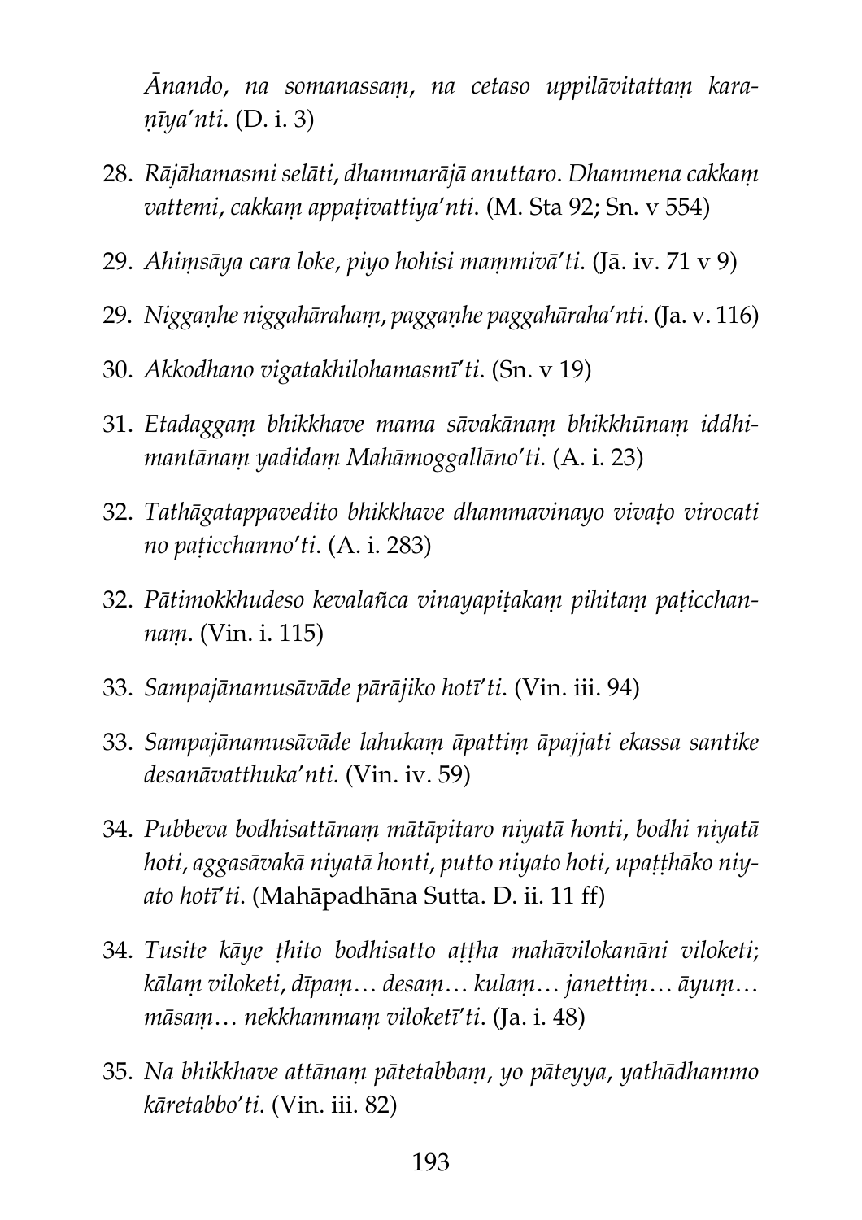*Ānando, na somanassaṃ, na cetaso uppilāvitattaṃ karaṇīya'nti.* (D. i. 3)

28. *Rājāhamasmi selāti, dhammarājā anuttaro. Dhammena cakkaṃ vattemi, cakkaṃ appaṭivattiya'nti.* (M. Sta 92; Sn. v 554)

29. *Ahiṃsāya cara loke, piyo hohisi maṃmivā'ti.* (Jā. iv. 71 v 9)

29. *Niggaṇhe niggahārahaṃ, paggaṇhe paggahāraha'nti.* (Ja. v. 116)

30. *Akkodhano vigatakhilohamasmī'ti.* (Sn. v 19)

31. *Etadaggaṃ bhikkhave mama sāvakānaṃ bhikkhūnaṃ iddhimantānaṃ yadidaṃ Mahāmoggallāno'ti.* (A. i. 23)

32. *Tathāgatappavedito bhikkhave dhammavinayo vivaṭo virocati no paṭicchanno'ti.* (A. i. 283)

32. *Pātimokkhudeso kevalañca vinayapiṭakaṃ pihitaṃ paṭicchannaṃ.* (Vin. i. 115)

33. *Sampajānamusāvāde pārājiko hotī'ti.* (Vin. iii. 94)

33. *Sampajānamusāvāde lahukaṃ āpattiṃ āpajjati ekassa santike desanāvatthuka'nti.* (Vin. iv. 59)

34. *Pubbeva bodhisattānaṃ mātāpitaro niyatā honti, bodhi niyatā hoti, aggasāvakā niyatā honti, putto niyato hoti, upaṭṭhāko niyato hotī'ti.* (Mahāpadhāna Sutta. D. ii. 11 ff)

34. *Tusite kāye ṭhito bodhisatto aṭṭha mahāvilokanāni viloketi; kālaṃ viloketi, dīpaṃ… desaṃ… kulaṃ… janettiṃ… āyuṃ… māsaṃ… nekkhammaṃ viloketī'ti.* (Ja. i. 48)

35. *Na bhikkhave attānaṃ pātetabbaṃ, yo pāteyya, yathādhammo kāretabbo'ti.* (Vin. iii. 82)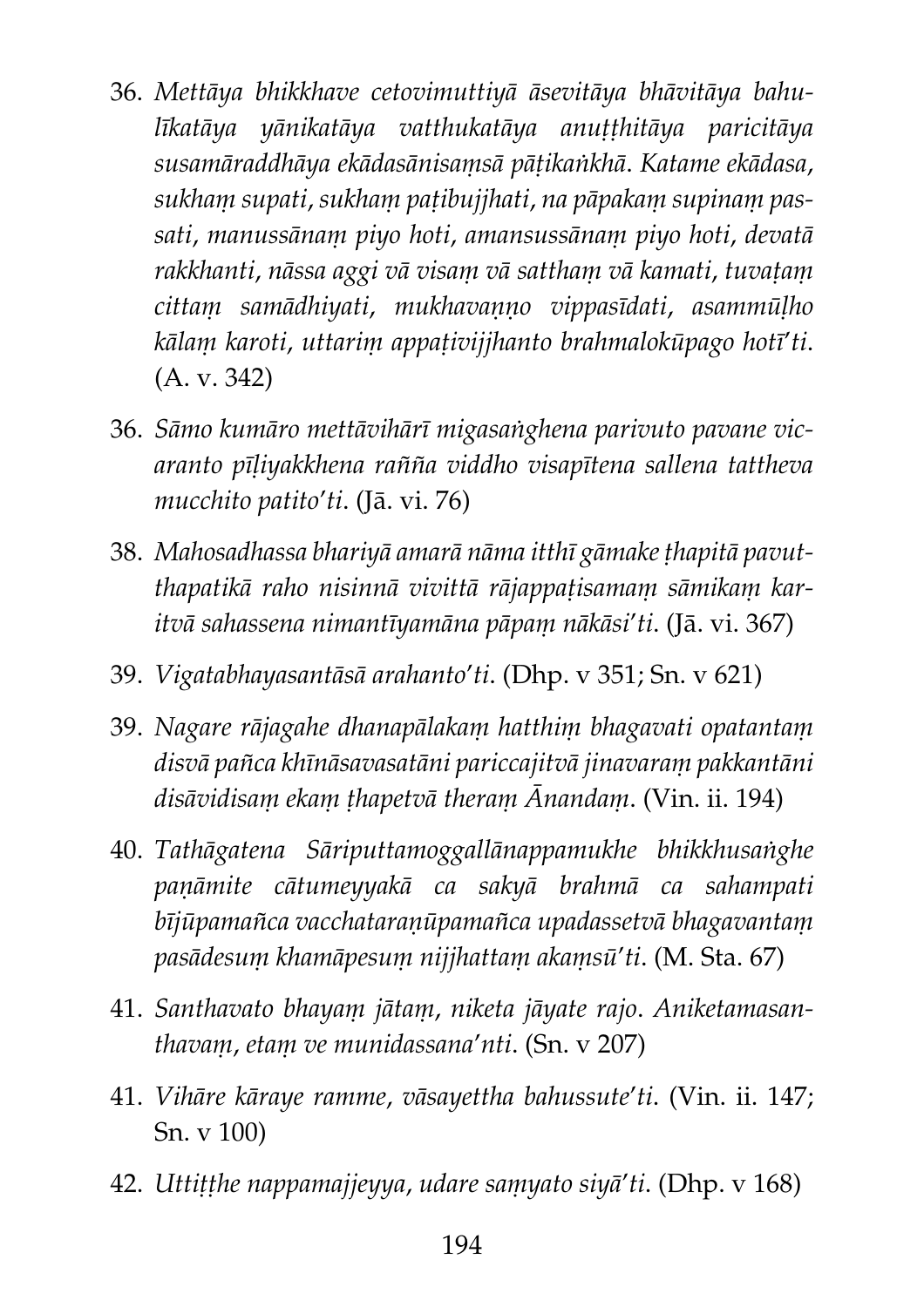36. *Mettāya bhikkhave cetovimuttiyā āsevitāya bhāvitāya bahulīkatāya yānikatāya vatthukatāya anuṭṭhitāya paricitāya susamāraddhāya ekādasānisaṃsā pāṭikaṅkhā. Katame ekādasa, sukhaṃ supati, sukhaṃ paṭibujjhati, na pāpakaṃ supinaṃ passati, manussānaṃ piyo hoti, amansussānaṃ piyo hoti, devatā rakkhanti, nāssa aggi vā visaṃ vā satthaṃ vā kamati, tuvaṭaṃ cittaṃ samādhiyati, mukhavaṇṇo vippasīdati, asammūḷho kālaṃ karoti, uttariṃ appaṭivijjhanto brahmalokūpago hotī'ti.* (A. v. 342)

36. *Sāmo kumāro mettāvihārī migasaṅghena parivuto pavane vicaranto pīḷiyakkhena rañña viddho visapītena sallena tattheva mucchito patito'ti.* (Jā. vi. 76)

38. *Mahosadhassa bhariyā amarā nāma itthī gāmake ṭhapitā pavutthapatikā raho nisinnā vivittā rājappaṭisamaṃ sāmikaṃ karitvā sahassena nimantīyamāna pāpaṃ nākāsi'ti.* (Jā. vi. 367)

39. *Vigatabhayasantāsā arahanto'ti.* (Dhp. v 351; Sn. v 621)

39. *Nagare rājagahe dhanapālakaṃ hatthiṃ bhagavati opatantaṃ disvā pañca khīnāsavasatāni pariccajitvā jinavaraṃ pakkantāni disāvidisaṃ ekaṃ ṭhapetvā theraṃ Ānandaṃ.* (Vin. ii. 194)

40. *Tathāgatena Sāriputtamoggallānappamukhe bhikkhusaṅghe paṇāmite cātumeyyakā ca sakyā brahmā ca sahampati bījūpamañca vacchataraṇūpamañca upadassetvā bhagavantaṃ pasādesuṃ khamāpesuṃ nijjhattaṃ akaṃsū'ti.* (M. Sta. 67)

41. *Santhavato bhayaṃ jātaṃ, niketa jāyate rajo. Aniketamasanthavaṃ, etaṃ ve munidassana'nti.* (Sn. v 207)

41. *Vihāre kāraye ramme, vāsayettha bahussute'ti.* (Vin. ii. 147; Sn. v 100)

42. *Uttiṭṭhe nappamajjeyya, udare saṃyato siyā'ti.* (Dhp. v 168)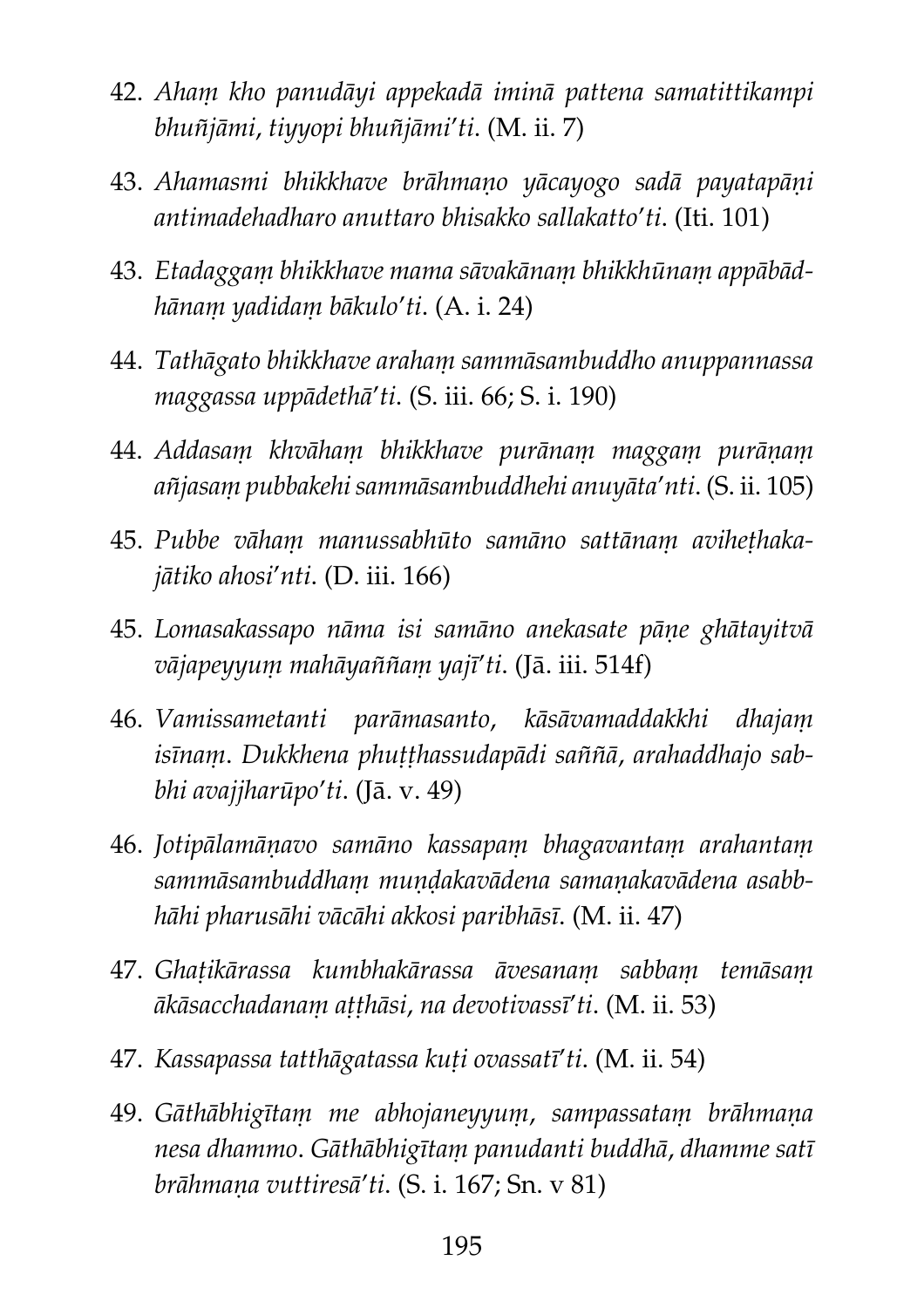42. *Ahaṃ kho panudāyi appekadā iminā pattena samatittikampi bhuñjāmi, tiyyopi bhuñjāmi'ti.* (M. ii. 7)

43. *Ahamasmi bhikkhave brāhmaṇo yācayogo sadā payatapāṇi antimadehadharo anuttaro bhisakko sallakatto'ti.* (Iti. 101)

43. *Etadaggaṃ bhikkhave mama sāvakānaṃ bhikkhūnaṃ appābādhānaṃ yadidaṃ bākulo'ti.* (A. i. 24)

44. *Tathāgato bhikkhave arahaṃ sammāsambuddho anuppannassa maggassa uppādethā'ti.* (S. iii. 66; S. i. 190)

44. *Addasaṃ khvāhaṃ bhikkhave purānaṃ maggaṃ purāṇaṃ añjasaṃ pubbakehi sammāsambuddhehi anuyāta'nti.* (S. ii. 105)

45. *Pubbe vāhaṃ manussabhūto samāno sattānaṃ aviheṭhakajātiko ahosi'nti.* (D. iii. 166)

45. *Lomasakassapo nāma isi samāno anekasate pāṇe ghātayitvā vājapeyyuṃ mahāyaññaṃ yajī'ti.* (Jā. iii. 514f)

46. *Vamissametanti parāmasanto, kāsāvamaddakkhi dhajaṃ isīnaṃ. Dukkhena phuṭṭhassudapādi saññā, arahaddhajo sabbhi avajjharūpo'ti.* (Jā. v. 49)

46. *Jotipālamāṇavo samāno kassapaṃ bhagavantaṃ arahantaṃ sammāsambuddhaṃ muṇḍakavādena samaṇakavādena asabbhāhi pharusāhi vācāhi akkosi paribhāsī.* (M. ii. 47)

47. *Ghaṭikārassa kumbhakārassa āvesanaṃ sabbaṃ temāsaṃ ākāsacchadanaṃ aṭṭhāsi, na devotivassī'ti.* (M. ii. 53)

47. *Kassapassa tatthāgatassa kuṭi ovassatī'ti.* (M. ii. 54)

49. *Gāthābhigītaṃ me abhojaneyyuṃ, sampassataṃ brāhmaṇa nesa dhammo. Gāthābhigītaṃ panudanti buddhā, dhamme satī brāhmaṇa vuttiresā'ti.* (S. i. 167; Sn. v 81)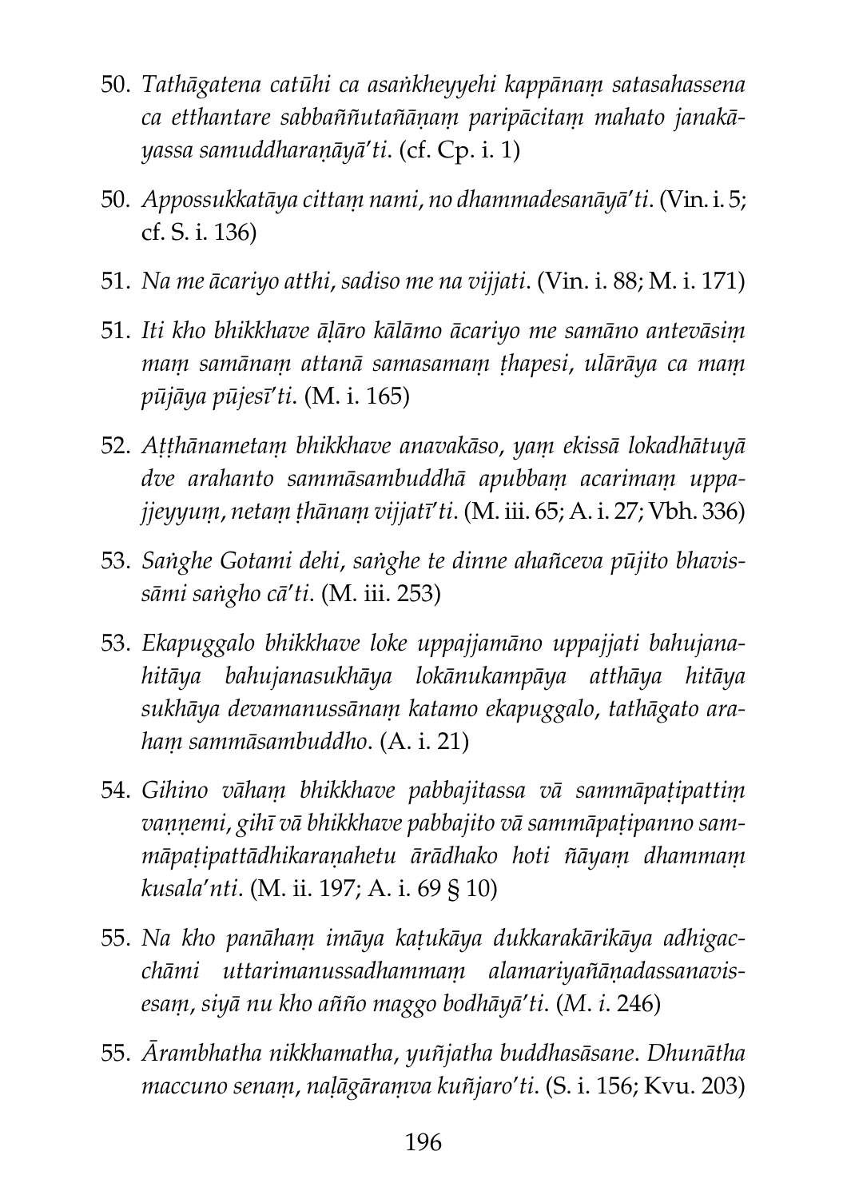50. *Tathāgatena catūhi ca asaṅkheyyehi kappānaṃ satasahassena ca etthantare sabbaññutañāṇaṃ paripācitaṃ mahato janakāyassa samuddharaṇāyā'ti.* (cf. Cp. i. 1)

50. *Appossukkatāya cittaṃ nami, no dhammadesanāyā'ti.* (Vin. i. 5; cf. S. i. 136)

51. *Na me ācariyo atthi, sadiso me na vijjati.* (Vin. i. 88; M. i. 171)

51. *Iti kho bhikkhave āḷāro kālāmo ācariyo me samāno antevāsiṃ maṃ samānaṃ attanā samasamaṃ ṭhapesi, ulārāya ca maṃ pūjāya pūjesī'ti.* (M. i. 165)

52. *Aṭṭhānametaṃ bhikkhave anavakāso, yaṃ ekissā lokadhātuyā dve arahanto sammāsambuddhā apubbaṃ acarimaṃ uppajjeyyuṃ, netaṃ ṭhānaṃ vijjatī'ti.* (M. iii. 65; A. i. 27; Vbh. 336)

53. *Saṅghe Gotami dehi, saṅghe te dinne ahañceva pūjito bhavissāmi saṅgho cā'ti.* (M. iii. 253)

53. *Ekapuggalo bhikkhave loke uppajjamāno uppajjati bahujanahitāya bahujanasukhāya lokānukampāya atthāya hitāya sukhāya devamanussānaṃ katamo ekapuggalo, tathāgato arahaṃ sammāsambuddho.* (A. i. 21)

54. *Gihino vāhaṃ bhikkhave pabbajitassa vā sammāpaṭipattiṃ vaṇṇemi, gihī vā bhikkhave pabbajito vā sammāpaṭipanno sammāpaṭipattādhikaraṇahetu ārādhako hoti ñāyaṃ dhammaṃ kusala'nti.* (M. ii. 197; A. i. 69 § 10)

55. *Na kho panāhaṃ imāya kaṭukāya dukkarakārikāya adhigacchāmi uttarimanussadhammaṃ alamariyañāṇadassanavisesaṃ, siyā nu kho añño maggo bodhāyā'ti.* (*M. i.* 246)

55. *Ārambhatha nikkhamatha, yuñjatha buddhasāsane. Dhunātha maccuno senaṃ, naḷāgāraṃva kuñjaro'ti.* (S. i. 156; Kvu. 203)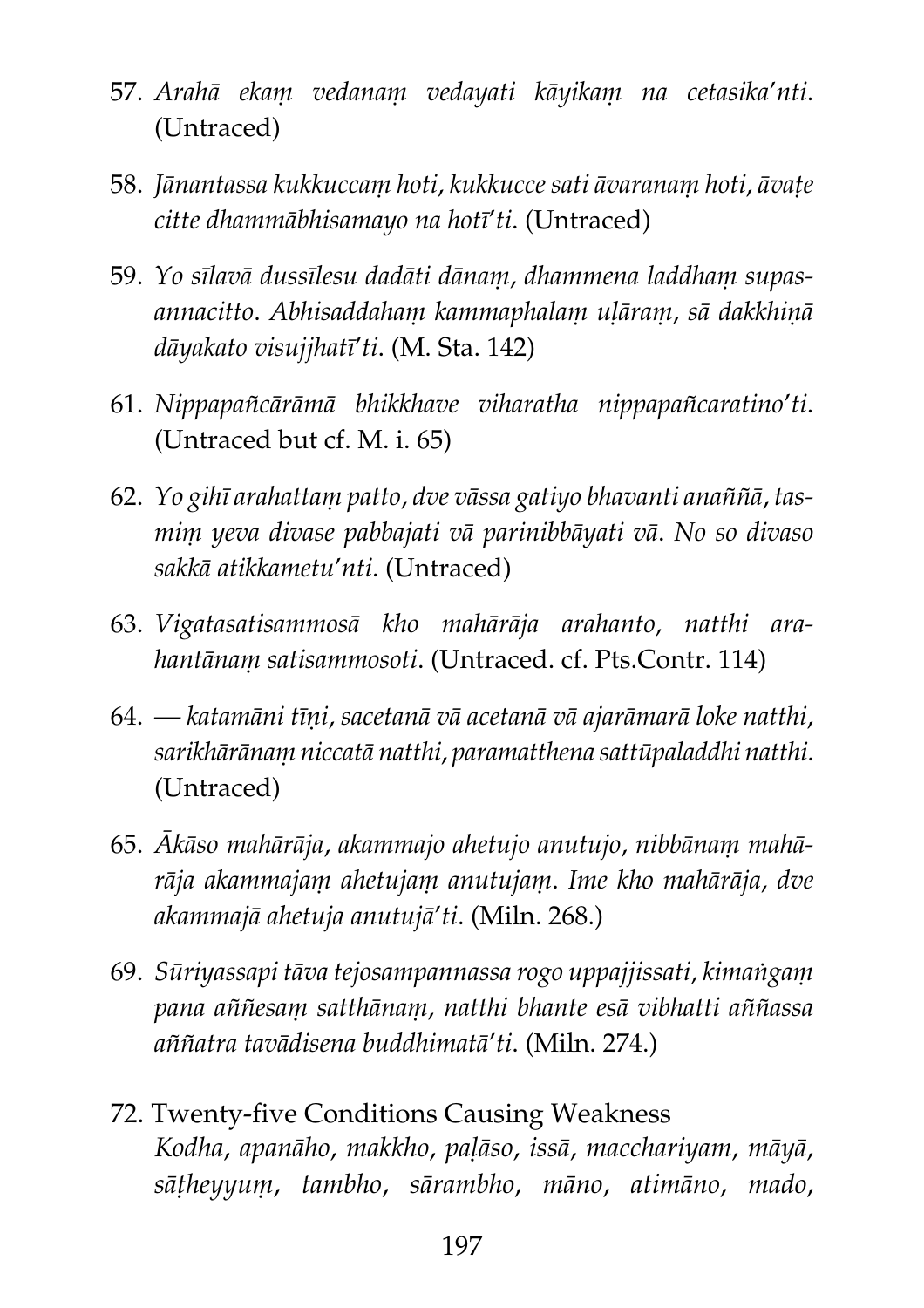57. *Arahā ekaṃ vedanaṃ vedayati kāyikaṃ na cetasika'nti.* (Untraced)

58. *Jānantassa kukkuccaṃ hoti, kukkucce sati āvaranaṃ hoti, āvaṭe citte dhammābhisamayo na hotī'ti.* (Untraced)

59. *Yo sīlavā dussīlesu dadāti dānaṃ, dhammena laddhaṃ supasannacitto. Abhisaddahaṃ kammaphalaṃ uḷāraṃ, sā dakkhiṇā dāyakato visujjhatī'ti.* (M. Sta. 142)

61. *Nippapañcārāmā bhikkhave viharatha nippapañcaratino'ti.* (Untraced but cf. M. i. 65)

62. *Yo gihī arahattaṃ patto, dve vāssa gatiyo bhavanti anaññā, tasmiṃ yeva divase pabbajati vā parinibbāyati vā. No so divaso sakkā atikkametu'nti.* (Untraced)

63. *Vigatasatisammosā kho mahārāja arahanto, natthi arahantānaṃ satisammosoti.* (Untraced. cf. Pts.Contr. 114)

64. *— katamāni tīṇi, sacetanā vā acetanā vā ajarāmarā loke natthi, sarikhārānaṃ niccatā natthi, paramatthena sattūpaladdhi natthi.* (Untraced)

65. *Ākāso mahārāja, akammajo ahetujo anutujo, nibbānaṃ mahārāja akammajaṃ ahetujaṃ anutujaṃ. Ime kho mahārāja, dve akammajā ahetuja anutujā'ti.* (Miln. 268.)

69. *Sūriyassapi tāva tejosampannassa rogo uppajjissati, kimaṅgaṃ pana aññesaṃ satthānaṃ, natthi bhante esā vibhatti aññassa aññatra tavādisena buddhimatā'ti.* (Miln. 274.)

72. Twenty-five Conditions Causing Weakness
*Kodha, apanāho, makkho, paḷāso, issā, macchariyam, māyā, sāṭheyyuṃ, tambho, sārambho, māno, atimāno, mado,*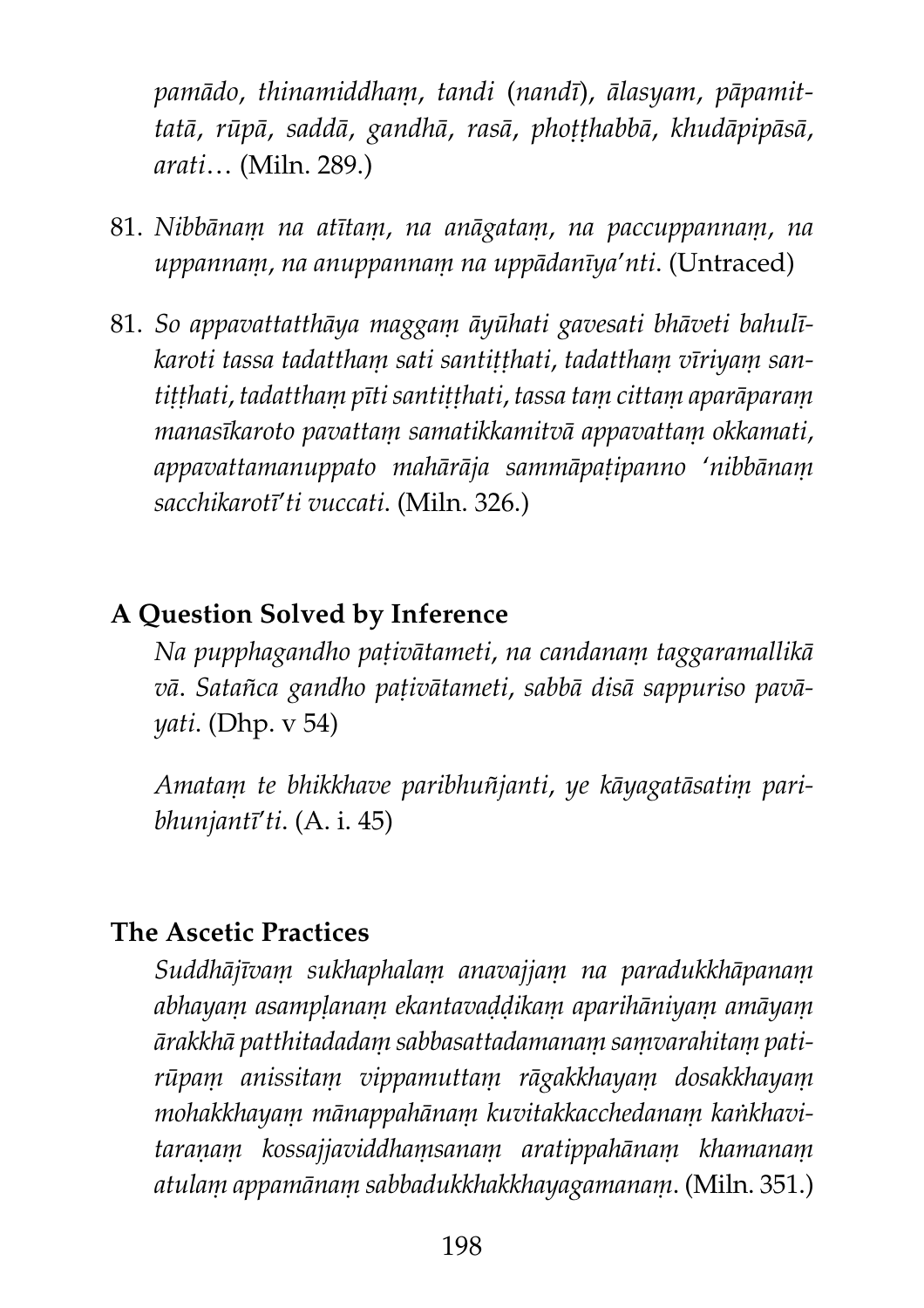*pamādo, thinamiddhaṃ, tandi* (*nandī*), *ālasyam, pāpamittatā, rūpā, saddā, gandhā, rasā, phoṭṭhabbā, khudāpipāsā, arati*… (Miln. 289.)

81. *Nibbānaṃ na atītaṃ, na anāgataṃ, na paccuppannaṃ, na uppannaṃ, na anuppannaṃ na uppādanīya'nti.* (Untraced)

81. *So appavattatthāya maggaṃ āyūhati gavesati bhāveti bahulīkaroti tassa tadatthaṃ sati santiṭṭhati, tadatthaṃ vīriyaṃ santiṭṭhati, tadatthaṃ pīti santiṭṭhati, tassa taṃ cittaṃ aparāparaṃ manasīkaroto pavattaṃ samatikkamitvā appavattaṃ okkamati, appavattamanuppato mahārāja sammāpaṭipanno 'nibbānaṃ sacchikarotī'ti vuccati.* (Miln. 326.)

### A Question Solved by Inference

*Na pupphagandho paṭivātameti, na candanaṃ taggaramallikā vā. Satañca gandho paṭivātameti, sabbā disā sappuriso pavāyati.* (Dhp. v 54)

*Amataṃ te bhikkhave paribhuñjanti, ye kāyagatāsatiṃ paribhunjantī'ti.* (A. i. 45)

### The Ascetic Practices

*Suddhājīvaṃ sukhaphalaṃ anavajjaṃ na paradukkhāpanaṃ abhayaṃ asampḷanaṃ ekantavaḍḍikaṃ aparihāniyaṃ amāyaṃ ārakkhā patthitadadaṃ sabbasattadamanaṃ saṃvarahitaṃ patirūpaṃ anissitaṃ vippamuttaṃ rāgakkhayaṃ dosakkhayaṃ mohakkhayaṃ mānappahānaṃ kuvitakkacchedanaṃ kaṅkhavitaraṇaṃ kossajjaviddhaṃsanaṃ aratippahānaṃ khamanaṃ atulaṃ appamānaṃ sabbadukkhakkhayagamanaṃ.* (Miln. 351.)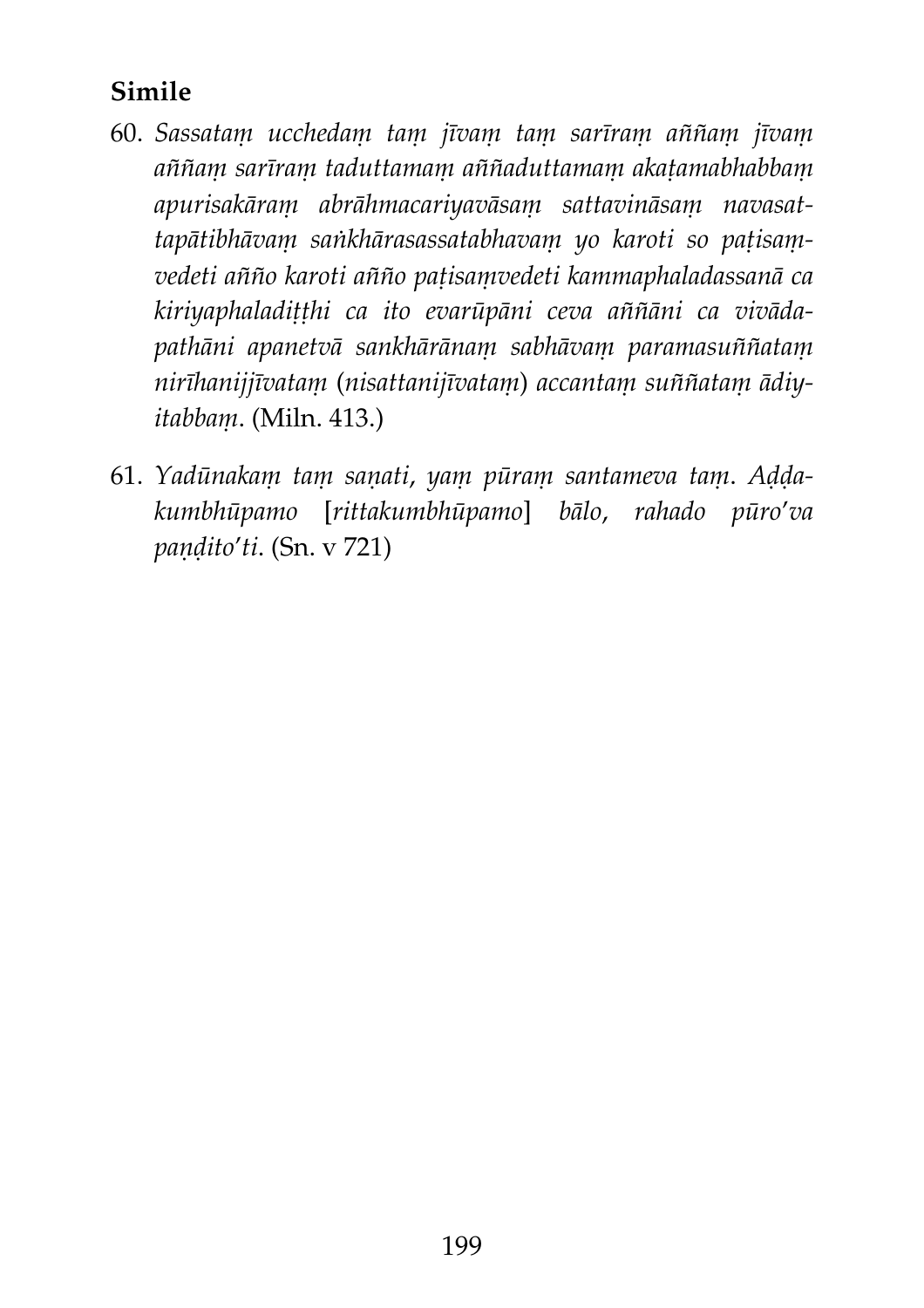## Simile

60. *Sassataṃ ucchedaṃ taṃ jīvaṃ taṃ sarīraṃ aññaṃ jīvaṃ aññaṃ sarīraṃ taduttamaṃ aññaduttamaṃ akaṭamabhabbaṃ apurisakāraṃ abrāhmacariyavāsaṃ sattavināsaṃ navasattapātibhāvaṃ saṅkhārasassatabhavaṃ yo karoti so paṭisaṃvedeti añño karoti añño paṭisaṃvedeti kammaphaladassanā ca kiriyaphaladiṭṭhi ca ito evarūpāni ceva aññāni ca vivādapathāni apanetvā sankhārānaṃ sabhāvaṃ paramasuññataṃ nirīhanijjīvataṃ* (*nisattanijīvataṃ*) *accantaṃ suññataṃ ādiyitabbaṃ*. (Miln. 413.)

61. *Yadūnakaṃ taṃ saṇati, yaṃ pūraṃ santameva taṃ. Aḍḍakumbhūpamo* [*rittakumbhūpamo*] *bālo, rahado pūro'va paṇḍito'ti*. (Sn. v 721)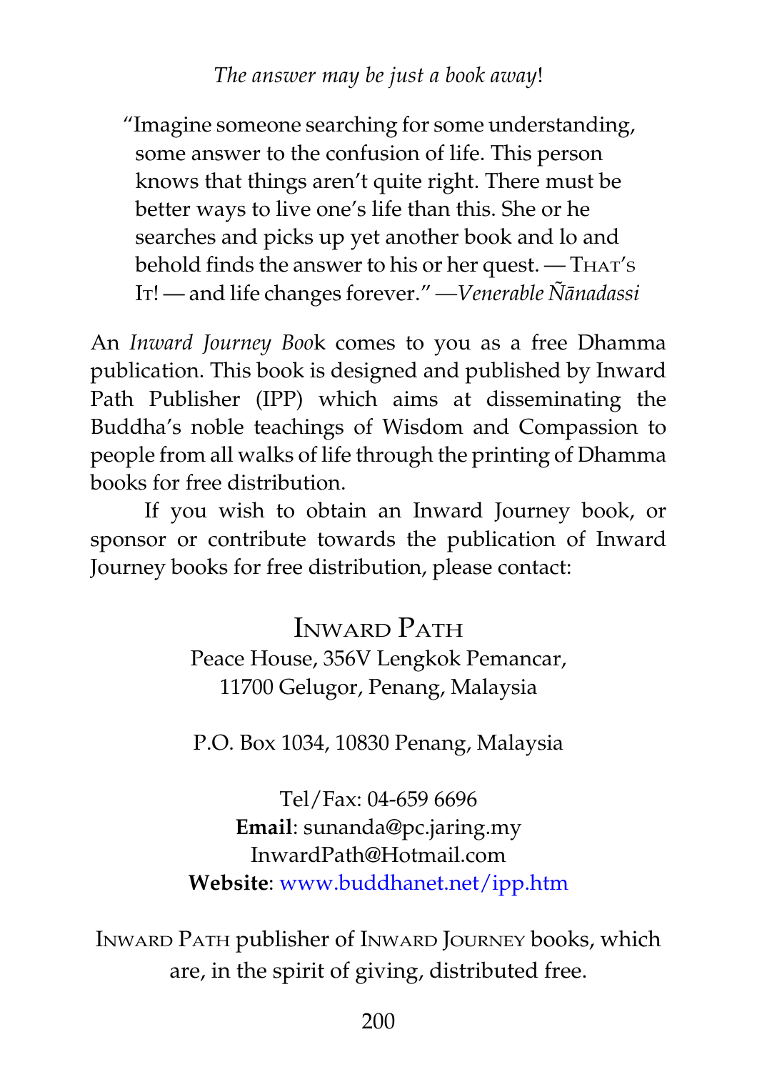*The answer may be just a book away*!

> "Imagine someone searching for some understanding, some answer to the confusion of life. This person knows that things aren't quite right. There must be better ways to live one's life than this. She or he searches and picks up yet another book and lo and behold finds the answer to his or her quest. — THAT'S IT! — and life changes forever." —*Venerable Ñānadassi*

An *Inward Journey Boo*k comes to you as a free Dhamma publication. This book is designed and published by Inward Path Publisher (IPP) which aims at disseminating the Buddha's noble teachings of Wisdom and Compassion to people from all walks of life through the printing of Dhamma books for free distribution.

If you wish to obtain an Inward Journey book, or sponsor or contribute towards the publication of Inward Journey books for free distribution, please contact:

INWARD PATH
Peace House, 356V Lengkok Pemancar,
11700 Gelugor, Penang, Malaysia

P.O. Box 1034, 10830 Penang, Malaysia

Tel/Fax: 04-659 6696
**Email**: sunanda@pc.jaring.my
InwardPath@Hotmail.com
**Website**: www.buddhanet.net/ipp.htm

INWARD PATH publisher of INWARD JOURNEY books, which are, in the spirit of giving, distributed free.